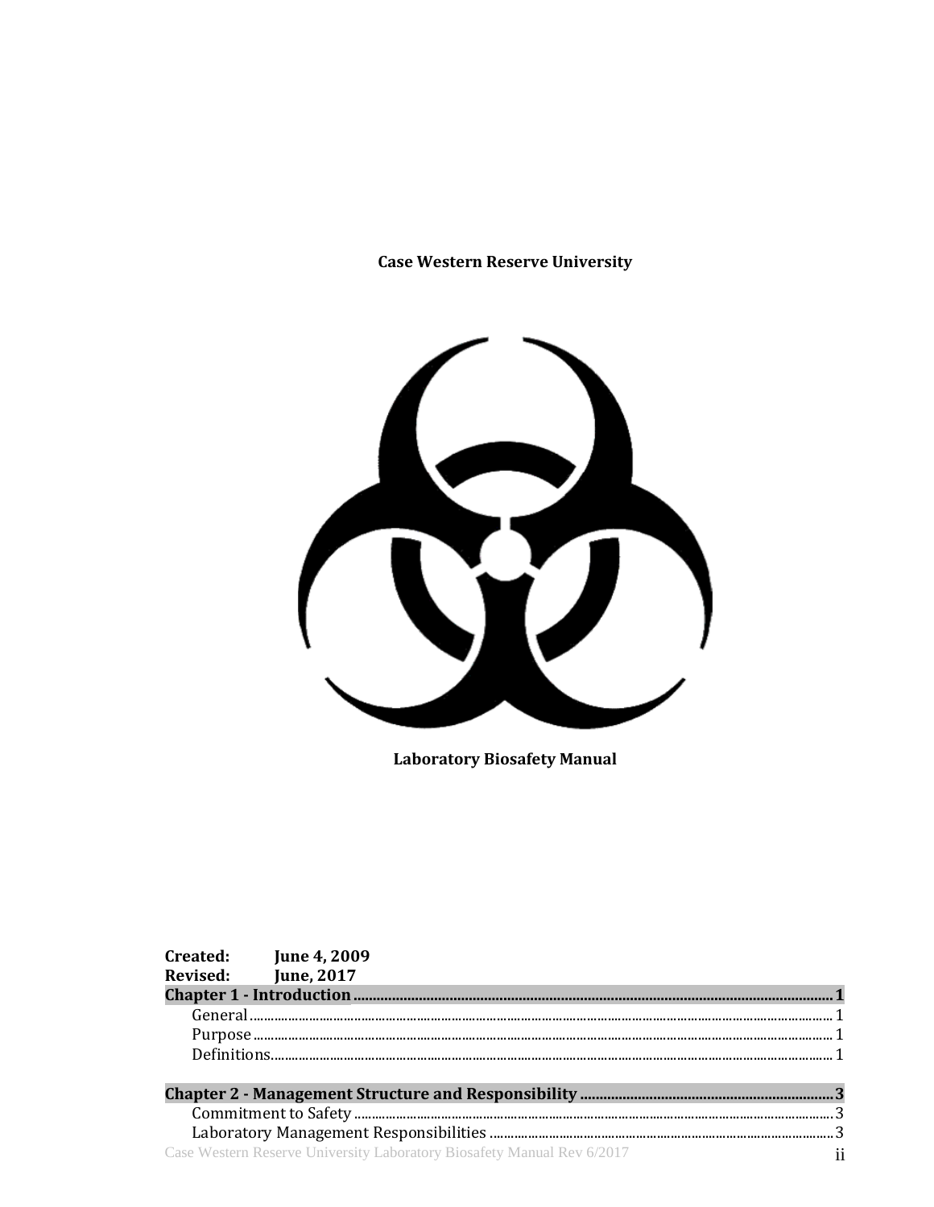**Case Western Reserve University**

**Laboratory Biosafety Manual**

**Created:** **June 4, 2009**
**Revised:** **June, 2017**

**Chapter 1 - Introduction** .......... **1**
- General .......... 1
- Purpose .......... 1
- Definitions .......... 1

**Chapter 2 - Management Structure and Responsibility** .......... **3**
- Commitment to Safety .......... 3
- Laboratory Management Responsibilities .......... 3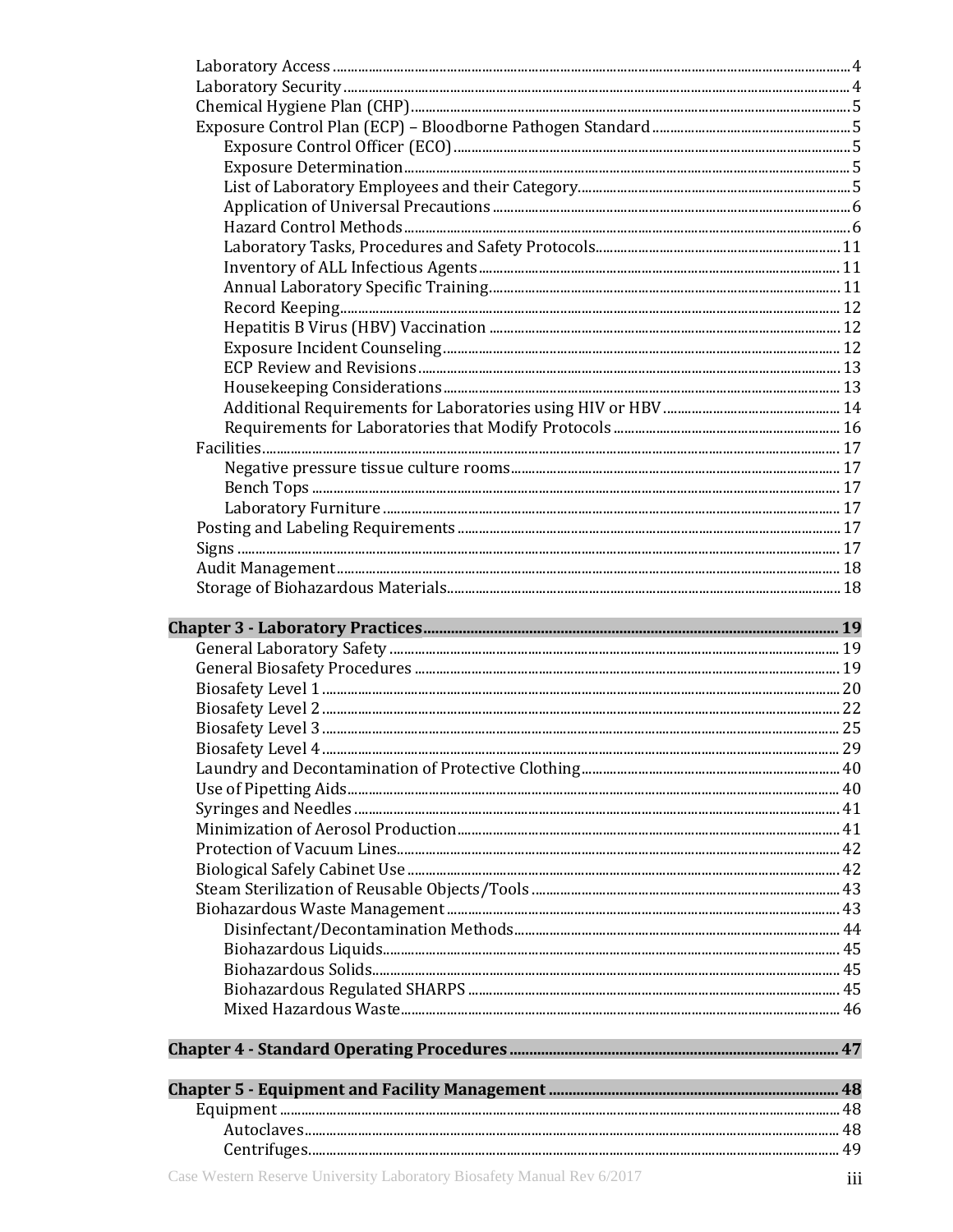- Laboratory Access ... 4
- Laboratory Security ... 4
- Chemical Hygiene Plan (CHP) ... 5
- Exposure Control Plan (ECP) – Bloodborne Pathogen Standard ... 5
  - Exposure Control Officer (ECO) ... 5
  - Exposure Determination ... 5
  - List of Laboratory Employees and their Category ... 5
  - Application of Universal Precautions ... 6
  - Hazard Control Methods ... 6
  - Laboratory Tasks, Procedures and Safety Protocols ... 11
  - Inventory of ALL Infectious Agents ... 11
  - Annual Laboratory Specific Training ... 11
  - Record Keeping ... 12
  - Hepatitis B Virus (HBV) Vaccination ... 12
  - Exposure Incident Counseling ... 12
  - ECP Review and Revisions ... 13
  - Housekeeping Considerations ... 13
  - Additional Requirements for Laboratories using HIV or HBV ... 14
  - Requirements for Laboratories that Modify Protocols ... 16
- Facilities ... 17
  - Negative pressure tissue culture rooms ... 17
  - Bench Tops ... 17
  - Laboratory Furniture ... 17
- Posting and Labeling Requirements ... 17
- Signs ... 17
- Audit Management ... 18
- Storage of Biohazardous Materials ... 18

**Chapter 3 - Laboratory Practices ... 19**

- General Laboratory Safety ... 19
- General Biosafety Procedures ... 19
- Biosafety Level 1 ... 20
- Biosafety Level 2 ... 22
- Biosafety Level 3 ... 25
- Biosafety Level 4 ... 29
- Laundry and Decontamination of Protective Clothing ... 40
- Use of Pipetting Aids ... 40
- Syringes and Needles ... 41
- Minimization of Aerosol Production ... 41
- Protection of Vacuum Lines ... 42
- Biological Safely Cabinet Use ... 42
- Steam Sterilization of Reusable Objects/Tools ... 43
- Biohazardous Waste Management ... 43
  - Disinfectant/Decontamination Methods ... 44
  - Biohazardous Liquids ... 45
  - Biohazardous Solids ... 45
  - Biohazardous Regulated SHARPS ... 45
  - Mixed Hazardous Waste ... 46

**Chapter 4 - Standard Operating Procedures ... 47**

**Chapter 5 - Equipment and Facility Management ... 48**

- Equipment ... 48
  - Autoclaves ... 48
  - Centrifuges ... 49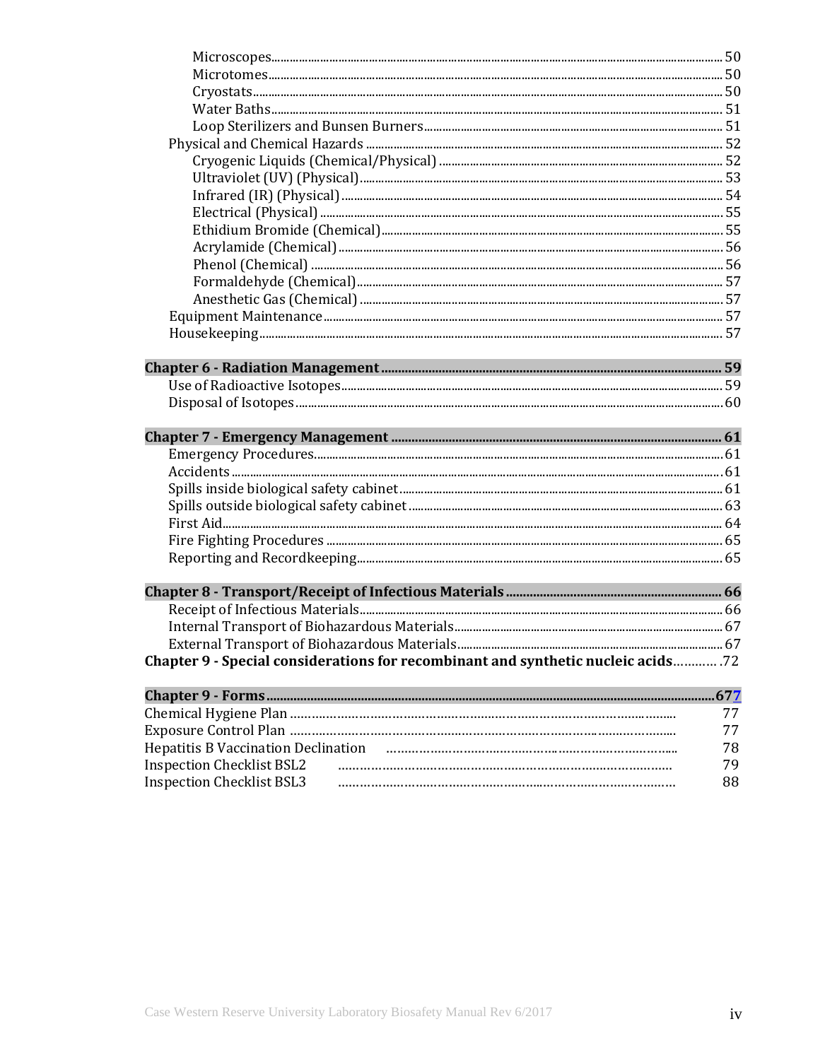Microscopes ........ 50
Microtomes ........ 50
Cryostats ........ 50
Water Baths ........ 51
Loop Sterilizers and Bunsen Burners ........ 51
Physical and Chemical Hazards ........ 52
Cryogenic Liquids (Chemical/Physical) ........ 52
Ultraviolet (UV) (Physical) ........ 53
Infrared (IR) (Physical) ........ 54
Electrical (Physical) ........ 55
Ethidium Bromide (Chemical) ........ 55
Acrylamide (Chemical) ........ 56
Phenol (Chemical) ........ 56
Formaldehyde (Chemical) ........ 57
Anesthetic Gas (Chemical) ........ 57
Equipment Maintenance ........ 57
Housekeeping ........ 57

**Chapter 6 - Radiation Management ........ 59**
Use of Radioactive Isotopes ........ 59
Disposal of Isotopes ........ 60

**Chapter 7 - Emergency Management ........ 61**
Emergency Procedures ........ 61
Accidents ........ 61
Spills inside biological safety cabinet ........ 61
Spills outside biological safety cabinet ........ 63
First Aid ........ 64
Fire Fighting Procedures ........ 65
Reporting and Recordkeeping ........ 65

**Chapter 8 - Transport/Receipt of Infectious Materials ........ 66**
Receipt of Infectious Materials ........ 66
Internal Transport of Biohazardous Materials ........ 67
External Transport of Biohazardous Materials ........ 67
**Chapter 9 - Special considerations for recombinant and synthetic nucleic acids** ........ 72

**Chapter 9 - Forms ........ 677**
Chemical Hygiene Plan ........ 77
Exposure Control Plan ........ 77
Hepatitis B Vaccination Declination ........ 78
Inspection Checklist BSL2 ........ 79
Inspection Checklist BSL3 ........ 88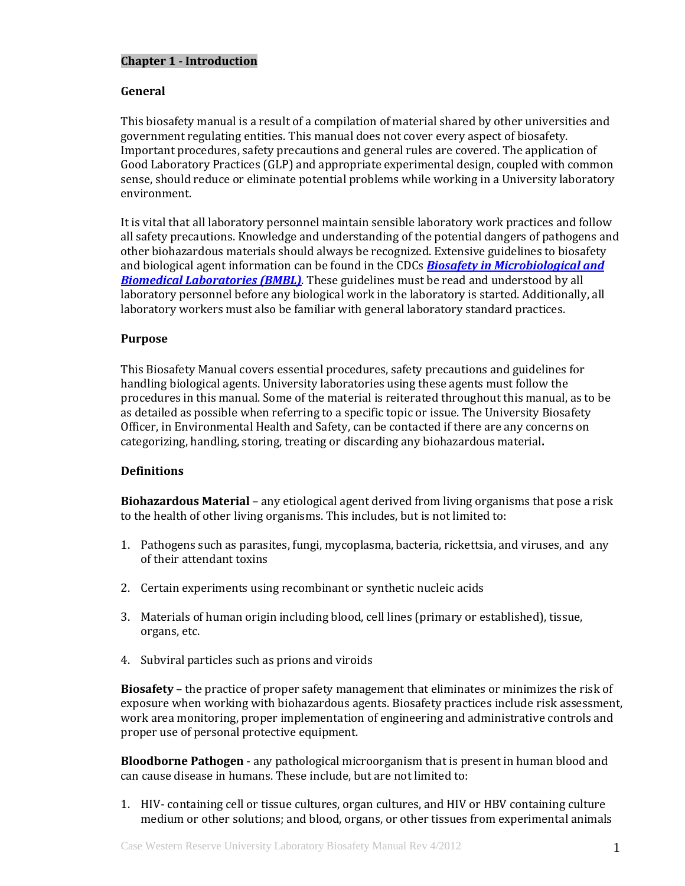# Chapter 1 - Introduction

## General

This biosafety manual is a result of a compilation of material shared by other universities and government regulating entities. This manual does not cover every aspect of biosafety. Important procedures, safety precautions and general rules are covered. The application of Good Laboratory Practices (GLP) and appropriate experimental design, coupled with common sense, should reduce or eliminate potential problems while working in a University laboratory environment.

It is vital that all laboratory personnel maintain sensible laboratory work practices and follow all safety precautions. Knowledge and understanding of the potential dangers of pathogens and other biohazardous materials should always be recognized. Extensive guidelines to biosafety and biological agent information can be found in the CDCs ***Biosafety in Microbiological and Biomedical Laboratories (BMBL)***. These guidelines must be read and understood by all laboratory personnel before any biological work in the laboratory is started. Additionally, all laboratory workers must also be familiar with general laboratory standard practices.

## Purpose

This Biosafety Manual covers essential procedures, safety precautions and guidelines for handling biological agents. University laboratories using these agents must follow the procedures in this manual. Some of the material is reiterated throughout this manual, as to be as detailed as possible when referring to a specific topic or issue. The University Biosafety Officer, in Environmental Health and Safety, can be contacted if there are any concerns on categorizing, handling, storing, treating or discarding any biohazardous material.

## Definitions

**Biohazardous Material** – any etiological agent derived from living organisms that pose a risk to the health of other living organisms. This includes, but is not limited to:

1. Pathogens such as parasites, fungi, mycoplasma, bacteria, rickettsia, and viruses, and any of their attendant toxins
2. Certain experiments using recombinant or synthetic nucleic acids
3. Materials of human origin including blood, cell lines (primary or established), tissue, organs, etc.
4. Subviral particles such as prions and viroids

**Biosafety** – the practice of proper safety management that eliminates or minimizes the risk of exposure when working with biohazardous agents. Biosafety practices include risk assessment, work area monitoring, proper implementation of engineering and administrative controls and proper use of personal protective equipment.

**Bloodborne Pathogen** - any pathological microorganism that is present in human blood and can cause disease in humans. These include, but are not limited to:

1. HIV- containing cell or tissue cultures, organ cultures, and HIV or HBV containing culture medium or other solutions; and blood, organs, or other tissues from experimental animals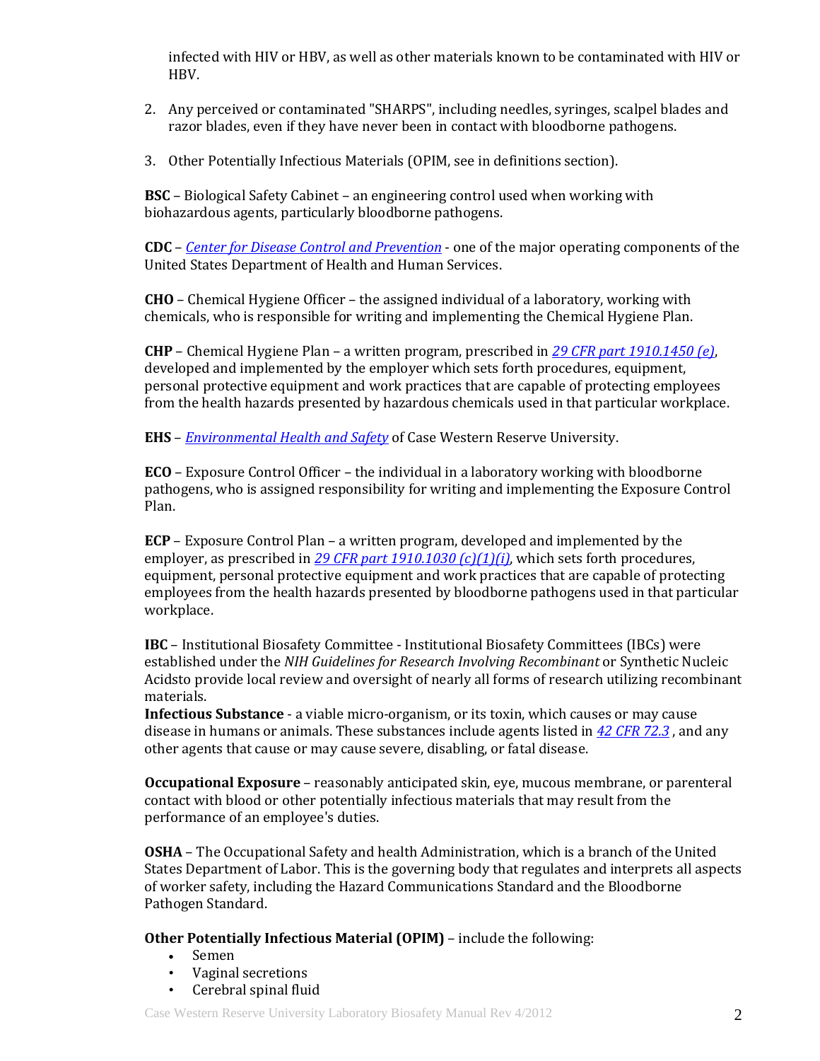infected with HIV or HBV, as well as other materials known to be contaminated with HIV or HBV.

2. Any perceived or contaminated "SHARPS", including needles, syringes, scalpel blades and razor blades, even if they have never been in contact with bloodborne pathogens.

3. Other Potentially Infectious Materials (OPIM, see in definitions section).

**BSC** – Biological Safety Cabinet – an engineering control used when working with biohazardous agents, particularly bloodborne pathogens.

**CDC** – *Center for Disease Control and Prevention* - one of the major operating components of the United States Department of Health and Human Services.

**CHO** – Chemical Hygiene Officer – the assigned individual of a laboratory, working with chemicals, who is responsible for writing and implementing the Chemical Hygiene Plan.

**CHP** – Chemical Hygiene Plan – a written program, prescribed in *29 CFR part 1910.1450 (e)*, developed and implemented by the employer which sets forth procedures, equipment, personal protective equipment and work practices that are capable of protecting employees from the health hazards presented by hazardous chemicals used in that particular workplace.

**EHS** – *Environmental Health and Safety* of Case Western Reserve University.

**ECO** – Exposure Control Officer – the individual in a laboratory working with bloodborne pathogens, who is assigned responsibility for writing and implementing the Exposure Control Plan.

**ECP** – Exposure Control Plan – a written program, developed and implemented by the employer, as prescribed in *29 CFR part 1910.1030 (c)(1)(i)*, which sets forth procedures, equipment, personal protective equipment and work practices that are capable of protecting employees from the health hazards presented by bloodborne pathogens used in that particular workplace.

**IBC** – Institutional Biosafety Committee - Institutional Biosafety Committees (IBCs) were established under the *NIH Guidelines for Research Involving Recombinant* or Synthetic Nucleic Acidsto provide local review and oversight of nearly all forms of research utilizing recombinant materials.

**Infectious Substance** - a viable micro-organism, or its toxin, which causes or may cause disease in humans or animals. These substances include agents listed in *42 CFR 72.3* , and any other agents that cause or may cause severe, disabling, or fatal disease.

**Occupational Exposure** – reasonably anticipated skin, eye, mucous membrane, or parenteral contact with blood or other potentially infectious materials that may result from the performance of an employee's duties.

**OSHA** – The Occupational Safety and health Administration, which is a branch of the United States Department of Labor. This is the governing body that regulates and interprets all aspects of worker safety, including the Hazard Communications Standard and the Bloodborne Pathogen Standard.

**Other Potentially Infectious Material (OPIM)** – include the following:

- Semen
- Vaginal secretions
- Cerebral spinal fluid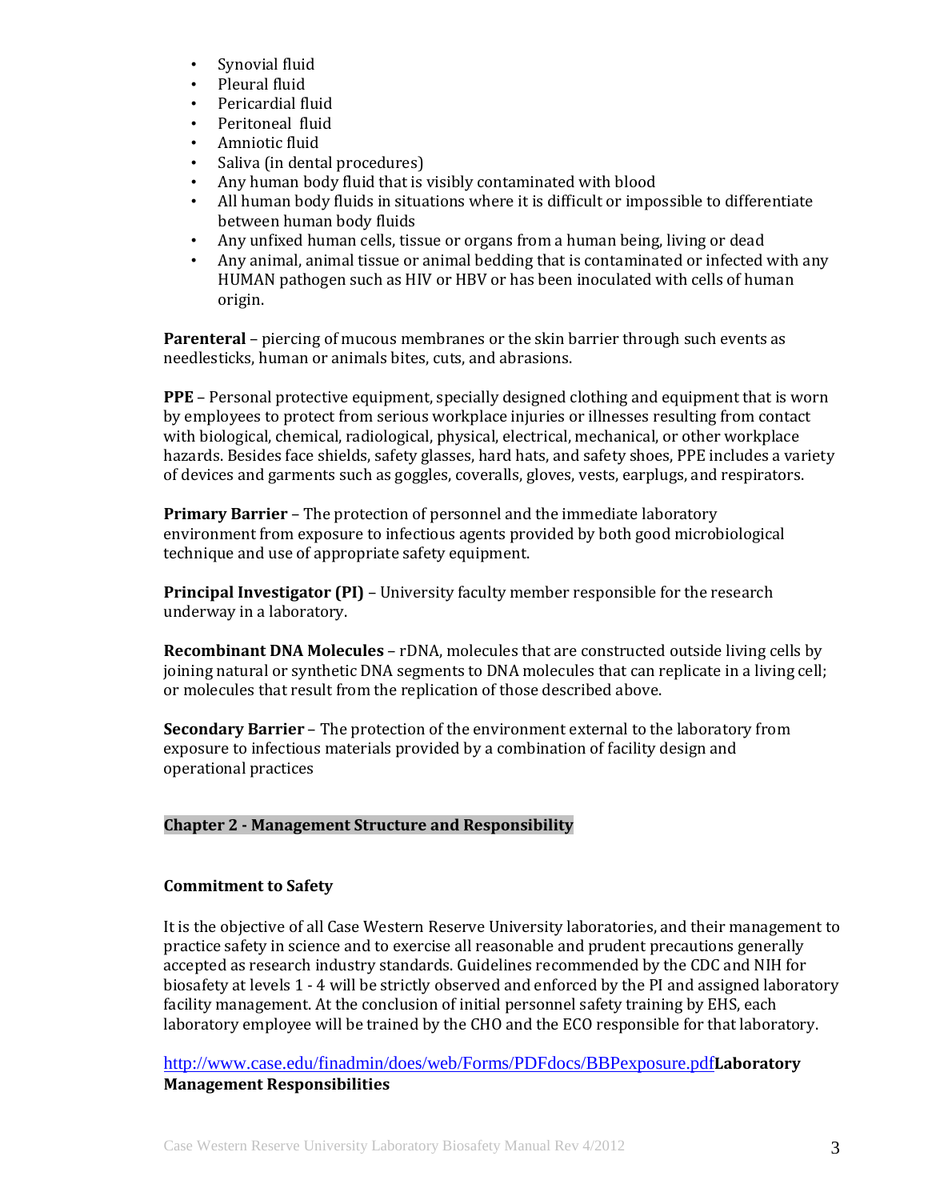- Synovial fluid
- Pleural fluid
- Pericardial fluid
- Peritoneal fluid
- Amniotic fluid
- Saliva (in dental procedures)
- Any human body fluid that is visibly contaminated with blood
- All human body fluids in situations where it is difficult or impossible to differentiate between human body fluids
- Any unfixed human cells, tissue or organs from a human being, living or dead
- Any animal, animal tissue or animal bedding that is contaminated or infected with any HUMAN pathogen such as HIV or HBV or has been inoculated with cells of human origin.

**Parenteral** – piercing of mucous membranes or the skin barrier through such events as needlesticks, human or animals bites, cuts, and abrasions.

**PPE** – Personal protective equipment, specially designed clothing and equipment that is worn by employees to protect from serious workplace injuries or illnesses resulting from contact with biological, chemical, radiological, physical, electrical, mechanical, or other workplace hazards. Besides face shields, safety glasses, hard hats, and safety shoes, PPE includes a variety of devices and garments such as goggles, coveralls, gloves, vests, earplugs, and respirators.

**Primary Barrier** – The protection of personnel and the immediate laboratory environment from exposure to infectious agents provided by both good microbiological technique and use of appropriate safety equipment.

**Principal Investigator (PI)** – University faculty member responsible for the research underway in a laboratory.

**Recombinant DNA Molecules** – rDNA, molecules that are constructed outside living cells by joining natural or synthetic DNA segments to DNA molecules that can replicate in a living cell; or molecules that result from the replication of those described above.

**Secondary Barrier** – The protection of the environment external to the laboratory from exposure to infectious materials provided by a combination of facility design and operational practices

## Chapter 2 - Management Structure and Responsibility

### Commitment to Safety

It is the objective of all Case Western Reserve University laboratories, and their management to practice safety in science and to exercise all reasonable and prudent precautions generally accepted as research industry standards. Guidelines recommended by the CDC and NIH for biosafety at levels 1 - 4 will be strictly observed and enforced by the PI and assigned laboratory facility management. At the conclusion of initial personnel safety training by EHS, each laboratory employee will be trained by the CHO and the ECO responsible for that laboratory.

http://www.case.edu/finadmin/does/web/Forms/PDFdocs/BBPexposure.pdf**Laboratory Management Responsibilities**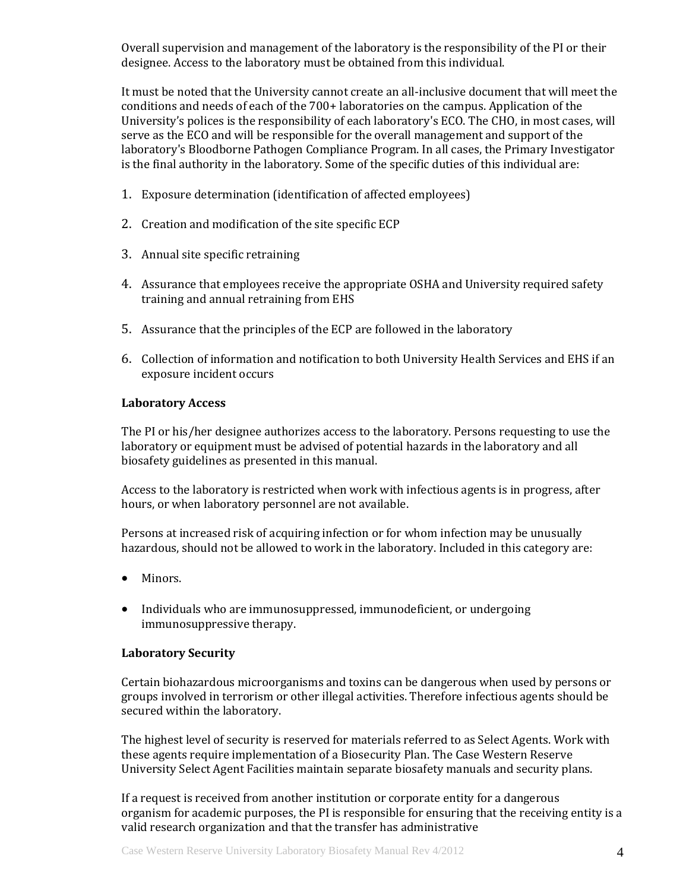Overall supervision and management of the laboratory is the responsibility of the PI or their designee. Access to the laboratory must be obtained from this individual.

It must be noted that the University cannot create an all-inclusive document that will meet the conditions and needs of each of the 700+ laboratories on the campus. Application of the University's polices is the responsibility of each laboratory's ECO. The CHO, in most cases, will serve as the ECO and will be responsible for the overall management and support of the laboratory's Bloodborne Pathogen Compliance Program. In all cases, the Primary Investigator is the final authority in the laboratory. Some of the specific duties of this individual are:

1. Exposure determination (identification of affected employees)
2. Creation and modification of the site specific ECP
3. Annual site specific retraining
4. Assurance that employees receive the appropriate OSHA and University required safety training and annual retraining from EHS
5. Assurance that the principles of the ECP are followed in the laboratory
6. Collection of information and notification to both University Health Services and EHS if an exposure incident occurs

**Laboratory Access**

The PI or his/her designee authorizes access to the laboratory. Persons requesting to use the laboratory or equipment must be advised of potential hazards in the laboratory and all biosafety guidelines as presented in this manual.

Access to the laboratory is restricted when work with infectious agents is in progress, after hours, or when laboratory personnel are not available.

Persons at increased risk of acquiring infection or for whom infection may be unusually hazardous, should not be allowed to work in the laboratory. Included in this category are:

- Minors.
- Individuals who are immunosuppressed, immunodeficient, or undergoing immunosuppressive therapy.

**Laboratory Security**

Certain biohazardous microorganisms and toxins can be dangerous when used by persons or groups involved in terrorism or other illegal activities. Therefore infectious agents should be secured within the laboratory.

The highest level of security is reserved for materials referred to as Select Agents. Work with these agents require implementation of a Biosecurity Plan. The Case Western Reserve University Select Agent Facilities maintain separate biosafety manuals and security plans.

If a request is received from another institution or corporate entity for a dangerous organism for academic purposes, the PI is responsible for ensuring that the receiving entity is a valid research organization and that the transfer has administrative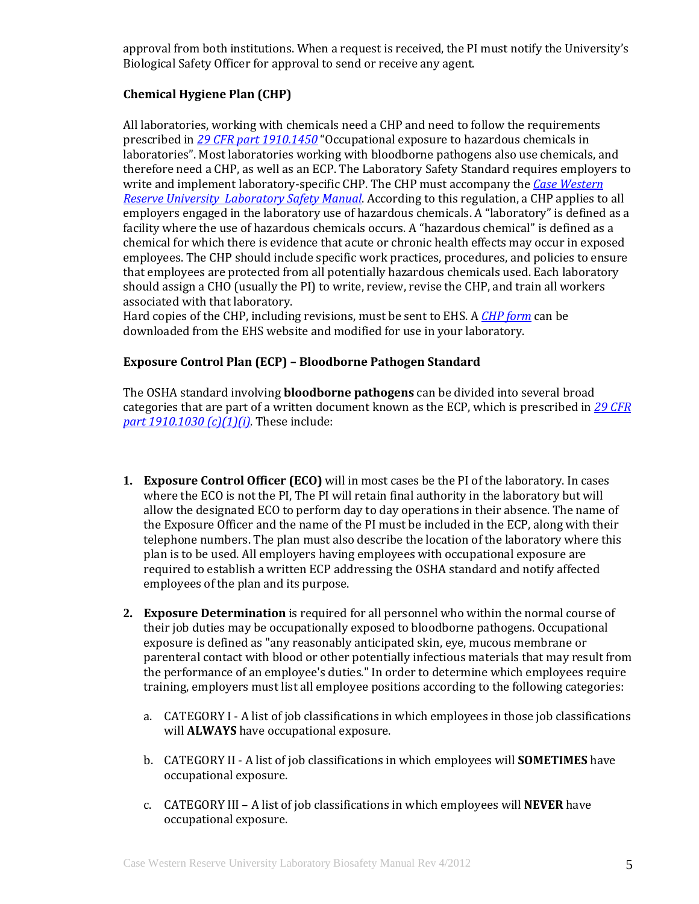approval from both institutions. When a request is received, the PI must notify the University's Biological Safety Officer for approval to send or receive any agent.

**Chemical Hygiene Plan (CHP)**

All laboratories, working with chemicals need a CHP and need to follow the requirements prescribed in *29 CFR part 1910.1450* "Occupational exposure to hazardous chemicals in laboratories". Most laboratories working with bloodborne pathogens also use chemicals, and therefore need a CHP, as well as an ECP. The Laboratory Safety Standard requires employers to write and implement laboratory-specific CHP. The CHP must accompany the *Case Western Reserve University Laboratory Safety Manual*. According to this regulation, a CHP applies to all employers engaged in the laboratory use of hazardous chemicals. A "laboratory" is defined as a facility where the use of hazardous chemicals occurs. A "hazardous chemical" is defined as a chemical for which there is evidence that acute or chronic health effects may occur in exposed employees. The CHP should include specific work practices, procedures, and policies to ensure that employees are protected from all potentially hazardous chemicals used. Each laboratory should assign a CHO (usually the PI) to write, review, revise the CHP, and train all workers associated with that laboratory.
Hard copies of the CHP, including revisions, must be sent to EHS. A *CHP form* can be downloaded from the EHS website and modified for use in your laboratory.

**Exposure Control Plan (ECP) – Bloodborne Pathogen Standard**

The OSHA standard involving **bloodborne pathogens** can be divided into several broad categories that are part of a written document known as the ECP, which is prescribed in *29 CFR part 1910.1030 (c)(1)(i)*. These include:

1. **Exposure Control Officer (ECO)** will in most cases be the PI of the laboratory. In cases where the ECO is not the PI, The PI will retain final authority in the laboratory but will allow the designated ECO to perform day to day operations in their absence. The name of the Exposure Officer and the name of the PI must be included in the ECP, along with their telephone numbers. The plan must also describe the location of the laboratory where this plan is to be used. All employers having employees with occupational exposure are required to establish a written ECP addressing the OSHA standard and notify affected employees of the plan and its purpose.

2. **Exposure Determination** is required for all personnel who within the normal course of their job duties may be occupationally exposed to bloodborne pathogens. Occupational exposure is defined as "any reasonably anticipated skin, eye, mucous membrane or parenteral contact with blood or other potentially infectious materials that may result from the performance of an employee's duties." In order to determine which employees require training, employers must list all employee positions according to the following categories:

    a. CATEGORY I - A list of job classifications in which employees in those job classifications will **ALWAYS** have occupational exposure.

    b. CATEGORY II - A list of job classifications in which employees will **SOMETIMES** have occupational exposure.

    c. CATEGORY III – A list of job classifications in which employees will **NEVER** have occupational exposure.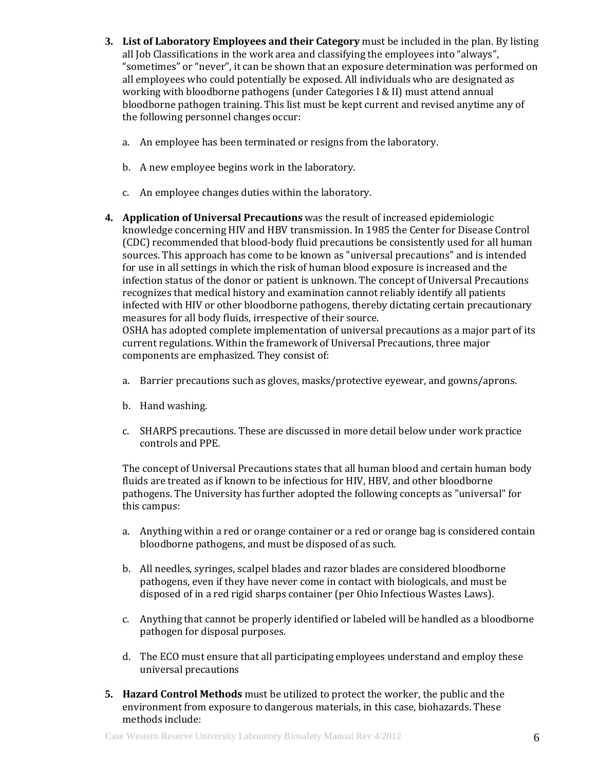3. **List of Laboratory Employees and their Category** must be included in the plan. By listing all Job Classifications in the work area and classifying the employees into "always", "sometimes" or "never", it can be shown that an exposure determination was performed on all employees who could potentially be exposed. All individuals who are designated as working with bloodborne pathogens (under Categories I & II) must attend annual bloodborne pathogen training. This list must be kept current and revised anytime any of the following personnel changes occur:

   a. An employee has been terminated or resigns from the laboratory.

   b. A new employee begins work in the laboratory.

   c. An employee changes duties within the laboratory.

4. **Application of Universal Precautions** was the result of increased epidemiologic knowledge concerning HIV and HBV transmission. In 1985 the Center for Disease Control (CDC) recommended that blood-body fluid precautions be consistently used for all human sources. This approach has come to be known as "universal precautions" and is intended for use in all settings in which the risk of human blood exposure is increased and the infection status of the donor or patient is unknown. The concept of Universal Precautions recognizes that medical history and examination cannot reliably identify all patients infected with HIV or other bloodborne pathogens, thereby dictating certain precautionary measures for all body fluids, irrespective of their source.
   OSHA has adopted complete implementation of universal precautions as a major part of its current regulations. Within the framework of Universal Precautions, three major components are emphasized. They consist of:

   a. Barrier precautions such as gloves, masks/protective eyewear, and gowns/aprons.

   b. Hand washing.

   c. SHARPS precautions. These are discussed in more detail below under work practice controls and PPE.

   The concept of Universal Precautions states that all human blood and certain human body fluids are treated as if known to be infectious for HIV, HBV, and other bloodborne pathogens. The University has further adopted the following concepts as "universal" for this campus:

   a. Anything within a red or orange container or a red or orange bag is considered contain bloodborne pathogens, and must be disposed of as such.

   b. All needles, syringes, scalpel blades and razor blades are considered bloodborne pathogens, even if they have never come in contact with biologicals, and must be disposed of in a red rigid sharps container (per Ohio Infectious Wastes Laws).

   c. Anything that cannot be properly identified or labeled will be handled as a bloodborne pathogen for disposal purposes.

   d. The ECO must ensure that all participating employees understand and employ these universal precautions

5. **Hazard Control Methods** must be utilized to protect the worker, the public and the environment from exposure to dangerous materials, in this case, biohazards. These methods include: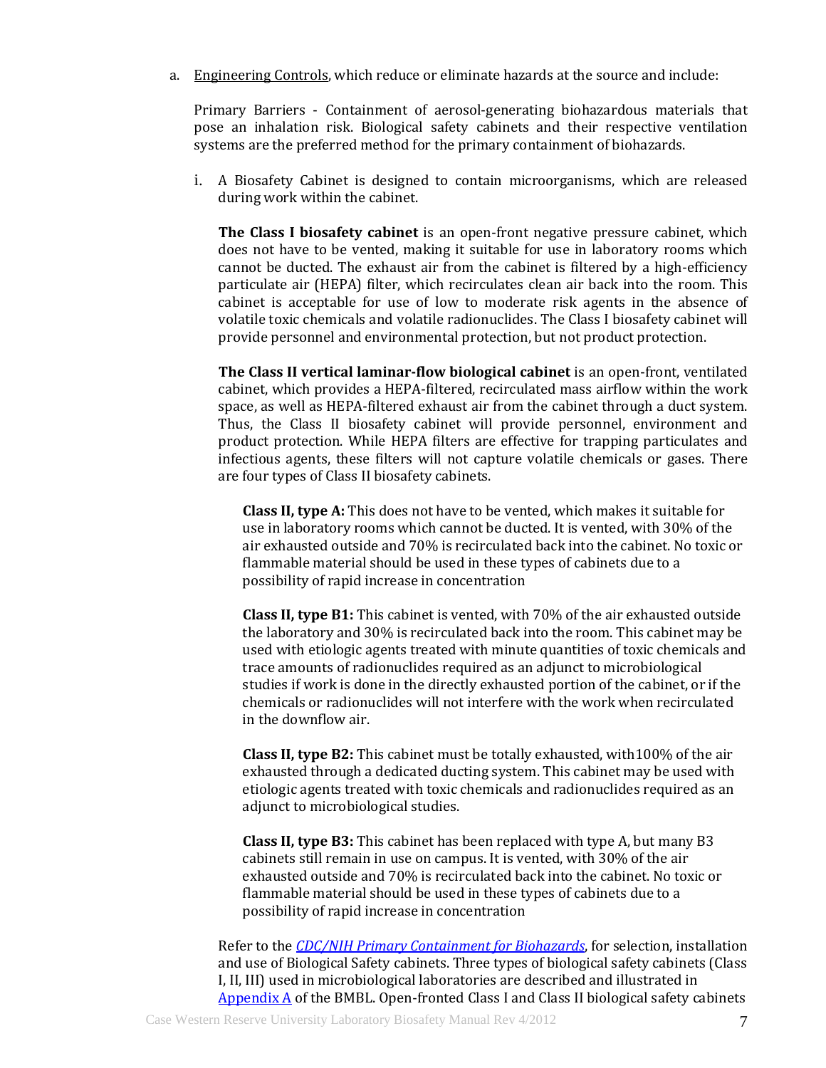a. Engineering Controls, which reduce or eliminate hazards at the source and include:

Primary Barriers - Containment of aerosol-generating biohazardous materials that pose an inhalation risk. Biological safety cabinets and their respective ventilation systems are the preferred method for the primary containment of biohazards.

i. A Biosafety Cabinet is designed to contain microorganisms, which are released during work within the cabinet.

**The Class I biosafety cabinet** is an open-front negative pressure cabinet, which does not have to be vented, making it suitable for use in laboratory rooms which cannot be ducted. The exhaust air from the cabinet is filtered by a high-efficiency particulate air (HEPA) filter, which recirculates clean air back into the room. This cabinet is acceptable for use of low to moderate risk agents in the absence of volatile toxic chemicals and volatile radionuclides. The Class I biosafety cabinet will provide personnel and environmental protection, but not product protection.

**The Class II vertical laminar-flow biological cabinet** is an open-front, ventilated cabinet, which provides a HEPA-filtered, recirculated mass airflow within the work space, as well as HEPA-filtered exhaust air from the cabinet through a duct system. Thus, the Class II biosafety cabinet will provide personnel, environment and product protection. While HEPA filters are effective for trapping particulates and infectious agents, these filters will not capture volatile chemicals or gases. There are four types of Class II biosafety cabinets.

**Class II, type A:** This does not have to be vented, which makes it suitable for use in laboratory rooms which cannot be ducted. It is vented, with 30% of the air exhausted outside and 70% is recirculated back into the cabinet. No toxic or flammable material should be used in these types of cabinets due to a possibility of rapid increase in concentration

**Class II, type B1:** This cabinet is vented, with 70% of the air exhausted outside the laboratory and 30% is recirculated back into the room. This cabinet may be used with etiologic agents treated with minute quantities of toxic chemicals and trace amounts of radionuclides required as an adjunct to microbiological studies if work is done in the directly exhausted portion of the cabinet, or if the chemicals or radionuclides will not interfere with the work when recirculated in the downflow air.

**Class II, type B2:** This cabinet must be totally exhausted, with100% of the air exhausted through a dedicated ducting system. This cabinet may be used with etiologic agents treated with toxic chemicals and radionuclides required as an adjunct to microbiological studies.

**Class II, type B3:** This cabinet has been replaced with type A, but many B3 cabinets still remain in use on campus. It is vented, with 30% of the air exhausted outside and 70% is recirculated back into the cabinet. No toxic or flammable material should be used in these types of cabinets due to a possibility of rapid increase in concentration

Refer to the *CDC/NIH Primary Containment for Biohazards*, for selection, installation and use of Biological Safety cabinets. Three types of biological safety cabinets (Class I, II, III) used in microbiological laboratories are described and illustrated in Appendix A of the BMBL. Open-fronted Class I and Class II biological safety cabinets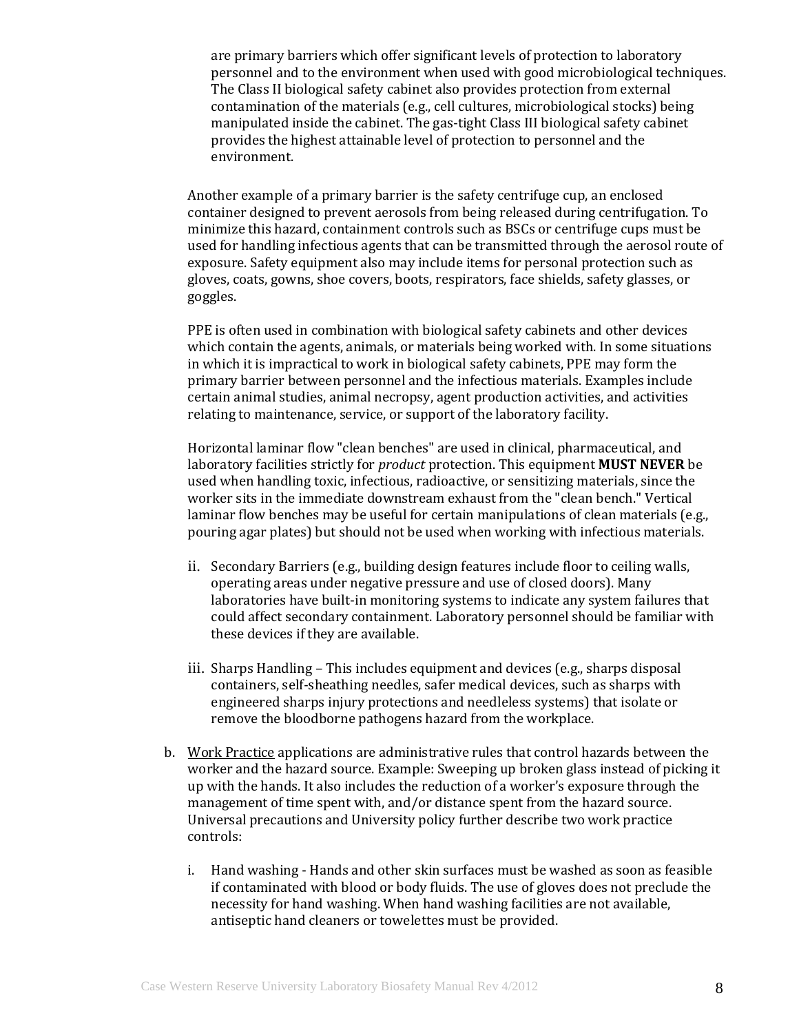are primary barriers which offer significant levels of protection to laboratory personnel and to the environment when used with good microbiological techniques. The Class II biological safety cabinet also provides protection from external contamination of the materials (e.g., cell cultures, microbiological stocks) being manipulated inside the cabinet. The gas-tight Class III biological safety cabinet provides the highest attainable level of protection to personnel and the environment.

Another example of a primary barrier is the safety centrifuge cup, an enclosed container designed to prevent aerosols from being released during centrifugation. To minimize this hazard, containment controls such as BSCs or centrifuge cups must be used for handling infectious agents that can be transmitted through the aerosol route of exposure. Safety equipment also may include items for personal protection such as gloves, coats, gowns, shoe covers, boots, respirators, face shields, safety glasses, or goggles.

PPE is often used in combination with biological safety cabinets and other devices which contain the agents, animals, or materials being worked with. In some situations in which it is impractical to work in biological safety cabinets, PPE may form the primary barrier between personnel and the infectious materials. Examples include certain animal studies, animal necropsy, agent production activities, and activities relating to maintenance, service, or support of the laboratory facility.

Horizontal laminar flow "clean benches" are used in clinical, pharmaceutical, and laboratory facilities strictly for *product* protection. This equipment **MUST NEVER** be used when handling toxic, infectious, radioactive, or sensitizing materials, since the worker sits in the immediate downstream exhaust from the "clean bench." Vertical laminar flow benches may be useful for certain manipulations of clean materials (e.g., pouring agar plates) but should not be used when working with infectious materials.

ii. Secondary Barriers (e.g., building design features include floor to ceiling walls, operating areas under negative pressure and use of closed doors). Many laboratories have built-in monitoring systems to indicate any system failures that could affect secondary containment. Laboratory personnel should be familiar with these devices if they are available.

iii. Sharps Handling – This includes equipment and devices (e.g., sharps disposal containers, self-sheathing needles, safer medical devices, such as sharps with engineered sharps injury protections and needleless systems) that isolate or remove the bloodborne pathogens hazard from the workplace.

b. Work Practice applications are administrative rules that control hazards between the worker and the hazard source. Example: Sweeping up broken glass instead of picking it up with the hands. It also includes the reduction of a worker's exposure through the management of time spent with, and/or distance spent from the hazard source. Universal precautions and University policy further describe two work practice controls:

   i. Hand washing - Hands and other skin surfaces must be washed as soon as feasible if contaminated with blood or body fluids. The use of gloves does not preclude the necessity for hand washing. When hand washing facilities are not available, antiseptic hand cleaners or towelettes must be provided.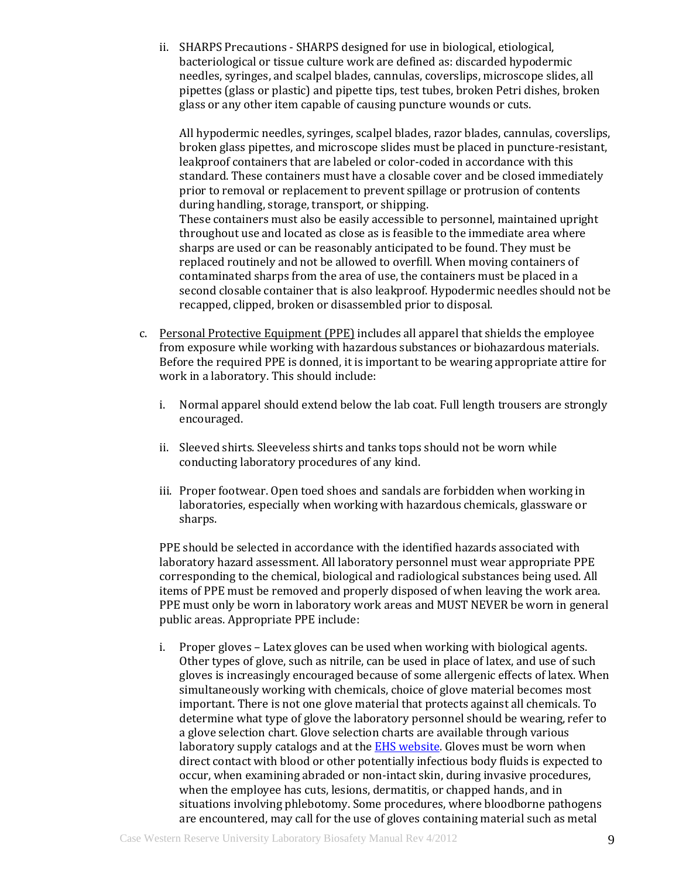ii. SHARPS Precautions - SHARPS designed for use in biological, etiological, bacteriological or tissue culture work are defined as: discarded hypodermic needles, syringes, and scalpel blades, cannulas, coverslips, microscope slides, all pipettes (glass or plastic) and pipette tips, test tubes, broken Petri dishes, broken glass or any other item capable of causing puncture wounds or cuts.

   All hypodermic needles, syringes, scalpel blades, razor blades, cannulas, coverslips, broken glass pipettes, and microscope slides must be placed in puncture-resistant, leakproof containers that are labeled or color-coded in accordance with this standard. These containers must have a closable cover and be closed immediately prior to removal or replacement to prevent spillage or protrusion of contents during handling, storage, transport, or shipping.
   These containers must also be easily accessible to personnel, maintained upright throughout use and located as close as is feasible to the immediate area where sharps are used or can be reasonably anticipated to be found. They must be replaced routinely and not be allowed to overfill. When moving containers of contaminated sharps from the area of use, the containers must be placed in a second closable container that is also leakproof. Hypodermic needles should not be recapped, clipped, broken or disassembled prior to disposal.

c. Personal Protective Equipment (PPE) includes all apparel that shields the employee from exposure while working with hazardous substances or biohazardous materials. Before the required PPE is donned, it is important to be wearing appropriate attire for work in a laboratory. This should include:

   i. Normal apparel should extend below the lab coat. Full length trousers are strongly encouraged.

   ii. Sleeved shirts. Sleeveless shirts and tanks tops should not be worn while conducting laboratory procedures of any kind.

   iii. Proper footwear. Open toed shoes and sandals are forbidden when working in laboratories, especially when working with hazardous chemicals, glassware or sharps.

   PPE should be selected in accordance with the identified hazards associated with laboratory hazard assessment. All laboratory personnel must wear appropriate PPE corresponding to the chemical, biological and radiological substances being used. All items of PPE must be removed and properly disposed of when leaving the work area. PPE must only be worn in laboratory work areas and MUST NEVER be worn in general public areas. Appropriate PPE include:

   i. Proper gloves – Latex gloves can be used when working with biological agents. Other types of glove, such as nitrile, can be used in place of latex, and use of such gloves is increasingly encouraged because of some allergenic effects of latex. When simultaneously working with chemicals, choice of glove material becomes most important. There is not one glove material that protects against all chemicals. To determine what type of glove the laboratory personnel should be wearing, refer to a glove selection chart. Glove selection charts are available through various laboratory supply catalogs and at the EHS website. Gloves must be worn when direct contact with blood or other potentially infectious body fluids is expected to occur, when examining abraded or non-intact skin, during invasive procedures, when the employee has cuts, lesions, dermatitis, or chapped hands, and in situations involving phlebotomy. Some procedures, where bloodborne pathogens are encountered, may call for the use of gloves containing material such as metal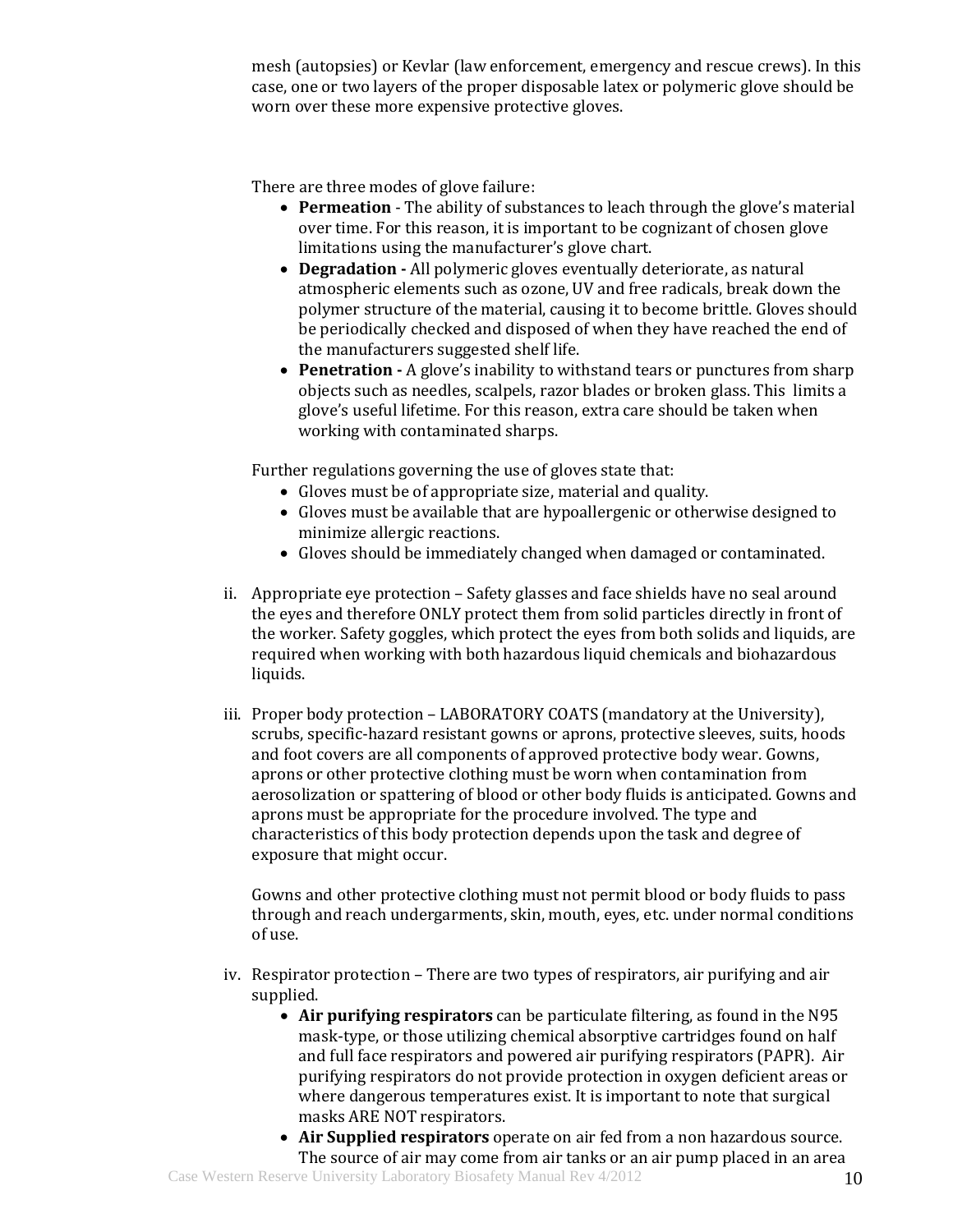mesh (autopsies) or Kevlar (law enforcement, emergency and rescue crews). In this case, one or two layers of the proper disposable latex or polymeric glove should be worn over these more expensive protective gloves.

There are three modes of glove failure:

- **Permeation** - The ability of substances to leach through the glove's material over time. For this reason, it is important to be cognizant of chosen glove limitations using the manufacturer's glove chart.
- **Degradation -** All polymeric gloves eventually deteriorate, as natural atmospheric elements such as ozone, UV and free radicals, break down the polymer structure of the material, causing it to become brittle. Gloves should be periodically checked and disposed of when they have reached the end of the manufacturers suggested shelf life.
- **Penetration -** A glove's inability to withstand tears or punctures from sharp objects such as needles, scalpels, razor blades or broken glass. This limits a glove's useful lifetime. For this reason, extra care should be taken when working with contaminated sharps.

Further regulations governing the use of gloves state that:

- Gloves must be of appropriate size, material and quality.
- Gloves must be available that are hypoallergenic or otherwise designed to minimize allergic reactions.
- Gloves should be immediately changed when damaged or contaminated.

ii. Appropriate eye protection – Safety glasses and face shields have no seal around the eyes and therefore ONLY protect them from solid particles directly in front of the worker. Safety goggles, which protect the eyes from both solids and liquids, are required when working with both hazardous liquid chemicals and biohazardous liquids.

iii. Proper body protection – LABORATORY COATS (mandatory at the University), scrubs, specific-hazard resistant gowns or aprons, protective sleeves, suits, hoods and foot covers are all components of approved protective body wear. Gowns, aprons or other protective clothing must be worn when contamination from aerosolization or spattering of blood or other body fluids is anticipated. Gowns and aprons must be appropriate for the procedure involved. The type and characteristics of this body protection depends upon the task and degree of exposure that might occur.

Gowns and other protective clothing must not permit blood or body fluids to pass through and reach undergarments, skin, mouth, eyes, etc. under normal conditions of use.

iv. Respirator protection – There are two types of respirators, air purifying and air supplied.

- **Air purifying respirators** can be particulate filtering, as found in the N95 mask-type, or those utilizing chemical absorptive cartridges found on half and full face respirators and powered air purifying respirators (PAPR). Air purifying respirators do not provide protection in oxygen deficient areas or where dangerous temperatures exist. It is important to note that surgical masks ARE NOT respirators.
- **Air Supplied respirators** operate on air fed from a non hazardous source. The source of air may come from air tanks or an air pump placed in an area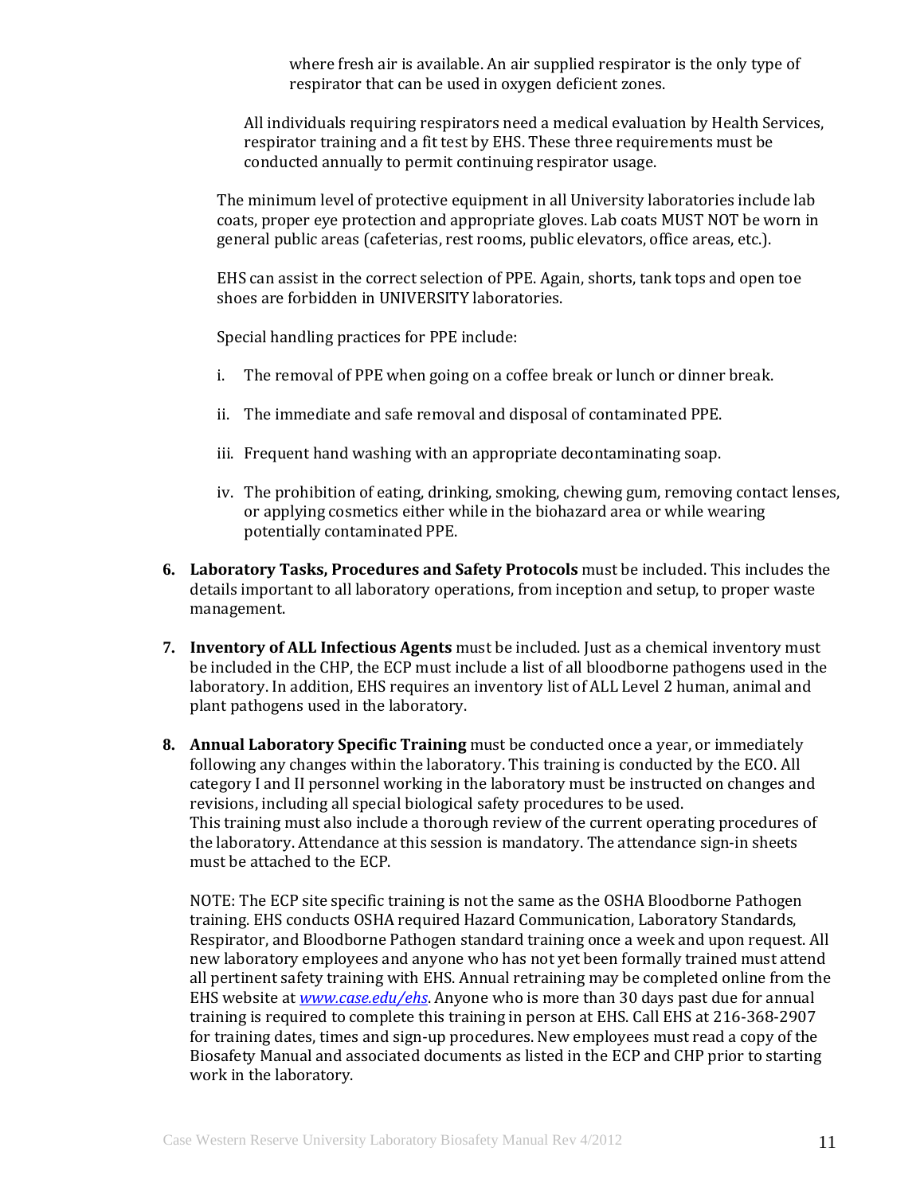where fresh air is available. An air supplied respirator is the only type of respirator that can be used in oxygen deficient zones.

All individuals requiring respirators need a medical evaluation by Health Services, respirator training and a fit test by EHS. These three requirements must be conducted annually to permit continuing respirator usage.

The minimum level of protective equipment in all University laboratories include lab coats, proper eye protection and appropriate gloves. Lab coats MUST NOT be worn in general public areas (cafeterias, rest rooms, public elevators, office areas, etc.).

EHS can assist in the correct selection of PPE. Again, shorts, tank tops and open toe shoes are forbidden in UNIVERSITY laboratories.

Special handling practices for PPE include:

i. The removal of PPE when going on a coffee break or lunch or dinner break.

ii. The immediate and safe removal and disposal of contaminated PPE.

iii. Frequent hand washing with an appropriate decontaminating soap.

iv. The prohibition of eating, drinking, smoking, chewing gum, removing contact lenses, or applying cosmetics either while in the biohazard area or while wearing potentially contaminated PPE.

6. **Laboratory Tasks, Procedures and Safety Protocols** must be included. This includes the details important to all laboratory operations, from inception and setup, to proper waste management.

7. **Inventory of ALL Infectious Agents** must be included. Just as a chemical inventory must be included in the CHP, the ECP must include a list of all bloodborne pathogens used in the laboratory. In addition, EHS requires an inventory list of ALL Level 2 human, animal and plant pathogens used in the laboratory.

8. **Annual Laboratory Specific Training** must be conducted once a year, or immediately following any changes within the laboratory. This training is conducted by the ECO. All category I and II personnel working in the laboratory must be instructed on changes and revisions, including all special biological safety procedures to be used.
This training must also include a thorough review of the current operating procedures of the laboratory. Attendance at this session is mandatory. The attendance sign-in sheets must be attached to the ECP.

NOTE: The ECP site specific training is not the same as the OSHA Bloodborne Pathogen training. EHS conducts OSHA required Hazard Communication, Laboratory Standards, Respirator, and Bloodborne Pathogen standard training once a week and upon request. All new laboratory employees and anyone who has not yet been formally trained must attend all pertinent safety training with EHS. Annual retraining may be completed online from the EHS website at *www.case.edu/ehs*. Anyone who is more than 30 days past due for annual training is required to complete this training in person at EHS. Call EHS at 216-368-2907 for training dates, times and sign-up procedures. New employees must read a copy of the Biosafety Manual and associated documents as listed in the ECP and CHP prior to starting work in the laboratory.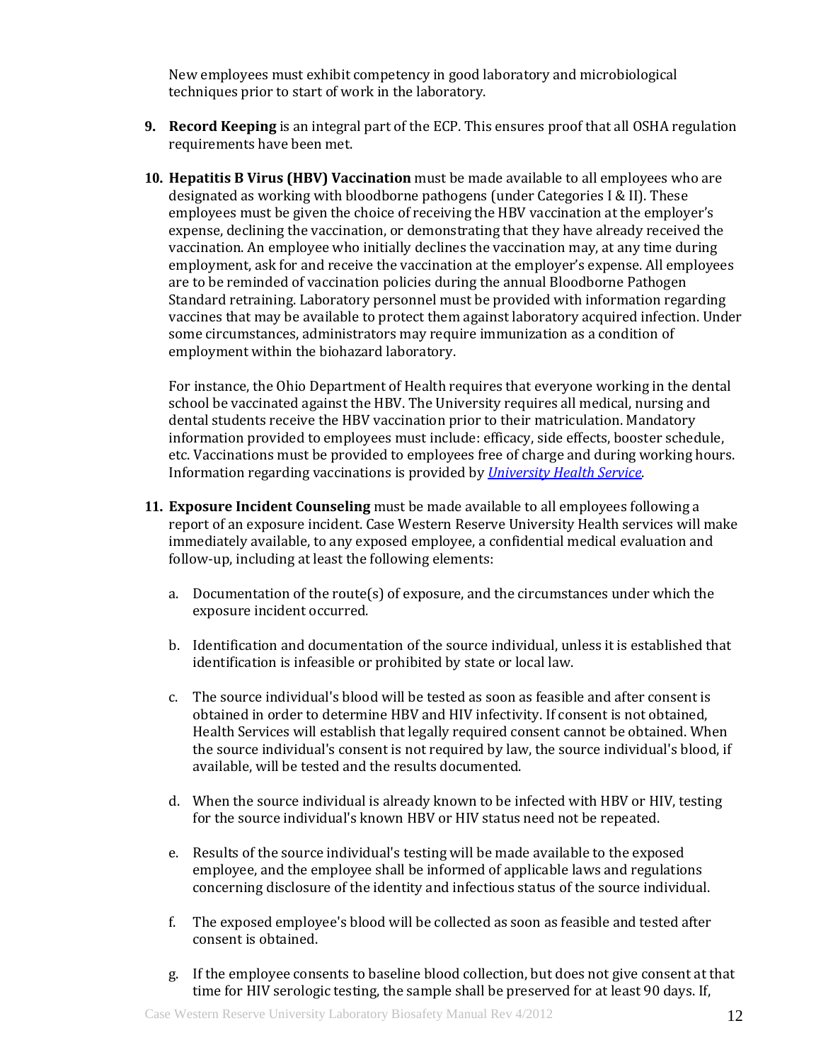New employees must exhibit competency in good laboratory and microbiological techniques prior to start of work in the laboratory.

9. **Record Keeping** is an integral part of the ECP. This ensures proof that all OSHA regulation requirements have been met.

10. **Hepatitis B Virus (HBV) Vaccination** must be made available to all employees who are designated as working with bloodborne pathogens (under Categories I & II). These employees must be given the choice of receiving the HBV vaccination at the employer's expense, declining the vaccination, or demonstrating that they have already received the vaccination. An employee who initially declines the vaccination may, at any time during employment, ask for and receive the vaccination at the employer's expense. All employees are to be reminded of vaccination policies during the annual Bloodborne Pathogen Standard retraining. Laboratory personnel must be provided with information regarding vaccines that may be available to protect them against laboratory acquired infection. Under some circumstances, administrators may require immunization as a condition of employment within the biohazard laboratory.

    For instance, the Ohio Department of Health requires that everyone working in the dental school be vaccinated against the HBV. The University requires all medical, nursing and dental students receive the HBV vaccination prior to their matriculation. Mandatory information provided to employees must include: efficacy, side effects, booster schedule, etc. Vaccinations must be provided to employees free of charge and during working hours. Information regarding vaccinations is provided by *University Health Service*.

11. **Exposure Incident Counseling** must be made available to all employees following a report of an exposure incident. Case Western Reserve University Health services will make immediately available, to any exposed employee, a confidential medical evaluation and follow-up, including at least the following elements:

    a. Documentation of the route(s) of exposure, and the circumstances under which the exposure incident occurred.

    b. Identification and documentation of the source individual, unless it is established that identification is infeasible or prohibited by state or local law.

    c. The source individual's blood will be tested as soon as feasible and after consent is obtained in order to determine HBV and HIV infectivity. If consent is not obtained, Health Services will establish that legally required consent cannot be obtained. When the source individual's consent is not required by law, the source individual's blood, if available, will be tested and the results documented.

    d. When the source individual is already known to be infected with HBV or HIV, testing for the source individual's known HBV or HIV status need not be repeated.

    e. Results of the source individual's testing will be made available to the exposed employee, and the employee shall be informed of applicable laws and regulations concerning disclosure of the identity and infectious status of the source individual.

    f. The exposed employee's blood will be collected as soon as feasible and tested after consent is obtained.

    g. If the employee consents to baseline blood collection, but does not give consent at that time for HIV serologic testing, the sample shall be preserved for at least 90 days. If,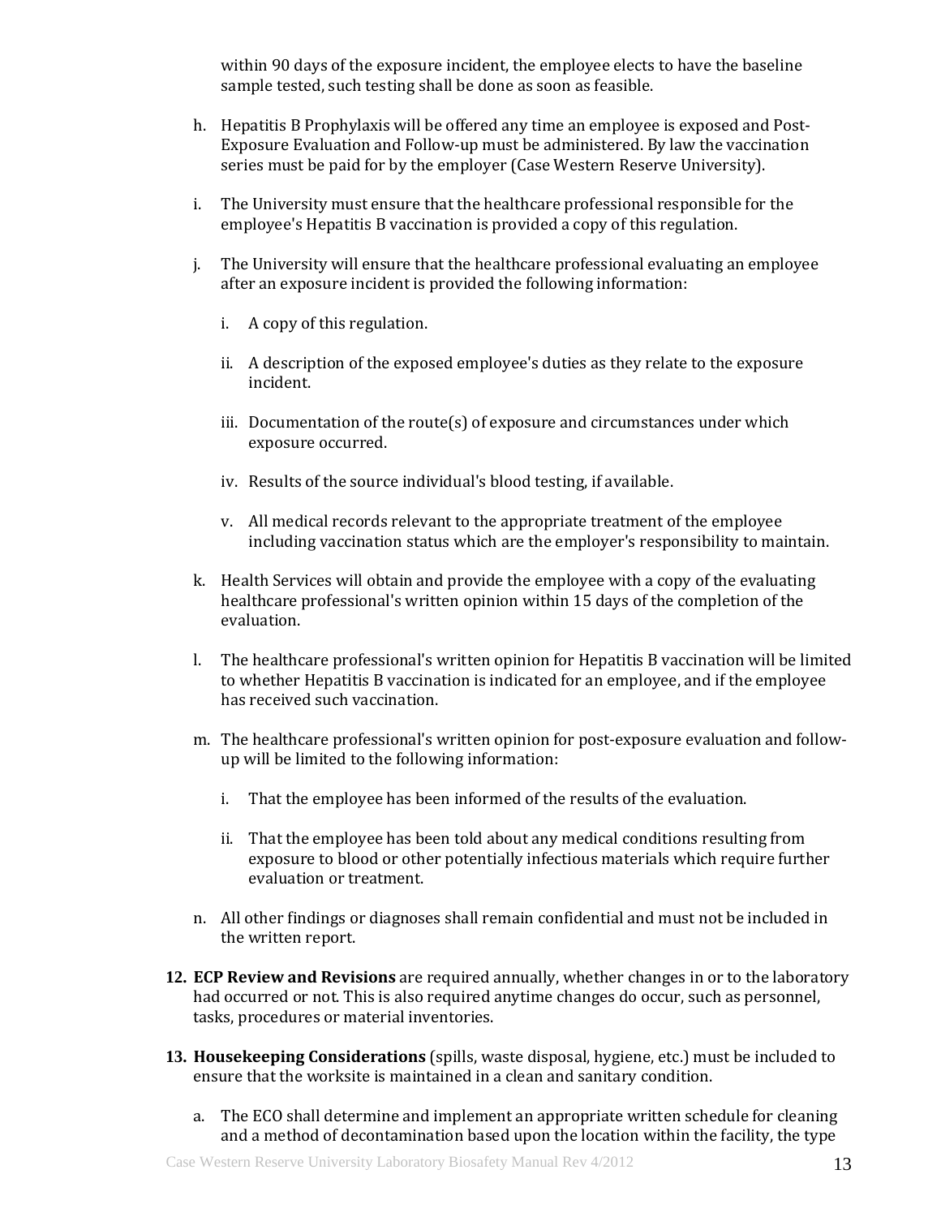within 90 days of the exposure incident, the employee elects to have the baseline sample tested, such testing shall be done as soon as feasible.

h. Hepatitis B Prophylaxis will be offered any time an employee is exposed and Post-Exposure Evaluation and Follow-up must be administered. By law the vaccination series must be paid for by the employer (Case Western Reserve University).

i. The University must ensure that the healthcare professional responsible for the employee's Hepatitis B vaccination is provided a copy of this regulation.

j. The University will ensure that the healthcare professional evaluating an employee after an exposure incident is provided the following information:

   i. A copy of this regulation.

   ii. A description of the exposed employee's duties as they relate to the exposure incident.

   iii. Documentation of the route(s) of exposure and circumstances under which exposure occurred.

   iv. Results of the source individual's blood testing, if available.

   v. All medical records relevant to the appropriate treatment of the employee including vaccination status which are the employer's responsibility to maintain.

k. Health Services will obtain and provide the employee with a copy of the evaluating healthcare professional's written opinion within 15 days of the completion of the evaluation.

l. The healthcare professional's written opinion for Hepatitis B vaccination will be limited to whether Hepatitis B vaccination is indicated for an employee, and if the employee has received such vaccination.

m. The healthcare professional's written opinion for post-exposure evaluation and follow-up will be limited to the following information:

   i. That the employee has been informed of the results of the evaluation.

   ii. That the employee has been told about any medical conditions resulting from exposure to blood or other potentially infectious materials which require further evaluation or treatment.

n. All other findings or diagnoses shall remain confidential and must not be included in the written report.

12. **ECP Review and Revisions** are required annually, whether changes in or to the laboratory had occurred or not. This is also required anytime changes do occur, such as personnel, tasks, procedures or material inventories.

13. **Housekeeping Considerations** (spills, waste disposal, hygiene, etc.) must be included to ensure that the worksite is maintained in a clean and sanitary condition.

   a. The ECO shall determine and implement an appropriate written schedule for cleaning and a method of decontamination based upon the location within the facility, the type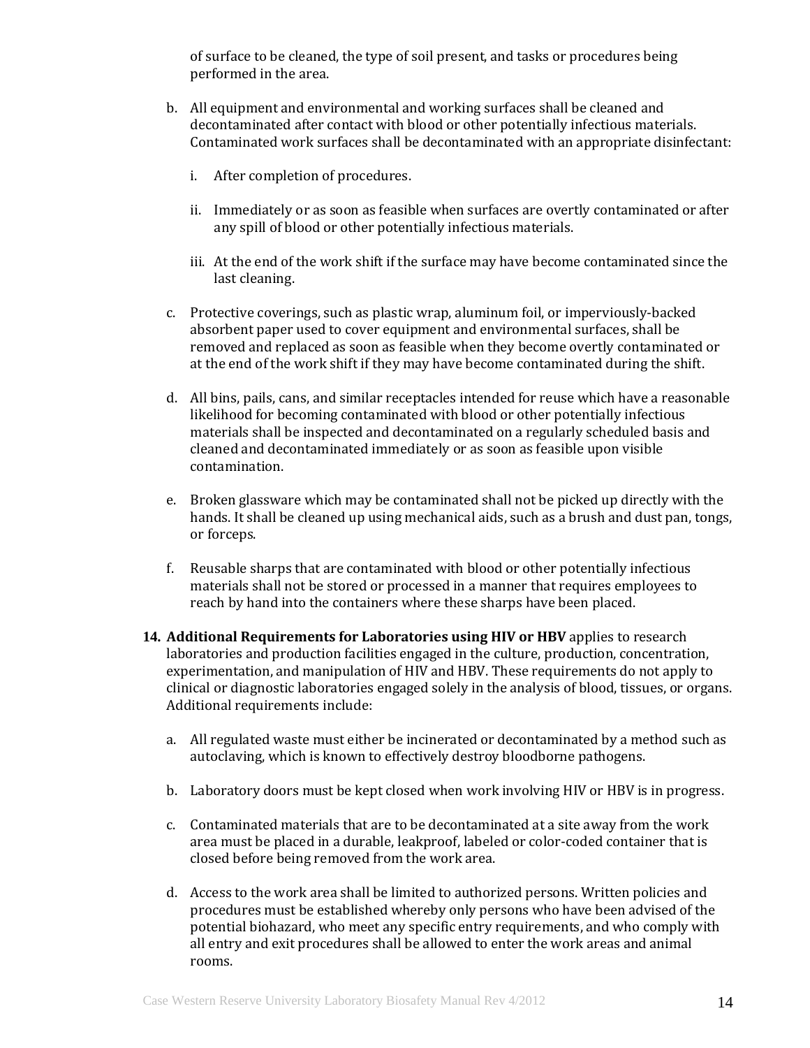of surface to be cleaned, the type of soil present, and tasks or procedures being performed in the area.

b. All equipment and environmental and working surfaces shall be cleaned and decontaminated after contact with blood or other potentially infectious materials. Contaminated work surfaces shall be decontaminated with an appropriate disinfectant:

   i. After completion of procedures.

   ii. Immediately or as soon as feasible when surfaces are overtly contaminated or after any spill of blood or other potentially infectious materials.

   iii. At the end of the work shift if the surface may have become contaminated since the last cleaning.

c. Protective coverings, such as plastic wrap, aluminum foil, or imperviously-backed absorbent paper used to cover equipment and environmental surfaces, shall be removed and replaced as soon as feasible when they become overtly contaminated or at the end of the work shift if they may have become contaminated during the shift.

d. All bins, pails, cans, and similar receptacles intended for reuse which have a reasonable likelihood for becoming contaminated with blood or other potentially infectious materials shall be inspected and decontaminated on a regularly scheduled basis and cleaned and decontaminated immediately or as soon as feasible upon visible contamination.

e. Broken glassware which may be contaminated shall not be picked up directly with the hands. It shall be cleaned up using mechanical aids, such as a brush and dust pan, tongs, or forceps.

f. Reusable sharps that are contaminated with blood or other potentially infectious materials shall not be stored or processed in a manner that requires employees to reach by hand into the containers where these sharps have been placed.

14. **Additional Requirements for Laboratories using HIV or HBV** applies to research laboratories and production facilities engaged in the culture, production, concentration, experimentation, and manipulation of HIV and HBV. These requirements do not apply to clinical or diagnostic laboratories engaged solely in the analysis of blood, tissues, or organs. Additional requirements include:

    a. All regulated waste must either be incinerated or decontaminated by a method such as autoclaving, which is known to effectively destroy bloodborne pathogens.

    b. Laboratory doors must be kept closed when work involving HIV or HBV is in progress.

    c. Contaminated materials that are to be decontaminated at a site away from the work area must be placed in a durable, leakproof, labeled or color-coded container that is closed before being removed from the work area.

    d. Access to the work area shall be limited to authorized persons. Written policies and procedures must be established whereby only persons who have been advised of the potential biohazard, who meet any specific entry requirements, and who comply with all entry and exit procedures shall be allowed to enter the work areas and animal rooms.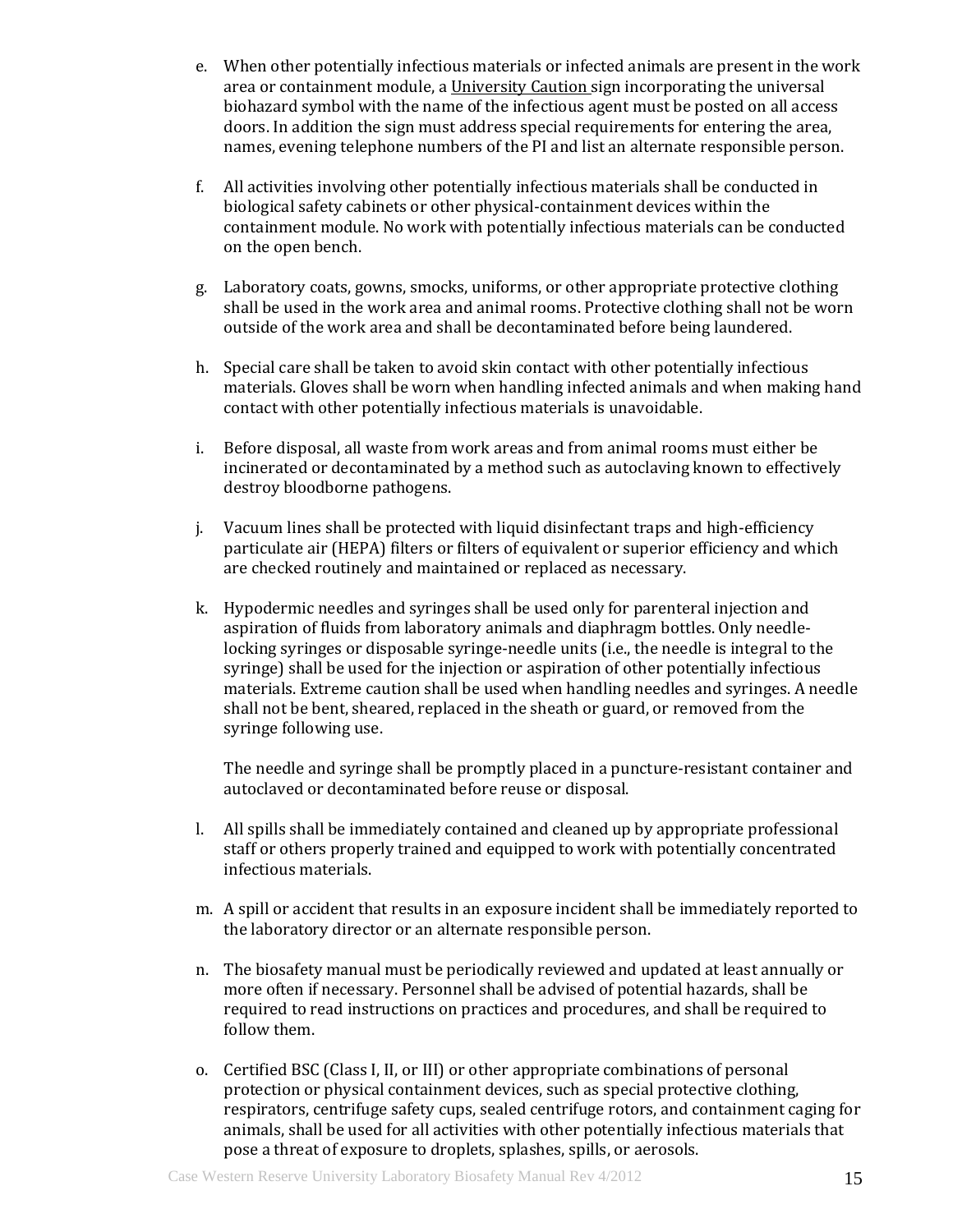e. When other potentially infectious materials or infected animals are present in the work area or containment module, a University Caution sign incorporating the universal biohazard symbol with the name of the infectious agent must be posted on all access doors. In addition the sign must address special requirements for entering the area, names, evening telephone numbers of the PI and list an alternate responsible person.

f. All activities involving other potentially infectious materials shall be conducted in biological safety cabinets or other physical-containment devices within the containment module. No work with potentially infectious materials can be conducted on the open bench.

g. Laboratory coats, gowns, smocks, uniforms, or other appropriate protective clothing shall be used in the work area and animal rooms. Protective clothing shall not be worn outside of the work area and shall be decontaminated before being laundered.

h. Special care shall be taken to avoid skin contact with other potentially infectious materials. Gloves shall be worn when handling infected animals and when making hand contact with other potentially infectious materials is unavoidable.

i. Before disposal, all waste from work areas and from animal rooms must either be incinerated or decontaminated by a method such as autoclaving known to effectively destroy bloodborne pathogens.

j. Vacuum lines shall be protected with liquid disinfectant traps and high-efficiency particulate air (HEPA) filters or filters of equivalent or superior efficiency and which are checked routinely and maintained or replaced as necessary.

k. Hypodermic needles and syringes shall be used only for parenteral injection and aspiration of fluids from laboratory animals and diaphragm bottles. Only needle-locking syringes or disposable syringe-needle units (i.e., the needle is integral to the syringe) shall be used for the injection or aspiration of other potentially infectious materials. Extreme caution shall be used when handling needles and syringes. A needle shall not be bent, sheared, replaced in the sheath or guard, or removed from the syringe following use.

   The needle and syringe shall be promptly placed in a puncture-resistant container and autoclaved or decontaminated before reuse or disposal.

l. All spills shall be immediately contained and cleaned up by appropriate professional staff or others properly trained and equipped to work with potentially concentrated infectious materials.

m. A spill or accident that results in an exposure incident shall be immediately reported to the laboratory director or an alternate responsible person.

n. The biosafety manual must be periodically reviewed and updated at least annually or more often if necessary. Personnel shall be advised of potential hazards, shall be required to read instructions on practices and procedures, and shall be required to follow them.

o. Certified BSC (Class I, II, or III) or other appropriate combinations of personal protection or physical containment devices, such as special protective clothing, respirators, centrifuge safety cups, sealed centrifuge rotors, and containment caging for animals, shall be used for all activities with other potentially infectious materials that pose a threat of exposure to droplets, splashes, spills, or aerosols.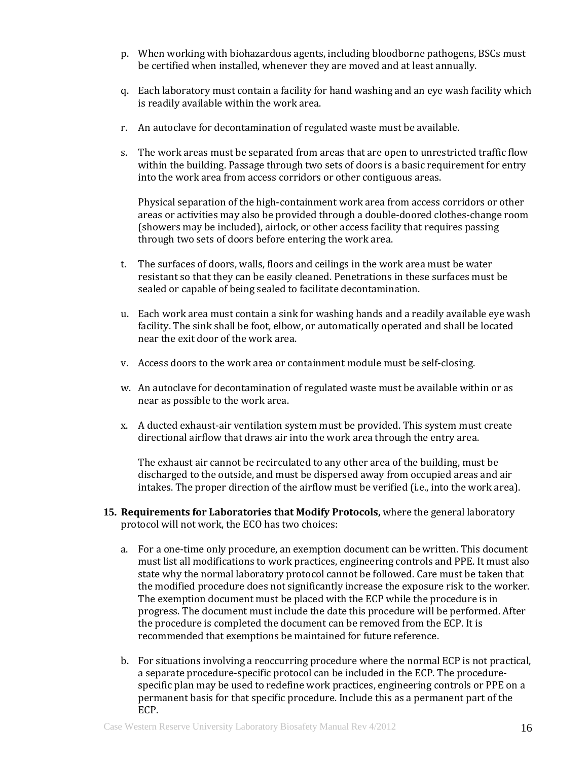p. When working with biohazardous agents, including bloodborne pathogens, BSCs must be certified when installed, whenever they are moved and at least annually.

q. Each laboratory must contain a facility for hand washing and an eye wash facility which is readily available within the work area.

r. An autoclave for decontamination of regulated waste must be available.

s. The work areas must be separated from areas that are open to unrestricted traffic flow within the building. Passage through two sets of doors is a basic requirement for entry into the work area from access corridors or other contiguous areas.

   Physical separation of the high-containment work area from access corridors or other areas or activities may also be provided through a double-doored clothes-change room (showers may be included), airlock, or other access facility that requires passing through two sets of doors before entering the work area.

t. The surfaces of doors, walls, floors and ceilings in the work area must be water resistant so that they can be easily cleaned. Penetrations in these surfaces must be sealed or capable of being sealed to facilitate decontamination.

u. Each work area must contain a sink for washing hands and a readily available eye wash facility. The sink shall be foot, elbow, or automatically operated and shall be located near the exit door of the work area.

v. Access doors to the work area or containment module must be self-closing.

w. An autoclave for decontamination of regulated waste must be available within or as near as possible to the work area.

x. A ducted exhaust-air ventilation system must be provided. This system must create directional airflow that draws air into the work area through the entry area.

   The exhaust air cannot be recirculated to any other area of the building, must be discharged to the outside, and must be dispersed away from occupied areas and air intakes. The proper direction of the airflow must be verified (i.e., into the work area).

15. **Requirements for Laboratories that Modify Protocols,** where the general laboratory protocol will not work, the ECO has two choices:

    a. For a one-time only procedure, an exemption document can be written. This document must list all modifications to work practices, engineering controls and PPE. It must also state why the normal laboratory protocol cannot be followed. Care must be taken that the modified procedure does not significantly increase the exposure risk to the worker. The exemption document must be placed with the ECP while the procedure is in progress. The document must include the date this procedure will be performed. After the procedure is completed the document can be removed from the ECP. It is recommended that exemptions be maintained for future reference.

    b. For situations involving a reoccurring procedure where the normal ECP is not practical, a separate procedure-specific protocol can be included in the ECP. The procedure-specific plan may be used to redefine work practices, engineering controls or PPE on a permanent basis for that specific procedure. Include this as a permanent part of the ECP.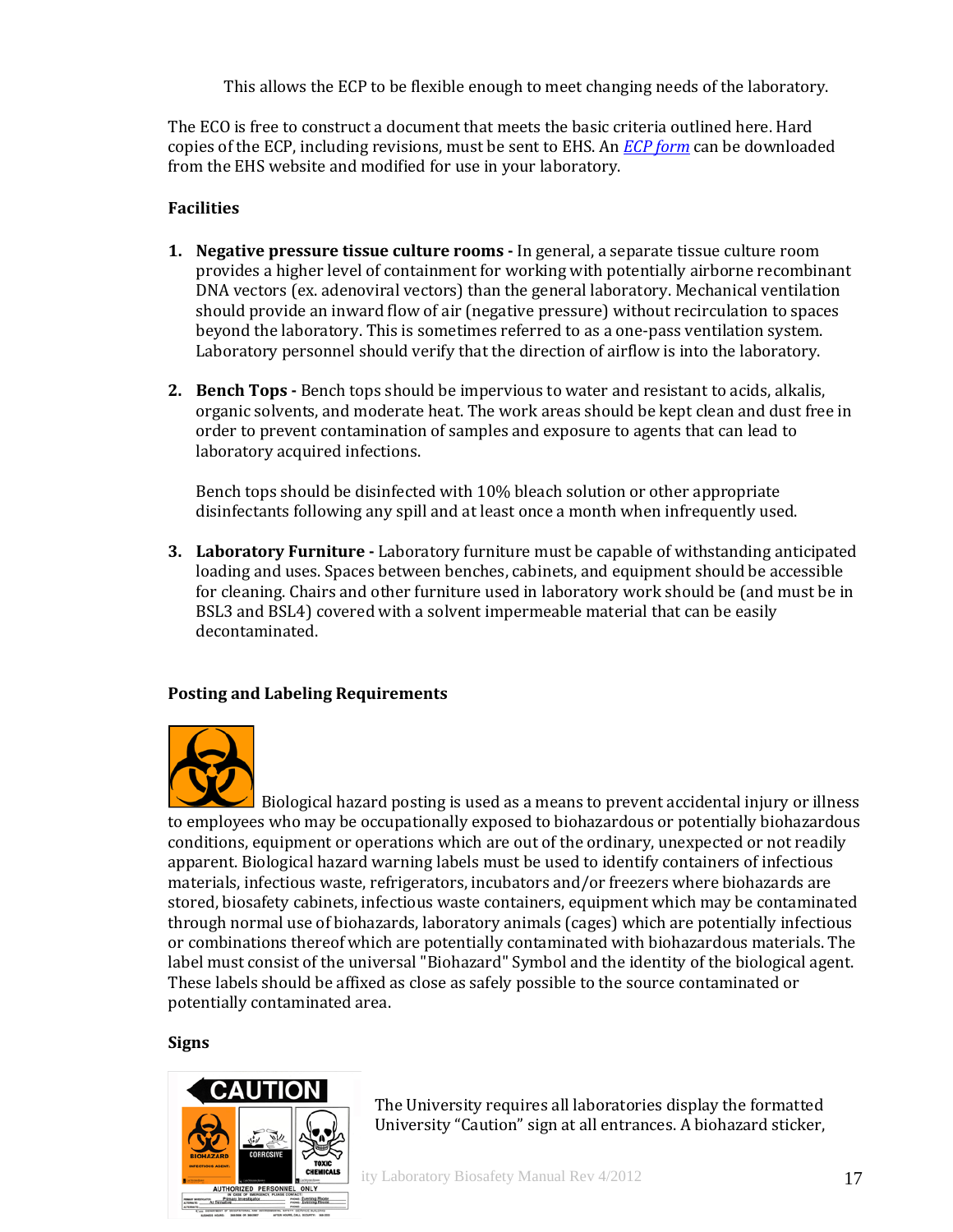This allows the ECP to be flexible enough to meet changing needs of the laboratory.

The ECO is free to construct a document that meets the basic criteria outlined here. Hard copies of the ECP, including revisions, must be sent to EHS. An *ECP form* can be downloaded from the EHS website and modified for use in your laboratory.

### Facilities

1. **Negative pressure tissue culture rooms -** In general, a separate tissue culture room provides a higher level of containment for working with potentially airborne recombinant DNA vectors (ex. adenoviral vectors) than the general laboratory. Mechanical ventilation should provide an inward flow of air (negative pressure) without recirculation to spaces beyond the laboratory. This is sometimes referred to as a one-pass ventilation system. Laboratory personnel should verify that the direction of airflow is into the laboratory.

2. **Bench Tops -** Bench tops should be impervious to water and resistant to acids, alkalis, organic solvents, and moderate heat. The work areas should be kept clean and dust free in order to prevent contamination of samples and exposure to agents that can lead to laboratory acquired infections.

   Bench tops should be disinfected with 10% bleach solution or other appropriate disinfectants following any spill and at least once a month when infrequently used.

3. **Laboratory Furniture -** Laboratory furniture must be capable of withstanding anticipated loading and uses. Spaces between benches, cabinets, and equipment should be accessible for cleaning. Chairs and other furniture used in laboratory work should be (and must be in BSL3 and BSL4) covered with a solvent impermeable material that can be easily decontaminated.

### Posting and Labeling Requirements

Biological hazard posting is used as a means to prevent accidental injury or illness to employees who may be occupationally exposed to biohazardous or potentially biohazardous conditions, equipment or operations which are out of the ordinary, unexpected or not readily apparent. Biological hazard warning labels must be used to identify containers of infectious materials, infectious waste, refrigerators, incubators and/or freezers where biohazards are stored, biosafety cabinets, infectious waste containers, equipment which may be contaminated through normal use of biohazards, laboratory animals (cages) which are potentially infectious or combinations thereof which are potentially contaminated with biohazardous materials. The label must consist of the universal "Biohazard" Symbol and the identity of the biological agent. These labels should be affixed as close as safely possible to the source contaminated or potentially contaminated area.

### Signs

The University requires all laboratories display the formatted University "Caution" sign at all entrances. A biohazard sticker,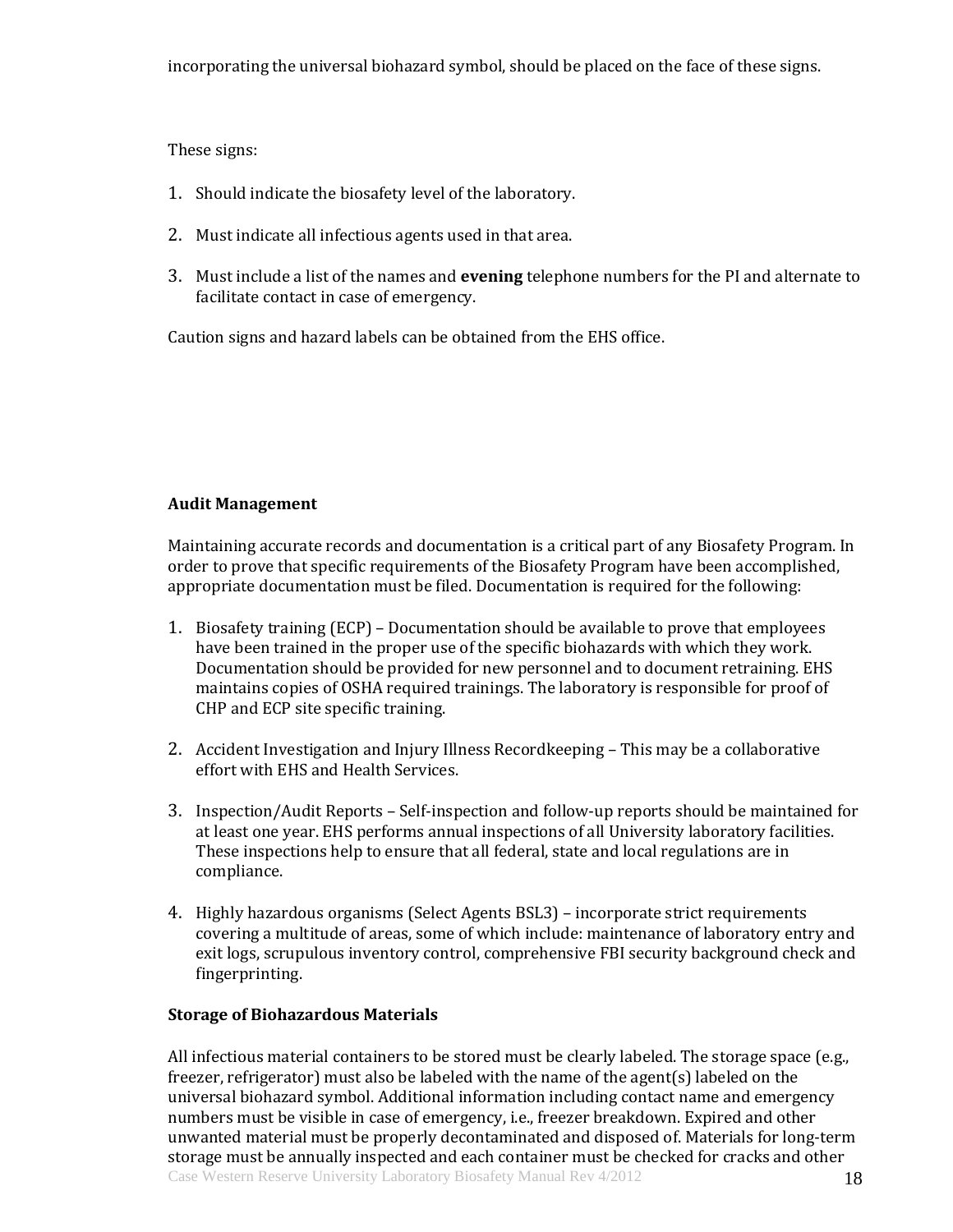incorporating the universal biohazard symbol, should be placed on the face of these signs.

These signs:

1. Should indicate the biosafety level of the laboratory.
2. Must indicate all infectious agents used in that area.
3. Must include a list of the names and **evening** telephone numbers for the PI and alternate to facilitate contact in case of emergency.

Caution signs and hazard labels can be obtained from the EHS office.

**Audit Management**

Maintaining accurate records and documentation is a critical part of any Biosafety Program. In order to prove that specific requirements of the Biosafety Program have been accomplished, appropriate documentation must be filed. Documentation is required for the following:

1. Biosafety training (ECP) – Documentation should be available to prove that employees have been trained in the proper use of the specific biohazards with which they work. Documentation should be provided for new personnel and to document retraining. EHS maintains copies of OSHA required trainings. The laboratory is responsible for proof of CHP and ECP site specific training.
2. Accident Investigation and Injury Illness Recordkeeping – This may be a collaborative effort with EHS and Health Services.
3. Inspection/Audit Reports – Self-inspection and follow-up reports should be maintained for at least one year. EHS performs annual inspections of all University laboratory facilities. These inspections help to ensure that all federal, state and local regulations are in compliance.
4. Highly hazardous organisms (Select Agents BSL3) – incorporate strict requirements covering a multitude of areas, some of which include: maintenance of laboratory entry and exit logs, scrupulous inventory control, comprehensive FBI security background check and fingerprinting.

**Storage of Biohazardous Materials**

All infectious material containers to be stored must be clearly labeled. The storage space (e.g., freezer, refrigerator) must also be labeled with the name of the agent(s) labeled on the universal biohazard symbol. Additional information including contact name and emergency numbers must be visible in case of emergency, i.e., freezer breakdown. Expired and other unwanted material must be properly decontaminated and disposed of. Materials for long-term storage must be annually inspected and each container must be checked for cracks and other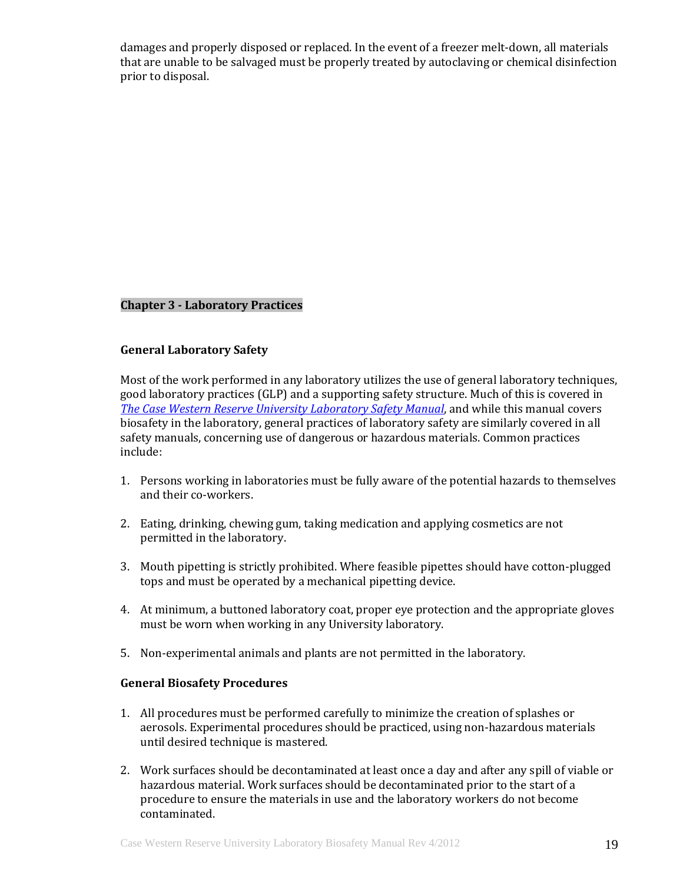damages and properly disposed or replaced. In the event of a freezer melt-down, all materials that are unable to be salvaged must be properly treated by autoclaving or chemical disinfection prior to disposal.

## Chapter 3 - Laboratory Practices

### General Laboratory Safety

Most of the work performed in any laboratory utilizes the use of general laboratory techniques, good laboratory practices (GLP) and a supporting safety structure. Much of this is covered in *The Case Western Reserve University Laboratory Safety Manual*, and while this manual covers biosafety in the laboratory, general practices of laboratory safety are similarly covered in all safety manuals, concerning use of dangerous or hazardous materials. Common practices include:

1. Persons working in laboratories must be fully aware of the potential hazards to themselves and their co-workers.

2. Eating, drinking, chewing gum, taking medication and applying cosmetics are not permitted in the laboratory.

3. Mouth pipetting is strictly prohibited. Where feasible pipettes should have cotton-plugged tops and must be operated by a mechanical pipetting device.

4. At minimum, a buttoned laboratory coat, proper eye protection and the appropriate gloves must be worn when working in any University laboratory.

5. Non-experimental animals and plants are not permitted in the laboratory.

### General Biosafety Procedures

1. All procedures must be performed carefully to minimize the creation of splashes or aerosols. Experimental procedures should be practiced, using non-hazardous materials until desired technique is mastered.

2. Work surfaces should be decontaminated at least once a day and after any spill of viable or hazardous material. Work surfaces should be decontaminated prior to the start of a procedure to ensure the materials in use and the laboratory workers do not become contaminated.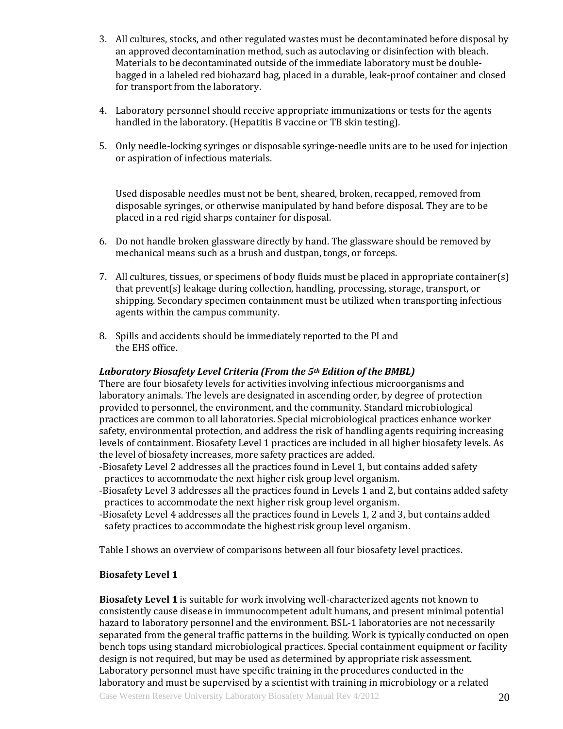3. All cultures, stocks, and other regulated wastes must be decontaminated before disposal by an approved decontamination method, such as autoclaving or disinfection with bleach. Materials to be decontaminated outside of the immediate laboratory must be double-bagged in a labeled red biohazard bag, placed in a durable, leak-proof container and closed for transport from the laboratory.

4. Laboratory personnel should receive appropriate immunizations or tests for the agents handled in the laboratory. (Hepatitis B vaccine or TB skin testing).

5. Only needle-locking syringes or disposable syringe-needle units are to be used for injection or aspiration of infectious materials.

   Used disposable needles must not be bent, sheared, broken, recapped, removed from disposable syringes, or otherwise manipulated by hand before disposal. They are to be placed in a red rigid sharps container for disposal.

6. Do not handle broken glassware directly by hand. The glassware should be removed by mechanical means such as a brush and dustpan, tongs, or forceps.

7. All cultures, tissues, or specimens of body fluids must be placed in appropriate container(s) that prevent(s) leakage during collection, handling, processing, storage, transport, or shipping. Secondary specimen containment must be utilized when transporting infectious agents within the campus community.

8. Spills and accidents should be immediately reported to the PI and the EHS office.

***Laboratory Biosafety Level Criteria (From the 5th Edition of the BMBL)***

There are four biosafety levels for activities involving infectious microorganisms and laboratory animals. The levels are designated in ascending order, by degree of protection provided to personnel, the environment, and the community. Standard microbiological practices are common to all laboratories. Special microbiological practices enhance worker safety, environmental protection, and address the risk of handling agents requiring increasing levels of containment. Biosafety Level 1 practices are included in all higher biosafety levels. As the level of biosafety increases, more safety practices are added.

-Biosafety Level 2 addresses all the practices found in Level 1, but contains added safety practices to accommodate the next higher risk group level organism.

-Biosafety Level 3 addresses all the practices found in Levels 1 and 2, but contains added safety practices to accommodate the next higher risk group level organism.

-Biosafety Level 4 addresses all the practices found in Levels 1, 2 and 3, but contains added safety practices to accommodate the highest risk group level organism.

Table I shows an overview of comparisons between all four biosafety level practices.

**Biosafety Level 1**

**Biosafety Level 1** is suitable for work involving well-characterized agents not known to consistently cause disease in immunocompetent adult humans, and present minimal potential hazard to laboratory personnel and the environment. BSL-1 laboratories are not necessarily separated from the general traffic patterns in the building. Work is typically conducted on open bench tops using standard microbiological practices. Special containment equipment or facility design is not required, but may be used as determined by appropriate risk assessment. Laboratory personnel must have specific training in the procedures conducted in the laboratory and must be supervised by a scientist with training in microbiology or a related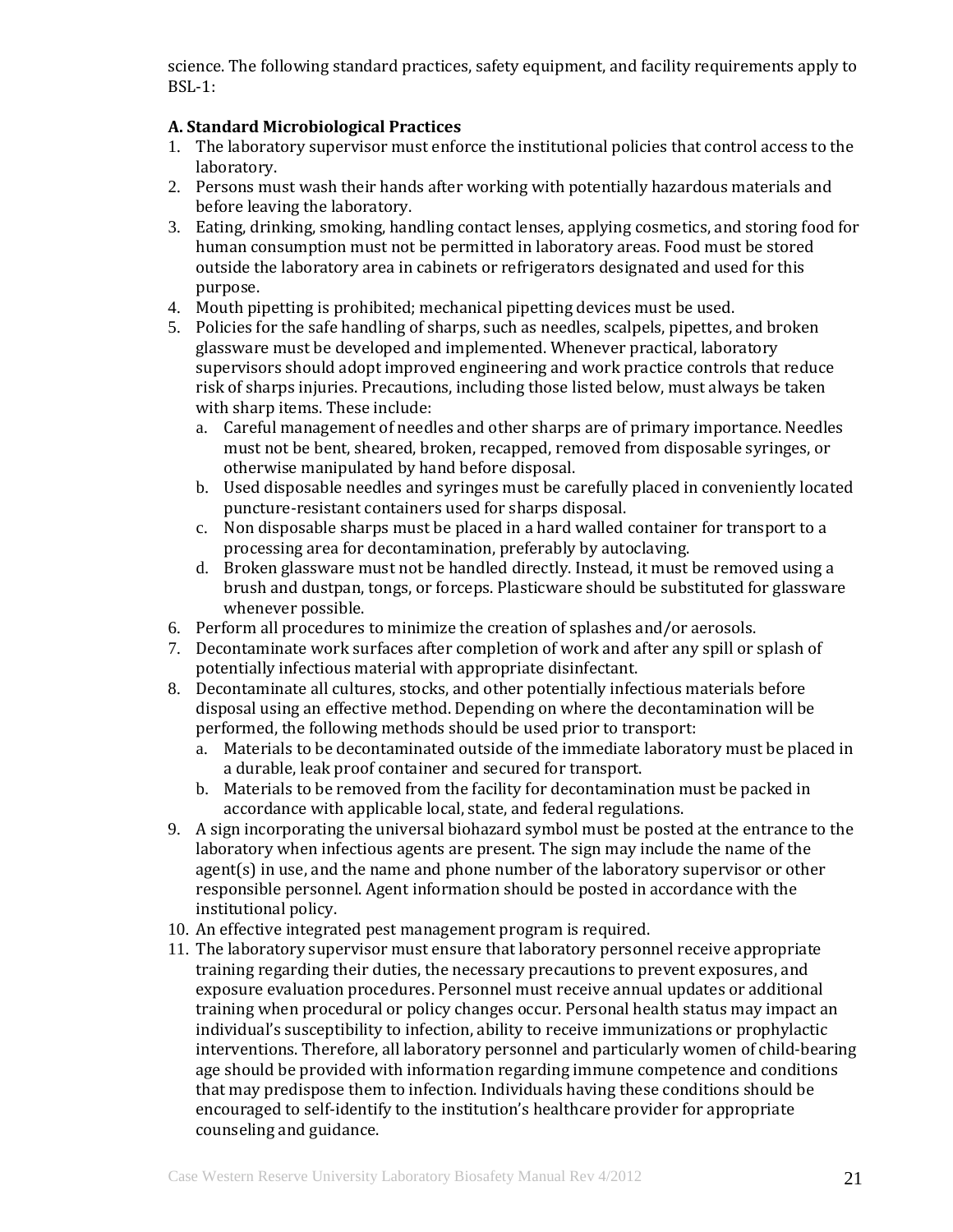science. The following standard practices, safety equipment, and facility requirements apply to BSL-1:

**A. Standard Microbiological Practices**

1. The laboratory supervisor must enforce the institutional policies that control access to the laboratory.
2. Persons must wash their hands after working with potentially hazardous materials and before leaving the laboratory.
3. Eating, drinking, smoking, handling contact lenses, applying cosmetics, and storing food for human consumption must not be permitted in laboratory areas. Food must be stored outside the laboratory area in cabinets or refrigerators designated and used for this purpose.
4. Mouth pipetting is prohibited; mechanical pipetting devices must be used.
5. Policies for the safe handling of sharps, such as needles, scalpels, pipettes, and broken glassware must be developed and implemented. Whenever practical, laboratory supervisors should adopt improved engineering and work practice controls that reduce risk of sharps injuries. Precautions, including those listed below, must always be taken with sharp items. These include:
   a. Careful management of needles and other sharps are of primary importance. Needles must not be bent, sheared, broken, recapped, removed from disposable syringes, or otherwise manipulated by hand before disposal.
   b. Used disposable needles and syringes must be carefully placed in conveniently located puncture-resistant containers used for sharps disposal.
   c. Non disposable sharps must be placed in a hard walled container for transport to a processing area for decontamination, preferably by autoclaving.
   d. Broken glassware must not be handled directly. Instead, it must be removed using a brush and dustpan, tongs, or forceps. Plasticware should be substituted for glassware whenever possible.
6. Perform all procedures to minimize the creation of splashes and/or aerosols.
7. Decontaminate work surfaces after completion of work and after any spill or splash of potentially infectious material with appropriate disinfectant.
8. Decontaminate all cultures, stocks, and other potentially infectious materials before disposal using an effective method. Depending on where the decontamination will be performed, the following methods should be used prior to transport:
   a. Materials to be decontaminated outside of the immediate laboratory must be placed in a durable, leak proof container and secured for transport.
   b. Materials to be removed from the facility for decontamination must be packed in accordance with applicable local, state, and federal regulations.
9. A sign incorporating the universal biohazard symbol must be posted at the entrance to the laboratory when infectious agents are present. The sign may include the name of the agent(s) in use, and the name and phone number of the laboratory supervisor or other responsible personnel. Agent information should be posted in accordance with the institutional policy.
10. An effective integrated pest management program is required.
11. The laboratory supervisor must ensure that laboratory personnel receive appropriate training regarding their duties, the necessary precautions to prevent exposures, and exposure evaluation procedures. Personnel must receive annual updates or additional training when procedural or policy changes occur. Personal health status may impact an individual's susceptibility to infection, ability to receive immunizations or prophylactic interventions. Therefore, all laboratory personnel and particularly women of child-bearing age should be provided with information regarding immune competence and conditions that may predispose them to infection. Individuals having these conditions should be encouraged to self-identify to the institution's healthcare provider for appropriate counseling and guidance.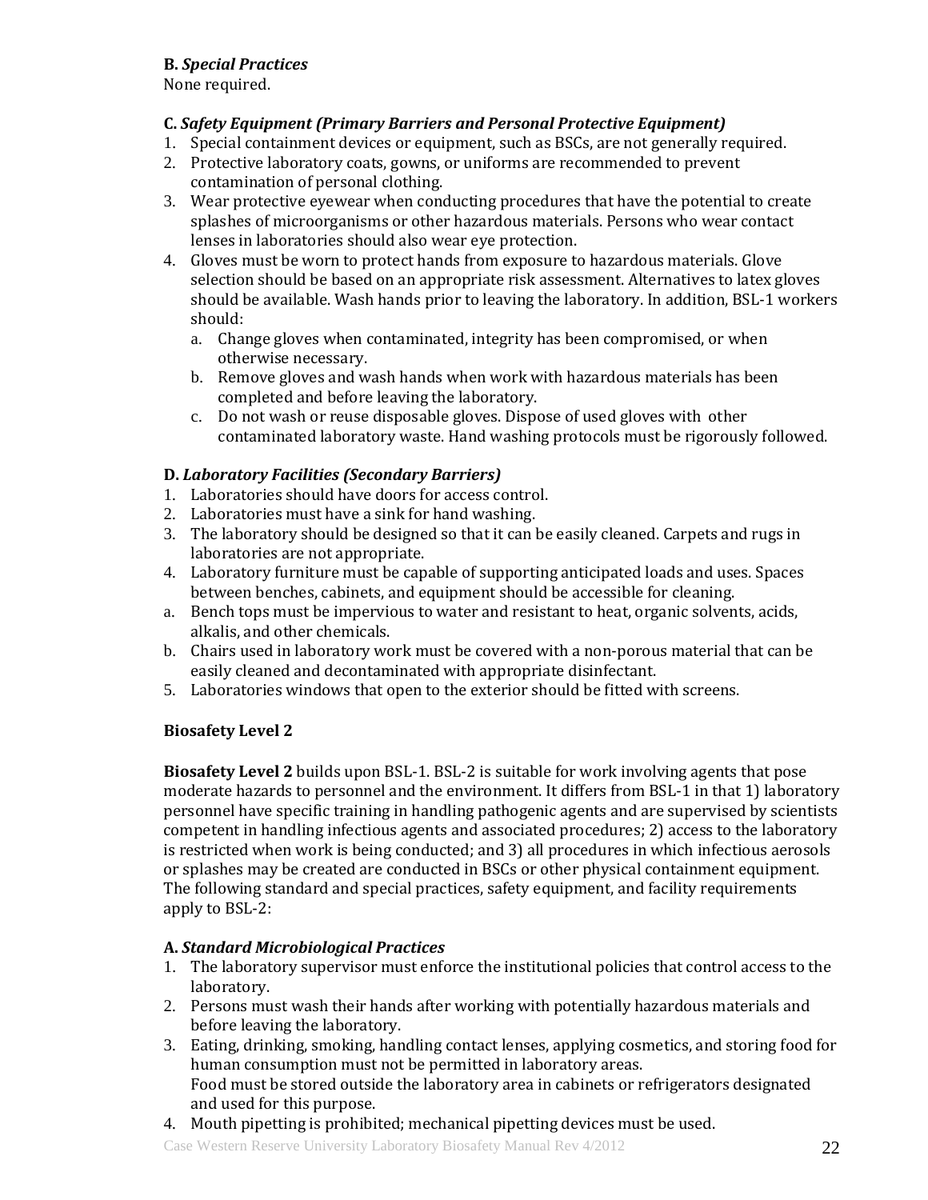**B.** ***Special Practices***
None required.

**C.** ***Safety Equipment (Primary Barriers and Personal Protective Equipment)***

1. Special containment devices or equipment, such as BSCs, are not generally required.
2. Protective laboratory coats, gowns, or uniforms are recommended to prevent contamination of personal clothing.
3. Wear protective eyewear when conducting procedures that have the potential to create splashes of microorganisms or other hazardous materials. Persons who wear contact lenses in laboratories should also wear eye protection.
4. Gloves must be worn to protect hands from exposure to hazardous materials. Glove selection should be based on an appropriate risk assessment. Alternatives to latex gloves should be available. Wash hands prior to leaving the laboratory. In addition, BSL-1 workers should:
   a. Change gloves when contaminated, integrity has been compromised, or when otherwise necessary.
   b. Remove gloves and wash hands when work with hazardous materials has been completed and before leaving the laboratory.
   c. Do not wash or reuse disposable gloves. Dispose of used gloves with other contaminated laboratory waste. Hand washing protocols must be rigorously followed.

**D.** ***Laboratory Facilities (Secondary Barriers)***

1. Laboratories should have doors for access control.
2. Laboratories must have a sink for hand washing.
3. The laboratory should be designed so that it can be easily cleaned. Carpets and rugs in laboratories are not appropriate.
4. Laboratory furniture must be capable of supporting anticipated loads and uses. Spaces between benches, cabinets, and equipment should be accessible for cleaning.

a. Bench tops must be impervious to water and resistant to heat, organic solvents, acids, alkalis, and other chemicals.
b. Chairs used in laboratory work must be covered with a non-porous material that can be easily cleaned and decontaminated with appropriate disinfectant.

5. Laboratories windows that open to the exterior should be fitted with screens.

### Biosafety Level 2

**Biosafety Level 2** builds upon BSL-1. BSL-2 is suitable for work involving agents that pose moderate hazards to personnel and the environment. It differs from BSL-1 in that 1) laboratory personnel have specific training in handling pathogenic agents and are supervised by scientists competent in handling infectious agents and associated procedures; 2) access to the laboratory is restricted when work is being conducted; and 3) all procedures in which infectious aerosols or splashes may be created are conducted in BSCs or other physical containment equipment. The following standard and special practices, safety equipment, and facility requirements apply to BSL-2:

**A.** ***Standard Microbiological Practices***

1. The laboratory supervisor must enforce the institutional policies that control access to the laboratory.
2. Persons must wash their hands after working with potentially hazardous materials and before leaving the laboratory.
3. Eating, drinking, smoking, handling contact lenses, applying cosmetics, and storing food for human consumption must not be permitted in laboratory areas.
   Food must be stored outside the laboratory area in cabinets or refrigerators designated and used for this purpose.
4. Mouth pipetting is prohibited; mechanical pipetting devices must be used.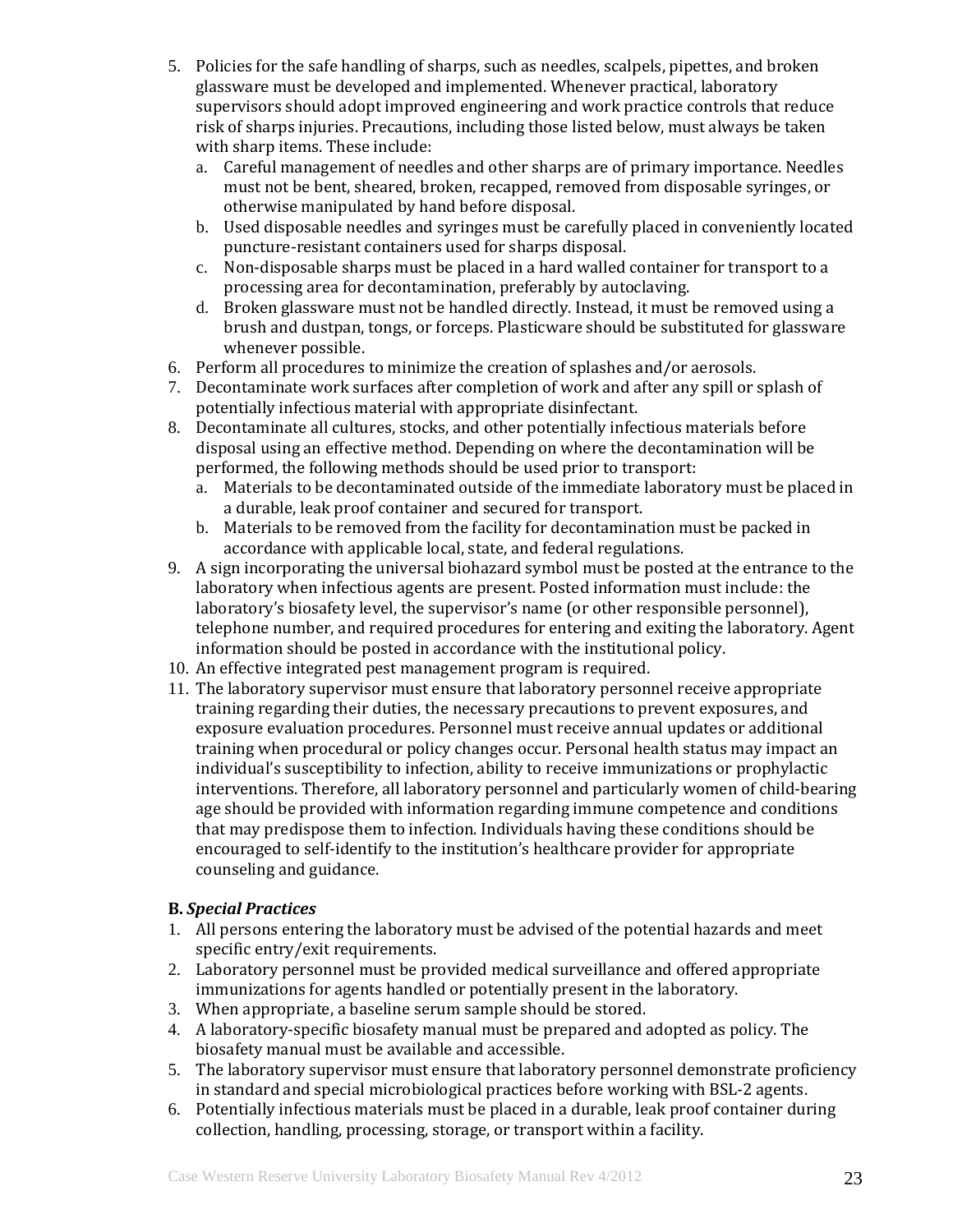5. Policies for the safe handling of sharps, such as needles, scalpels, pipettes, and broken glassware must be developed and implemented. Whenever practical, laboratory supervisors should adopt improved engineering and work practice controls that reduce risk of sharps injuries. Precautions, including those listed below, must always be taken with sharp items. These include:
   a. Careful management of needles and other sharps are of primary importance. Needles must not be bent, sheared, broken, recapped, removed from disposable syringes, or otherwise manipulated by hand before disposal.
   b. Used disposable needles and syringes must be carefully placed in conveniently located puncture-resistant containers used for sharps disposal.
   c. Non-disposable sharps must be placed in a hard walled container for transport to a processing area for decontamination, preferably by autoclaving.
   d. Broken glassware must not be handled directly. Instead, it must be removed using a brush and dustpan, tongs, or forceps. Plasticware should be substituted for glassware whenever possible.
6. Perform all procedures to minimize the creation of splashes and/or aerosols.
7. Decontaminate work surfaces after completion of work and after any spill or splash of potentially infectious material with appropriate disinfectant.
8. Decontaminate all cultures, stocks, and other potentially infectious materials before disposal using an effective method. Depending on where the decontamination will be performed, the following methods should be used prior to transport:
   a. Materials to be decontaminated outside of the immediate laboratory must be placed in a durable, leak proof container and secured for transport.
   b. Materials to be removed from the facility for decontamination must be packed in accordance with applicable local, state, and federal regulations.
9. A sign incorporating the universal biohazard symbol must be posted at the entrance to the laboratory when infectious agents are present. Posted information must include: the laboratory's biosafety level, the supervisor's name (or other responsible personnel), telephone number, and required procedures for entering and exiting the laboratory. Agent information should be posted in accordance with the institutional policy.
10. An effective integrated pest management program is required.
11. The laboratory supervisor must ensure that laboratory personnel receive appropriate training regarding their duties, the necessary precautions to prevent exposures, and exposure evaluation procedures. Personnel must receive annual updates or additional training when procedural or policy changes occur. Personal health status may impact an individual's susceptibility to infection, ability to receive immunizations or prophylactic interventions. Therefore, all laboratory personnel and particularly women of child-bearing age should be provided with information regarding immune competence and conditions that may predispose them to infection. Individuals having these conditions should be encouraged to self-identify to the institution's healthcare provider for appropriate counseling and guidance.

**B.** ***Special Practices***

1. All persons entering the laboratory must be advised of the potential hazards and meet specific entry/exit requirements.
2. Laboratory personnel must be provided medical surveillance and offered appropriate immunizations for agents handled or potentially present in the laboratory.
3. When appropriate, a baseline serum sample should be stored.
4. A laboratory-specific biosafety manual must be prepared and adopted as policy. The biosafety manual must be available and accessible.
5. The laboratory supervisor must ensure that laboratory personnel demonstrate proficiency in standard and special microbiological practices before working with BSL-2 agents.
6. Potentially infectious materials must be placed in a durable, leak proof container during collection, handling, processing, storage, or transport within a facility.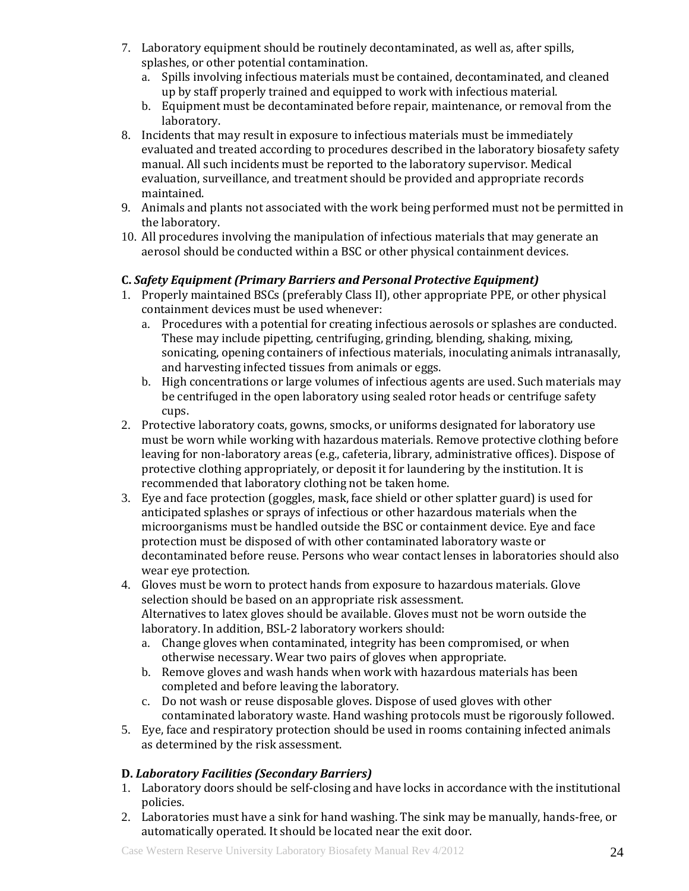7. Laboratory equipment should be routinely decontaminated, as well as, after spills, splashes, or other potential contamination.
   a. Spills involving infectious materials must be contained, decontaminated, and cleaned up by staff properly trained and equipped to work with infectious material.
   b. Equipment must be decontaminated before repair, maintenance, or removal from the laboratory.
8. Incidents that may result in exposure to infectious materials must be immediately evaluated and treated according to procedures described in the laboratory biosafety safety manual. All such incidents must be reported to the laboratory supervisor. Medical evaluation, surveillance, and treatment should be provided and appropriate records maintained.
9. Animals and plants not associated with the work being performed must not be permitted in the laboratory.
10. All procedures involving the manipulation of infectious materials that may generate an aerosol should be conducted within a BSC or other physical containment devices.

**C. *Safety Equipment (Primary Barriers and Personal Protective Equipment)***

1. Properly maintained BSCs (preferably Class II), other appropriate PPE, or other physical containment devices must be used whenever:
   a. Procedures with a potential for creating infectious aerosols or splashes are conducted. These may include pipetting, centrifuging, grinding, blending, shaking, mixing, sonicating, opening containers of infectious materials, inoculating animals intranasally, and harvesting infected tissues from animals or eggs.
   b. High concentrations or large volumes of infectious agents are used. Such materials may be centrifuged in the open laboratory using sealed rotor heads or centrifuge safety cups.
2. Protective laboratory coats, gowns, smocks, or uniforms designated for laboratory use must be worn while working with hazardous materials. Remove protective clothing before leaving for non-laboratory areas (e.g., cafeteria, library, administrative offices). Dispose of protective clothing appropriately, or deposit it for laundering by the institution. It is recommended that laboratory clothing not be taken home.
3. Eye and face protection (goggles, mask, face shield or other splatter guard) is used for anticipated splashes or sprays of infectious or other hazardous materials when the microorganisms must be handled outside the BSC or containment device. Eye and face protection must be disposed of with other contaminated laboratory waste or decontaminated before reuse. Persons who wear contact lenses in laboratories should also wear eye protection.
4. Gloves must be worn to protect hands from exposure to hazardous materials. Glove selection should be based on an appropriate risk assessment.
   Alternatives to latex gloves should be available. Gloves must not be worn outside the laboratory. In addition, BSL-2 laboratory workers should:
   a. Change gloves when contaminated, integrity has been compromised, or when otherwise necessary. Wear two pairs of gloves when appropriate.
   b. Remove gloves and wash hands when work with hazardous materials has been completed and before leaving the laboratory.
   c. Do not wash or reuse disposable gloves. Dispose of used gloves with other contaminated laboratory waste. Hand washing protocols must be rigorously followed.
5. Eye, face and respiratory protection should be used in rooms containing infected animals as determined by the risk assessment.

**D. *Laboratory Facilities (Secondary Barriers)***

1. Laboratory doors should be self-closing and have locks in accordance with the institutional policies.
2. Laboratories must have a sink for hand washing. The sink may be manually, hands-free, or automatically operated. It should be located near the exit door.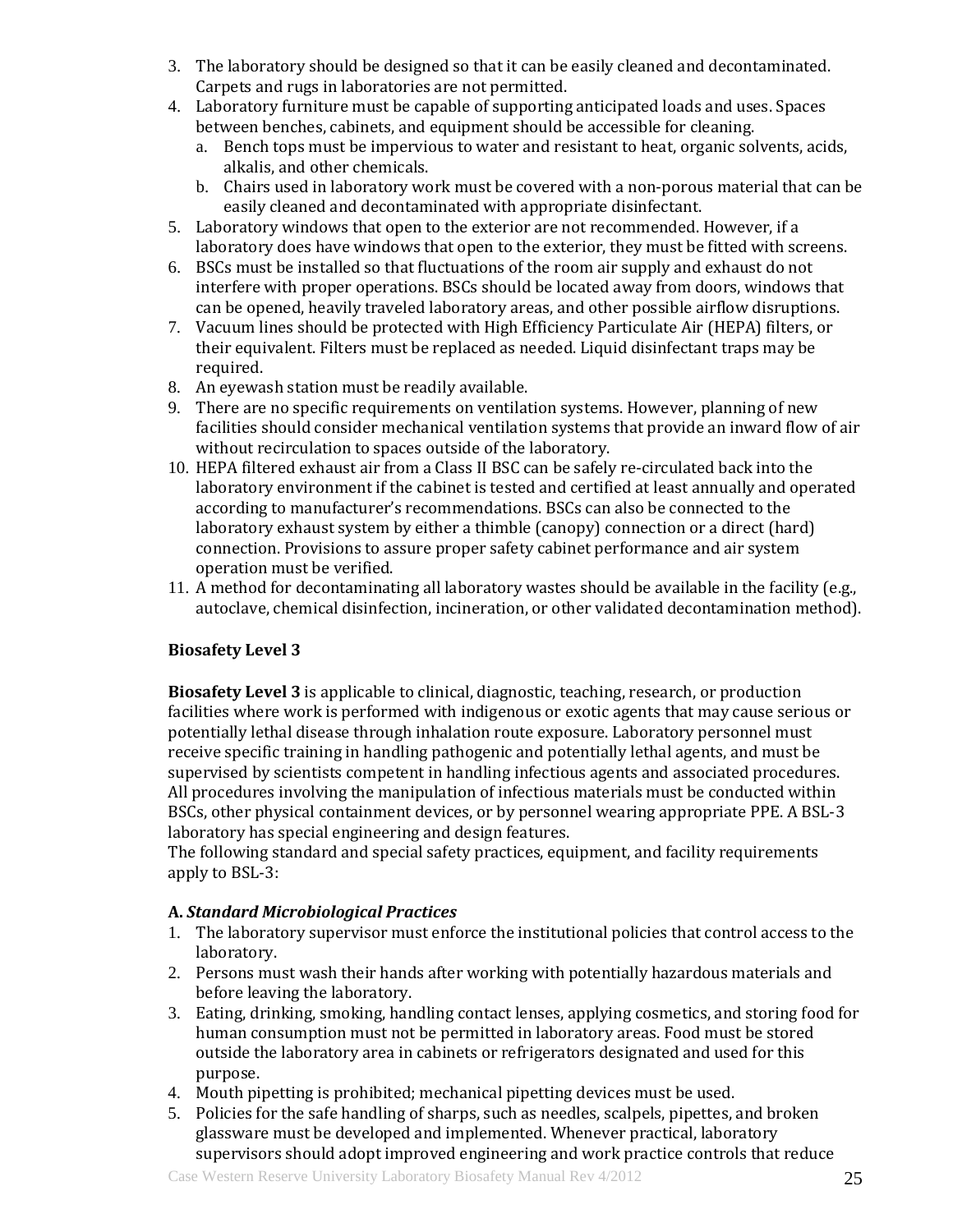3. The laboratory should be designed so that it can be easily cleaned and decontaminated. Carpets and rugs in laboratories are not permitted.
4. Laboratory furniture must be capable of supporting anticipated loads and uses. Spaces between benches, cabinets, and equipment should be accessible for cleaning.
   a. Bench tops must be impervious to water and resistant to heat, organic solvents, acids, alkalis, and other chemicals.
   b. Chairs used in laboratory work must be covered with a non-porous material that can be easily cleaned and decontaminated with appropriate disinfectant.
5. Laboratory windows that open to the exterior are not recommended. However, if a laboratory does have windows that open to the exterior, they must be fitted with screens.
6. BSCs must be installed so that fluctuations of the room air supply and exhaust do not interfere with proper operations. BSCs should be located away from doors, windows that can be opened, heavily traveled laboratory areas, and other possible airflow disruptions.
7. Vacuum lines should be protected with High Efficiency Particulate Air (HEPA) filters, or their equivalent. Filters must be replaced as needed. Liquid disinfectant traps may be required.
8. An eyewash station must be readily available.
9. There are no specific requirements on ventilation systems. However, planning of new facilities should consider mechanical ventilation systems that provide an inward flow of air without recirculation to spaces outside of the laboratory.
10. HEPA filtered exhaust air from a Class II BSC can be safely re-circulated back into the laboratory environment if the cabinet is tested and certified at least annually and operated according to manufacturer's recommendations. BSCs can also be connected to the laboratory exhaust system by either a thimble (canopy) connection or a direct (hard) connection. Provisions to assure proper safety cabinet performance and air system operation must be verified.
11. A method for decontaminating all laboratory wastes should be available in the facility (e.g., autoclave, chemical disinfection, incineration, or other validated decontamination method).

## Biosafety Level 3

**Biosafety Level 3** is applicable to clinical, diagnostic, teaching, research, or production facilities where work is performed with indigenous or exotic agents that may cause serious or potentially lethal disease through inhalation route exposure. Laboratory personnel must receive specific training in handling pathogenic and potentially lethal agents, and must be supervised by scientists competent in handling infectious agents and associated procedures. All procedures involving the manipulation of infectious materials must be conducted within BSCs, other physical containment devices, or by personnel wearing appropriate PPE. A BSL-3 laboratory has special engineering and design features.
The following standard and special safety practices, equipment, and facility requirements apply to BSL-3:

### A. *Standard Microbiological Practices*

1. The laboratory supervisor must enforce the institutional policies that control access to the laboratory.
2. Persons must wash their hands after working with potentially hazardous materials and before leaving the laboratory.
3. Eating, drinking, smoking, handling contact lenses, applying cosmetics, and storing food for human consumption must not be permitted in laboratory areas. Food must be stored outside the laboratory area in cabinets or refrigerators designated and used for this purpose.
4. Mouth pipetting is prohibited; mechanical pipetting devices must be used.
5. Policies for the safe handling of sharps, such as needles, scalpels, pipettes, and broken glassware must be developed and implemented. Whenever practical, laboratory supervisors should adopt improved engineering and work practice controls that reduce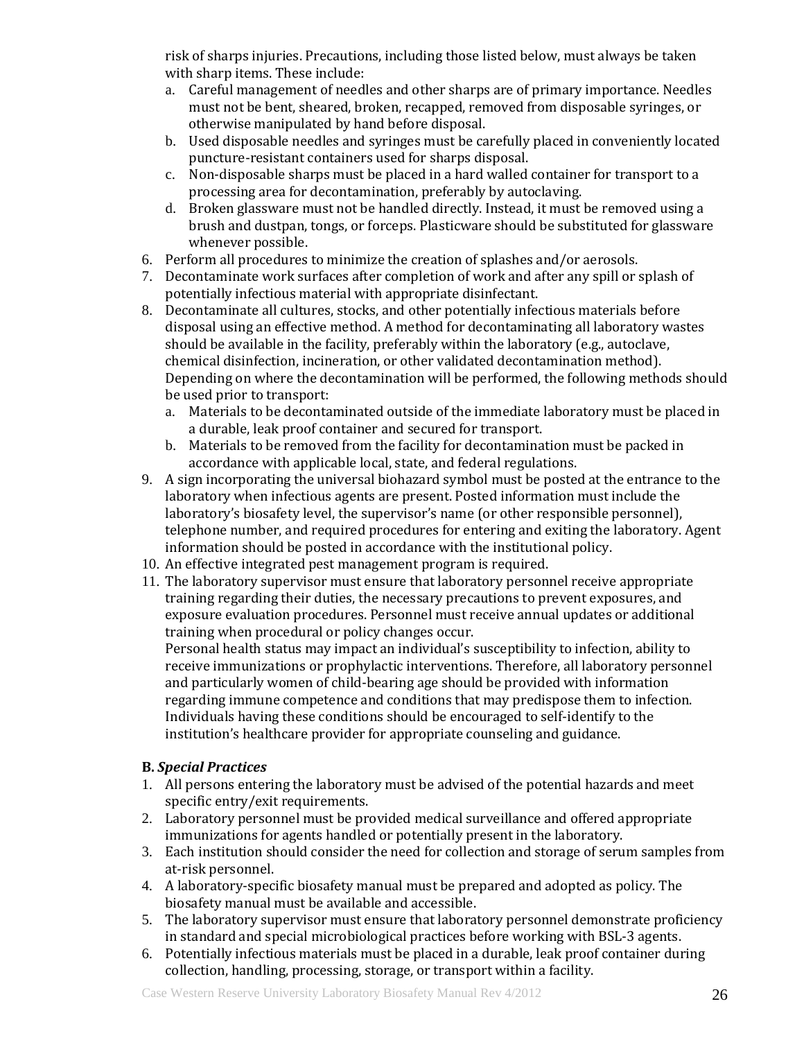risk of sharps injuries. Precautions, including those listed below, must always be taken with sharp items. These include:

   a. Careful management of needles and other sharps are of primary importance. Needles must not be bent, sheared, broken, recapped, removed from disposable syringes, or otherwise manipulated by hand before disposal.
   b. Used disposable needles and syringes must be carefully placed in conveniently located puncture-resistant containers used for sharps disposal.
   c. Non-disposable sharps must be placed in a hard walled container for transport to a processing area for decontamination, preferably by autoclaving.
   d. Broken glassware must not be handled directly. Instead, it must be removed using a brush and dustpan, tongs, or forceps. Plasticware should be substituted for glassware whenever possible.

6. Perform all procedures to minimize the creation of splashes and/or aerosols.
7. Decontaminate work surfaces after completion of work and after any spill or splash of potentially infectious material with appropriate disinfectant.
8. Decontaminate all cultures, stocks, and other potentially infectious materials before disposal using an effective method. A method for decontaminating all laboratory wastes should be available in the facility, preferably within the laboratory (e.g., autoclave, chemical disinfection, incineration, or other validated decontamination method). Depending on where the decontamination will be performed, the following methods should be used prior to transport:
   a. Materials to be decontaminated outside of the immediate laboratory must be placed in a durable, leak proof container and secured for transport.
   b. Materials to be removed from the facility for decontamination must be packed in accordance with applicable local, state, and federal regulations.
9. A sign incorporating the universal biohazard symbol must be posted at the entrance to the laboratory when infectious agents are present. Posted information must include the laboratory's biosafety level, the supervisor's name (or other responsible personnel), telephone number, and required procedures for entering and exiting the laboratory. Agent information should be posted in accordance with the institutional policy.
10. An effective integrated pest management program is required.
11. The laboratory supervisor must ensure that laboratory personnel receive appropriate training regarding their duties, the necessary precautions to prevent exposures, and exposure evaluation procedures. Personnel must receive annual updates or additional training when procedural or policy changes occur.
    Personal health status may impact an individual's susceptibility to infection, ability to receive immunizations or prophylactic interventions. Therefore, all laboratory personnel and particularly women of child-bearing age should be provided with information regarding immune competence and conditions that may predispose them to infection. Individuals having these conditions should be encouraged to self-identify to the institution's healthcare provider for appropriate counseling and guidance.

**B.** ***Special Practices***

1. All persons entering the laboratory must be advised of the potential hazards and meet specific entry/exit requirements.
2. Laboratory personnel must be provided medical surveillance and offered appropriate immunizations for agents handled or potentially present in the laboratory.
3. Each institution should consider the need for collection and storage of serum samples from at-risk personnel.
4. A laboratory-specific biosafety manual must be prepared and adopted as policy. The biosafety manual must be available and accessible.
5. The laboratory supervisor must ensure that laboratory personnel demonstrate proficiency in standard and special microbiological practices before working with BSL-3 agents.
6. Potentially infectious materials must be placed in a durable, leak proof container during collection, handling, processing, storage, or transport within a facility.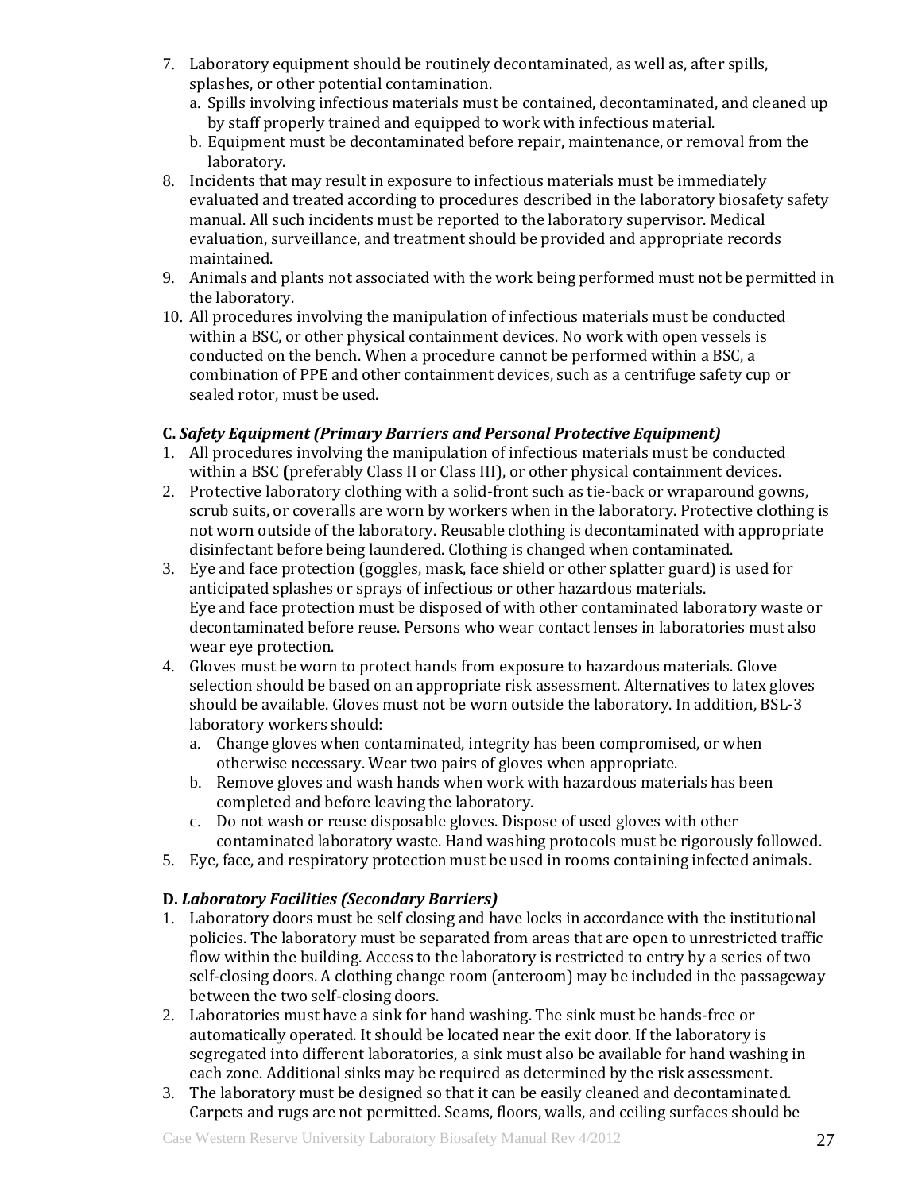7. Laboratory equipment should be routinely decontaminated, as well as, after spills, splashes, or other potential contamination.
   a. Spills involving infectious materials must be contained, decontaminated, and cleaned up by staff properly trained and equipped to work with infectious material.
   b. Equipment must be decontaminated before repair, maintenance, or removal from the laboratory.
8. Incidents that may result in exposure to infectious materials must be immediately evaluated and treated according to procedures described in the laboratory biosafety safety manual. All such incidents must be reported to the laboratory supervisor. Medical evaluation, surveillance, and treatment should be provided and appropriate records maintained.
9. Animals and plants not associated with the work being performed must not be permitted in the laboratory.
10. All procedures involving the manipulation of infectious materials must be conducted within a BSC, or other physical containment devices. No work with open vessels is conducted on the bench. When a procedure cannot be performed within a BSC, a combination of PPE and other containment devices, such as a centrifuge safety cup or sealed rotor, must be used.

**C. *Safety Equipment (Primary Barriers and Personal Protective Equipment)***

1. All procedures involving the manipulation of infectious materials must be conducted within a BSC **(**preferably Class II or Class III), or other physical containment devices.
2. Protective laboratory clothing with a solid-front such as tie-back or wraparound gowns, scrub suits, or coveralls are worn by workers when in the laboratory. Protective clothing is not worn outside of the laboratory. Reusable clothing is decontaminated with appropriate disinfectant before being laundered. Clothing is changed when contaminated.
3. Eye and face protection (goggles, mask, face shield or other splatter guard) is used for anticipated splashes or sprays of infectious or other hazardous materials. Eye and face protection must be disposed of with other contaminated laboratory waste or decontaminated before reuse. Persons who wear contact lenses in laboratories must also wear eye protection.
4. Gloves must be worn to protect hands from exposure to hazardous materials. Glove selection should be based on an appropriate risk assessment. Alternatives to latex gloves should be available. Gloves must not be worn outside the laboratory. In addition, BSL-3 laboratory workers should:
   a. Change gloves when contaminated, integrity has been compromised, or when otherwise necessary. Wear two pairs of gloves when appropriate.
   b. Remove gloves and wash hands when work with hazardous materials has been completed and before leaving the laboratory.
   c. Do not wash or reuse disposable gloves. Dispose of used gloves with other contaminated laboratory waste. Hand washing protocols must be rigorously followed.
5. Eye, face, and respiratory protection must be used in rooms containing infected animals.

**D. *Laboratory Facilities (Secondary Barriers)***

1. Laboratory doors must be self closing and have locks in accordance with the institutional policies. The laboratory must be separated from areas that are open to unrestricted traffic flow within the building. Access to the laboratory is restricted to entry by a series of two self-closing doors. A clothing change room (anteroom) may be included in the passageway between the two self-closing doors.
2. Laboratories must have a sink for hand washing. The sink must be hands-free or automatically operated. It should be located near the exit door. If the laboratory is segregated into different laboratories, a sink must also be available for hand washing in each zone. Additional sinks may be required as determined by the risk assessment.
3. The laboratory must be designed so that it can be easily cleaned and decontaminated. Carpets and rugs are not permitted. Seams, floors, walls, and ceiling surfaces should be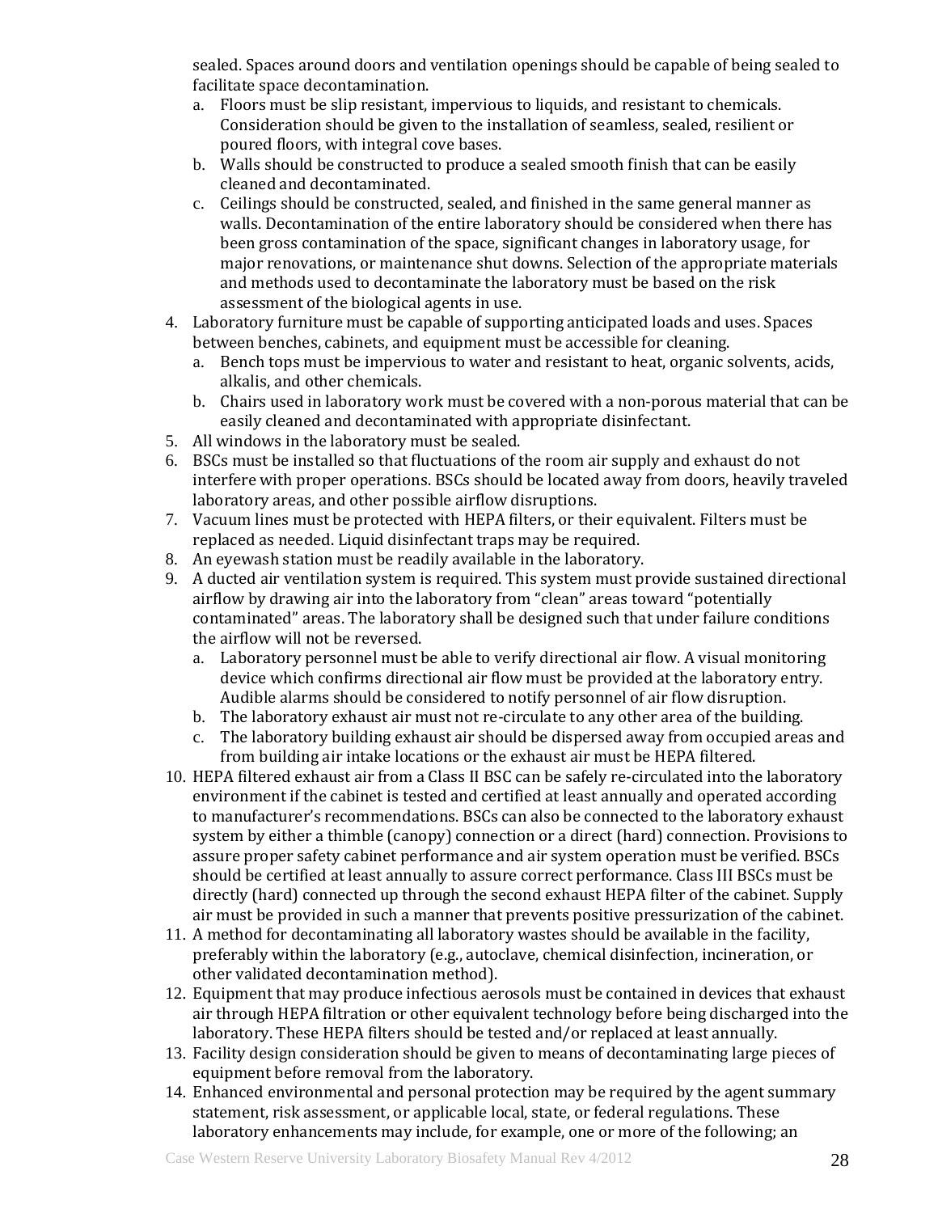sealed. Spaces around doors and ventilation openings should be capable of being sealed to facilitate space decontamination.

   a. Floors must be slip resistant, impervious to liquids, and resistant to chemicals. Consideration should be given to the installation of seamless, sealed, resilient or poured floors, with integral cove bases.
   b. Walls should be constructed to produce a sealed smooth finish that can be easily cleaned and decontaminated.
   c. Ceilings should be constructed, sealed, and finished in the same general manner as walls. Decontamination of the entire laboratory should be considered when there has been gross contamination of the space, significant changes in laboratory usage, for major renovations, or maintenance shut downs. Selection of the appropriate materials and methods used to decontaminate the laboratory must be based on the risk assessment of the biological agents in use.

4. Laboratory furniture must be capable of supporting anticipated loads and uses. Spaces between benches, cabinets, and equipment must be accessible for cleaning.
   a. Bench tops must be impervious to water and resistant to heat, organic solvents, acids, alkalis, and other chemicals.
   b. Chairs used in laboratory work must be covered with a non-porous material that can be easily cleaned and decontaminated with appropriate disinfectant.
5. All windows in the laboratory must be sealed.
6. BSCs must be installed so that fluctuations of the room air supply and exhaust do not interfere with proper operations. BSCs should be located away from doors, heavily traveled laboratory areas, and other possible airflow disruptions.
7. Vacuum lines must be protected with HEPA filters, or their equivalent. Filters must be replaced as needed. Liquid disinfectant traps may be required.
8. An eyewash station must be readily available in the laboratory.
9. A ducted air ventilation system is required. This system must provide sustained directional airflow by drawing air into the laboratory from "clean" areas toward "potentially contaminated" areas. The laboratory shall be designed such that under failure conditions the airflow will not be reversed.
   a. Laboratory personnel must be able to verify directional air flow. A visual monitoring device which confirms directional air flow must be provided at the laboratory entry. Audible alarms should be considered to notify personnel of air flow disruption.
   b. The laboratory exhaust air must not re-circulate to any other area of the building.
   c. The laboratory building exhaust air should be dispersed away from occupied areas and from building air intake locations or the exhaust air must be HEPA filtered.
10. HEPA filtered exhaust air from a Class II BSC can be safely re-circulated into the laboratory environment if the cabinet is tested and certified at least annually and operated according to manufacturer's recommendations. BSCs can also be connected to the laboratory exhaust system by either a thimble (canopy) connection or a direct (hard) connection. Provisions to assure proper safety cabinet performance and air system operation must be verified. BSCs should be certified at least annually to assure correct performance. Class III BSCs must be directly (hard) connected up through the second exhaust HEPA filter of the cabinet. Supply air must be provided in such a manner that prevents positive pressurization of the cabinet.
11. A method for decontaminating all laboratory wastes should be available in the facility, preferably within the laboratory (e.g., autoclave, chemical disinfection, incineration, or other validated decontamination method).
12. Equipment that may produce infectious aerosols must be contained in devices that exhaust air through HEPA filtration or other equivalent technology before being discharged into the laboratory. These HEPA filters should be tested and/or replaced at least annually.
13. Facility design consideration should be given to means of decontaminating large pieces of equipment before removal from the laboratory.
14. Enhanced environmental and personal protection may be required by the agent summary statement, risk assessment, or applicable local, state, or federal regulations. These laboratory enhancements may include, for example, one or more of the following; an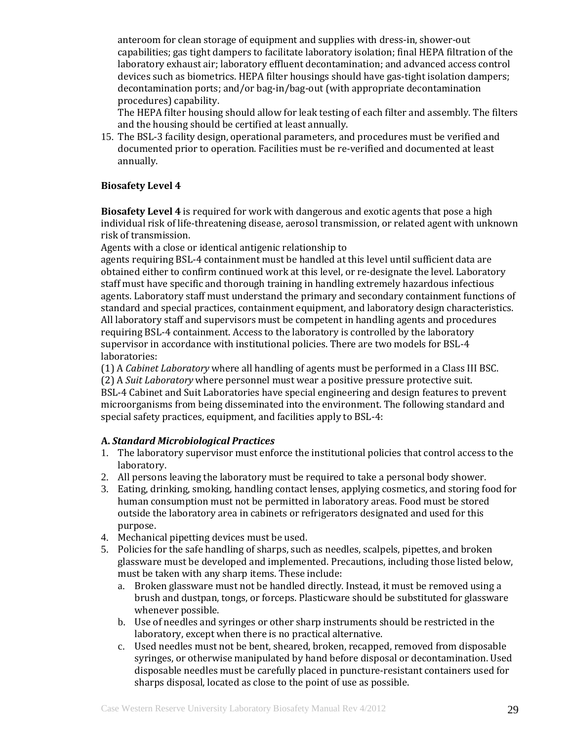anteroom for clean storage of equipment and supplies with dress-in, shower-out capabilities; gas tight dampers to facilitate laboratory isolation; final HEPA filtration of the laboratory exhaust air; laboratory effluent decontamination; and advanced access control devices such as biometrics. HEPA filter housings should have gas-tight isolation dampers; decontamination ports; and/or bag-in/bag-out (with appropriate decontamination procedures) capability.

The HEPA filter housing should allow for leak testing of each filter and assembly. The filters and the housing should be certified at least annually.

15. The BSL-3 facility design, operational parameters, and procedures must be verified and documented prior to operation. Facilities must be re-verified and documented at least annually.

### Biosafety Level 4

**Biosafety Level 4** is required for work with dangerous and exotic agents that pose a high individual risk of life-threatening disease, aerosol transmission, or related agent with unknown risk of transmission.

Agents with a close or identical antigenic relationship to agents requiring BSL-4 containment must be handled at this level until sufficient data are obtained either to confirm continued work at this level, or re-designate the level. Laboratory staff must have specific and thorough training in handling extremely hazardous infectious agents. Laboratory staff must understand the primary and secondary containment functions of standard and special practices, containment equipment, and laboratory design characteristics. All laboratory staff and supervisors must be competent in handling agents and procedures requiring BSL-4 containment. Access to the laboratory is controlled by the laboratory supervisor in accordance with institutional policies. There are two models for BSL-4 laboratories:

(1) A *Cabinet Laboratory* where all handling of agents must be performed in a Class III BSC.

(2) A *Suit Laboratory* where personnel must wear a positive pressure protective suit.

BSL-4 Cabinet and Suit Laboratories have special engineering and design features to prevent microorganisms from being disseminated into the environment. The following standard and special safety practices, equipment, and facilities apply to BSL-4:

#### A. *Standard Microbiological Practices*

1. The laboratory supervisor must enforce the institutional policies that control access to the laboratory.
2. All persons leaving the laboratory must be required to take a personal body shower.
3. Eating, drinking, smoking, handling contact lenses, applying cosmetics, and storing food for human consumption must not be permitted in laboratory areas. Food must be stored outside the laboratory area in cabinets or refrigerators designated and used for this purpose.
4. Mechanical pipetting devices must be used.
5. Policies for the safe handling of sharps, such as needles, scalpels, pipettes, and broken glassware must be developed and implemented. Precautions, including those listed below, must be taken with any sharp items. These include:
   a. Broken glassware must not be handled directly. Instead, it must be removed using a brush and dustpan, tongs, or forceps. Plasticware should be substituted for glassware whenever possible.
   b. Use of needles and syringes or other sharp instruments should be restricted in the laboratory, except when there is no practical alternative.
   c. Used needles must not be bent, sheared, broken, recapped, removed from disposable syringes, or otherwise manipulated by hand before disposal or decontamination. Used disposable needles must be carefully placed in puncture-resistant containers used for sharps disposal, located as close to the point of use as possible.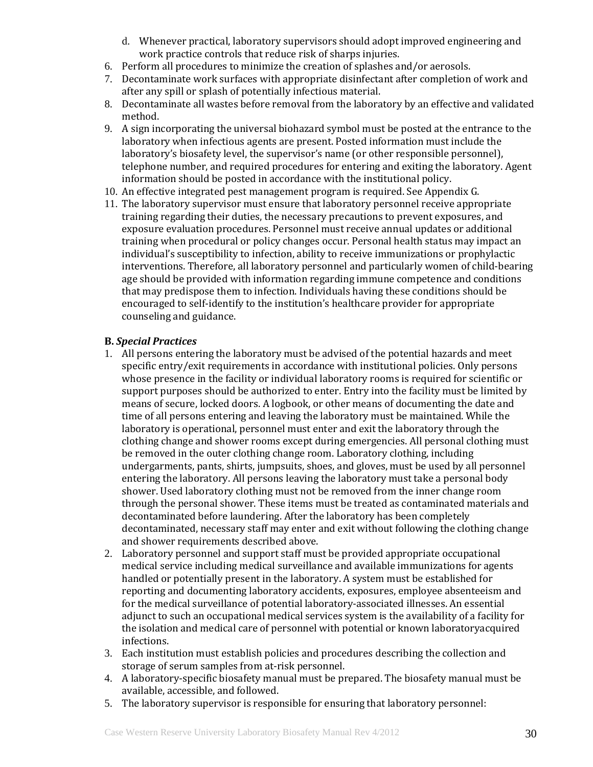d. Whenever practical, laboratory supervisors should adopt improved engineering and work practice controls that reduce risk of sharps injuries.
6. Perform all procedures to minimize the creation of splashes and/or aerosols.
7. Decontaminate work surfaces with appropriate disinfectant after completion of work and after any spill or splash of potentially infectious material.
8. Decontaminate all wastes before removal from the laboratory by an effective and validated method.
9. A sign incorporating the universal biohazard symbol must be posted at the entrance to the laboratory when infectious agents are present. Posted information must include the laboratory's biosafety level, the supervisor's name (or other responsible personnel), telephone number, and required procedures for entering and exiting the laboratory. Agent information should be posted in accordance with the institutional policy.
10. An effective integrated pest management program is required. See Appendix G.
11. The laboratory supervisor must ensure that laboratory personnel receive appropriate training regarding their duties, the necessary precautions to prevent exposures, and exposure evaluation procedures. Personnel must receive annual updates or additional training when procedural or policy changes occur. Personal health status may impact an individual's susceptibility to infection, ability to receive immunizations or prophylactic interventions. Therefore, all laboratory personnel and particularly women of child-bearing age should be provided with information regarding immune competence and conditions that may predispose them to infection. Individuals having these conditions should be encouraged to self-identify to the institution's healthcare provider for appropriate counseling and guidance.

**B. *Special Practices***

1. All persons entering the laboratory must be advised of the potential hazards and meet specific entry/exit requirements in accordance with institutional policies. Only persons whose presence in the facility or individual laboratory rooms is required for scientific or support purposes should be authorized to enter. Entry into the facility must be limited by means of secure, locked doors. A logbook, or other means of documenting the date and time of all persons entering and leaving the laboratory must be maintained. While the laboratory is operational, personnel must enter and exit the laboratory through the clothing change and shower rooms except during emergencies. All personal clothing must be removed in the outer clothing change room. Laboratory clothing, including undergarments, pants, shirts, jumpsuits, shoes, and gloves, must be used by all personnel entering the laboratory. All persons leaving the laboratory must take a personal body shower. Used laboratory clothing must not be removed from the inner change room through the personal shower. These items must be treated as contaminated materials and decontaminated before laundering. After the laboratory has been completely decontaminated, necessary staff may enter and exit without following the clothing change and shower requirements described above.
2. Laboratory personnel and support staff must be provided appropriate occupational medical service including medical surveillance and available immunizations for agents handled or potentially present in the laboratory. A system must be established for reporting and documenting laboratory accidents, exposures, employee absenteeism and for the medical surveillance of potential laboratory-associated illnesses. An essential adjunct to such an occupational medical services system is the availability of a facility for the isolation and medical care of personnel with potential or known laboratoryacquired infections.
3. Each institution must establish policies and procedures describing the collection and storage of serum samples from at-risk personnel.
4. A laboratory-specific biosafety manual must be prepared. The biosafety manual must be available, accessible, and followed.
5. The laboratory supervisor is responsible for ensuring that laboratory personnel: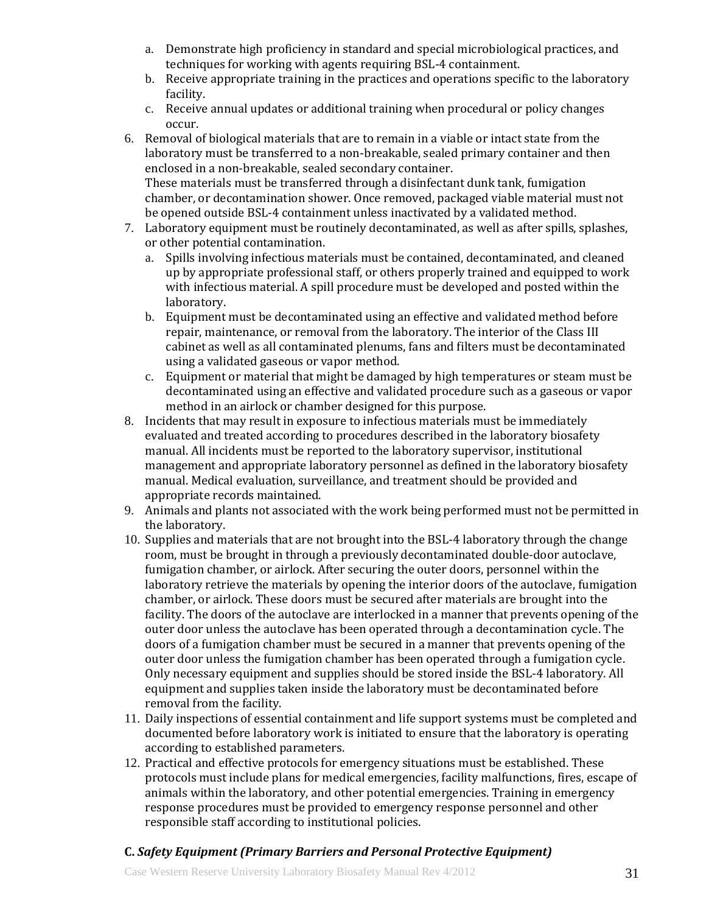a. Demonstrate high proficiency in standard and special microbiological practices, and techniques for working with agents requiring BSL-4 containment.
   b. Receive appropriate training in the practices and operations specific to the laboratory facility.
   c. Receive annual updates or additional training when procedural or policy changes occur.

6. Removal of biological materials that are to remain in a viable or intact state from the laboratory must be transferred to a non-breakable, sealed primary container and then enclosed in a non-breakable, sealed secondary container.
   These materials must be transferred through a disinfectant dunk tank, fumigation chamber, or decontamination shower. Once removed, packaged viable material must not be opened outside BSL-4 containment unless inactivated by a validated method.
7. Laboratory equipment must be routinely decontaminated, as well as after spills, splashes, or other potential contamination.
   a. Spills involving infectious materials must be contained, decontaminated, and cleaned up by appropriate professional staff, or others properly trained and equipped to work with infectious material. A spill procedure must be developed and posted within the laboratory.
   b. Equipment must be decontaminated using an effective and validated method before repair, maintenance, or removal from the laboratory. The interior of the Class III cabinet as well as all contaminated plenums, fans and filters must be decontaminated using a validated gaseous or vapor method.
   c. Equipment or material that might be damaged by high temperatures or steam must be decontaminated using an effective and validated procedure such as a gaseous or vapor method in an airlock or chamber designed for this purpose.
8. Incidents that may result in exposure to infectious materials must be immediately evaluated and treated according to procedures described in the laboratory biosafety manual. All incidents must be reported to the laboratory supervisor, institutional management and appropriate laboratory personnel as defined in the laboratory biosafety manual. Medical evaluation, surveillance, and treatment should be provided and appropriate records maintained.
9. Animals and plants not associated with the work being performed must not be permitted in the laboratory.
10. Supplies and materials that are not brought into the BSL-4 laboratory through the change room, must be brought in through a previously decontaminated double-door autoclave, fumigation chamber, or airlock. After securing the outer doors, personnel within the laboratory retrieve the materials by opening the interior doors of the autoclave, fumigation chamber, or airlock. These doors must be secured after materials are brought into the facility. The doors of the autoclave are interlocked in a manner that prevents opening of the outer door unless the autoclave has been operated through a decontamination cycle. The doors of a fumigation chamber must be secured in a manner that prevents opening of the outer door unless the fumigation chamber has been operated through a fumigation cycle. Only necessary equipment and supplies should be stored inside the BSL-4 laboratory. All equipment and supplies taken inside the laboratory must be decontaminated before removal from the facility.
11. Daily inspections of essential containment and life support systems must be completed and documented before laboratory work is initiated to ensure that the laboratory is operating according to established parameters.
12. Practical and effective protocols for emergency situations must be established. These protocols must include plans for medical emergencies, facility malfunctions, fires, escape of animals within the laboratory, and other potential emergencies. Training in emergency response procedures must be provided to emergency response personnel and other responsible staff according to institutional policies.

**C.** ***Safety Equipment (Primary Barriers and Personal Protective Equipment)***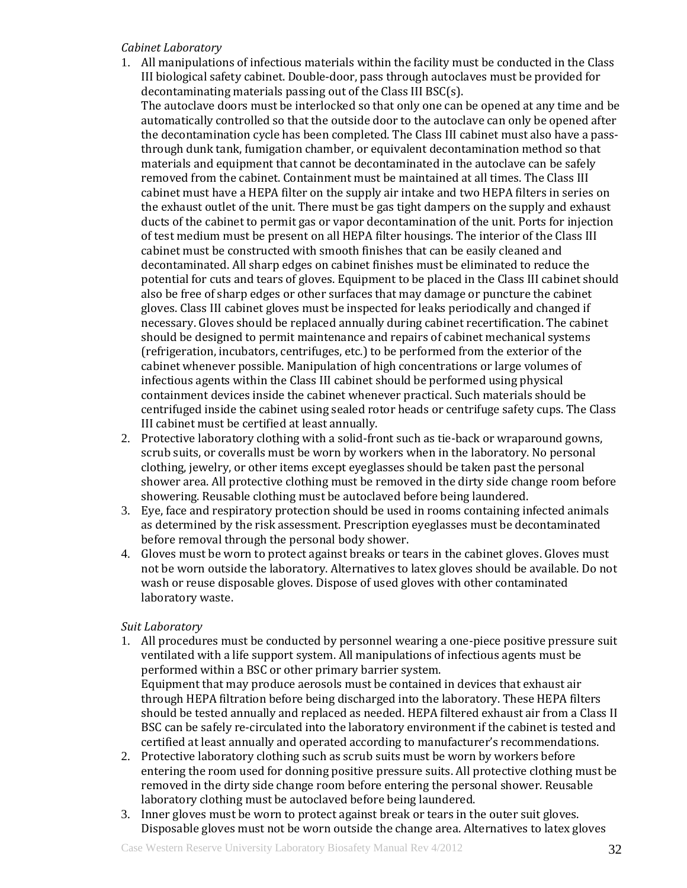*Cabinet Laboratory*

1. All manipulations of infectious materials within the facility must be conducted in the Class III biological safety cabinet. Double-door, pass through autoclaves must be provided for decontaminating materials passing out of the Class III BSC(s).
   The autoclave doors must be interlocked so that only one can be opened at any time and be automatically controlled so that the outside door to the autoclave can only be opened after the decontamination cycle has been completed. The Class III cabinet must also have a pass-through dunk tank, fumigation chamber, or equivalent decontamination method so that materials and equipment that cannot be decontaminated in the autoclave can be safely removed from the cabinet. Containment must be maintained at all times. The Class III cabinet must have a HEPA filter on the supply air intake and two HEPA filters in series on the exhaust outlet of the unit. There must be gas tight dampers on the supply and exhaust ducts of the cabinet to permit gas or vapor decontamination of the unit. Ports for injection of test medium must be present on all HEPA filter housings. The interior of the Class III cabinet must be constructed with smooth finishes that can be easily cleaned and decontaminated. All sharp edges on cabinet finishes must be eliminated to reduce the potential for cuts and tears of gloves. Equipment to be placed in the Class III cabinet should also be free of sharp edges or other surfaces that may damage or puncture the cabinet gloves. Class III cabinet gloves must be inspected for leaks periodically and changed if necessary. Gloves should be replaced annually during cabinet recertification. The cabinet should be designed to permit maintenance and repairs of cabinet mechanical systems (refrigeration, incubators, centrifuges, etc.) to be performed from the exterior of the cabinet whenever possible. Manipulation of high concentrations or large volumes of infectious agents within the Class III cabinet should be performed using physical containment devices inside the cabinet whenever practical. Such materials should be centrifuged inside the cabinet using sealed rotor heads or centrifuge safety cups. The Class III cabinet must be certified at least annually.
2. Protective laboratory clothing with a solid-front such as tie-back or wraparound gowns, scrub suits, or coveralls must be worn by workers when in the laboratory. No personal clothing, jewelry, or other items except eyeglasses should be taken past the personal shower area. All protective clothing must be removed in the dirty side change room before showering. Reusable clothing must be autoclaved before being laundered.
3. Eye, face and respiratory protection should be used in rooms containing infected animals as determined by the risk assessment. Prescription eyeglasses must be decontaminated before removal through the personal body shower.
4. Gloves must be worn to protect against breaks or tears in the cabinet gloves. Gloves must not be worn outside the laboratory. Alternatives to latex gloves should be available. Do not wash or reuse disposable gloves. Dispose of used gloves with other contaminated laboratory waste.

*Suit Laboratory*

1. All procedures must be conducted by personnel wearing a one-piece positive pressure suit ventilated with a life support system. All manipulations of infectious agents must be performed within a BSC or other primary barrier system.
   Equipment that may produce aerosols must be contained in devices that exhaust air through HEPA filtration before being discharged into the laboratory. These HEPA filters should be tested annually and replaced as needed. HEPA filtered exhaust air from a Class II BSC can be safely re-circulated into the laboratory environment if the cabinet is tested and certified at least annually and operated according to manufacturer's recommendations.
2. Protective laboratory clothing such as scrub suits must be worn by workers before entering the room used for donning positive pressure suits. All protective clothing must be removed in the dirty side change room before entering the personal shower. Reusable laboratory clothing must be autoclaved before being laundered.
3. Inner gloves must be worn to protect against break or tears in the outer suit gloves. Disposable gloves must not be worn outside the change area. Alternatives to latex gloves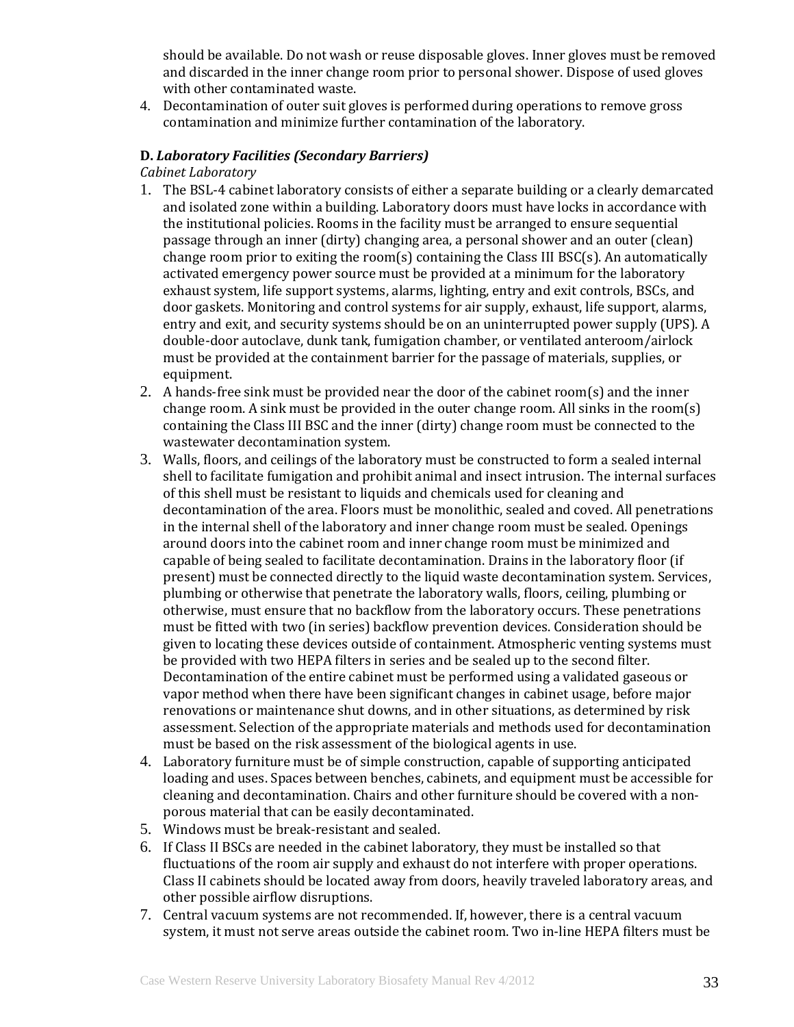should be available. Do not wash or reuse disposable gloves. Inner gloves must be removed and discarded in the inner change room prior to personal shower. Dispose of used gloves with other contaminated waste.

4. Decontamination of outer suit gloves is performed during operations to remove gross contamination and minimize further contamination of the laboratory.

**D. *Laboratory Facilities (Secondary Barriers)***

*Cabinet Laboratory*

1. The BSL-4 cabinet laboratory consists of either a separate building or a clearly demarcated and isolated zone within a building. Laboratory doors must have locks in accordance with the institutional policies. Rooms in the facility must be arranged to ensure sequential passage through an inner (dirty) changing area, a personal shower and an outer (clean) change room prior to exiting the room(s) containing the Class III BSC(s). An automatically activated emergency power source must be provided at a minimum for the laboratory exhaust system, life support systems, alarms, lighting, entry and exit controls, BSCs, and door gaskets. Monitoring and control systems for air supply, exhaust, life support, alarms, entry and exit, and security systems should be on an uninterrupted power supply (UPS). A double-door autoclave, dunk tank, fumigation chamber, or ventilated anteroom/airlock must be provided at the containment barrier for the passage of materials, supplies, or equipment.
2. A hands-free sink must be provided near the door of the cabinet room(s) and the inner change room. A sink must be provided in the outer change room. All sinks in the room(s) containing the Class III BSC and the inner (dirty) change room must be connected to the wastewater decontamination system.
3. Walls, floors, and ceilings of the laboratory must be constructed to form a sealed internal shell to facilitate fumigation and prohibit animal and insect intrusion. The internal surfaces of this shell must be resistant to liquids and chemicals used for cleaning and decontamination of the area. Floors must be monolithic, sealed and coved. All penetrations in the internal shell of the laboratory and inner change room must be sealed. Openings around doors into the cabinet room and inner change room must be minimized and capable of being sealed to facilitate decontamination. Drains in the laboratory floor (if present) must be connected directly to the liquid waste decontamination system. Services, plumbing or otherwise that penetrate the laboratory walls, floors, ceiling, plumbing or otherwise, must ensure that no backflow from the laboratory occurs. These penetrations must be fitted with two (in series) backflow prevention devices. Consideration should be given to locating these devices outside of containment. Atmospheric venting systems must be provided with two HEPA filters in series and be sealed up to the second filter. Decontamination of the entire cabinet must be performed using a validated gaseous or vapor method when there have been significant changes in cabinet usage, before major renovations or maintenance shut downs, and in other situations, as determined by risk assessment. Selection of the appropriate materials and methods used for decontamination must be based on the risk assessment of the biological agents in use.
4. Laboratory furniture must be of simple construction, capable of supporting anticipated loading and uses. Spaces between benches, cabinets, and equipment must be accessible for cleaning and decontamination. Chairs and other furniture should be covered with a non-porous material that can be easily decontaminated.
5. Windows must be break-resistant and sealed.
6. If Class II BSCs are needed in the cabinet laboratory, they must be installed so that fluctuations of the room air supply and exhaust do not interfere with proper operations. Class II cabinets should be located away from doors, heavily traveled laboratory areas, and other possible airflow disruptions.
7. Central vacuum systems are not recommended. If, however, there is a central vacuum system, it must not serve areas outside the cabinet room. Two in-line HEPA filters must be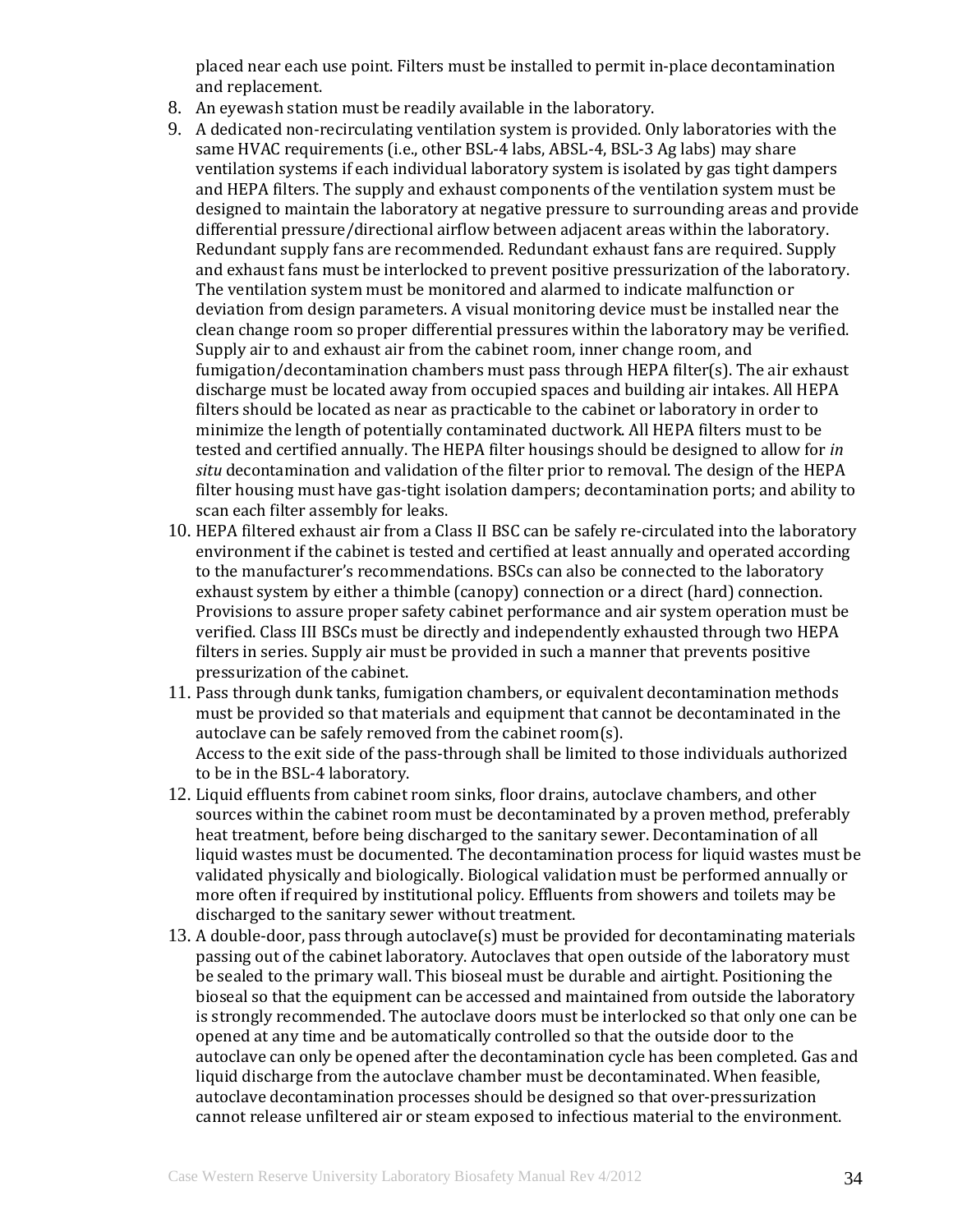placed near each use point. Filters must be installed to permit in-place decontamination and replacement.

8. An eyewash station must be readily available in the laboratory.
9. A dedicated non-recirculating ventilation system is provided. Only laboratories with the same HVAC requirements (i.e., other BSL-4 labs, ABSL-4, BSL-3 Ag labs) may share ventilation systems if each individual laboratory system is isolated by gas tight dampers and HEPA filters. The supply and exhaust components of the ventilation system must be designed to maintain the laboratory at negative pressure to surrounding areas and provide differential pressure/directional airflow between adjacent areas within the laboratory. Redundant supply fans are recommended. Redundant exhaust fans are required. Supply and exhaust fans must be interlocked to prevent positive pressurization of the laboratory. The ventilation system must be monitored and alarmed to indicate malfunction or deviation from design parameters. A visual monitoring device must be installed near the clean change room so proper differential pressures within the laboratory may be verified. Supply air to and exhaust air from the cabinet room, inner change room, and fumigation/decontamination chambers must pass through HEPA filter(s). The air exhaust discharge must be located away from occupied spaces and building air intakes. All HEPA filters should be located as near as practicable to the cabinet or laboratory in order to minimize the length of potentially contaminated ductwork. All HEPA filters must to be tested and certified annually. The HEPA filter housings should be designed to allow for *in situ* decontamination and validation of the filter prior to removal. The design of the HEPA filter housing must have gas-tight isolation dampers; decontamination ports; and ability to scan each filter assembly for leaks.
10. HEPA filtered exhaust air from a Class II BSC can be safely re-circulated into the laboratory environment if the cabinet is tested and certified at least annually and operated according to the manufacturer's recommendations. BSCs can also be connected to the laboratory exhaust system by either a thimble (canopy) connection or a direct (hard) connection. Provisions to assure proper safety cabinet performance and air system operation must be verified. Class III BSCs must be directly and independently exhausted through two HEPA filters in series. Supply air must be provided in such a manner that prevents positive pressurization of the cabinet.
11. Pass through dunk tanks, fumigation chambers, or equivalent decontamination methods must be provided so that materials and equipment that cannot be decontaminated in the autoclave can be safely removed from the cabinet room(s).
    Access to the exit side of the pass-through shall be limited to those individuals authorized to be in the BSL-4 laboratory.
12. Liquid effluents from cabinet room sinks, floor drains, autoclave chambers, and other sources within the cabinet room must be decontaminated by a proven method, preferably heat treatment, before being discharged to the sanitary sewer. Decontamination of all liquid wastes must be documented. The decontamination process for liquid wastes must be validated physically and biologically. Biological validation must be performed annually or more often if required by institutional policy. Effluents from showers and toilets may be discharged to the sanitary sewer without treatment.
13. A double-door, pass through autoclave(s) must be provided for decontaminating materials passing out of the cabinet laboratory. Autoclaves that open outside of the laboratory must be sealed to the primary wall. This bioseal must be durable and airtight. Positioning the bioseal so that the equipment can be accessed and maintained from outside the laboratory is strongly recommended. The autoclave doors must be interlocked so that only one can be opened at any time and be automatically controlled so that the outside door to the autoclave can only be opened after the decontamination cycle has been completed. Gas and liquid discharge from the autoclave chamber must be decontaminated. When feasible, autoclave decontamination processes should be designed so that over-pressurization cannot release unfiltered air or steam exposed to infectious material to the environment.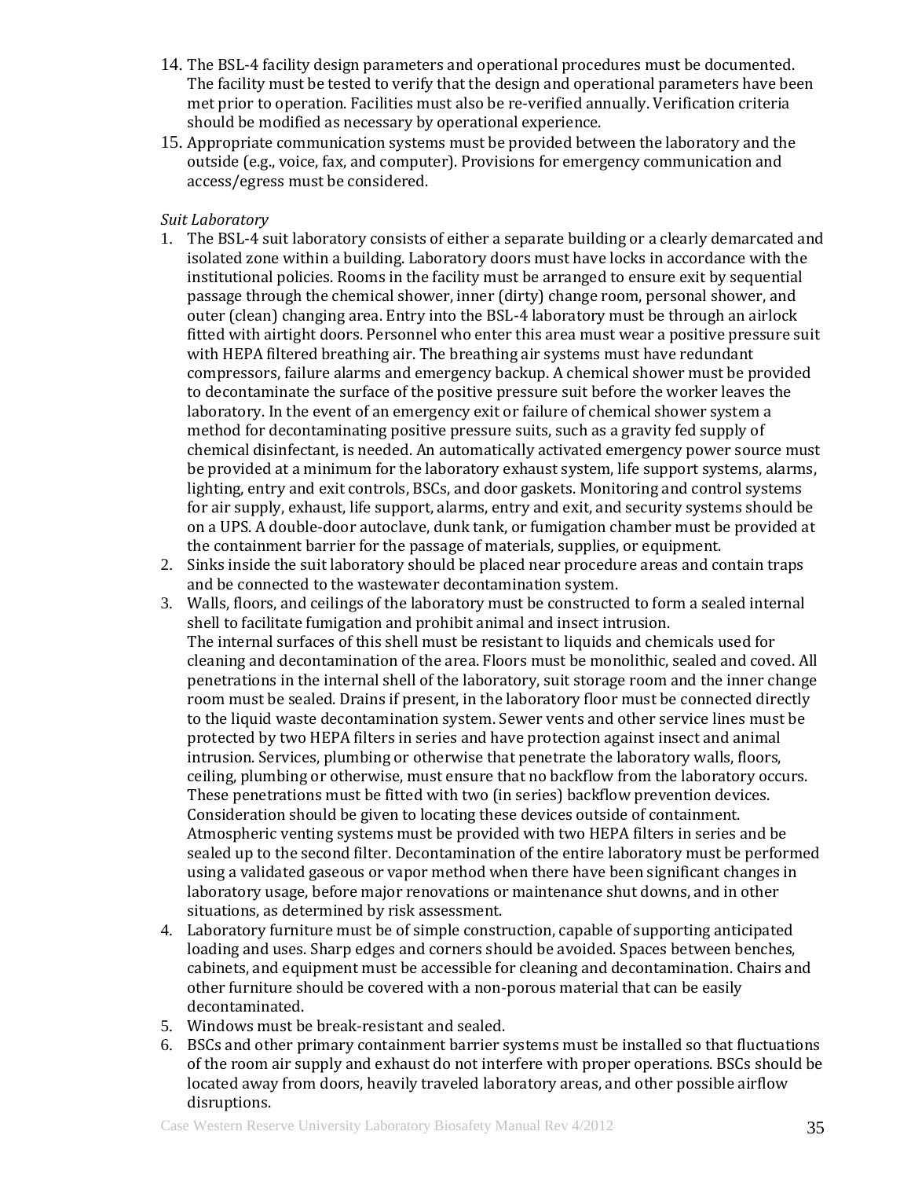14. The BSL-4 facility design parameters and operational procedures must be documented. The facility must be tested to verify that the design and operational parameters have been met prior to operation. Facilities must also be re-verified annually. Verification criteria should be modified as necessary by operational experience.
15. Appropriate communication systems must be provided between the laboratory and the outside (e.g., voice, fax, and computer). Provisions for emergency communication and access/egress must be considered.

*Suit Laboratory*

1. The BSL-4 suit laboratory consists of either a separate building or a clearly demarcated and isolated zone within a building. Laboratory doors must have locks in accordance with the institutional policies. Rooms in the facility must be arranged to ensure exit by sequential passage through the chemical shower, inner (dirty) change room, personal shower, and outer (clean) changing area. Entry into the BSL-4 laboratory must be through an airlock fitted with airtight doors. Personnel who enter this area must wear a positive pressure suit with HEPA filtered breathing air. The breathing air systems must have redundant compressors, failure alarms and emergency backup. A chemical shower must be provided to decontaminate the surface of the positive pressure suit before the worker leaves the laboratory. In the event of an emergency exit or failure of chemical shower system a method for decontaminating positive pressure suits, such as a gravity fed supply of chemical disinfectant, is needed. An automatically activated emergency power source must be provided at a minimum for the laboratory exhaust system, life support systems, alarms, lighting, entry and exit controls, BSCs, and door gaskets. Monitoring and control systems for air supply, exhaust, life support, alarms, entry and exit, and security systems should be on a UPS. A double-door autoclave, dunk tank, or fumigation chamber must be provided at the containment barrier for the passage of materials, supplies, or equipment.
2. Sinks inside the suit laboratory should be placed near procedure areas and contain traps and be connected to the wastewater decontamination system.
3. Walls, floors, and ceilings of the laboratory must be constructed to form a sealed internal shell to facilitate fumigation and prohibit animal and insect intrusion.
   The internal surfaces of this shell must be resistant to liquids and chemicals used for cleaning and decontamination of the area. Floors must be monolithic, sealed and coved. All penetrations in the internal shell of the laboratory, suit storage room and the inner change room must be sealed. Drains if present, in the laboratory floor must be connected directly to the liquid waste decontamination system. Sewer vents and other service lines must be protected by two HEPA filters in series and have protection against insect and animal intrusion. Services, plumbing or otherwise that penetrate the laboratory walls, floors, ceiling, plumbing or otherwise, must ensure that no backflow from the laboratory occurs. These penetrations must be fitted with two (in series) backflow prevention devices. Consideration should be given to locating these devices outside of containment. Atmospheric venting systems must be provided with two HEPA filters in series and be sealed up to the second filter. Decontamination of the entire laboratory must be performed using a validated gaseous or vapor method when there have been significant changes in laboratory usage, before major renovations or maintenance shut downs, and in other situations, as determined by risk assessment.
4. Laboratory furniture must be of simple construction, capable of supporting anticipated loading and uses. Sharp edges and corners should be avoided. Spaces between benches, cabinets, and equipment must be accessible for cleaning and decontamination. Chairs and other furniture should be covered with a non-porous material that can be easily decontaminated.
5. Windows must be break-resistant and sealed.
6. BSCs and other primary containment barrier systems must be installed so that fluctuations of the room air supply and exhaust do not interfere with proper operations. BSCs should be located away from doors, heavily traveled laboratory areas, and other possible airflow disruptions.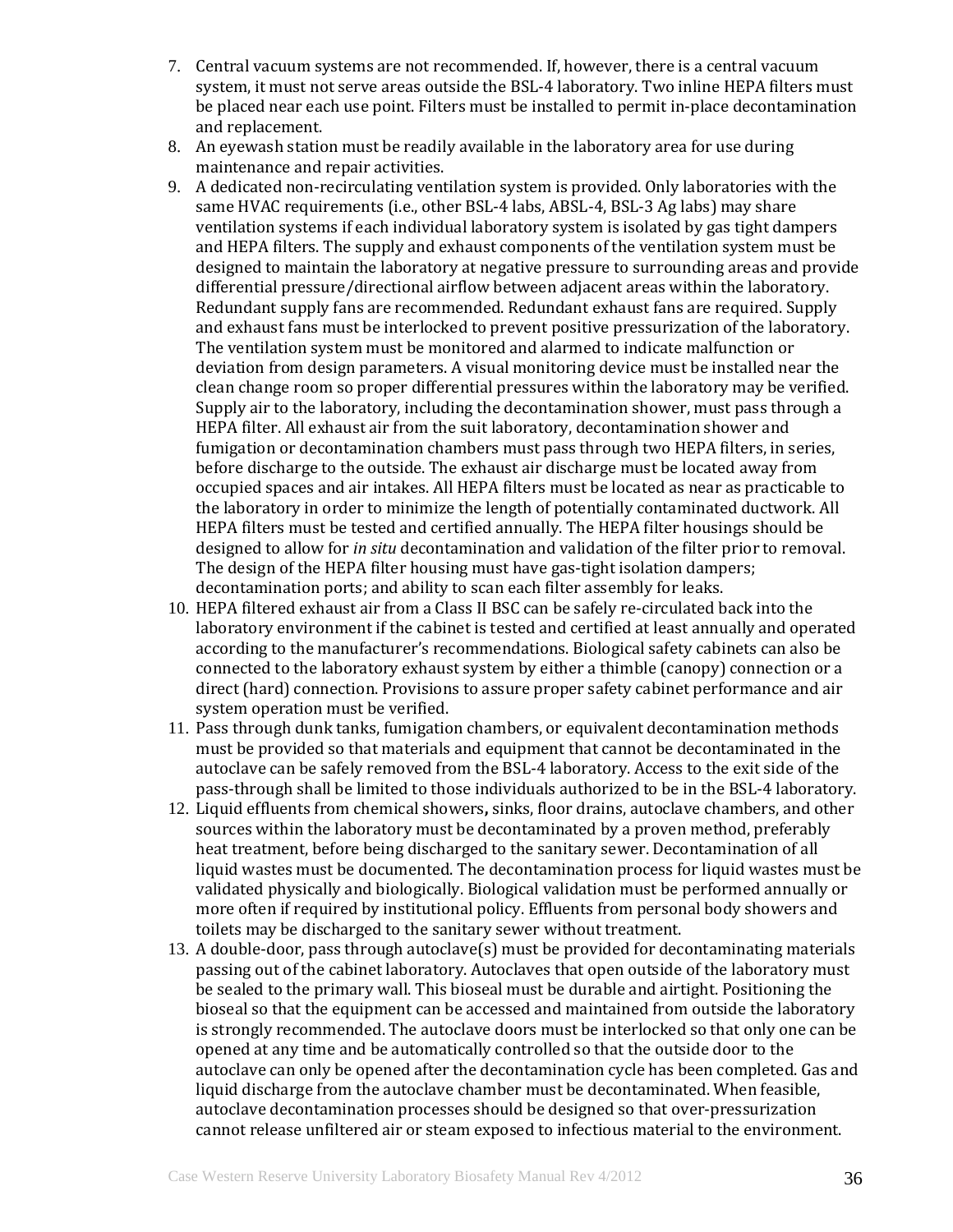7. Central vacuum systems are not recommended. If, however, there is a central vacuum system, it must not serve areas outside the BSL-4 laboratory. Two inline HEPA filters must be placed near each use point. Filters must be installed to permit in-place decontamination and replacement.
8. An eyewash station must be readily available in the laboratory area for use during maintenance and repair activities.
9. A dedicated non-recirculating ventilation system is provided. Only laboratories with the same HVAC requirements (i.e., other BSL-4 labs, ABSL-4, BSL-3 Ag labs) may share ventilation systems if each individual laboratory system is isolated by gas tight dampers and HEPA filters. The supply and exhaust components of the ventilation system must be designed to maintain the laboratory at negative pressure to surrounding areas and provide differential pressure/directional airflow between adjacent areas within the laboratory. Redundant supply fans are recommended. Redundant exhaust fans are required. Supply and exhaust fans must be interlocked to prevent positive pressurization of the laboratory. The ventilation system must be monitored and alarmed to indicate malfunction or deviation from design parameters. A visual monitoring device must be installed near the clean change room so proper differential pressures within the laboratory may be verified. Supply air to the laboratory, including the decontamination shower, must pass through a HEPA filter. All exhaust air from the suit laboratory, decontamination shower and fumigation or decontamination chambers must pass through two HEPA filters, in series, before discharge to the outside. The exhaust air discharge must be located away from occupied spaces and air intakes. All HEPA filters must be located as near as practicable to the laboratory in order to minimize the length of potentially contaminated ductwork. All HEPA filters must be tested and certified annually. The HEPA filter housings should be designed to allow for *in situ* decontamination and validation of the filter prior to removal. The design of the HEPA filter housing must have gas-tight isolation dampers; decontamination ports; and ability to scan each filter assembly for leaks.
10. HEPA filtered exhaust air from a Class II BSC can be safely re-circulated back into the laboratory environment if the cabinet is tested and certified at least annually and operated according to the manufacturer's recommendations. Biological safety cabinets can also be connected to the laboratory exhaust system by either a thimble (canopy) connection or a direct (hard) connection. Provisions to assure proper safety cabinet performance and air system operation must be verified.
11. Pass through dunk tanks, fumigation chambers, or equivalent decontamination methods must be provided so that materials and equipment that cannot be decontaminated in the autoclave can be safely removed from the BSL-4 laboratory. Access to the exit side of the pass-through shall be limited to those individuals authorized to be in the BSL-4 laboratory.
12. Liquid effluents from chemical showers**,** sinks, floor drains, autoclave chambers, and other sources within the laboratory must be decontaminated by a proven method, preferably heat treatment, before being discharged to the sanitary sewer. Decontamination of all liquid wastes must be documented. The decontamination process for liquid wastes must be validated physically and biologically. Biological validation must be performed annually or more often if required by institutional policy. Effluents from personal body showers and toilets may be discharged to the sanitary sewer without treatment.
13. A double-door, pass through autoclave(s) must be provided for decontaminating materials passing out of the cabinet laboratory. Autoclaves that open outside of the laboratory must be sealed to the primary wall. This bioseal must be durable and airtight. Positioning the bioseal so that the equipment can be accessed and maintained from outside the laboratory is strongly recommended. The autoclave doors must be interlocked so that only one can be opened at any time and be automatically controlled so that the outside door to the autoclave can only be opened after the decontamination cycle has been completed. Gas and liquid discharge from the autoclave chamber must be decontaminated. When feasible, autoclave decontamination processes should be designed so that over-pressurization cannot release unfiltered air or steam exposed to infectious material to the environment.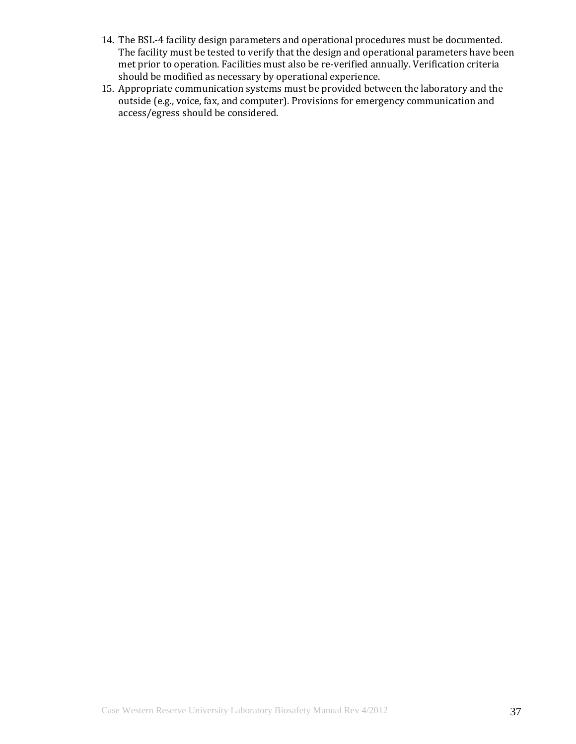14. The BSL-4 facility design parameters and operational procedures must be documented. The facility must be tested to verify that the design and operational parameters have been met prior to operation. Facilities must also be re-verified annually. Verification criteria should be modified as necessary by operational experience.
15. Appropriate communication systems must be provided between the laboratory and the outside (e.g., voice, fax, and computer). Provisions for emergency communication and access/egress should be considered.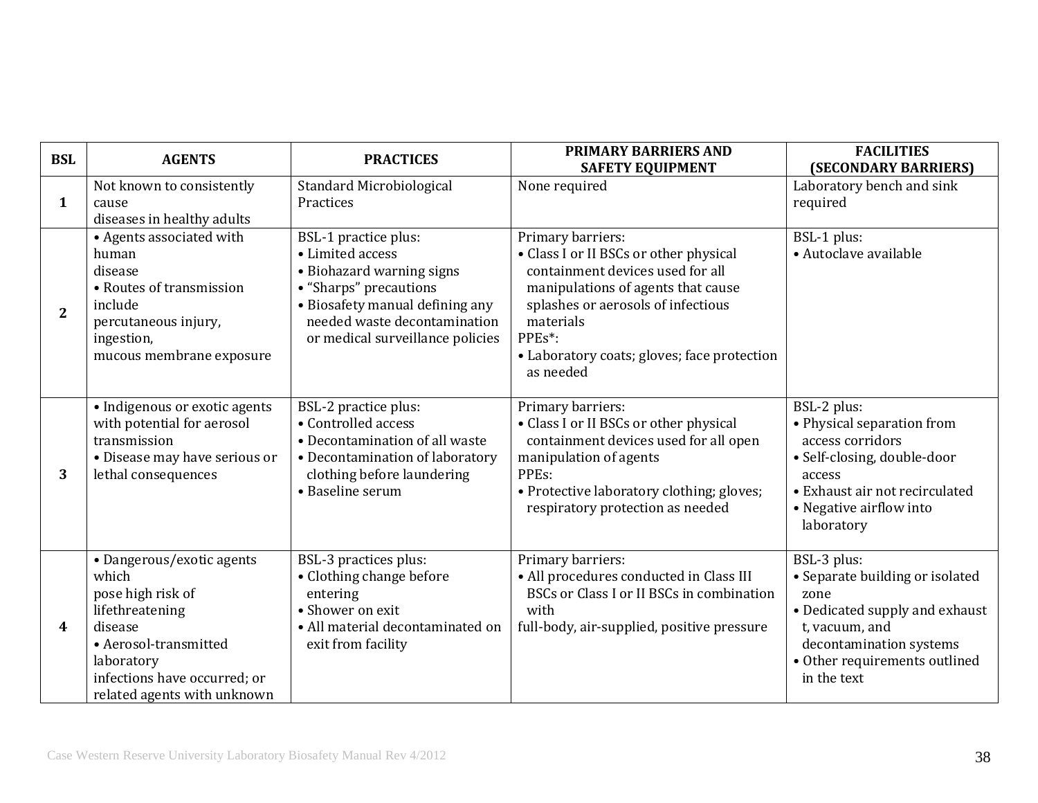| BSL | AGENTS | PRACTICES | PRIMARY BARRIERS AND SAFETY EQUIPMENT | FACILITIES (SECONDARY BARRIERS) |
|---|---|---|---|---|
| 1 | Not known to consistently cause diseases in healthy adults | Standard Microbiological Practices | None required | Laboratory bench and sink required |
| 2 | • Agents associated with human disease<br>• Routes of transmission include percutaneous injury, ingestion, mucous membrane exposure | BSL-1 practice plus:<br>• Limited access<br>• Biohazard warning signs<br>• "Sharps" precautions<br>• Biosafety manual defining any needed waste decontamination or medical surveillance policies | Primary barriers:<br>• Class I or II BSCs or other physical containment devices used for all manipulations of agents that cause splashes or aerosols of infectious materials<br>PPEs*:<br>• Laboratory coats; gloves; face protection as needed | BSL-1 plus:<br>• Autoclave available |
| 3 | • Indigenous or exotic agents with potential for aerosol transmission<br>• Disease may have serious or lethal consequences | BSL-2 practice plus:<br>• Controlled access<br>• Decontamination of all waste<br>• Decontamination of laboratory clothing before laundering<br>• Baseline serum | Primary barriers:<br>• Class I or II BSCs or other physical containment devices used for all open manipulation of agents<br>PPEs:<br>• Protective laboratory clothing; gloves; respiratory protection as needed | BSL-2 plus:<br>• Physical separation from access corridors<br>• Self-closing, double-door access<br>• Exhaust air not recirculated<br>• Negative airflow into laboratory |
| 4 | • Dangerous/exotic agents which pose high risk of lifethreatening disease<br>• Aerosol-transmitted laboratory infections have occurred; or related agents with unknown | BSL-3 practices plus:<br>• Clothing change before entering<br>• Shower on exit<br>• All material decontaminated on exit from facility | Primary barriers:<br>• All procedures conducted in Class III BSCs or Class I or II BSCs in combination with full-body, air-supplied, positive pressure | BSL-3 plus:<br>• Separate building or isolated zone<br>• Dedicated supply and exhaust t, vacuum, and decontamination systems<br>• Other requirements outlined in the text |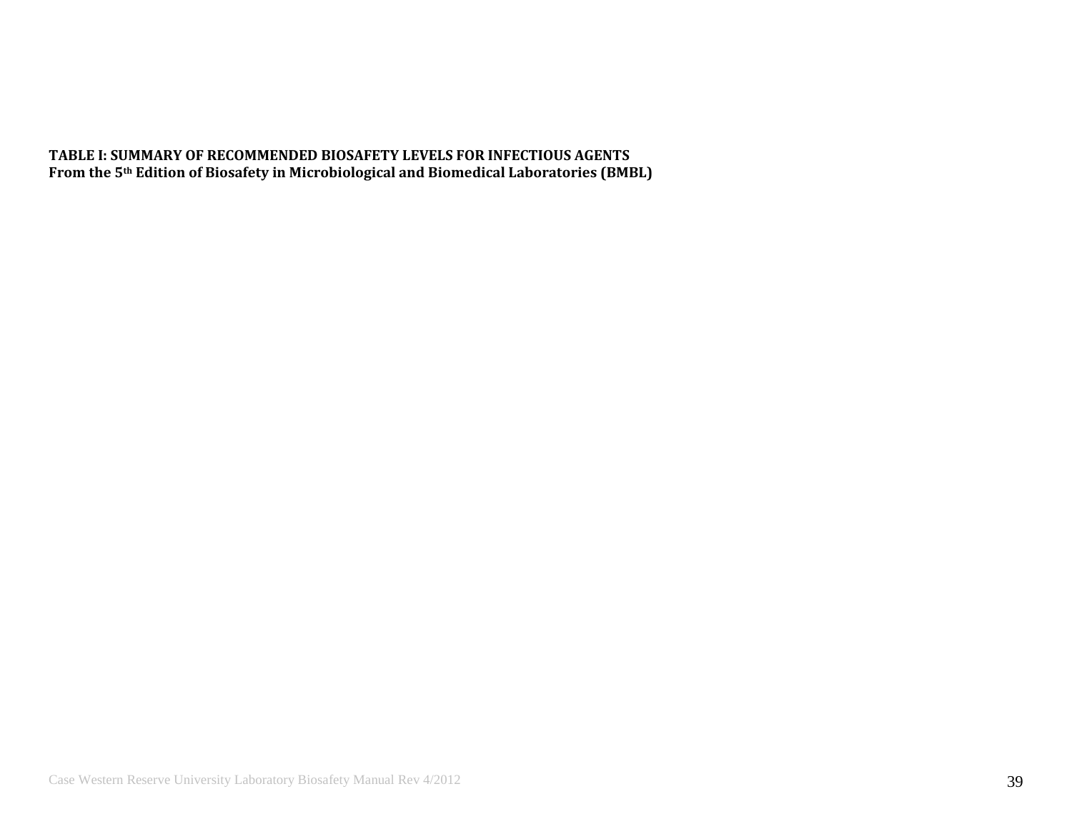**TABLE I: SUMMARY OF RECOMMENDED BIOSAFETY LEVELS FOR INFECTIOUS AGENTS**
**From the 5th Edition of Biosafety in Microbiological and Biomedical Laboratories (BMBL)**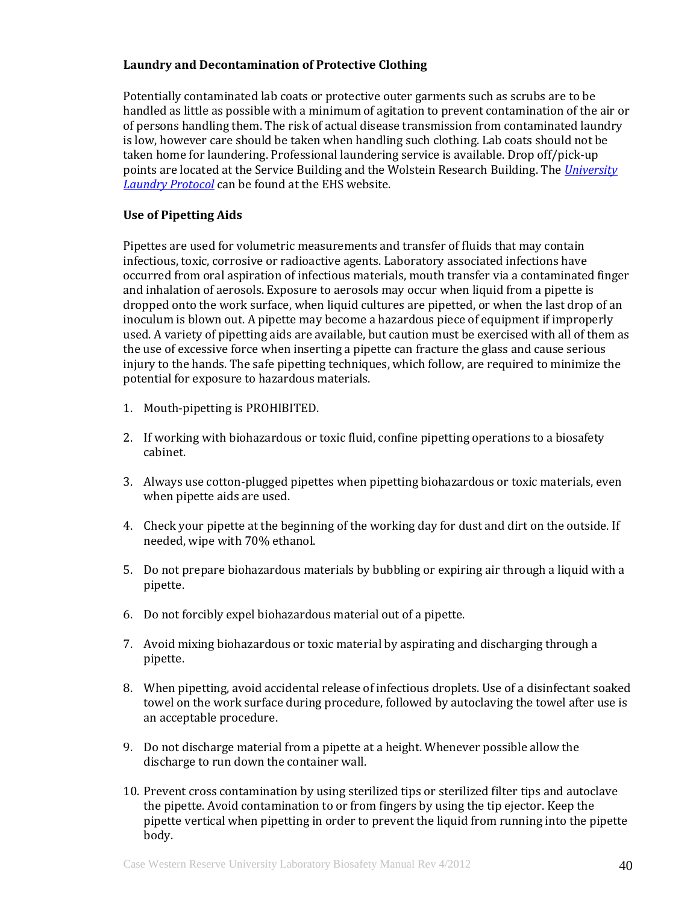### Laundry and Decontamination of Protective Clothing

Potentially contaminated lab coats or protective outer garments such as scrubs are to be handled as little as possible with a minimum of agitation to prevent contamination of the air or of persons handling them. The risk of actual disease transmission from contaminated laundry is low, however care should be taken when handling such clothing. Lab coats should not be taken home for laundering. Professional laundering service is available. Drop off/pick-up points are located at the Service Building and the Wolstein Research Building. The *University Laundry Protocol* can be found at the EHS website.

### Use of Pipetting Aids

Pipettes are used for volumetric measurements and transfer of fluids that may contain infectious, toxic, corrosive or radioactive agents. Laboratory associated infections have occurred from oral aspiration of infectious materials, mouth transfer via a contaminated finger and inhalation of aerosols. Exposure to aerosols may occur when liquid from a pipette is dropped onto the work surface, when liquid cultures are pipetted, or when the last drop of an inoculum is blown out. A pipette may become a hazardous piece of equipment if improperly used. A variety of pipetting aids are available, but caution must be exercised with all of them as the use of excessive force when inserting a pipette can fracture the glass and cause serious injury to the hands. The safe pipetting techniques, which follow, are required to minimize the potential for exposure to hazardous materials.

1. Mouth-pipetting is PROHIBITED.
2. If working with biohazardous or toxic fluid, confine pipetting operations to a biosafety cabinet.
3. Always use cotton-plugged pipettes when pipetting biohazardous or toxic materials, even when pipette aids are used.
4. Check your pipette at the beginning of the working day for dust and dirt on the outside. If needed, wipe with 70% ethanol.
5. Do not prepare biohazardous materials by bubbling or expiring air through a liquid with a pipette.
6. Do not forcibly expel biohazardous material out of a pipette.
7. Avoid mixing biohazardous or toxic material by aspirating and discharging through a pipette.
8. When pipetting, avoid accidental release of infectious droplets. Use of a disinfectant soaked towel on the work surface during procedure, followed by autoclaving the towel after use is an acceptable procedure.
9. Do not discharge material from a pipette at a height. Whenever possible allow the discharge to run down the container wall.
10. Prevent cross contamination by using sterilized tips or sterilized filter tips and autoclave the pipette. Avoid contamination to or from fingers by using the tip ejector. Keep the pipette vertical when pipetting in order to prevent the liquid from running into the pipette body.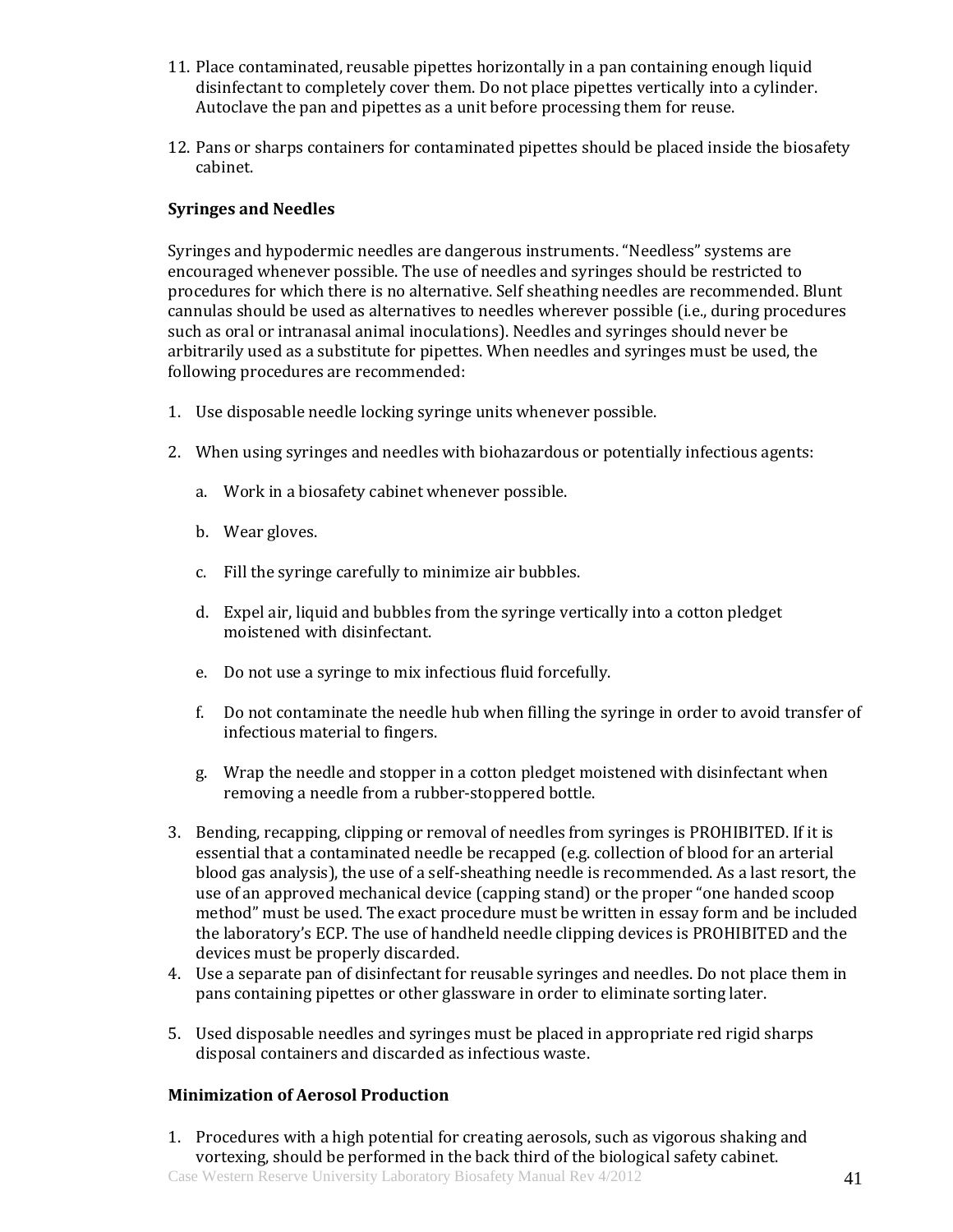11. Place contaminated, reusable pipettes horizontally in a pan containing enough liquid disinfectant to completely cover them. Do not place pipettes vertically into a cylinder. Autoclave the pan and pipettes as a unit before processing them for reuse.

12. Pans or sharps containers for contaminated pipettes should be placed inside the biosafety cabinet.

**Syringes and Needles**

Syringes and hypodermic needles are dangerous instruments. "Needless" systems are encouraged whenever possible. The use of needles and syringes should be restricted to procedures for which there is no alternative. Self sheathing needles are recommended. Blunt cannulas should be used as alternatives to needles wherever possible (i.e., during procedures such as oral or intranasal animal inoculations). Needles and syringes should never be arbitrarily used as a substitute for pipettes. When needles and syringes must be used, the following procedures are recommended:

1. Use disposable needle locking syringe units whenever possible.

2. When using syringes and needles with biohazardous or potentially infectious agents:

    a. Work in a biosafety cabinet whenever possible.

    b. Wear gloves.

    c. Fill the syringe carefully to minimize air bubbles.

    d. Expel air, liquid and bubbles from the syringe vertically into a cotton pledget moistened with disinfectant.

    e. Do not use a syringe to mix infectious fluid forcefully.

    f. Do not contaminate the needle hub when filling the syringe in order to avoid transfer of infectious material to fingers.

    g. Wrap the needle and stopper in a cotton pledget moistened with disinfectant when removing a needle from a rubber-stoppered bottle.

3. Bending, recapping, clipping or removal of needles from syringes is PROHIBITED. If it is essential that a contaminated needle be recapped (e.g. collection of blood for an arterial blood gas analysis), the use of a self-sheathing needle is recommended. As a last resort, the use of an approved mechanical device (capping stand) or the proper "one handed scoop method" must be used. The exact procedure must be written in essay form and be included the laboratory's ECP. The use of handheld needle clipping devices is PROHIBITED and the devices must be properly discarded.
4. Use a separate pan of disinfectant for reusable syringes and needles. Do not place them in pans containing pipettes or other glassware in order to eliminate sorting later.

5. Used disposable needles and syringes must be placed in appropriate red rigid sharps disposal containers and discarded as infectious waste.

**Minimization of Aerosol Production**

1. Procedures with a high potential for creating aerosols, such as vigorous shaking and vortexing, should be performed in the back third of the biological safety cabinet.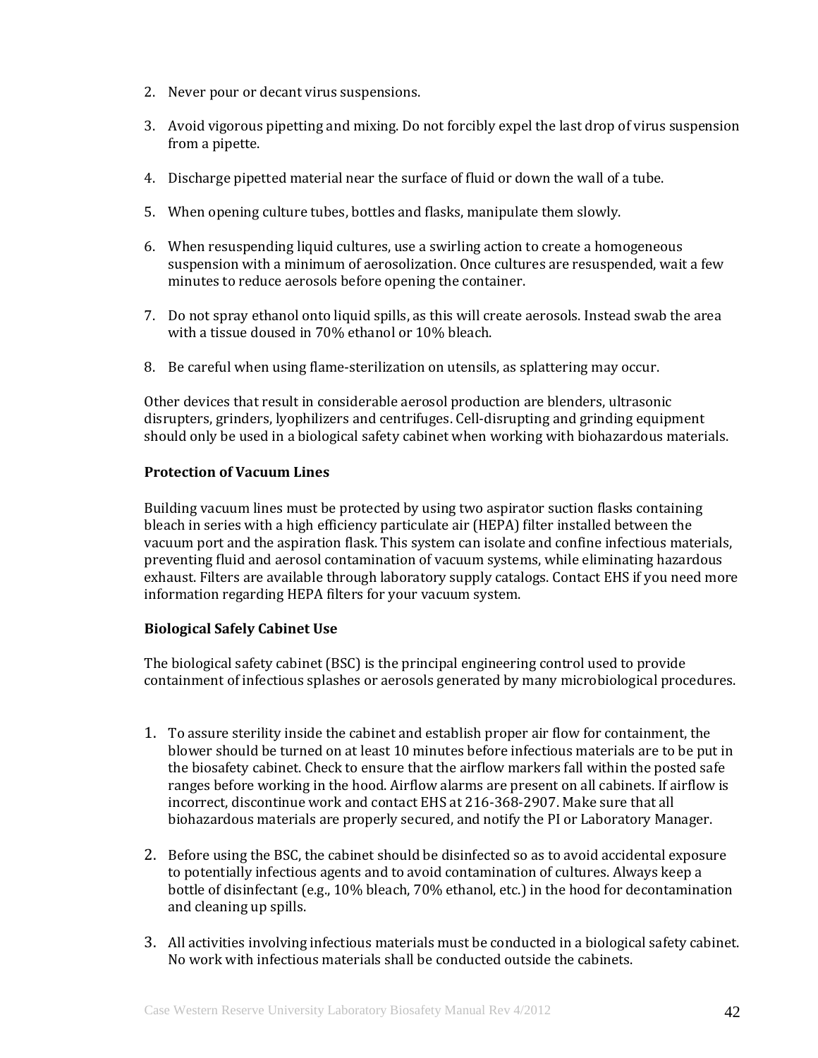2. Never pour or decant virus suspensions.

3. Avoid vigorous pipetting and mixing. Do not forcibly expel the last drop of virus suspension from a pipette.

4. Discharge pipetted material near the surface of fluid or down the wall of a tube.

5. When opening culture tubes, bottles and flasks, manipulate them slowly.

6. When resuspending liquid cultures, use a swirling action to create a homogeneous suspension with a minimum of aerosolization. Once cultures are resuspended, wait a few minutes to reduce aerosols before opening the container.

7. Do not spray ethanol onto liquid spills, as this will create aerosols. Instead swab the area with a tissue doused in 70% ethanol or 10% bleach.

8. Be careful when using flame-sterilization on utensils, as splattering may occur.

Other devices that result in considerable aerosol production are blenders, ultrasonic disrupters, grinders, lyophilizers and centrifuges. Cell-disrupting and grinding equipment should only be used in a biological safety cabinet when working with biohazardous materials.

**Protection of Vacuum Lines**

Building vacuum lines must be protected by using two aspirator suction flasks containing bleach in series with a high efficiency particulate air (HEPA) filter installed between the vacuum port and the aspiration flask. This system can isolate and confine infectious materials, preventing fluid and aerosol contamination of vacuum systems, while eliminating hazardous exhaust. Filters are available through laboratory supply catalogs. Contact EHS if you need more information regarding HEPA filters for your vacuum system.

**Biological Safely Cabinet Use**

The biological safety cabinet (BSC) is the principal engineering control used to provide containment of infectious splashes or aerosols generated by many microbiological procedures.

1. To assure sterility inside the cabinet and establish proper air flow for containment, the blower should be turned on at least 10 minutes before infectious materials are to be put in the biosafety cabinet. Check to ensure that the airflow markers fall within the posted safe ranges before working in the hood. Airflow alarms are present on all cabinets. If airflow is incorrect, discontinue work and contact EHS at 216-368-2907. Make sure that all biohazardous materials are properly secured, and notify the PI or Laboratory Manager.

2. Before using the BSC, the cabinet should be disinfected so as to avoid accidental exposure to potentially infectious agents and to avoid contamination of cultures. Always keep a bottle of disinfectant (e.g., 10% bleach, 70% ethanol, etc.) in the hood for decontamination and cleaning up spills.

3. All activities involving infectious materials must be conducted in a biological safety cabinet. No work with infectious materials shall be conducted outside the cabinets.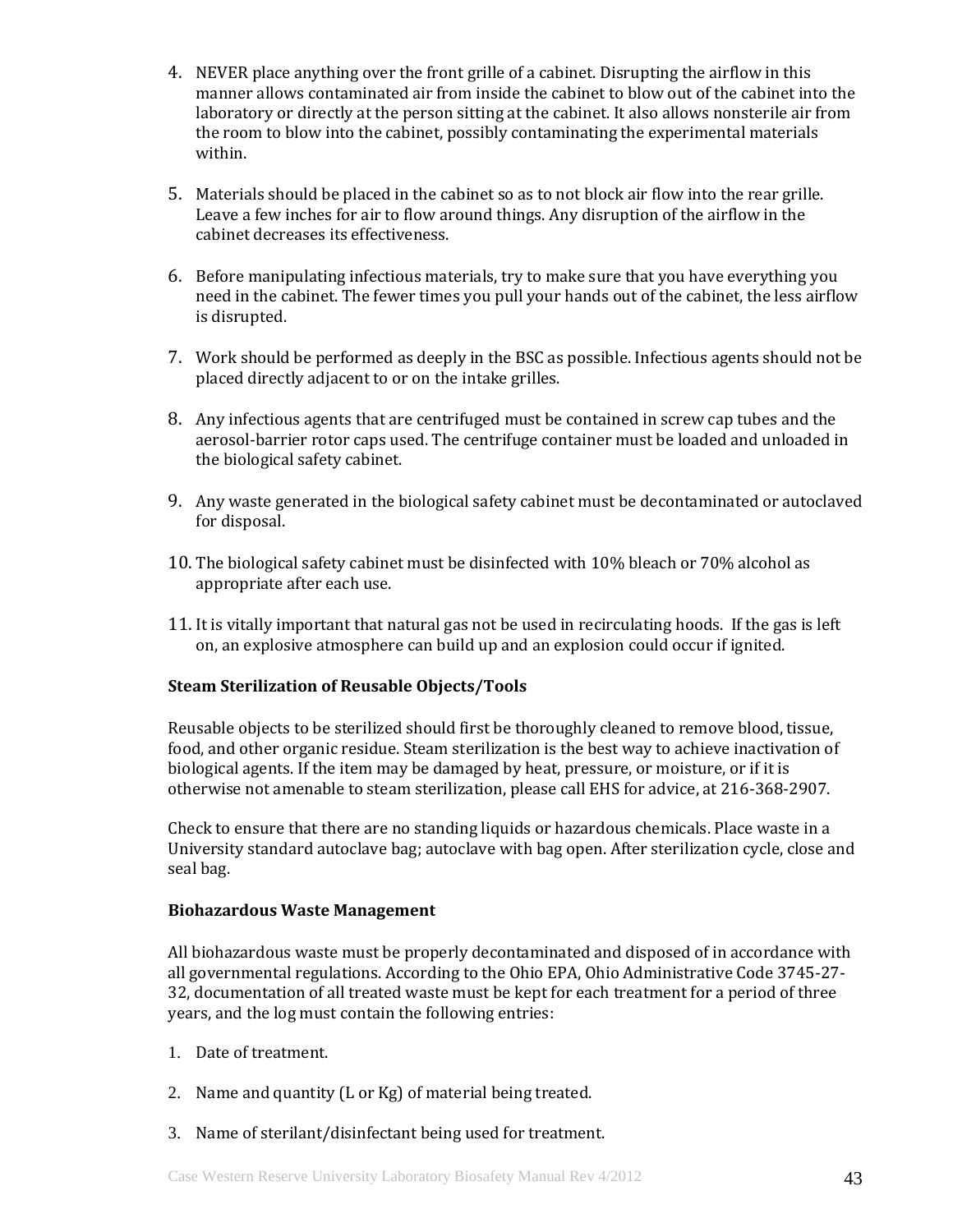4. NEVER place anything over the front grille of a cabinet. Disrupting the airflow in this manner allows contaminated air from inside the cabinet to blow out of the cabinet into the laboratory or directly at the person sitting at the cabinet. It also allows nonsterile air from the room to blow into the cabinet, possibly contaminating the experimental materials within.

5. Materials should be placed in the cabinet so as to not block air flow into the rear grille. Leave a few inches for air to flow around things. Any disruption of the airflow in the cabinet decreases its effectiveness.

6. Before manipulating infectious materials, try to make sure that you have everything you need in the cabinet. The fewer times you pull your hands out of the cabinet, the less airflow is disrupted.

7. Work should be performed as deeply in the BSC as possible. Infectious agents should not be placed directly adjacent to or on the intake grilles.

8. Any infectious agents that are centrifuged must be contained in screw cap tubes and the aerosol-barrier rotor caps used. The centrifuge container must be loaded and unloaded in the biological safety cabinet.

9. Any waste generated in the biological safety cabinet must be decontaminated or autoclaved for disposal.

10. The biological safety cabinet must be disinfected with 10% bleach or 70% alcohol as appropriate after each use.

11. It is vitally important that natural gas not be used in recirculating hoods. If the gas is left on, an explosive atmosphere can build up and an explosion could occur if ignited.

**Steam Sterilization of Reusable Objects/Tools**

Reusable objects to be sterilized should first be thoroughly cleaned to remove blood, tissue, food, and other organic residue. Steam sterilization is the best way to achieve inactivation of biological agents. If the item may be damaged by heat, pressure, or moisture, or if it is otherwise not amenable to steam sterilization, please call EHS for advice, at 216-368-2907.

Check to ensure that there are no standing liquids or hazardous chemicals. Place waste in a University standard autoclave bag; autoclave with bag open. After sterilization cycle, close and seal bag.

**Biohazardous Waste Management**

All biohazardous waste must be properly decontaminated and disposed of in accordance with all governmental regulations. According to the Ohio EPA, Ohio Administrative Code 3745-27-32, documentation of all treated waste must be kept for each treatment for a period of three years, and the log must contain the following entries:

1. Date of treatment.

2. Name and quantity (L or Kg) of material being treated.

3. Name of sterilant/disinfectant being used for treatment.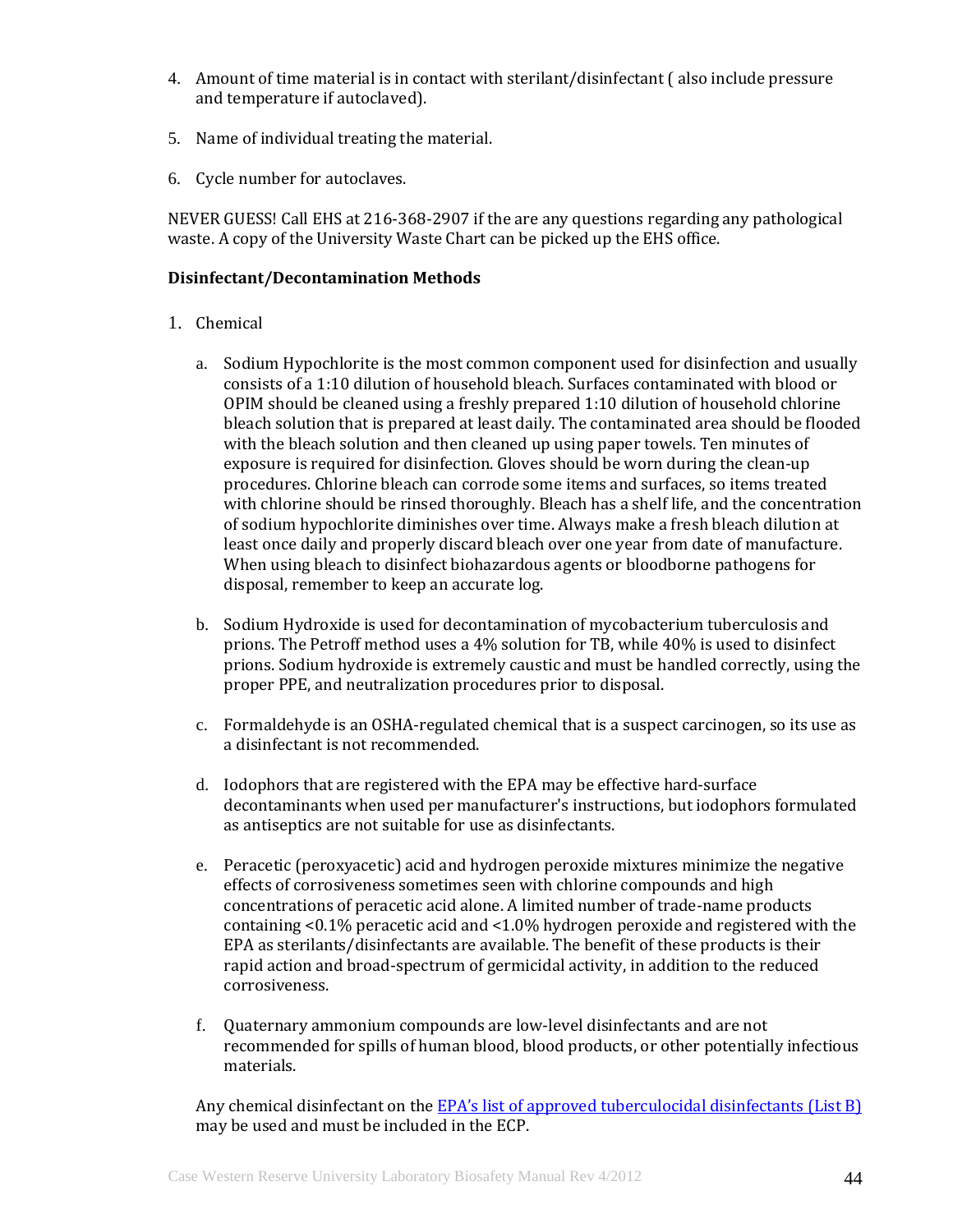4. Amount of time material is in contact with sterilant/disinfectant ( also include pressure and temperature if autoclaved).

5. Name of individual treating the material.

6. Cycle number for autoclaves.

NEVER GUESS! Call EHS at 216-368-2907 if the are any questions regarding any pathological waste. A copy of the University Waste Chart can be picked up the EHS office.

**Disinfectant/Decontamination Methods**

1. Chemical

   a. Sodium Hypochlorite is the most common component used for disinfection and usually consists of a 1:10 dilution of household bleach. Surfaces contaminated with blood or OPIM should be cleaned using a freshly prepared 1:10 dilution of household chlorine bleach solution that is prepared at least daily. The contaminated area should be flooded with the bleach solution and then cleaned up using paper towels. Ten minutes of exposure is required for disinfection. Gloves should be worn during the clean-up procedures. Chlorine bleach can corrode some items and surfaces, so items treated with chlorine should be rinsed thoroughly. Bleach has a shelf life, and the concentration of sodium hypochlorite diminishes over time. Always make a fresh bleach dilution at least once daily and properly discard bleach over one year from date of manufacture. When using bleach to disinfect biohazardous agents or bloodborne pathogens for disposal, remember to keep an accurate log.

   b. Sodium Hydroxide is used for decontamination of mycobacterium tuberculosis and prions. The Petroff method uses a 4% solution for TB, while 40% is used to disinfect prions. Sodium hydroxide is extremely caustic and must be handled correctly, using the proper PPE, and neutralization procedures prior to disposal.

   c. Formaldehyde is an OSHA-regulated chemical that is a suspect carcinogen, so its use as a disinfectant is not recommended.

   d. Iodophors that are registered with the EPA may be effective hard-surface decontaminants when used per manufacturer's instructions, but iodophors formulated as antiseptics are not suitable for use as disinfectants.

   e. Peracetic (peroxyacetic) acid and hydrogen peroxide mixtures minimize the negative effects of corrosiveness sometimes seen with chlorine compounds and high concentrations of peracetic acid alone. A limited number of trade-name products containing <0.1% peracetic acid and <1.0% hydrogen peroxide and registered with the EPA as sterilants/disinfectants are available. The benefit of these products is their rapid action and broad-spectrum of germicidal activity, in addition to the reduced corrosiveness.

   f. Quaternary ammonium compounds are low-level disinfectants and are not recommended for spills of human blood, blood products, or other potentially infectious materials.

   Any chemical disinfectant on the EPA's list of approved tuberculocidal disinfectants (List B) may be used and must be included in the ECP.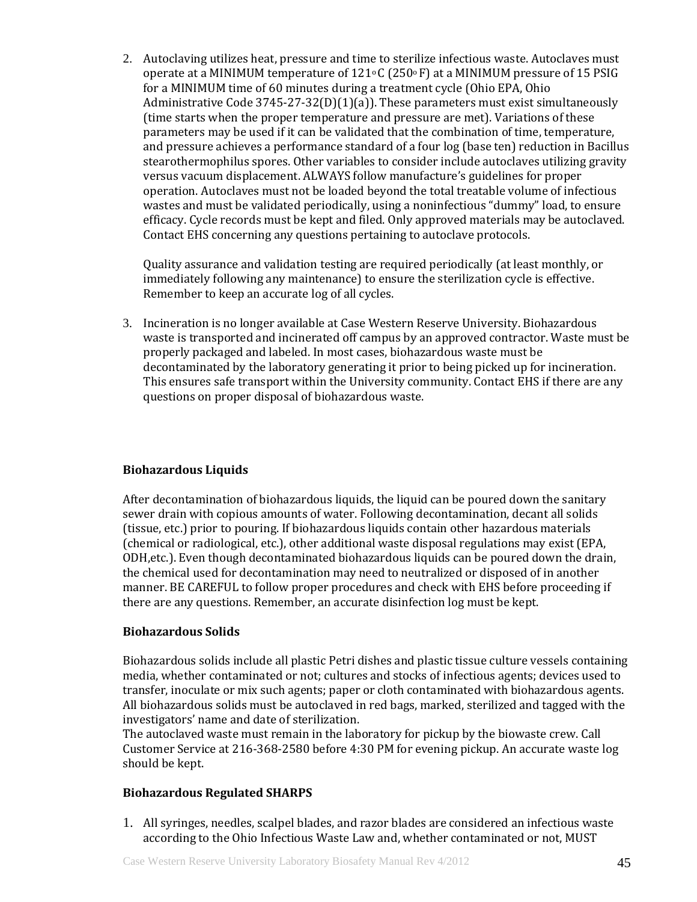2. Autoclaving utilizes heat, pressure and time to sterilize infectious waste. Autoclaves must operate at a MINIMUM temperature of 121° C (250° F) at a MINIMUM pressure of 15 PSIG for a MINIMUM time of 60 minutes during a treatment cycle (Ohio EPA, Ohio Administrative Code 3745-27-32(D)(1)(a)). These parameters must exist simultaneously (time starts when the proper temperature and pressure are met). Variations of these parameters may be used if it can be validated that the combination of time, temperature, and pressure achieves a performance standard of a four log (base ten) reduction in Bacillus stearothermophilus spores. Other variables to consider include autoclaves utilizing gravity versus vacuum displacement. ALWAYS follow manufacture's guidelines for proper operation. Autoclaves must not be loaded beyond the total treatable volume of infectious wastes and must be validated periodically, using a noninfectious "dummy" load, to ensure efficacy. Cycle records must be kept and filed. Only approved materials may be autoclaved. Contact EHS concerning any questions pertaining to autoclave protocols.

   Quality assurance and validation testing are required periodically (at least monthly, or immediately following any maintenance) to ensure the sterilization cycle is effective. Remember to keep an accurate log of all cycles.

3. Incineration is no longer available at Case Western Reserve University. Biohazardous waste is transported and incinerated off campus by an approved contractor. Waste must be properly packaged and labeled. In most cases, biohazardous waste must be decontaminated by the laboratory generating it prior to being picked up for incineration. This ensures safe transport within the University community. Contact EHS if there are any questions on proper disposal of biohazardous waste.

**Biohazardous Liquids**

After decontamination of biohazardous liquids, the liquid can be poured down the sanitary sewer drain with copious amounts of water. Following decontamination, decant all solids (tissue, etc.) prior to pouring. If biohazardous liquids contain other hazardous materials (chemical or radiological, etc.), other additional waste disposal regulations may exist (EPA, ODH,etc.). Even though decontaminated biohazardous liquids can be poured down the drain, the chemical used for decontamination may need to neutralized or disposed of in another manner. BE CAREFUL to follow proper procedures and check with EHS before proceeding if there are any questions. Remember, an accurate disinfection log must be kept.

**Biohazardous Solids**

Biohazardous solids include all plastic Petri dishes and plastic tissue culture vessels containing media, whether contaminated or not; cultures and stocks of infectious agents; devices used to transfer, inoculate or mix such agents; paper or cloth contaminated with biohazardous agents. All biohazardous solids must be autoclaved in red bags, marked, sterilized and tagged with the investigators' name and date of sterilization.
The autoclaved waste must remain in the laboratory for pickup by the biowaste crew. Call Customer Service at 216-368-2580 before 4:30 PM for evening pickup. An accurate waste log should be kept.

**Biohazardous Regulated SHARPS**

1. All syringes, needles, scalpel blades, and razor blades are considered an infectious waste according to the Ohio Infectious Waste Law and, whether contaminated or not, MUST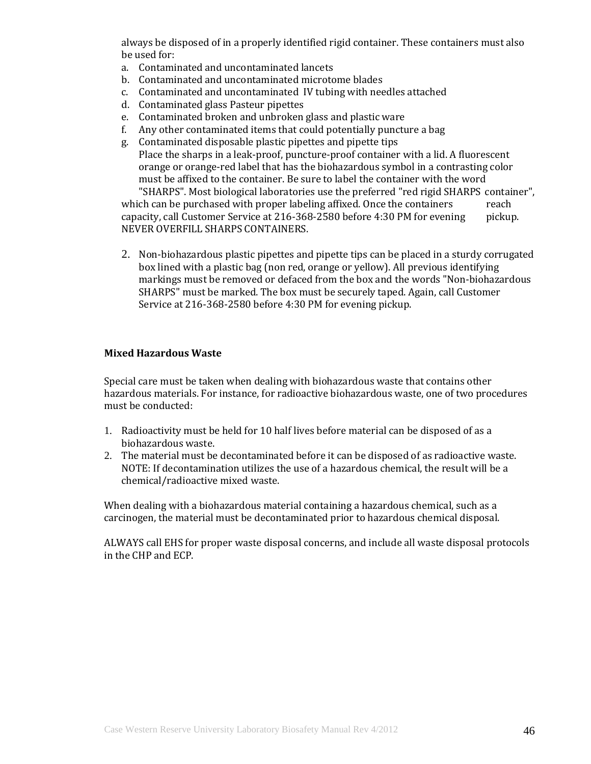always be disposed of in a properly identified rigid container. These containers must also be used for:

a. Contaminated and uncontaminated lancets
b. Contaminated and uncontaminated microtome blades
c. Contaminated and uncontaminated IV tubing with needles attached
d. Contaminated glass Pasteur pipettes
e. Contaminated broken and unbroken glass and plastic ware
f. Any other contaminated items that could potentially puncture a bag
g. Contaminated disposable plastic pipettes and pipette tips

Place the sharps in a leak-proof, puncture-proof container with a lid. A fluorescent orange or orange-red label that has the biohazardous symbol in a contrasting color must be affixed to the container. Be sure to label the container with the word "SHARPS". Most biological laboratories use the preferred "red rigid SHARPS container", which can be purchased with proper labeling affixed. Once the containers reach capacity, call Customer Service at 216-368-2580 before 4:30 PM for evening pickup. NEVER OVERFILL SHARPS CONTAINERS.

2. Non-biohazardous plastic pipettes and pipette tips can be placed in a sturdy corrugated box lined with a plastic bag (non red, orange or yellow). All previous identifying markings must be removed or defaced from the box and the words "Non-biohazardous SHARPS" must be marked. The box must be securely taped. Again, call Customer Service at 216-368-2580 before 4:30 PM for evening pickup.

**Mixed Hazardous Waste**

Special care must be taken when dealing with biohazardous waste that contains other hazardous materials. For instance, for radioactive biohazardous waste, one of two procedures must be conducted:

1. Radioactivity must be held for 10 half lives before material can be disposed of as a biohazardous waste.
2. The material must be decontaminated before it can be disposed of as radioactive waste. NOTE: If decontamination utilizes the use of a hazardous chemical, the result will be a chemical/radioactive mixed waste.

When dealing with a biohazardous material containing a hazardous chemical, such as a carcinogen, the material must be decontaminated prior to hazardous chemical disposal.

ALWAYS call EHS for proper waste disposal concerns, and include all waste disposal protocols in the CHP and ECP.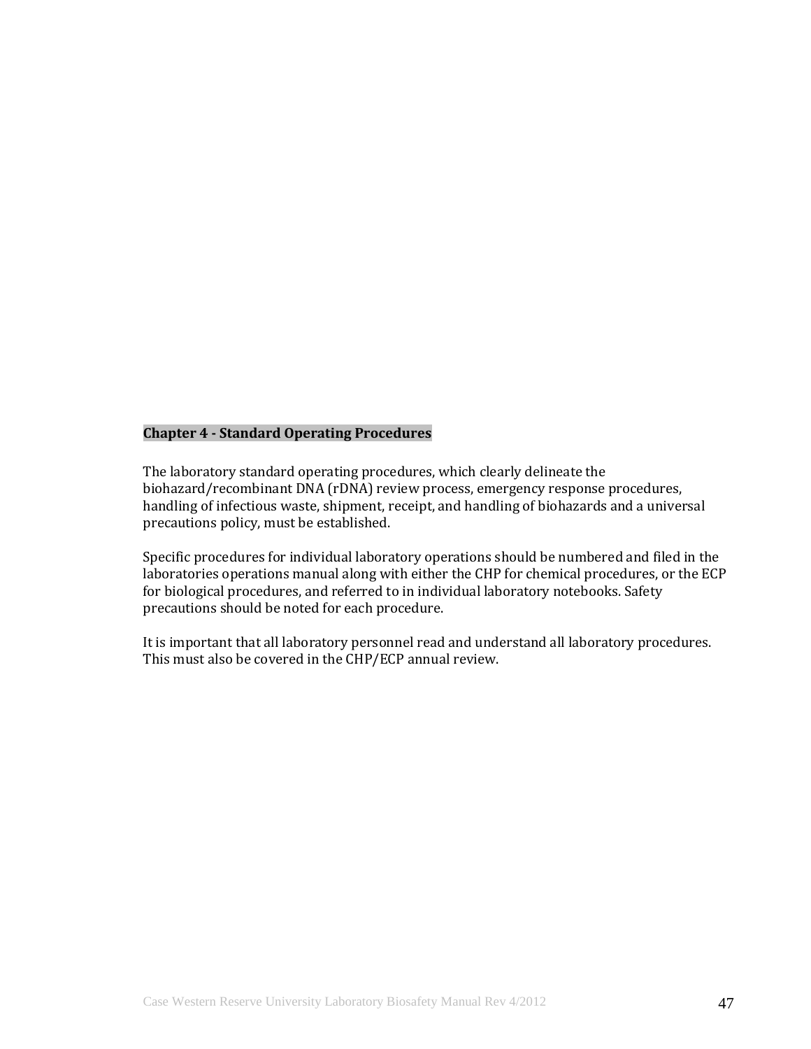## Chapter 4 - Standard Operating Procedures

The laboratory standard operating procedures, which clearly delineate the biohazard/recombinant DNA (rDNA) review process, emergency response procedures, handling of infectious waste, shipment, receipt, and handling of biohazards and a universal precautions policy, must be established.

Specific procedures for individual laboratory operations should be numbered and filed in the laboratories operations manual along with either the CHP for chemical procedures, or the ECP for biological procedures, and referred to in individual laboratory notebooks. Safety precautions should be noted for each procedure.

It is important that all laboratory personnel read and understand all laboratory procedures. This must also be covered in the CHP/ECP annual review.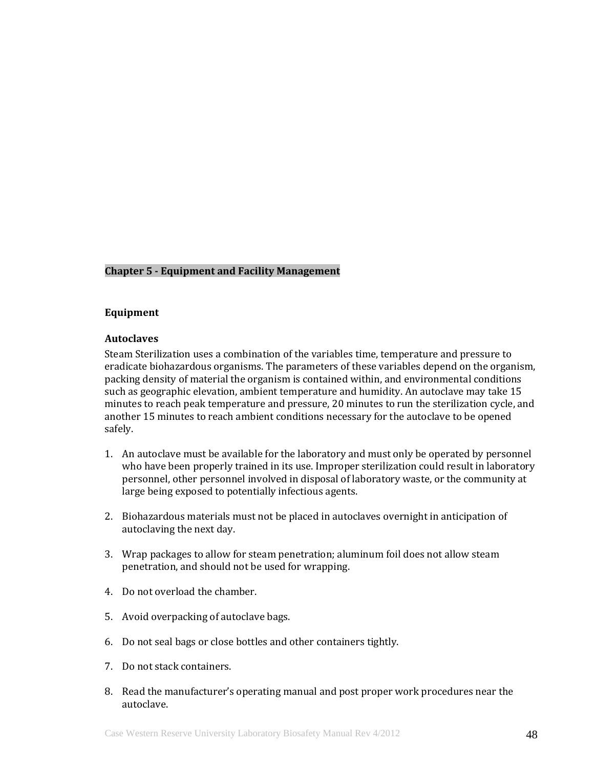## Chapter 5 - Equipment and Facility Management

### Equipment

#### Autoclaves

Steam Sterilization uses a combination of the variables time, temperature and pressure to eradicate biohazardous organisms. The parameters of these variables depend on the organism, packing density of material the organism is contained within, and environmental conditions such as geographic elevation, ambient temperature and humidity. An autoclave may take 15 minutes to reach peak temperature and pressure, 20 minutes to run the sterilization cycle, and another 15 minutes to reach ambient conditions necessary for the autoclave to be opened safely.

1. An autoclave must be available for the laboratory and must only be operated by personnel who have been properly trained in its use. Improper sterilization could result in laboratory personnel, other personnel involved in disposal of laboratory waste, or the community at large being exposed to potentially infectious agents.

2. Biohazardous materials must not be placed in autoclaves overnight in anticipation of autoclaving the next day.

3. Wrap packages to allow for steam penetration; aluminum foil does not allow steam penetration, and should not be used for wrapping.

4. Do not overload the chamber.

5. Avoid overpacking of autoclave bags.

6. Do not seal bags or close bottles and other containers tightly.

7. Do not stack containers.

8. Read the manufacturer's operating manual and post proper work procedures near the autoclave.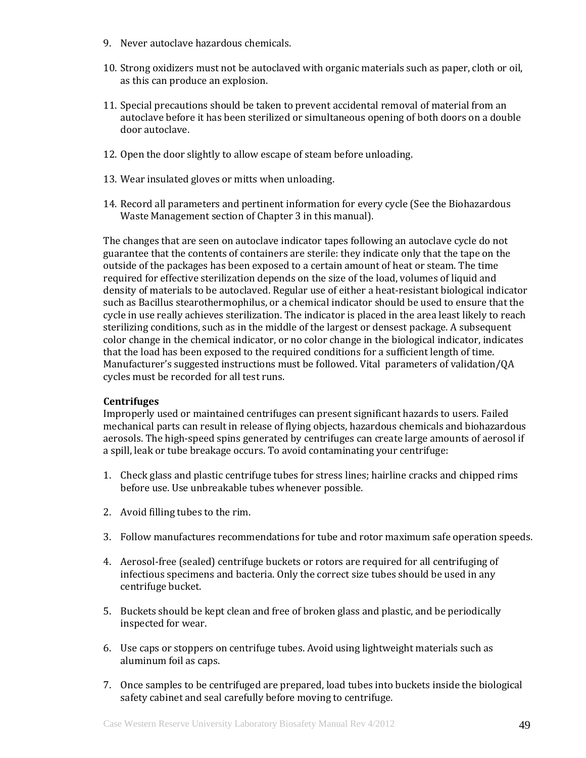9. Never autoclave hazardous chemicals.

10. Strong oxidizers must not be autoclaved with organic materials such as paper, cloth or oil, as this can produce an explosion.

11. Special precautions should be taken to prevent accidental removal of material from an autoclave before it has been sterilized or simultaneous opening of both doors on a double door autoclave.

12. Open the door slightly to allow escape of steam before unloading.

13. Wear insulated gloves or mitts when unloading.

14. Record all parameters and pertinent information for every cycle (See the Biohazardous Waste Management section of Chapter 3 in this manual).

The changes that are seen on autoclave indicator tapes following an autoclave cycle do not guarantee that the contents of containers are sterile: they indicate only that the tape on the outside of the packages has been exposed to a certain amount of heat or steam. The time required for effective sterilization depends on the size of the load, volumes of liquid and density of materials to be autoclaved. Regular use of either a heat-resistant biological indicator such as Bacillus stearothermophilus, or a chemical indicator should be used to ensure that the cycle in use really achieves sterilization. The indicator is placed in the area least likely to reach sterilizing conditions, such as in the middle of the largest or densest package. A subsequent color change in the chemical indicator, or no color change in the biological indicator, indicates that the load has been exposed to the required conditions for a sufficient length of time. Manufacturer's suggested instructions must be followed. Vital parameters of validation/QA cycles must be recorded for all test runs.

**Centrifuges**

Improperly used or maintained centrifuges can present significant hazards to users. Failed mechanical parts can result in release of flying objects, hazardous chemicals and biohazardous aerosols. The high-speed spins generated by centrifuges can create large amounts of aerosol if a spill, leak or tube breakage occurs. To avoid contaminating your centrifuge:

1. Check glass and plastic centrifuge tubes for stress lines; hairline cracks and chipped rims before use. Use unbreakable tubes whenever possible.

2. Avoid filling tubes to the rim.

3. Follow manufactures recommendations for tube and rotor maximum safe operation speeds.

4. Aerosol-free (sealed) centrifuge buckets or rotors are required for all centrifuging of infectious specimens and bacteria. Only the correct size tubes should be used in any centrifuge bucket.

5. Buckets should be kept clean and free of broken glass and plastic, and be periodically inspected for wear.

6. Use caps or stoppers on centrifuge tubes. Avoid using lightweight materials such as aluminum foil as caps.

7. Once samples to be centrifuged are prepared, load tubes into buckets inside the biological safety cabinet and seal carefully before moving to centrifuge.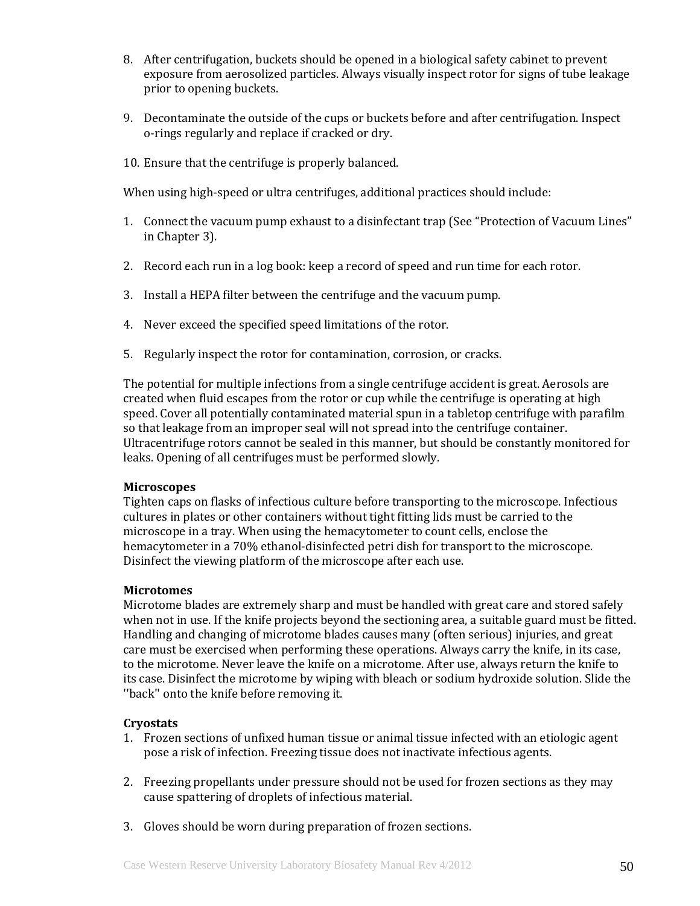8. After centrifugation, buckets should be opened in a biological safety cabinet to prevent exposure from aerosolized particles. Always visually inspect rotor for signs of tube leakage prior to opening buckets.

9. Decontaminate the outside of the cups or buckets before and after centrifugation. Inspect o-rings regularly and replace if cracked or dry.

10. Ensure that the centrifuge is properly balanced.

When using high-speed or ultra centrifuges, additional practices should include:

1. Connect the vacuum pump exhaust to a disinfectant trap (See "Protection of Vacuum Lines" in Chapter 3).

2. Record each run in a log book: keep a record of speed and run time for each rotor.

3. Install a HEPA filter between the centrifuge and the vacuum pump.

4. Never exceed the specified speed limitations of the rotor.

5. Regularly inspect the rotor for contamination, corrosion, or cracks.

The potential for multiple infections from a single centrifuge accident is great. Aerosols are created when fluid escapes from the rotor or cup while the centrifuge is operating at high speed. Cover all potentially contaminated material spun in a tabletop centrifuge with parafilm so that leakage from an improper seal will not spread into the centrifuge container. Ultracentrifuge rotors cannot be sealed in this manner, but should be constantly monitored for leaks. Opening of all centrifuges must be performed slowly.

**Microscopes**
Tighten caps on flasks of infectious culture before transporting to the microscope. Infectious cultures in plates or other containers without tight fitting lids must be carried to the microscope in a tray. When using the hemacytometer to count cells, enclose the hemacytometer in a 70% ethanol-disinfected petri dish for transport to the microscope. Disinfect the viewing platform of the microscope after each use.

**Microtomes**
Microtome blades are extremely sharp and must be handled with great care and stored safely when not in use. If the knife projects beyond the sectioning area, a suitable guard must be fitted. Handling and changing of microtome blades causes many (often serious) injuries, and great care must be exercised when performing these operations. Always carry the knife, in its case, to the microtome. Never leave the knife on a microtome. After use, always return the knife to its case. Disinfect the microtome by wiping with bleach or sodium hydroxide solution. Slide the ''back'' onto the knife before removing it.

**Cryostats**
1. Frozen sections of unfixed human tissue or animal tissue infected with an etiologic agent pose a risk of infection. Freezing tissue does not inactivate infectious agents.

2. Freezing propellants under pressure should not be used for frozen sections as they may cause spattering of droplets of infectious material.

3. Gloves should be worn during preparation of frozen sections.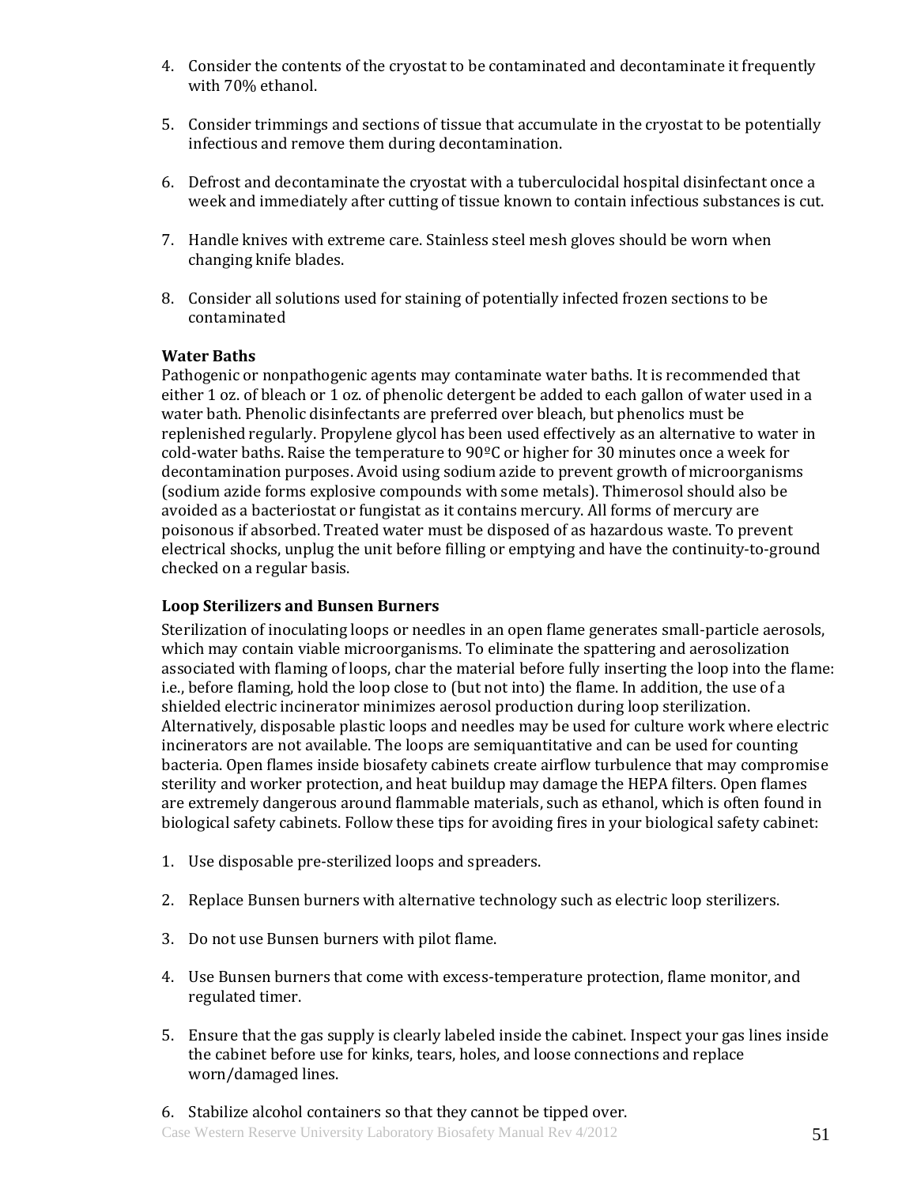4. Consider the contents of the cryostat to be contaminated and decontaminate it frequently with 70% ethanol.

5. Consider trimmings and sections of tissue that accumulate in the cryostat to be potentially infectious and remove them during decontamination.

6. Defrost and decontaminate the cryostat with a tuberculocidal hospital disinfectant once a week and immediately after cutting of tissue known to contain infectious substances is cut.

7. Handle knives with extreme care. Stainless steel mesh gloves should be worn when changing knife blades.

8. Consider all solutions used for staining of potentially infected frozen sections to be contaminated

**Water Baths**

Pathogenic or nonpathogenic agents may contaminate water baths. It is recommended that either 1 oz. of bleach or 1 oz. of phenolic detergent be added to each gallon of water used in a water bath. Phenolic disinfectants are preferred over bleach, but phenolics must be replenished regularly. Propylene glycol has been used effectively as an alternative to water in cold-water baths. Raise the temperature to 90ºC or higher for 30 minutes once a week for decontamination purposes. Avoid using sodium azide to prevent growth of microorganisms (sodium azide forms explosive compounds with some metals). Thimerosol should also be avoided as a bacteriostat or fungistat as it contains mercury. All forms of mercury are poisonous if absorbed. Treated water must be disposed of as hazardous waste. To prevent electrical shocks, unplug the unit before filling or emptying and have the continuity-to-ground checked on a regular basis.

**Loop Sterilizers and Bunsen Burners**

Sterilization of inoculating loops or needles in an open flame generates small-particle aerosols, which may contain viable microorganisms. To eliminate the spattering and aerosolization associated with flaming of loops, char the material before fully inserting the loop into the flame: i.e., before flaming, hold the loop close to (but not into) the flame. In addition, the use of a shielded electric incinerator minimizes aerosol production during loop sterilization. Alternatively, disposable plastic loops and needles may be used for culture work where electric incinerators are not available. The loops are semiquantitative and can be used for counting bacteria. Open flames inside biosafety cabinets create airflow turbulence that may compromise sterility and worker protection, and heat buildup may damage the HEPA filters. Open flames are extremely dangerous around flammable materials, such as ethanol, which is often found in biological safety cabinets. Follow these tips for avoiding fires in your biological safety cabinet:

1. Use disposable pre-sterilized loops and spreaders.

2. Replace Bunsen burners with alternative technology such as electric loop sterilizers.

3. Do not use Bunsen burners with pilot flame.

4. Use Bunsen burners that come with excess-temperature protection, flame monitor, and regulated timer.

5. Ensure that the gas supply is clearly labeled inside the cabinet. Inspect your gas lines inside the cabinet before use for kinks, tears, holes, and loose connections and replace worn/damaged lines.

6. Stabilize alcohol containers so that they cannot be tipped over.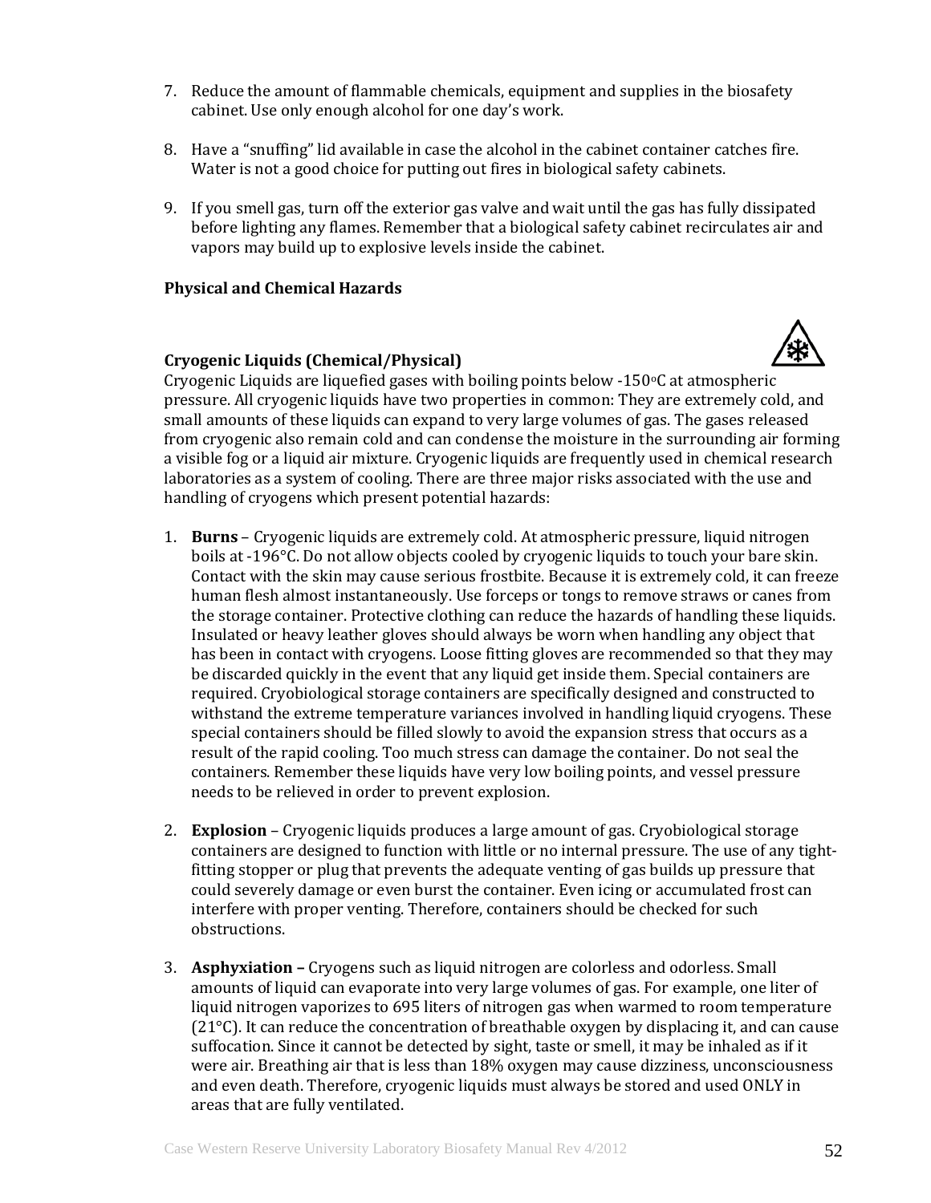7. Reduce the amount of flammable chemicals, equipment and supplies in the biosafety cabinet. Use only enough alcohol for one day's work.

8. Have a "snuffing" lid available in case the alcohol in the cabinet container catches fire. Water is not a good choice for putting out fires in biological safety cabinets.

9. If you smell gas, turn off the exterior gas valve and wait until the gas has fully dissipated before lighting any flames. Remember that a biological safety cabinet recirculates air and vapors may build up to explosive levels inside the cabinet.

**Physical and Chemical Hazards**

**Cryogenic Liquids (Chemical/Physical)**

Cryogenic Liquids are liquefied gases with boiling points below -150°C at atmospheric pressure. All cryogenic liquids have two properties in common: They are extremely cold, and small amounts of these liquids can expand to very large volumes of gas. The gases released from cryogenic also remain cold and can condense the moisture in the surrounding air forming a visible fog or a liquid air mixture. Cryogenic liquids are frequently used in chemical research laboratories as a system of cooling. There are three major risks associated with the use and handling of cryogens which present potential hazards:

1. **Burns** – Cryogenic liquids are extremely cold. At atmospheric pressure, liquid nitrogen boils at -196°C. Do not allow objects cooled by cryogenic liquids to touch your bare skin. Contact with the skin may cause serious frostbite. Because it is extremely cold, it can freeze human flesh almost instantaneously. Use forceps or tongs to remove straws or canes from the storage container. Protective clothing can reduce the hazards of handling these liquids. Insulated or heavy leather gloves should always be worn when handling any object that has been in contact with cryogens. Loose fitting gloves are recommended so that they may be discarded quickly in the event that any liquid get inside them. Special containers are required. Cryobiological storage containers are specifically designed and constructed to withstand the extreme temperature variances involved in handling liquid cryogens. These special containers should be filled slowly to avoid the expansion stress that occurs as a result of the rapid cooling. Too much stress can damage the container. Do not seal the containers. Remember these liquids have very low boiling points, and vessel pressure needs to be relieved in order to prevent explosion.

2. **Explosion** – Cryogenic liquids produces a large amount of gas. Cryobiological storage containers are designed to function with little or no internal pressure. The use of any tight-fitting stopper or plug that prevents the adequate venting of gas builds up pressure that could severely damage or even burst the container. Even icing or accumulated frost can interfere with proper venting. Therefore, containers should be checked for such obstructions.

3. **Asphyxiation –** Cryogens such as liquid nitrogen are colorless and odorless. Small amounts of liquid can evaporate into very large volumes of gas. For example, one liter of liquid nitrogen vaporizes to 695 liters of nitrogen gas when warmed to room temperature (21°C). It can reduce the concentration of breathable oxygen by displacing it, and can cause suffocation. Since it cannot be detected by sight, taste or smell, it may be inhaled as if it were air. Breathing air that is less than 18% oxygen may cause dizziness, unconsciousness and even death. Therefore, cryogenic liquids must always be stored and used ONLY in areas that are fully ventilated.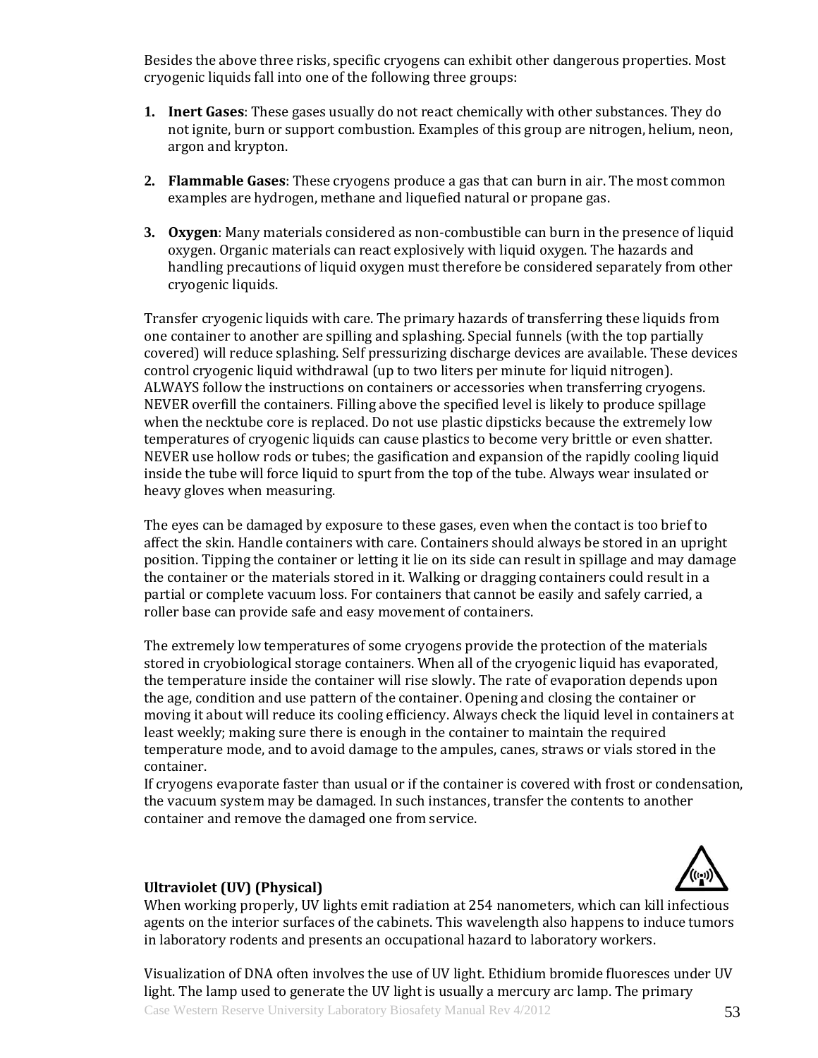Besides the above three risks, specific cryogens can exhibit other dangerous properties. Most cryogenic liquids fall into one of the following three groups:

1. **Inert Gases**: These gases usually do not react chemically with other substances. They do not ignite, burn or support combustion. Examples of this group are nitrogen, helium, neon, argon and krypton.

2. **Flammable Gases**: These cryogens produce a gas that can burn in air. The most common examples are hydrogen, methane and liquefied natural or propane gas.

3. **Oxygen**: Many materials considered as non-combustible can burn in the presence of liquid oxygen. Organic materials can react explosively with liquid oxygen. The hazards and handling precautions of liquid oxygen must therefore be considered separately from other cryogenic liquids.

Transfer cryogenic liquids with care. The primary hazards of transferring these liquids from one container to another are spilling and splashing. Special funnels (with the top partially covered) will reduce splashing. Self pressurizing discharge devices are available. These devices control cryogenic liquid withdrawal (up to two liters per minute for liquid nitrogen). ALWAYS follow the instructions on containers or accessories when transferring cryogens. NEVER overfill the containers. Filling above the specified level is likely to produce spillage when the necktube core is replaced. Do not use plastic dipsticks because the extremely low temperatures of cryogenic liquids can cause plastics to become very brittle or even shatter. NEVER use hollow rods or tubes; the gasification and expansion of the rapidly cooling liquid inside the tube will force liquid to spurt from the top of the tube. Always wear insulated or heavy gloves when measuring.

The eyes can be damaged by exposure to these gases, even when the contact is too brief to affect the skin. Handle containers with care. Containers should always be stored in an upright position. Tipping the container or letting it lie on its side can result in spillage and may damage the container or the materials stored in it. Walking or dragging containers could result in a partial or complete vacuum loss. For containers that cannot be easily and safely carried, a roller base can provide safe and easy movement of containers.

The extremely low temperatures of some cryogens provide the protection of the materials stored in cryobiological storage containers. When all of the cryogenic liquid has evaporated, the temperature inside the container will rise slowly. The rate of evaporation depends upon the age, condition and use pattern of the container. Opening and closing the container or moving it about will reduce its cooling efficiency. Always check the liquid level in containers at least weekly; making sure there is enough in the container to maintain the required temperature mode, and to avoid damage to the ampules, canes, straws or vials stored in the container.
If cryogens evaporate faster than usual or if the container is covered with frost or condensation, the vacuum system may be damaged. In such instances, transfer the contents to another container and remove the damaged one from service.

**Ultraviolet (UV) (Physical)**

When working properly, UV lights emit radiation at 254 nanometers, which can kill infectious agents on the interior surfaces of the cabinets. This wavelength also happens to induce tumors in laboratory rodents and presents an occupational hazard to laboratory workers.

Visualization of DNA often involves the use of UV light. Ethidium bromide fluoresces under UV light. The lamp used to generate the UV light is usually a mercury arc lamp. The primary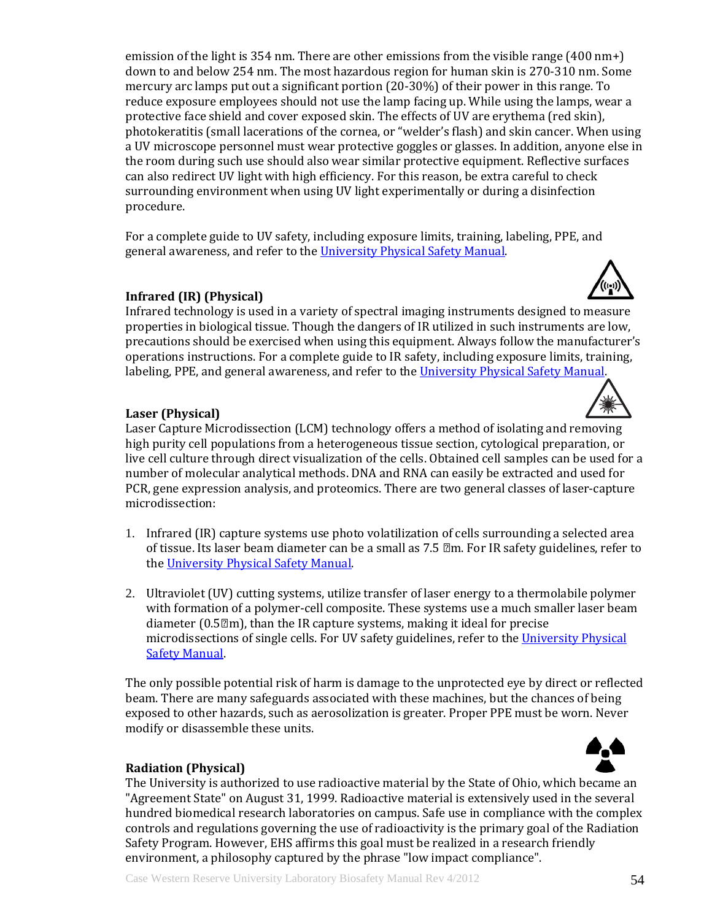emission of the light is 354 nm. There are other emissions from the visible range (400 nm+) down to and below 254 nm. The most hazardous region for human skin is 270-310 nm. Some mercury arc lamps put out a significant portion (20-30%) of their power in this range. To reduce exposure employees should not use the lamp facing up. While using the lamps, wear a protective face shield and cover exposed skin. The effects of UV are erythema (red skin), photokeratitis (small lacerations of the cornea, or "welder's flash) and skin cancer. When using a UV microscope personnel must wear protective goggles or glasses. In addition, anyone else in the room during such use should also wear similar protective equipment. Reflective surfaces can also redirect UV light with high efficiency. For this reason, be extra careful to check surrounding environment when using UV light experimentally or during a disinfection procedure.

For a complete guide to UV safety, including exposure limits, training, labeling, PPE, and general awareness, and refer to the University Physical Safety Manual.

**Infrared (IR) (Physical)**

Infrared technology is used in a variety of spectral imaging instruments designed to measure properties in biological tissue. Though the dangers of IR utilized in such instruments are low, precautions should be exercised when using this equipment. Always follow the manufacturer's operations instructions. For a complete guide to IR safety, including exposure limits, training, labeling, PPE, and general awareness, and refer to the University Physical Safety Manual.

**Laser (Physical)**

Laser Capture Microdissection (LCM) technology offers a method of isolating and removing high purity cell populations from a heterogeneous tissue section, cytological preparation, or live cell culture through direct visualization of the cells. Obtained cell samples can be used for a number of molecular analytical methods. DNA and RNA can easily be extracted and used for PCR, gene expression analysis, and proteomics. There are two general classes of laser-capture microdissection:

1. Infrared (IR) capture systems use photo volatilization of cells surrounding a selected area of tissue. Its laser beam diameter can be a small as 7.5 µm. For IR safety guidelines, refer to the University Physical Safety Manual.

2. Ultraviolet (UV) cutting systems, utilize transfer of laser energy to a thermolabile polymer with formation of a polymer-cell composite. These systems use a much smaller laser beam diameter (0.5µm), than the IR capture systems, making it ideal for precise microdissections of single cells. For UV safety guidelines, refer to the University Physical Safety Manual.

The only possible potential risk of harm is damage to the unprotected eye by direct or reflected beam. There are many safeguards associated with these machines, but the chances of being exposed to other hazards, such as aerosolization is greater. Proper PPE must be worn. Never modify or disassemble these units.

**Radiation (Physical)**

The University is authorized to use radioactive material by the State of Ohio, which became an "Agreement State" on August 31, 1999. Radioactive material is extensively used in the several hundred biomedical research laboratories on campus. Safe use in compliance with the complex controls and regulations governing the use of radioactivity is the primary goal of the Radiation Safety Program. However, EHS affirms this goal must be realized in a research friendly environment, a philosophy captured by the phrase "low impact compliance".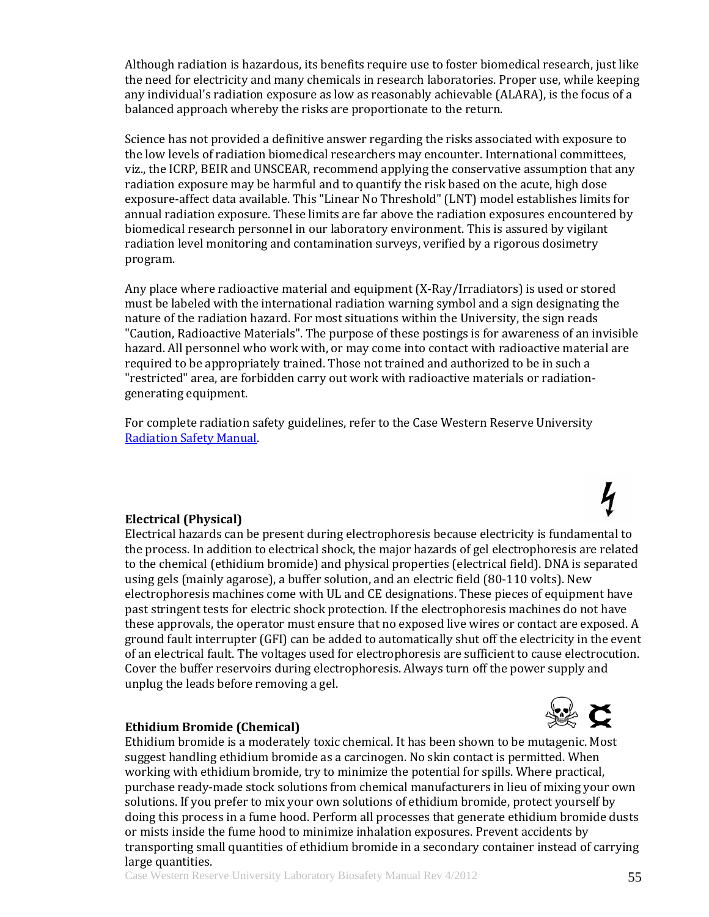Although radiation is hazardous, its benefits require use to foster biomedical research, just like the need for electricity and many chemicals in research laboratories. Proper use, while keeping any individual's radiation exposure as low as reasonably achievable (ALARA), is the focus of a balanced approach whereby the risks are proportionate to the return.

Science has not provided a definitive answer regarding the risks associated with exposure to the low levels of radiation biomedical researchers may encounter. International committees, viz., the ICRP, BEIR and UNSCEAR, recommend applying the conservative assumption that any radiation exposure may be harmful and to quantify the risk based on the acute, high dose exposure-affect data available. This "Linear No Threshold" (LNT) model establishes limits for annual radiation exposure. These limits are far above the radiation exposures encountered by biomedical research personnel in our laboratory environment. This is assured by vigilant radiation level monitoring and contamination surveys, verified by a rigorous dosimetry program.

Any place where radioactive material and equipment (X-Ray/Irradiators) is used or stored must be labeled with the international radiation warning symbol and a sign designating the nature of the radiation hazard. For most situations within the University, the sign reads "Caution, Radioactive Materials". The purpose of these postings is for awareness of an invisible hazard. All personnel who work with, or may come into contact with radioactive material are required to be appropriately trained. Those not trained and authorized to be in such a "restricted" area, are forbidden carry out work with radioactive materials or radiation-generating equipment.

For complete radiation safety guidelines, refer to the Case Western Reserve University Radiation Safety Manual.

**Electrical (Physical)**

Electrical hazards can be present during electrophoresis because electricity is fundamental to the process. In addition to electrical shock, the major hazards of gel electrophoresis are related to the chemical (ethidium bromide) and physical properties (electrical field). DNA is separated using gels (mainly agarose), a buffer solution, and an electric field (80-110 volts). New electrophoresis machines come with UL and CE designations. These pieces of equipment have past stringent tests for electric shock protection. If the electrophoresis machines do not have these approvals, the operator must ensure that no exposed live wires or contact are exposed. A ground fault interrupter (GFI) can be added to automatically shut off the electricity in the event of an electrical fault. The voltages used for electrophoresis are sufficient to cause electrocution. Cover the buffer reservoirs during electrophoresis. Always turn off the power supply and unplug the leads before removing a gel.

**Ethidium Bromide (Chemical)**

Ethidium bromide is a moderately toxic chemical. It has been shown to be mutagenic. Most suggest handling ethidium bromide as a carcinogen. No skin contact is permitted. When working with ethidium bromide, try to minimize the potential for spills. Where practical, purchase ready-made stock solutions from chemical manufacturers in lieu of mixing your own solutions. If you prefer to mix your own solutions of ethidium bromide, protect yourself by doing this process in a fume hood. Perform all processes that generate ethidium bromide dusts or mists inside the fume hood to minimize inhalation exposures. Prevent accidents by transporting small quantities of ethidium bromide in a secondary container instead of carrying large quantities.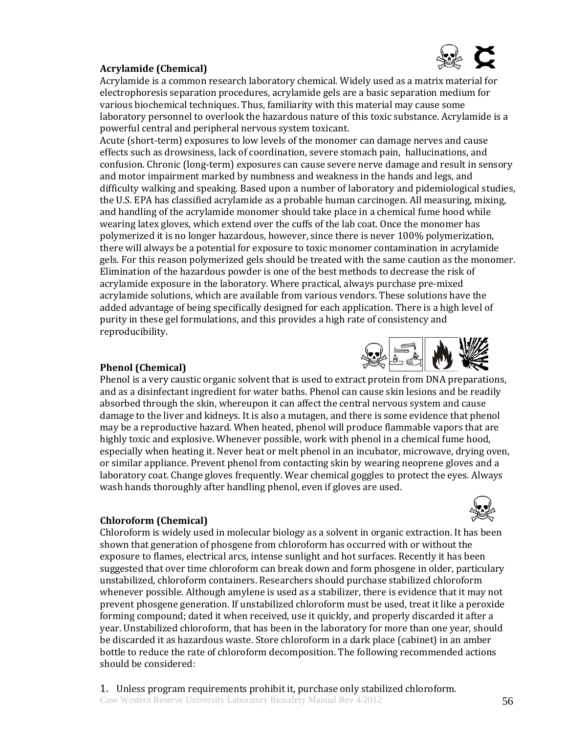**Acrylamide (Chemical)**

Acrylamide is a common research laboratory chemical. Widely used as a matrix material for electrophoresis separation procedures, acrylamide gels are a basic separation medium for various biochemical techniques. Thus, familiarity with this material may cause some laboratory personnel to overlook the hazardous nature of this toxic substance. Acrylamide is a powerful central and peripheral nervous system toxicant.

Acute (short-term) exposures to low levels of the monomer can damage nerves and cause effects such as drowsiness, lack of coordination, severe stomach pain, hallucinations, and confusion. Chronic (long-term) exposures can cause severe nerve damage and result in sensory and motor impairment marked by numbness and weakness in the hands and legs, and difficulty walking and speaking. Based upon a number of laboratory and pidemiological studies, the U.S. EPA has classified acrylamide as a probable human carcinogen. All measuring, mixing, and handling of the acrylamide monomer should take place in a chemical fume hood while wearing latex gloves, which extend over the cuffs of the lab coat. Once the monomer has polymerized it is no longer hazardous, however, since there is never 100% polymerization, there will always be a potential for exposure to toxic monomer contamination in acrylamide gels. For this reason polymerized gels should be treated with the same caution as the monomer. Elimination of the hazardous powder is one of the best methods to decrease the risk of acrylamide exposure in the laboratory. Where practical, always purchase pre-mixed acrylamide solutions, which are available from various vendors. These solutions have the added advantage of being specifically designed for each application. There is a high level of purity in these gel formulations, and this provides a high rate of consistency and reproducibility.

**Phenol (Chemical)**

Phenol is a very caustic organic solvent that is used to extract protein from DNA preparations, and as a disinfectant ingredient for water baths. Phenol can cause skin lesions and be readily absorbed through the skin, whereupon it can affect the central nervous system and cause damage to the liver and kidneys. It is also a mutagen, and there is some evidence that phenol may be a reproductive hazard. When heated, phenol will produce flammable vapors that are highly toxic and explosive. Whenever possible, work with phenol in a chemical fume hood, especially when heating it. Never heat or melt phenol in an incubator, microwave, drying oven, or similar appliance. Prevent phenol from contacting skin by wearing neoprene gloves and a laboratory coat. Change gloves frequently. Wear chemical goggles to protect the eyes. Always wash hands thoroughly after handling phenol, even if gloves are used.

**Chloroform (Chemical)**

Chloroform is widely used in molecular biology as a solvent in organic extraction. It has been shown that generation of phosgene from chloroform has occurred with or without the exposure to flames, electrical arcs, intense sunlight and hot surfaces. Recently it has been suggested that over time chloroform can break down and form phosgene in older, particulary unstabilized, chloroform containers. Researchers should purchase stabilized chloroform whenever possible. Although amylene is used as a stabilizer, there is evidence that it may not prevent phosgene generation. If unstabilized chloroform must be used, treat it like a peroxide forming compound; dated it when received, use it quickly, and properly discarded it after a year. Unstabilized chloroform, that has been in the laboratory for more than one year, should be discarded it as hazardous waste. Store chloroform in a dark place (cabinet) in an amber bottle to reduce the rate of chloroform decomposition. The following recommended actions should be considered:

1. Unless program requirements prohibit it, purchase only stabilized chloroform.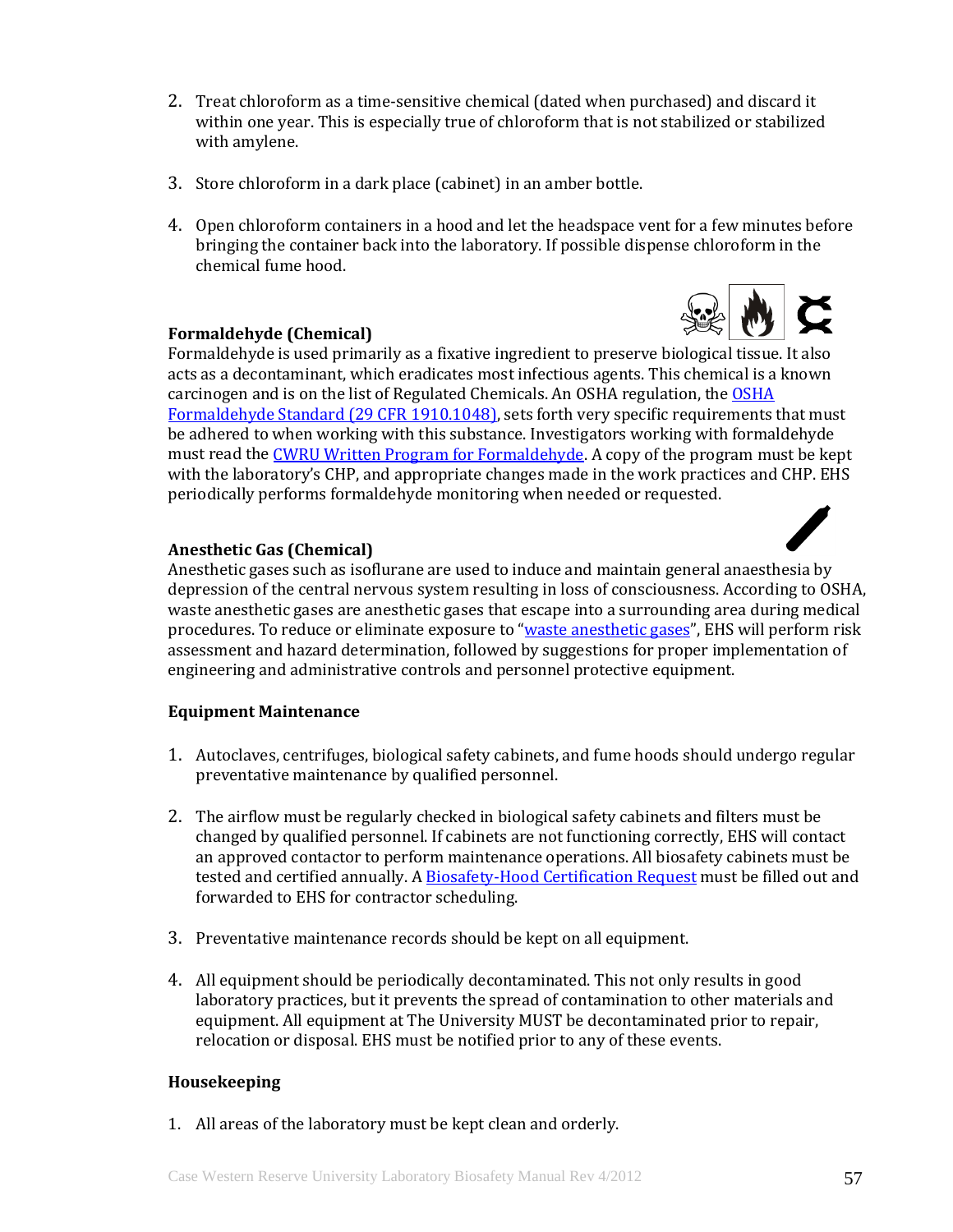2. Treat chloroform as a time-sensitive chemical (dated when purchased) and discard it within one year. This is especially true of chloroform that is not stabilized or stabilized with amylene.

3. Store chloroform in a dark place (cabinet) in an amber bottle.

4. Open chloroform containers in a hood and let the headspace vent for a few minutes before bringing the container back into the laboratory. If possible dispense chloroform in the chemical fume hood.

**Formaldehyde (Chemical)**

Formaldehyde is used primarily as a fixative ingredient to preserve biological tissue. It also acts as a decontaminant, which eradicates most infectious agents. This chemical is a known carcinogen and is on the list of Regulated Chemicals. An OSHA regulation, the OSHA Formaldehyde Standard (29 CFR 1910.1048), sets forth very specific requirements that must be adhered to when working with this substance. Investigators working with formaldehyde must read the CWRU Written Program for Formaldehyde. A copy of the program must be kept with the laboratory's CHP, and appropriate changes made in the work practices and CHP. EHS periodically performs formaldehyde monitoring when needed or requested.

**Anesthetic Gas (Chemical)**

Anesthetic gases such as isoflurane are used to induce and maintain general anaesthesia by depression of the central nervous system resulting in loss of consciousness. According to OSHA, waste anesthetic gases are anesthetic gases that escape into a surrounding area during medical procedures. To reduce or eliminate exposure to "waste anesthetic gases", EHS will perform risk assessment and hazard determination, followed by suggestions for proper implementation of engineering and administrative controls and personnel protective equipment.

**Equipment Maintenance**

1. Autoclaves, centrifuges, biological safety cabinets, and fume hoods should undergo regular preventative maintenance by qualified personnel.

2. The airflow must be regularly checked in biological safety cabinets and filters must be changed by qualified personnel. If cabinets are not functioning correctly, EHS will contact an approved contactor to perform maintenance operations. All biosafety cabinets must be tested and certified annually. A Biosafety-Hood Certification Request must be filled out and forwarded to EHS for contractor scheduling.

3. Preventative maintenance records should be kept on all equipment.

4. All equipment should be periodically decontaminated. This not only results in good laboratory practices, but it prevents the spread of contamination to other materials and equipment. All equipment at The University MUST be decontaminated prior to repair, relocation or disposal. EHS must be notified prior to any of these events.

**Housekeeping**

1. All areas of the laboratory must be kept clean and orderly.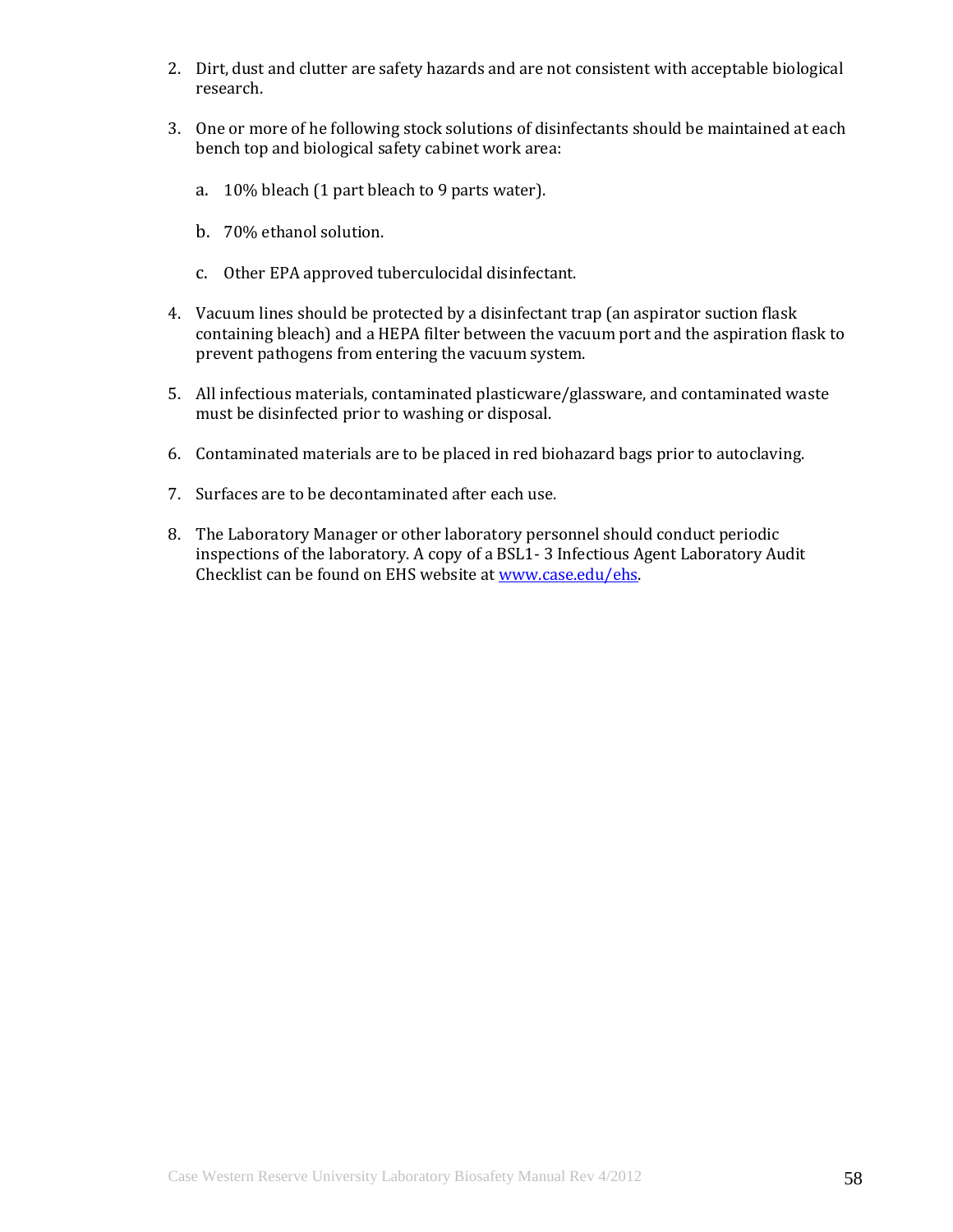2. Dirt, dust and clutter are safety hazards and are not consistent with acceptable biological research.

3. One or more of he following stock solutions of disinfectants should be maintained at each bench top and biological safety cabinet work area:

   a. 10% bleach (1 part bleach to 9 parts water).

   b. 70% ethanol solution.

   c. Other EPA approved tuberculocidal disinfectant.

4. Vacuum lines should be protected by a disinfectant trap (an aspirator suction flask containing bleach) and a HEPA filter between the vacuum port and the aspiration flask to prevent pathogens from entering the vacuum system.

5. All infectious materials, contaminated plasticware/glassware, and contaminated waste must be disinfected prior to washing or disposal.

6. Contaminated materials are to be placed in red biohazard bags prior to autoclaving.

7. Surfaces are to be decontaminated after each use.

8. The Laboratory Manager or other laboratory personnel should conduct periodic inspections of the laboratory. A copy of a BSL1- 3 Infectious Agent Laboratory Audit Checklist can be found on EHS website at [www.case.edu/ehs](www.case.edu/ehs).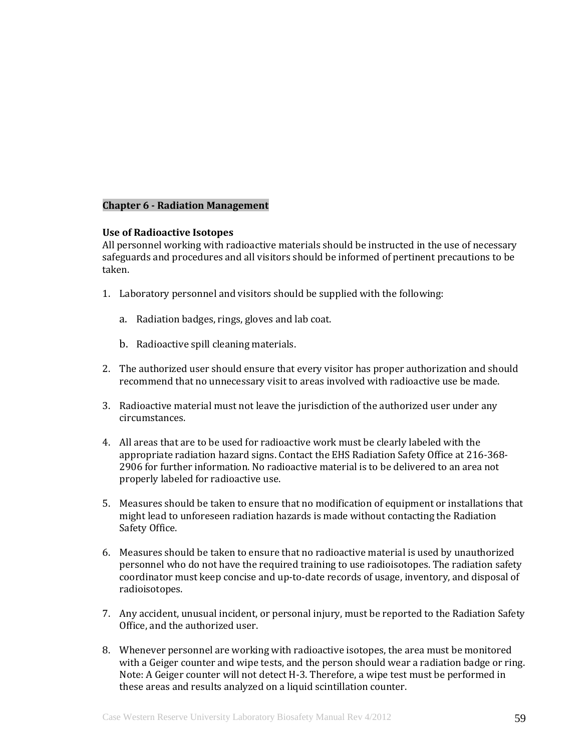## Chapter 6 - Radiation Management

### Use of Radioactive Isotopes

All personnel working with radioactive materials should be instructed in the use of necessary safeguards and procedures and all visitors should be informed of pertinent precautions to be taken.

1. Laboratory personnel and visitors should be supplied with the following:

   a. Radiation badges, rings, gloves and lab coat.

   b. Radioactive spill cleaning materials.

2. The authorized user should ensure that every visitor has proper authorization and should recommend that no unnecessary visit to areas involved with radioactive use be made.

3. Radioactive material must not leave the jurisdiction of the authorized user under any circumstances.

4. All areas that are to be used for radioactive work must be clearly labeled with the appropriate radiation hazard signs. Contact the EHS Radiation Safety Office at 216-368-2906 for further information. No radioactive material is to be delivered to an area not properly labeled for radioactive use.

5. Measures should be taken to ensure that no modification of equipment or installations that might lead to unforeseen radiation hazards is made without contacting the Radiation Safety Office.

6. Measures should be taken to ensure that no radioactive material is used by unauthorized personnel who do not have the required training to use radioisotopes. The radiation safety coordinator must keep concise and up-to-date records of usage, inventory, and disposal of radioisotopes.

7. Any accident, unusual incident, or personal injury, must be reported to the Radiation Safety Office, and the authorized user.

8. Whenever personnel are working with radioactive isotopes, the area must be monitored with a Geiger counter and wipe tests, and the person should wear a radiation badge or ring. Note: A Geiger counter will not detect H-3. Therefore, a wipe test must be performed in these areas and results analyzed on a liquid scintillation counter.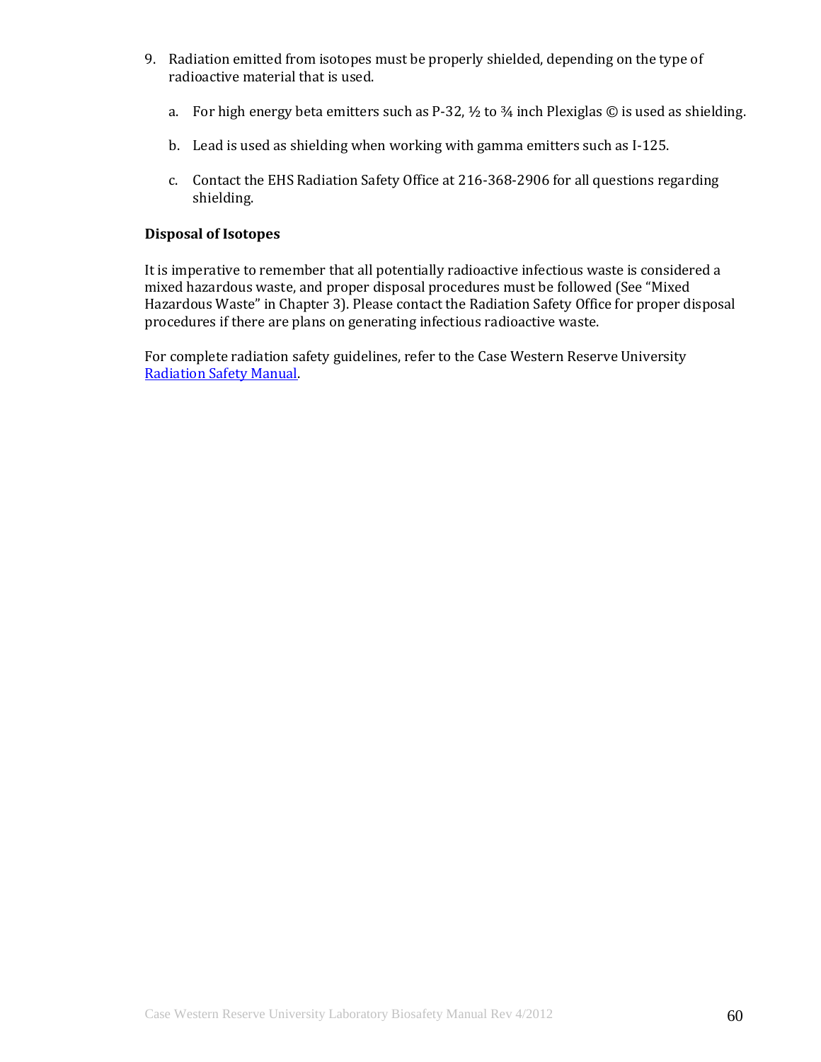9. Radiation emitted from isotopes must be properly shielded, depending on the type of radioactive material that is used.

   a. For high energy beta emitters such as P-32, ½ to ¾ inch Plexiglas © is used as shielding.

   b. Lead is used as shielding when working with gamma emitters such as I-125.

   c. Contact the EHS Radiation Safety Office at 216-368-2906 for all questions regarding shielding.

**Disposal of Isotopes**

It is imperative to remember that all potentially radioactive infectious waste is considered a mixed hazardous waste, and proper disposal procedures must be followed (See "Mixed Hazardous Waste" in Chapter 3). Please contact the Radiation Safety Office for proper disposal procedures if there are plans on generating infectious radioactive waste.

For complete radiation safety guidelines, refer to the Case Western Reserve University Radiation Safety Manual.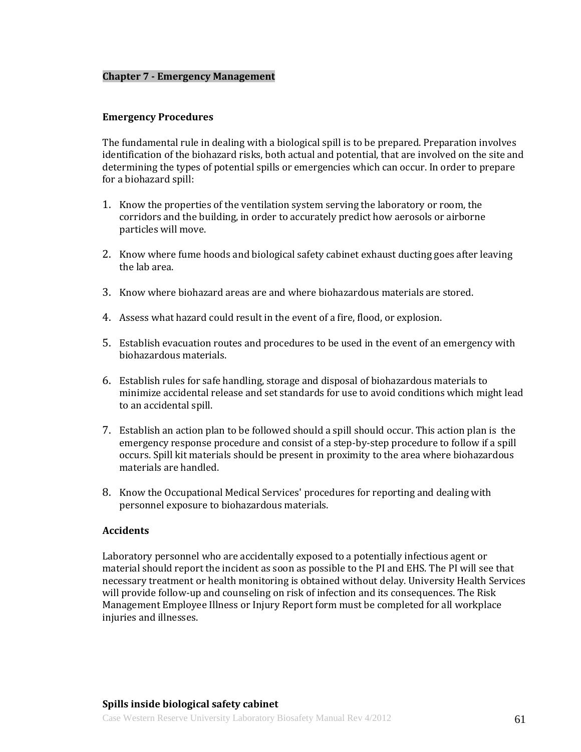## Chapter 7 - Emergency Management

### Emergency Procedures

The fundamental rule in dealing with a biological spill is to be prepared. Preparation involves identification of the biohazard risks, both actual and potential, that are involved on the site and determining the types of potential spills or emergencies which can occur. In order to prepare for a biohazard spill:

1. Know the properties of the ventilation system serving the laboratory or room, the corridors and the building, in order to accurately predict how aerosols or airborne particles will move.
2. Know where fume hoods and biological safety cabinet exhaust ducting goes after leaving the lab area.
3. Know where biohazard areas are and where biohazardous materials are stored.
4. Assess what hazard could result in the event of a fire, flood, or explosion.
5. Establish evacuation routes and procedures to be used in the event of an emergency with biohazardous materials.
6. Establish rules for safe handling, storage and disposal of biohazardous materials to minimize accidental release and set standards for use to avoid conditions which might lead to an accidental spill.
7. Establish an action plan to be followed should a spill should occur. This action plan is the emergency response procedure and consist of a step-by-step procedure to follow if a spill occurs. Spill kit materials should be present in proximity to the area where biohazardous materials are handled.
8. Know the Occupational Medical Services' procedures for reporting and dealing with personnel exposure to biohazardous materials.

### Accidents

Laboratory personnel who are accidentally exposed to a potentially infectious agent or material should report the incident as soon as possible to the PI and EHS. The PI will see that necessary treatment or health monitoring is obtained without delay. University Health Services will provide follow-up and counseling on risk of infection and its consequences. The Risk Management Employee Illness or Injury Report form must be completed for all workplace injuries and illnesses.

### Spills inside biological safety cabinet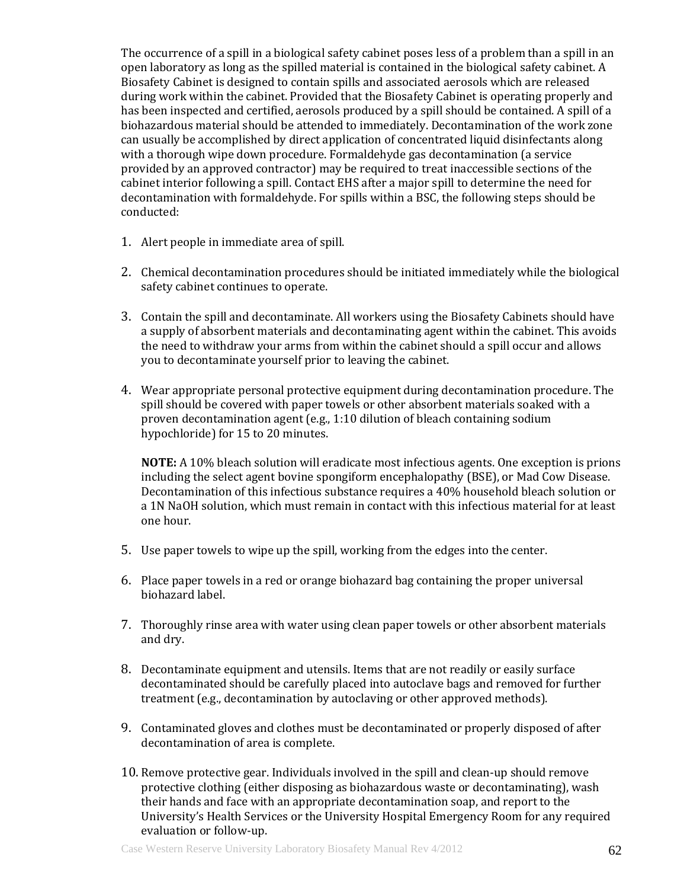The occurrence of a spill in a biological safety cabinet poses less of a problem than a spill in an open laboratory as long as the spilled material is contained in the biological safety cabinet. A Biosafety Cabinet is designed to contain spills and associated aerosols which are released during work within the cabinet. Provided that the Biosafety Cabinet is operating properly and has been inspected and certified, aerosols produced by a spill should be contained. A spill of a biohazardous material should be attended to immediately. Decontamination of the work zone can usually be accomplished by direct application of concentrated liquid disinfectants along with a thorough wipe down procedure. Formaldehyde gas decontamination (a service provided by an approved contractor) may be required to treat inaccessible sections of the cabinet interior following a spill. Contact EHS after a major spill to determine the need for decontamination with formaldehyde. For spills within a BSC, the following steps should be conducted:

1. Alert people in immediate area of spill.

2. Chemical decontamination procedures should be initiated immediately while the biological safety cabinet continues to operate.

3. Contain the spill and decontaminate. All workers using the Biosafety Cabinets should have a supply of absorbent materials and decontaminating agent within the cabinet. This avoids the need to withdraw your arms from within the cabinet should a spill occur and allows you to decontaminate yourself prior to leaving the cabinet.

4. Wear appropriate personal protective equipment during decontamination procedure. The spill should be covered with paper towels or other absorbent materials soaked with a proven decontamination agent (e.g., 1:10 dilution of bleach containing sodium hypochloride) for 15 to 20 minutes.

   **NOTE:** A 10% bleach solution will eradicate most infectious agents. One exception is prions including the select agent bovine spongiform encephalopathy (BSE), or Mad Cow Disease. Decontamination of this infectious substance requires a 40% household bleach solution or a 1N NaOH solution, which must remain in contact with this infectious material for at least one hour.

5. Use paper towels to wipe up the spill, working from the edges into the center.

6. Place paper towels in a red or orange biohazard bag containing the proper universal biohazard label.

7. Thoroughly rinse area with water using clean paper towels or other absorbent materials and dry.

8. Decontaminate equipment and utensils. Items that are not readily or easily surface decontaminated should be carefully placed into autoclave bags and removed for further treatment (e.g., decontamination by autoclaving or other approved methods).

9. Contaminated gloves and clothes must be decontaminated or properly disposed of after decontamination of area is complete.

10. Remove protective gear. Individuals involved in the spill and clean-up should remove protective clothing (either disposing as biohazardous waste or decontaminating), wash their hands and face with an appropriate decontamination soap, and report to the University's Health Services or the University Hospital Emergency Room for any required evaluation or follow-up.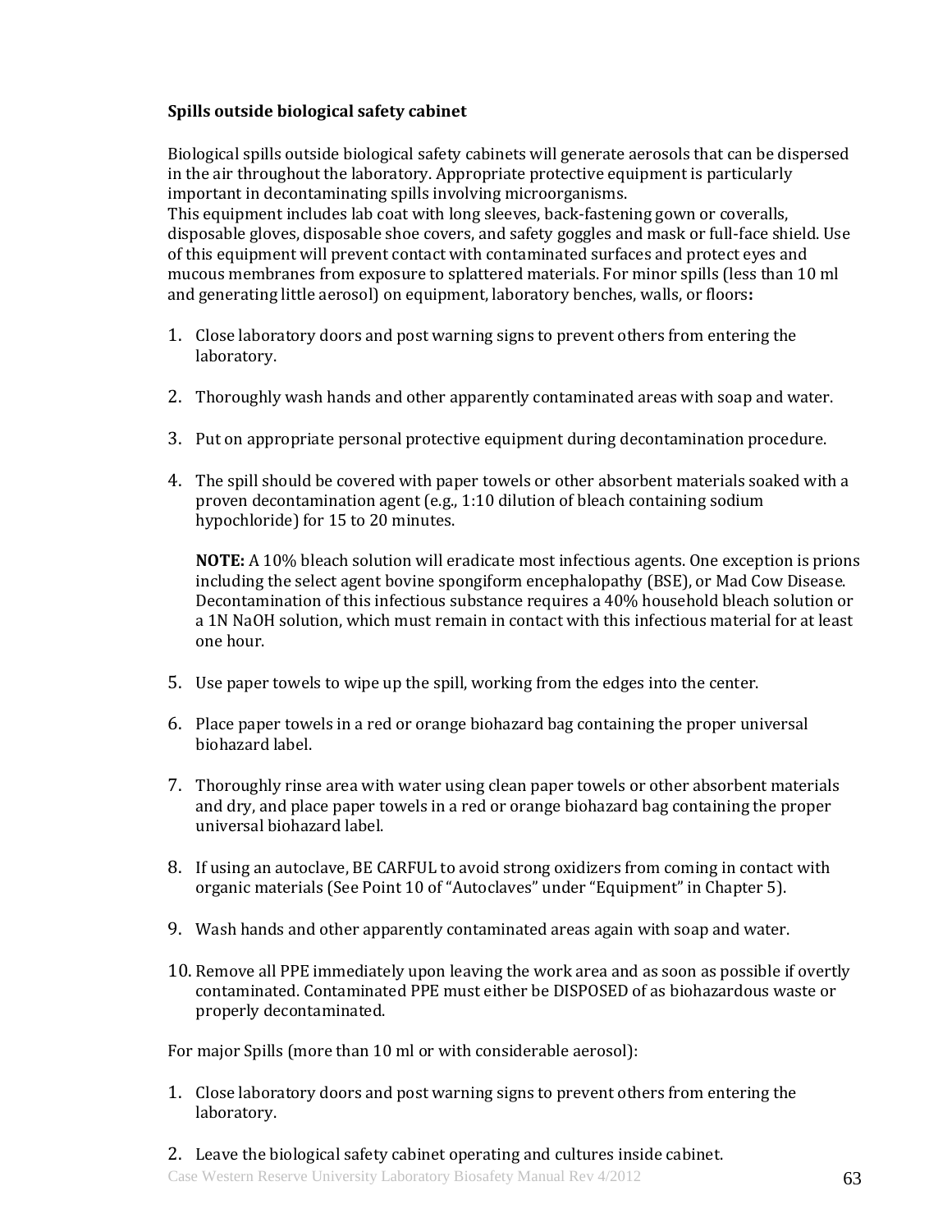**Spills outside biological safety cabinet**

Biological spills outside biological safety cabinets will generate aerosols that can be dispersed in the air throughout the laboratory. Appropriate protective equipment is particularly important in decontaminating spills involving microorganisms.
This equipment includes lab coat with long sleeves, back-fastening gown or coveralls, disposable gloves, disposable shoe covers, and safety goggles and mask or full-face shield. Use of this equipment will prevent contact with contaminated surfaces and protect eyes and mucous membranes from exposure to splattered materials. For minor spills (less than 10 ml and generating little aerosol) on equipment, laboratory benches, walls, or floors**:**

1. Close laboratory doors and post warning signs to prevent others from entering the laboratory.

2. Thoroughly wash hands and other apparently contaminated areas with soap and water.

3. Put on appropriate personal protective equipment during decontamination procedure.

4. The spill should be covered with paper towels or other absorbent materials soaked with a proven decontamination agent (e.g., 1:10 dilution of bleach containing sodium hypochloride) for 15 to 20 minutes.

   **NOTE:** A 10% bleach solution will eradicate most infectious agents. One exception is prions including the select agent bovine spongiform encephalopathy (BSE), or Mad Cow Disease. Decontamination of this infectious substance requires a 40% household bleach solution or a 1N NaOH solution, which must remain in contact with this infectious material for at least one hour.

5. Use paper towels to wipe up the spill, working from the edges into the center.

6. Place paper towels in a red or orange biohazard bag containing the proper universal biohazard label.

7. Thoroughly rinse area with water using clean paper towels or other absorbent materials and dry, and place paper towels in a red or orange biohazard bag containing the proper universal biohazard label.

8. If using an autoclave, BE CARFUL to avoid strong oxidizers from coming in contact with organic materials (See Point 10 of "Autoclaves" under "Equipment" in Chapter 5).

9. Wash hands and other apparently contaminated areas again with soap and water.

10. Remove all PPE immediately upon leaving the work area and as soon as possible if overtly contaminated. Contaminated PPE must either be DISPOSED of as biohazardous waste or properly decontaminated.

For major Spills (more than 10 ml or with considerable aerosol):

1. Close laboratory doors and post warning signs to prevent others from entering the laboratory.

2. Leave the biological safety cabinet operating and cultures inside cabinet.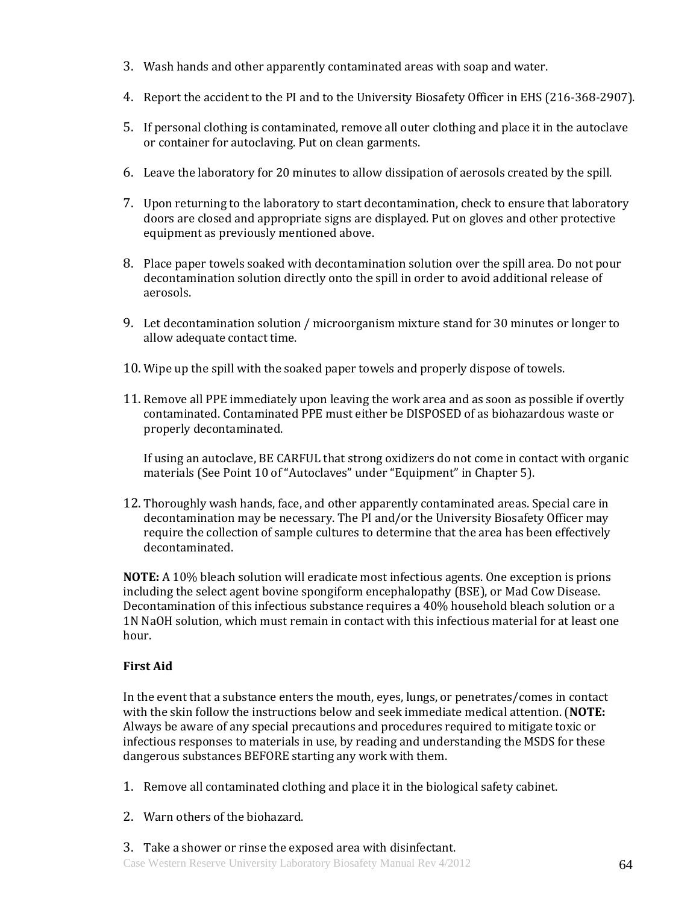3. Wash hands and other apparently contaminated areas with soap and water.

4. Report the accident to the PI and to the University Biosafety Officer in EHS (216-368-2907).

5. If personal clothing is contaminated, remove all outer clothing and place it in the autoclave or container for autoclaving. Put on clean garments.

6. Leave the laboratory for 20 minutes to allow dissipation of aerosols created by the spill.

7. Upon returning to the laboratory to start decontamination, check to ensure that laboratory doors are closed and appropriate signs are displayed. Put on gloves and other protective equipment as previously mentioned above.

8. Place paper towels soaked with decontamination solution over the spill area. Do not pour decontamination solution directly onto the spill in order to avoid additional release of aerosols.

9. Let decontamination solution / microorganism mixture stand for 30 minutes or longer to allow adequate contact time.

10. Wipe up the spill with the soaked paper towels and properly dispose of towels.

11. Remove all PPE immediately upon leaving the work area and as soon as possible if overtly contaminated. Contaminated PPE must either be DISPOSED of as biohazardous waste or properly decontaminated.

    If using an autoclave, BE CARFUL that strong oxidizers do not come in contact with organic materials (See Point 10 of "Autoclaves" under "Equipment" in Chapter 5).

12. Thoroughly wash hands, face, and other apparently contaminated areas. Special care in decontamination may be necessary. The PI and/or the University Biosafety Officer may require the collection of sample cultures to determine that the area has been effectively decontaminated.

**NOTE:** A 10% bleach solution will eradicate most infectious agents. One exception is prions including the select agent bovine spongiform encephalopathy (BSE), or Mad Cow Disease. Decontamination of this infectious substance requires a 40% household bleach solution or a 1N NaOH solution, which must remain in contact with this infectious material for at least one hour.

**First Aid**

In the event that a substance enters the mouth, eyes, lungs, or penetrates/comes in contact with the skin follow the instructions below and seek immediate medical attention. (**NOTE:** Always be aware of any special precautions and procedures required to mitigate toxic or infectious responses to materials in use, by reading and understanding the MSDS for these dangerous substances BEFORE starting any work with them.

1. Remove all contaminated clothing and place it in the biological safety cabinet.

2. Warn others of the biohazard.

3. Take a shower or rinse the exposed area with disinfectant.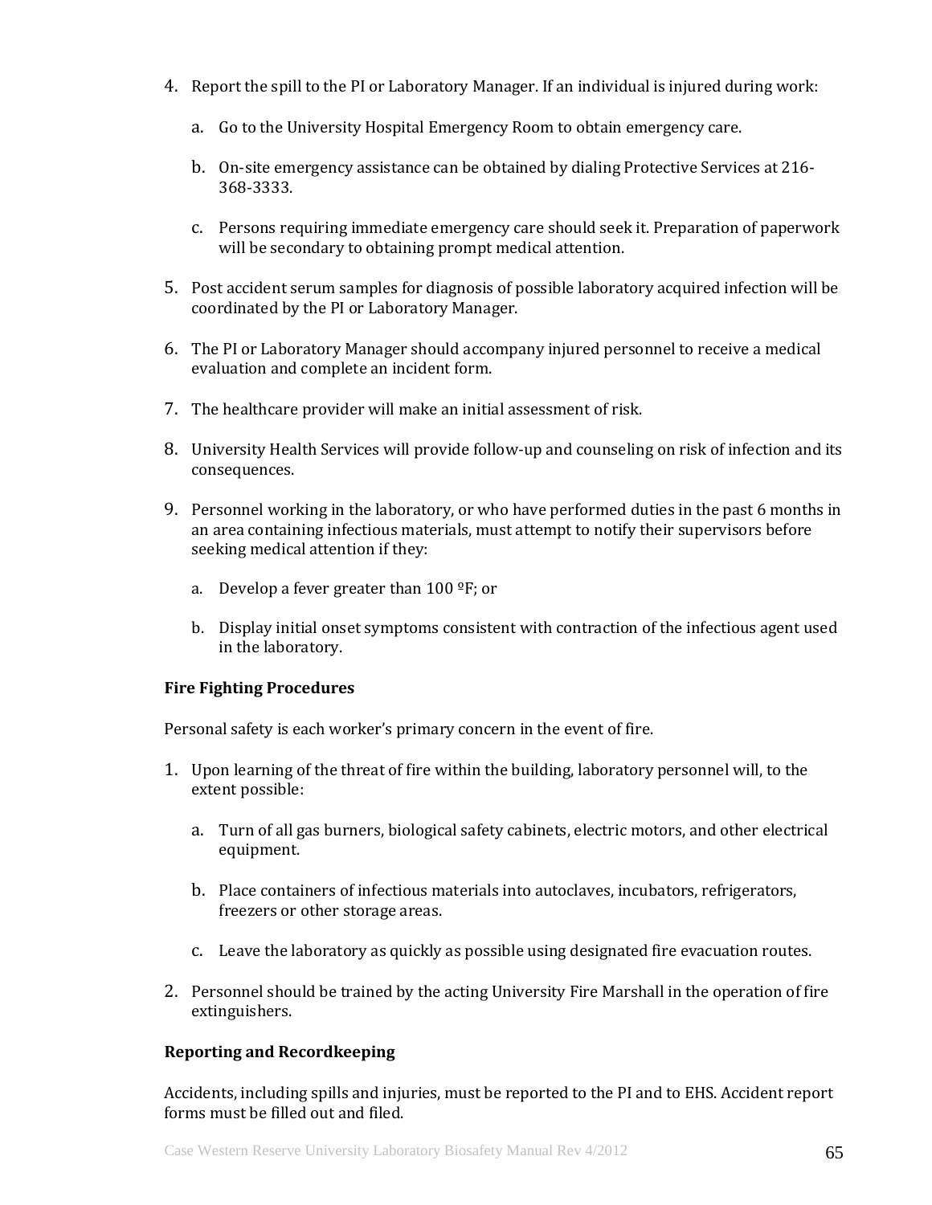4. Report the spill to the PI or Laboratory Manager. If an individual is injured during work:

   a. Go to the University Hospital Emergency Room to obtain emergency care.

   b. On-site emergency assistance can be obtained by dialing Protective Services at 216-368-3333.

   c. Persons requiring immediate emergency care should seek it. Preparation of paperwork will be secondary to obtaining prompt medical attention.

5. Post accident serum samples for diagnosis of possible laboratory acquired infection will be coordinated by the PI or Laboratory Manager.

6. The PI or Laboratory Manager should accompany injured personnel to receive a medical evaluation and complete an incident form.

7. The healthcare provider will make an initial assessment of risk.

8. University Health Services will provide follow-up and counseling on risk of infection and its consequences.

9. Personnel working in the laboratory, or who have performed duties in the past 6 months in an area containing infectious materials, must attempt to notify their supervisors before seeking medical attention if they:

   a. Develop a fever greater than 100 ºF; or

   b. Display initial onset symptoms consistent with contraction of the infectious agent used in the laboratory.

**Fire Fighting Procedures**

Personal safety is each worker's primary concern in the event of fire.

1. Upon learning of the threat of fire within the building, laboratory personnel will, to the extent possible:

   a. Turn of all gas burners, biological safety cabinets, electric motors, and other electrical equipment.

   b. Place containers of infectious materials into autoclaves, incubators, refrigerators, freezers or other storage areas.

   c. Leave the laboratory as quickly as possible using designated fire evacuation routes.

2. Personnel should be trained by the acting University Fire Marshall in the operation of fire extinguishers.

**Reporting and Recordkeeping**

Accidents, including spills and injuries, must be reported to the PI and to EHS. Accident report forms must be filled out and filed.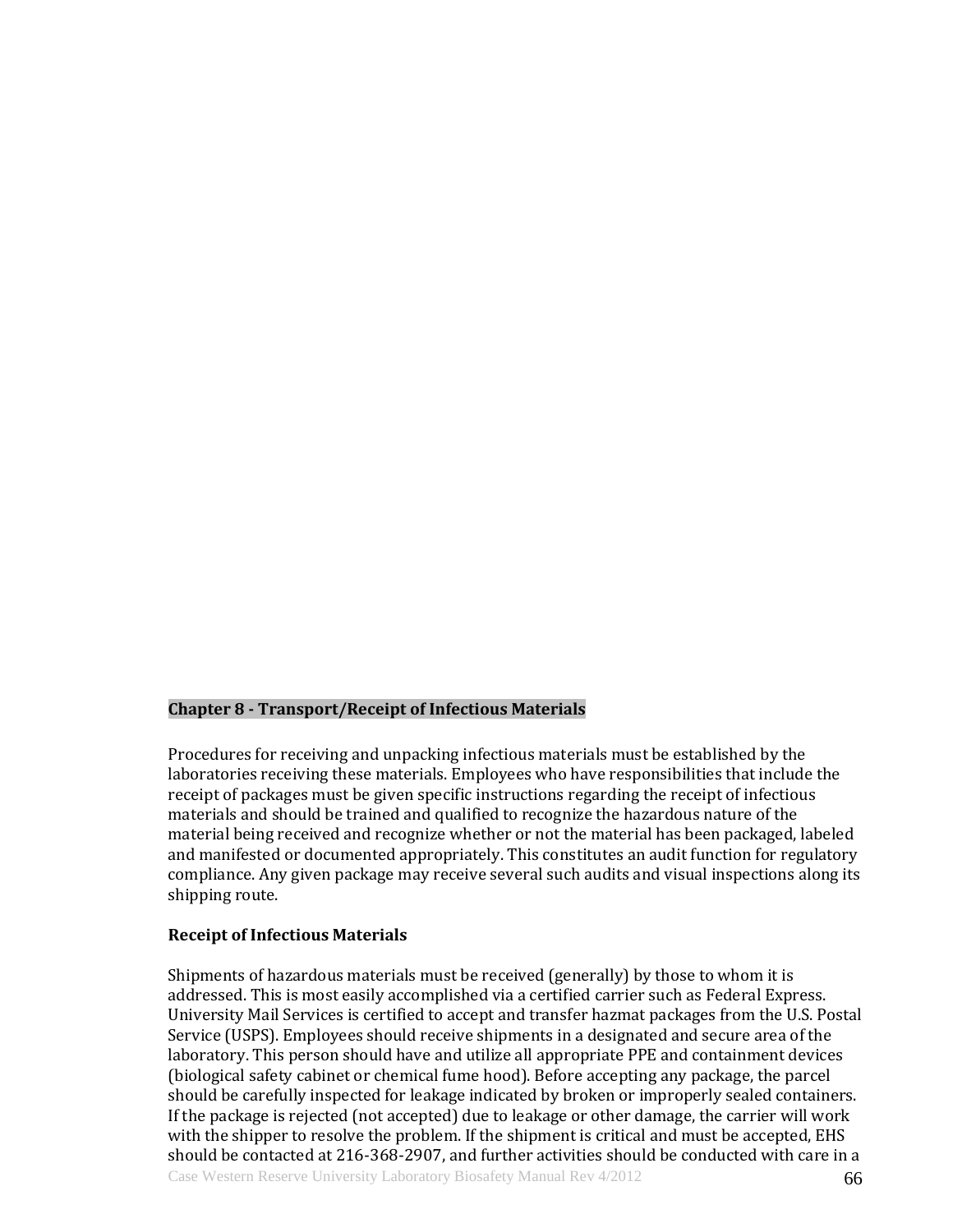## Chapter 8 - Transport/Receipt of Infectious Materials

Procedures for receiving and unpacking infectious materials must be established by the laboratories receiving these materials. Employees who have responsibilities that include the receipt of packages must be given specific instructions regarding the receipt of infectious materials and should be trained and qualified to recognize the hazardous nature of the material being received and recognize whether or not the material has been packaged, labeled and manifested or documented appropriately. This constitutes an audit function for regulatory compliance. Any given package may receive several such audits and visual inspections along its shipping route.

### Receipt of Infectious Materials

Shipments of hazardous materials must be received (generally) by those to whom it is addressed. This is most easily accomplished via a certified carrier such as Federal Express. University Mail Services is certified to accept and transfer hazmat packages from the U.S. Postal Service (USPS). Employees should receive shipments in a designated and secure area of the laboratory. This person should have and utilize all appropriate PPE and containment devices (biological safety cabinet or chemical fume hood). Before accepting any package, the parcel should be carefully inspected for leakage indicated by broken or improperly sealed containers. If the package is rejected (not accepted) due to leakage or other damage, the carrier will work with the shipper to resolve the problem. If the shipment is critical and must be accepted, EHS should be contacted at 216-368-2907, and further activities should be conducted with care in a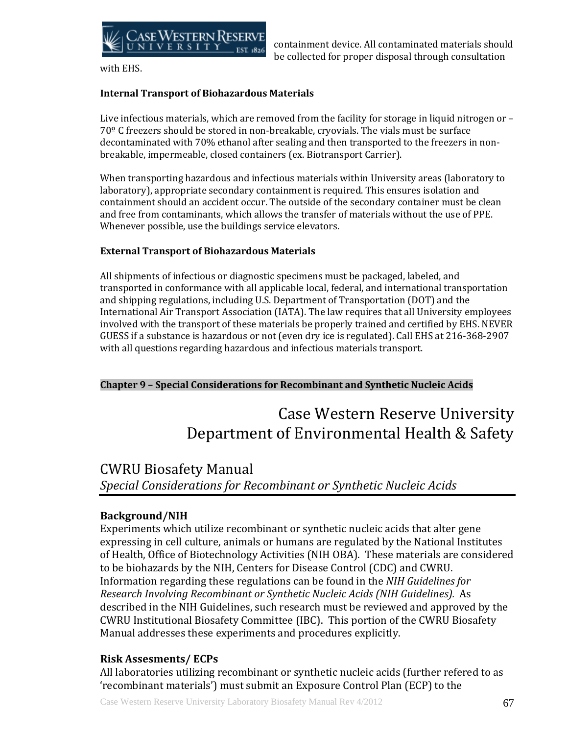containment device. All contaminated materials should be collected for proper disposal through consultation with EHS.

**Internal Transport of Biohazardous Materials**

Live infectious materials, which are removed from the facility for storage in liquid nitrogen or –70º C freezers should be stored in non-breakable, cryovials. The vials must be surface decontaminated with 70% ethanol after sealing and then transported to the freezers in non-breakable, impermeable, closed containers (ex. Biotransport Carrier).

When transporting hazardous and infectious materials within University areas (laboratory to laboratory), appropriate secondary containment is required. This ensures isolation and containment should an accident occur. The outside of the secondary container must be clean and free from contaminants, which allows the transfer of materials without the use of PPE. Whenever possible, use the buildings service elevators.

**External Transport of Biohazardous Materials**

All shipments of infectious or diagnostic specimens must be packaged, labeled, and transported in conformance with all applicable local, federal, and international transportation and shipping regulations, including U.S. Department of Transportation (DOT) and the International Air Transport Association (IATA). The law requires that all University employees involved with the transport of these materials be properly trained and certified by EHS. NEVER GUESS if a substance is hazardous or not (even dry ice is regulated). Call EHS at 216-368-2907 with all questions regarding hazardous and infectious materials transport.

**Chapter 9 – Special Considerations for Recombinant and Synthetic Nucleic Acids**

# Case Western Reserve University
# Department of Environmental Health & Safety

## CWRU Biosafety Manual
*Special Considerations for Recombinant or Synthetic Nucleic Acids*

### Background/NIH

Experiments which utilize recombinant or synthetic nucleic acids that alter gene expressing in cell culture, animals or humans are regulated by the National Institutes of Health, Office of Biotechnology Activities (NIH OBA). These materials are considered to be biohazards by the NIH, Centers for Disease Control (CDC) and CWRU. Information regarding these regulations can be found in the *NIH Guidelines for Research Involving Recombinant or Synthetic Nucleic Acids (NIH Guidelines).* As described in the NIH Guidelines, such research must be reviewed and approved by the CWRU Institutional Biosafety Committee (IBC). This portion of the CWRU Biosafety Manual addresses these experiments and procedures explicitly.

### Risk Assesments/ ECPs

All laboratories utilizing recombinant or synthetic nucleic acids (further refered to as 'recombinant materials') must submit an Exposure Control Plan (ECP) to the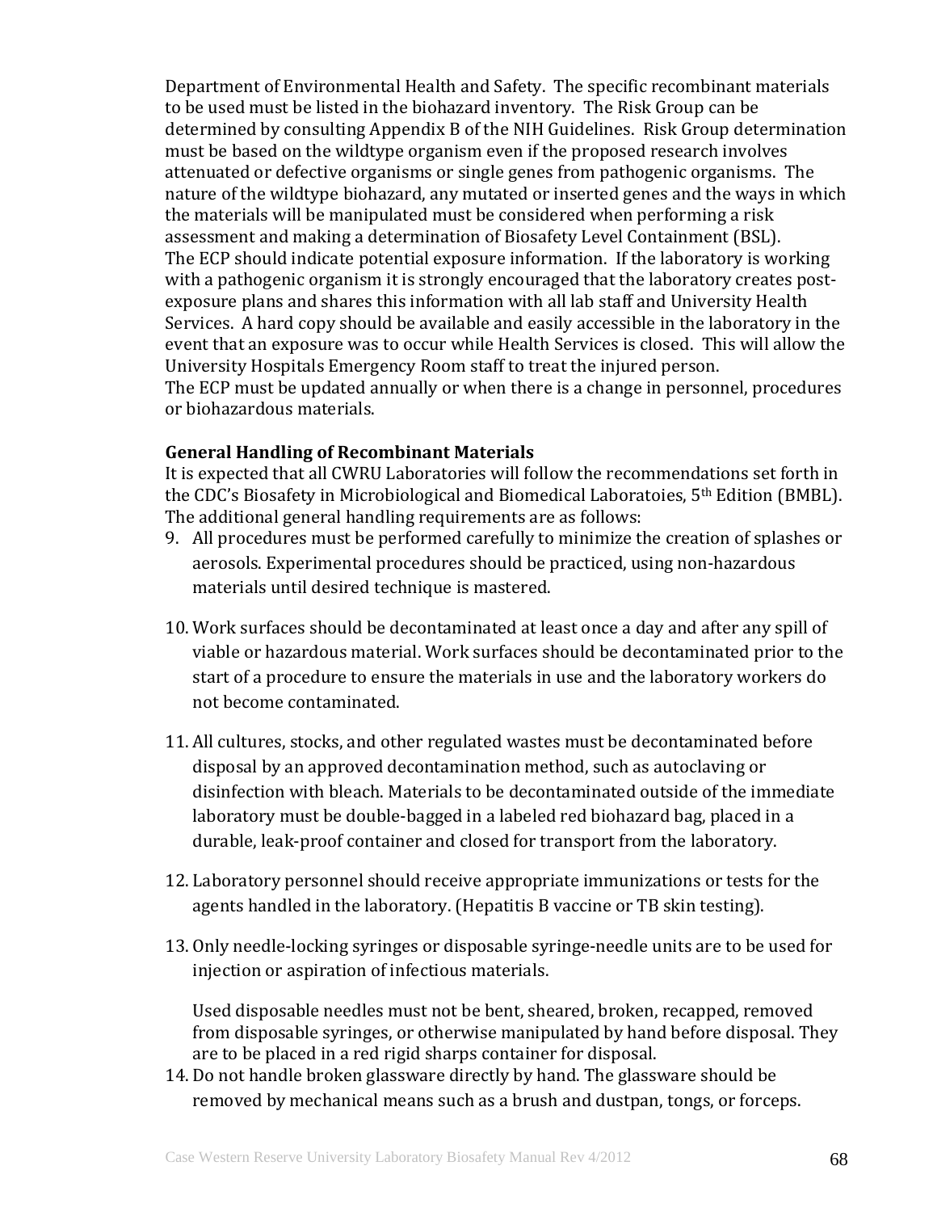Department of Environmental Health and Safety. The specific recombinant materials to be used must be listed in the biohazard inventory. The Risk Group can be determined by consulting Appendix B of the NIH Guidelines. Risk Group determination must be based on the wildtype organism even if the proposed research involves attenuated or defective organisms or single genes from pathogenic organisms. The nature of the wildtype biohazard, any mutated or inserted genes and the ways in which the materials will be manipulated must be considered when performing a risk assessment and making a determination of Biosafety Level Containment (BSL).
The ECP should indicate potential exposure information. If the laboratory is working with a pathogenic organism it is strongly encouraged that the laboratory creates post-exposure plans and shares this information with all lab staff and University Health Services. A hard copy should be available and easily accessible in the laboratory in the event that an exposure was to occur while Health Services is closed. This will allow the University Hospitals Emergency Room staff to treat the injured person.
The ECP must be updated annually or when there is a change in personnel, procedures or biohazardous materials.

**General Handling of Recombinant Materials**
It is expected that all CWRU Laboratories will follow the recommendations set forth in the CDC's Biosafety in Microbiological and Biomedical Laboratoies, 5th Edition (BMBL). The additional general handling requirements are as follows:

9. All procedures must be performed carefully to minimize the creation of splashes or aerosols. Experimental procedures should be practiced, using non-hazardous materials until desired technique is mastered.

10. Work surfaces should be decontaminated at least once a day and after any spill of viable or hazardous material. Work surfaces should be decontaminated prior to the start of a procedure to ensure the materials in use and the laboratory workers do not become contaminated.

11. All cultures, stocks, and other regulated wastes must be decontaminated before disposal by an approved decontamination method, such as autoclaving or disinfection with bleach. Materials to be decontaminated outside of the immediate laboratory must be double-bagged in a labeled red biohazard bag, placed in a durable, leak-proof container and closed for transport from the laboratory.

12. Laboratory personnel should receive appropriate immunizations or tests for the agents handled in the laboratory. (Hepatitis B vaccine or TB skin testing).

13. Only needle-locking syringes or disposable syringe-needle units are to be used for injection or aspiration of infectious materials.

    Used disposable needles must not be bent, sheared, broken, recapped, removed from disposable syringes, or otherwise manipulated by hand before disposal. They are to be placed in a red rigid sharps container for disposal.

14. Do not handle broken glassware directly by hand. The glassware should be removed by mechanical means such as a brush and dustpan, tongs, or forceps.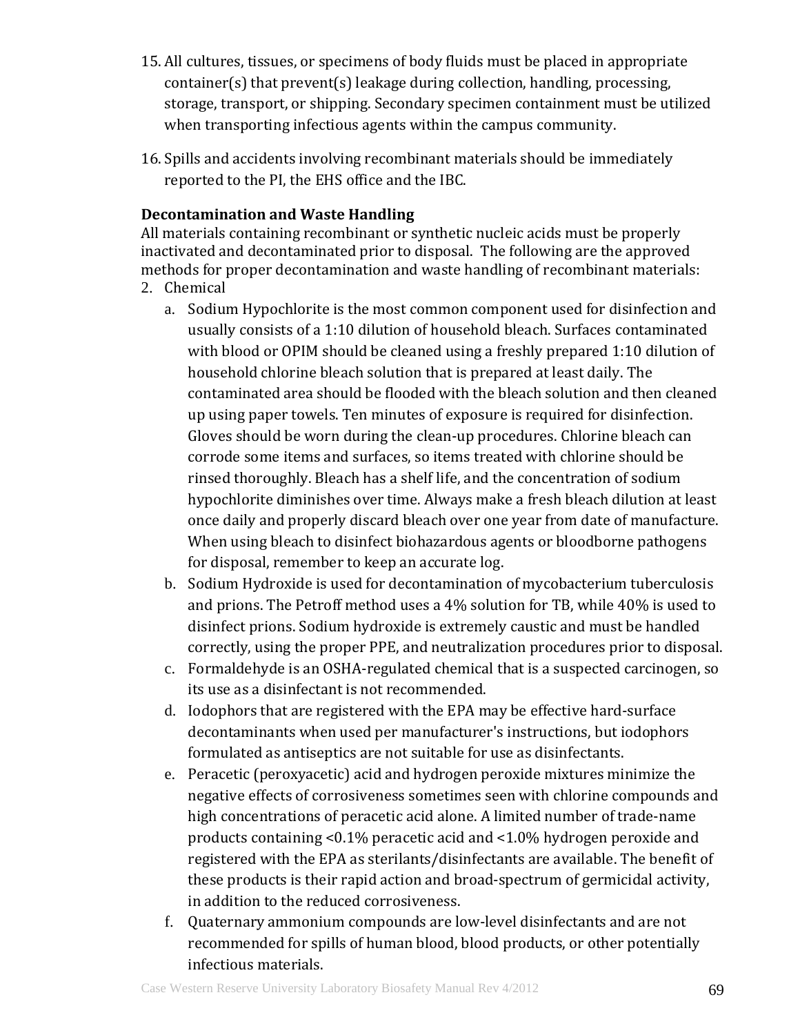15. All cultures, tissues, or specimens of body fluids must be placed in appropriate container(s) that prevent(s) leakage during collection, handling, processing, storage, transport, or shipping. Secondary specimen containment must be utilized when transporting infectious agents within the campus community.

16. Spills and accidents involving recombinant materials should be immediately reported to the PI, the EHS office and the IBC.

**Decontamination and Waste Handling**

All materials containing recombinant or synthetic nucleic acids must be properly inactivated and decontaminated prior to disposal. The following are the approved methods for proper decontamination and waste handling of recombinant materials:

2. Chemical
   a. Sodium Hypochlorite is the most common component used for disinfection and usually consists of a 1:10 dilution of household bleach. Surfaces contaminated with blood or OPIM should be cleaned using a freshly prepared 1:10 dilution of household chlorine bleach solution that is prepared at least daily. The contaminated area should be flooded with the bleach solution and then cleaned up using paper towels. Ten minutes of exposure is required for disinfection. Gloves should be worn during the clean-up procedures. Chlorine bleach can corrode some items and surfaces, so items treated with chlorine should be rinsed thoroughly. Bleach has a shelf life, and the concentration of sodium hypochlorite diminishes over time. Always make a fresh bleach dilution at least once daily and properly discard bleach over one year from date of manufacture. When using bleach to disinfect biohazardous agents or bloodborne pathogens for disposal, remember to keep an accurate log.
   b. Sodium Hydroxide is used for decontamination of mycobacterium tuberculosis and prions. The Petroff method uses a 4% solution for TB, while 40% is used to disinfect prions. Sodium hydroxide is extremely caustic and must be handled correctly, using the proper PPE, and neutralization procedures prior to disposal.
   c. Formaldehyde is an OSHA-regulated chemical that is a suspected carcinogen, so its use as a disinfectant is not recommended.
   d. Iodophors that are registered with the EPA may be effective hard-surface decontaminants when used per manufacturer's instructions, but iodophors formulated as antiseptics are not suitable for use as disinfectants.
   e. Peracetic (peroxyacetic) acid and hydrogen peroxide mixtures minimize the negative effects of corrosiveness sometimes seen with chlorine compounds and high concentrations of peracetic acid alone. A limited number of trade-name products containing <0.1% peracetic acid and <1.0% hydrogen peroxide and registered with the EPA as sterilants/disinfectants are available. The benefit of these products is their rapid action and broad-spectrum of germicidal activity, in addition to the reduced corrosiveness.
   f. Quaternary ammonium compounds are low-level disinfectants and are not recommended for spills of human blood, blood products, or other potentially infectious materials.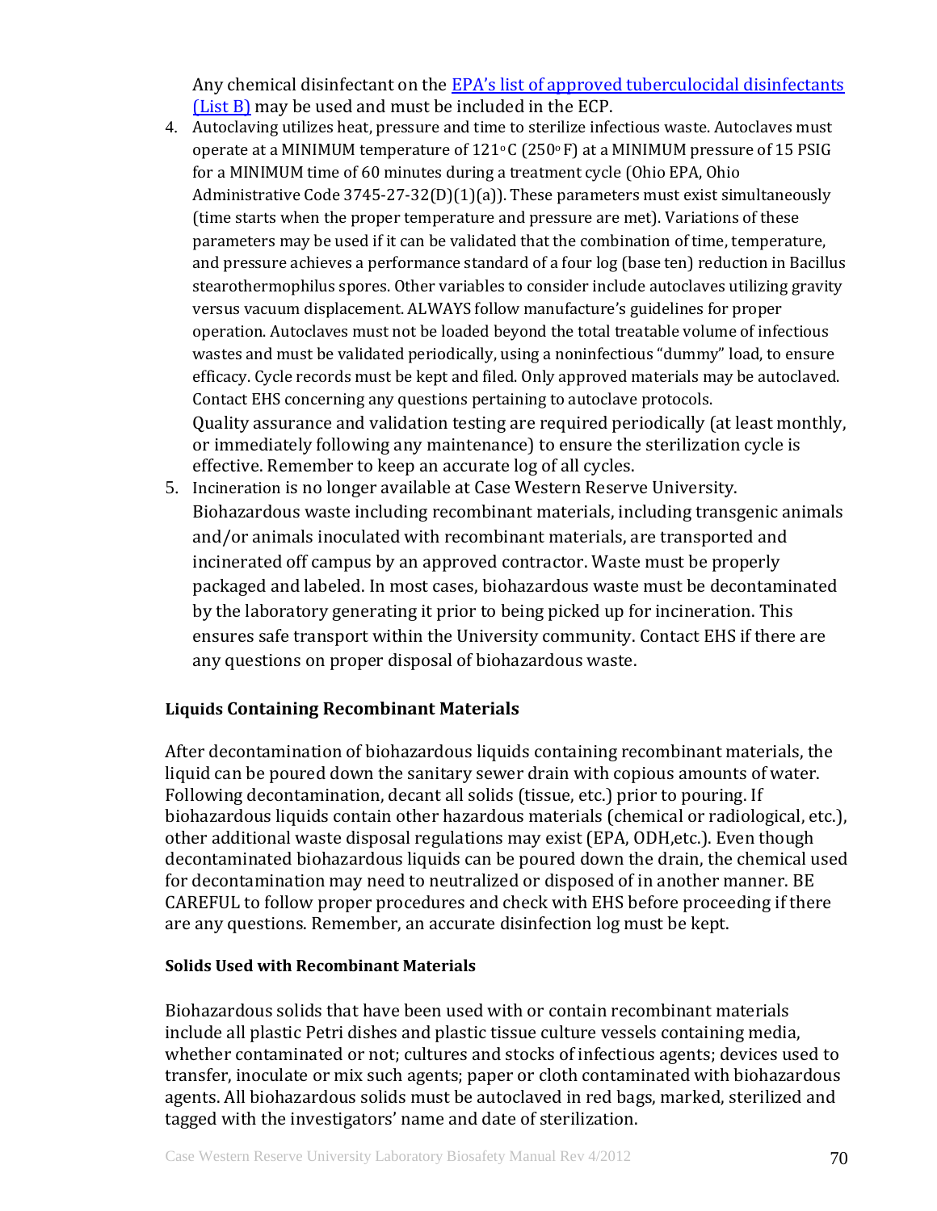Any chemical disinfectant on the [EPA's list of approved tuberculocidal disinfectants (List B)] may be used and must be included in the ECP.

4. Autoclaving utilizes heat, pressure and time to sterilize infectious waste. Autoclaves must operate at a MINIMUM temperature of 121$^{o}$C (250$^{o}$F) at a MINIMUM pressure of 15 PSIG for a MINIMUM time of 60 minutes during a treatment cycle (Ohio EPA, Ohio Administrative Code 3745-27-32(D)(1)(a)). These parameters must exist simultaneously (time starts when the proper temperature and pressure are met). Variations of these parameters may be used if it can be validated that the combination of time, temperature, and pressure achieves a performance standard of a four log (base ten) reduction in Bacillus stearothermophilus spores. Other variables to consider include autoclaves utilizing gravity versus vacuum displacement. ALWAYS follow manufacture's guidelines for proper operation. Autoclaves must not be loaded beyond the total treatable volume of infectious wastes and must be validated periodically, using a noninfectious "dummy" load, to ensure efficacy. Cycle records must be kept and filed. Only approved materials may be autoclaved. Contact EHS concerning any questions pertaining to autoclave protocols.
   Quality assurance and validation testing are required periodically (at least monthly, or immediately following any maintenance) to ensure the sterilization cycle is effective. Remember to keep an accurate log of all cycles.
5. Incineration is no longer available at Case Western Reserve University. Biohazardous waste including recombinant materials, including transgenic animals and/or animals inoculated with recombinant materials, are transported and incinerated off campus by an approved contractor. Waste must be properly packaged and labeled. In most cases, biohazardous waste must be decontaminated by the laboratory generating it prior to being picked up for incineration. This ensures safe transport within the University community. Contact EHS if there are any questions on proper disposal of biohazardous waste.

**Liquids Containing Recombinant Materials**

After decontamination of biohazardous liquids containing recombinant materials, the liquid can be poured down the sanitary sewer drain with copious amounts of water. Following decontamination, decant all solids (tissue, etc.) prior to pouring. If biohazardous liquids contain other hazardous materials (chemical or radiological, etc.), other additional waste disposal regulations may exist (EPA, ODH,etc.). Even though decontaminated biohazardous liquids can be poured down the drain, the chemical used for decontamination may need to neutralized or disposed of in another manner. BE CAREFUL to follow proper procedures and check with EHS before proceeding if there are any questions. Remember, an accurate disinfection log must be kept.

**Solids Used with Recombinant Materials**

Biohazardous solids that have been used with or contain recombinant materials include all plastic Petri dishes and plastic tissue culture vessels containing media, whether contaminated or not; cultures and stocks of infectious agents; devices used to transfer, inoculate or mix such agents; paper or cloth contaminated with biohazardous agents. All biohazardous solids must be autoclaved in red bags, marked, sterilized and tagged with the investigators' name and date of sterilization.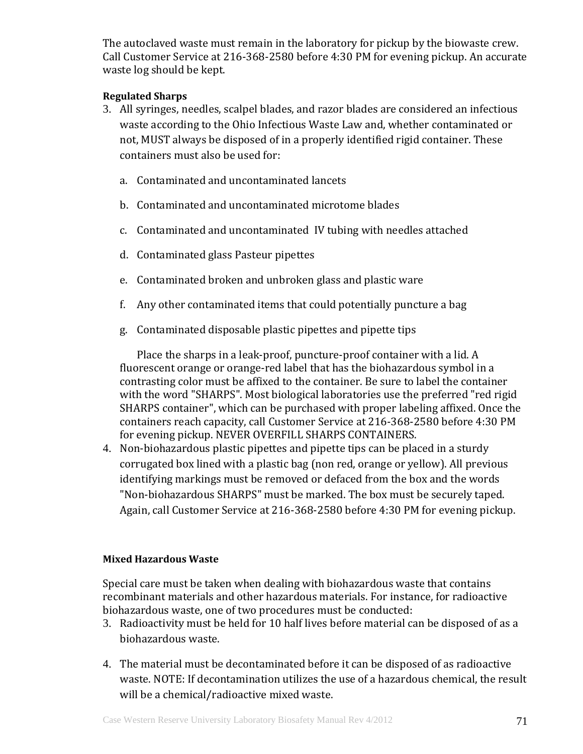The autoclaved waste must remain in the laboratory for pickup by the biowaste crew. Call Customer Service at 216-368-2580 before 4:30 PM for evening pickup. An accurate waste log should be kept.

**Regulated Sharps**

3. All syringes, needles, scalpel blades, and razor blades are considered an infectious waste according to the Ohio Infectious Waste Law and, whether contaminated or not, MUST always be disposed of in a properly identified rigid container. These containers must also be used for:

   a. Contaminated and uncontaminated lancets

   b. Contaminated and uncontaminated microtome blades

   c. Contaminated and uncontaminated IV tubing with needles attached

   d. Contaminated glass Pasteur pipettes

   e. Contaminated broken and unbroken glass and plastic ware

   f. Any other contaminated items that could potentially puncture a bag

   g. Contaminated disposable plastic pipettes and pipette tips

   Place the sharps in a leak-proof, puncture-proof container with a lid. A fluorescent orange or orange-red label that has the biohazardous symbol in a contrasting color must be affixed to the container. Be sure to label the container with the word "SHARPS". Most biological laboratories use the preferred "red rigid SHARPS container", which can be purchased with proper labeling affixed. Once the containers reach capacity, call Customer Service at 216-368-2580 before 4:30 PM for evening pickup. NEVER OVERFILL SHARPS CONTAINERS.

4. Non-biohazardous plastic pipettes and pipette tips can be placed in a sturdy corrugated box lined with a plastic bag (non red, orange or yellow). All previous identifying markings must be removed or defaced from the box and the words "Non-biohazardous SHARPS" must be marked. The box must be securely taped. Again, call Customer Service at 216-368-2580 before 4:30 PM for evening pickup.

**Mixed Hazardous Waste**

Special care must be taken when dealing with biohazardous waste that contains recombinant materials and other hazardous materials. For instance, for radioactive biohazardous waste, one of two procedures must be conducted:

3. Radioactivity must be held for 10 half lives before material can be disposed of as a biohazardous waste.

4. The material must be decontaminated before it can be disposed of as radioactive waste. NOTE: If decontamination utilizes the use of a hazardous chemical, the result will be a chemical/radioactive mixed waste.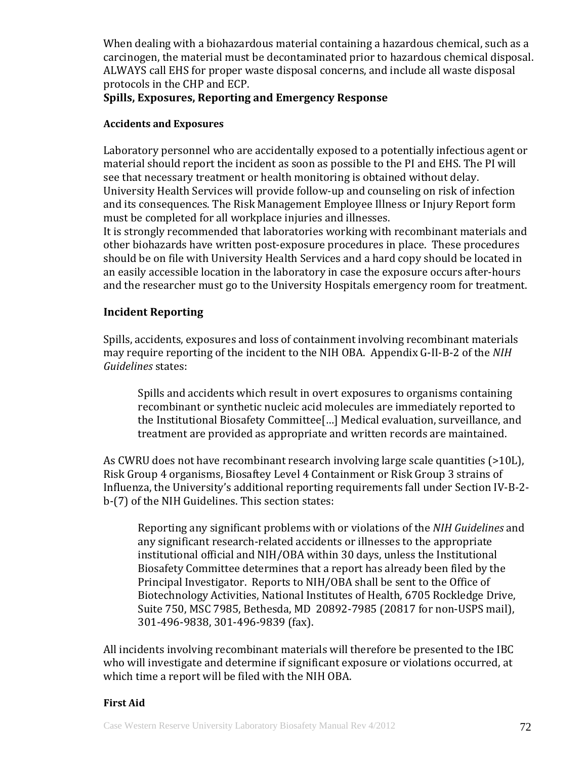When dealing with a biohazardous material containing a hazardous chemical, such as a carcinogen, the material must be decontaminated prior to hazardous chemical disposal. ALWAYS call EHS for proper waste disposal concerns, and include all waste disposal protocols in the CHP and ECP.

## Spills, Exposures, Reporting and Emergency Response

#### Accidents and Exposures

Laboratory personnel who are accidentally exposed to a potentially infectious agent or material should report the incident as soon as possible to the PI and EHS. The PI will see that necessary treatment or health monitoring is obtained without delay. University Health Services will provide follow-up and counseling on risk of infection and its consequences. The Risk Management Employee Illness or Injury Report form must be completed for all workplace injuries and illnesses.

It is strongly recommended that laboratories working with recombinant materials and other biohazards have written post-exposure procedures in place. These procedures should be on file with University Health Services and a hard copy should be located in an easily accessible location in the laboratory in case the exposure occurs after-hours and the researcher must go to the University Hospitals emergency room for treatment.

### Incident Reporting

Spills, accidents, exposures and loss of containment involving recombinant materials may require reporting of the incident to the NIH OBA. Appendix G-II-B-2 of the *NIH Guidelines* states:

> Spills and accidents which result in overt exposures to organisms containing recombinant or synthetic nucleic acid molecules are immediately reported to the Institutional Biosafety Committee[…] Medical evaluation, surveillance, and treatment are provided as appropriate and written records are maintained.

As CWRU does not have recombinant research involving large scale quantities (>10L), Risk Group 4 organisms, Biosaftey Level 4 Containment or Risk Group 3 strains of Influenza, the University's additional reporting requirements fall under Section IV-B-2-b-(7) of the NIH Guidelines. This section states:

> Reporting any significant problems with or violations of the *NIH Guidelines* and any significant research-related accidents or illnesses to the appropriate institutional official and NIH/OBA within 30 days, unless the Institutional Biosafety Committee determines that a report has already been filed by the Principal Investigator. Reports to NIH/OBA shall be sent to the Office of Biotechnology Activities, National Institutes of Health, 6705 Rockledge Drive, Suite 750, MSC 7985, Bethesda, MD 20892-7985 (20817 for non-USPS mail), 301-496-9838, 301-496-9839 (fax).

All incidents involving recombinant materials will therefore be presented to the IBC who will investigate and determine if significant exposure or violations occurred, at which time a report will be filed with the NIH OBA.

#### First Aid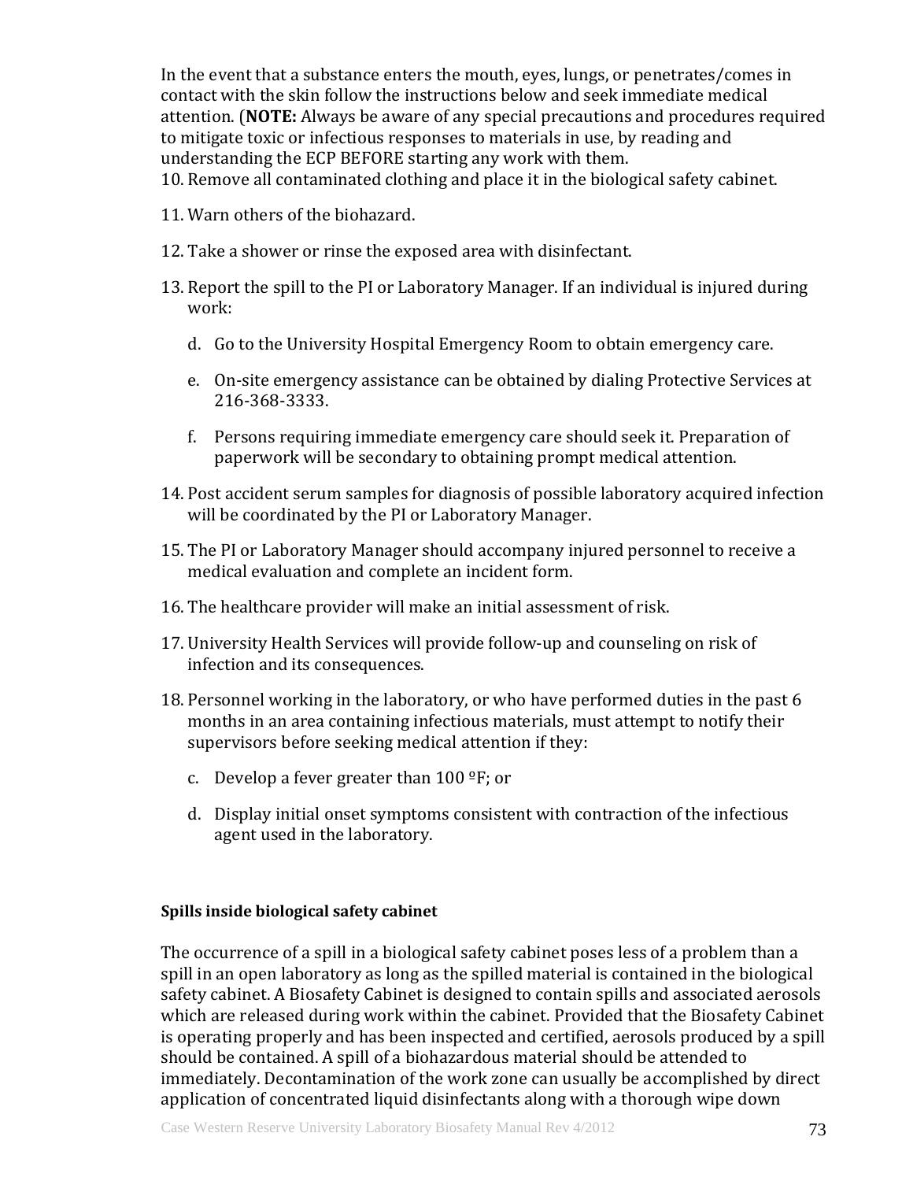In the event that a substance enters the mouth, eyes, lungs, or penetrates/comes in contact with the skin follow the instructions below and seek immediate medical attention. (**NOTE:** Always be aware of any special precautions and procedures required to mitigate toxic or infectious responses to materials in use, by reading and understanding the ECP BEFORE starting any work with them.

10. Remove all contaminated clothing and place it in the biological safety cabinet.

11. Warn others of the biohazard.

12. Take a shower or rinse the exposed area with disinfectant.

13. Report the spill to the PI or Laboratory Manager. If an individual is injured during work:

    d. Go to the University Hospital Emergency Room to obtain emergency care.

    e. On-site emergency assistance can be obtained by dialing Protective Services at 216-368-3333.

    f. Persons requiring immediate emergency care should seek it. Preparation of paperwork will be secondary to obtaining prompt medical attention.

14. Post accident serum samples for diagnosis of possible laboratory acquired infection will be coordinated by the PI or Laboratory Manager.

15. The PI or Laboratory Manager should accompany injured personnel to receive a medical evaluation and complete an incident form.

16. The healthcare provider will make an initial assessment of risk.

17. University Health Services will provide follow-up and counseling on risk of infection and its consequences.

18. Personnel working in the laboratory, or who have performed duties in the past 6 months in an area containing infectious materials, must attempt to notify their supervisors before seeking medical attention if they:

    c. Develop a fever greater than 100 ºF; or

    d. Display initial onset symptoms consistent with contraction of the infectious agent used in the laboratory.

**Spills inside biological safety cabinet**

The occurrence of a spill in a biological safety cabinet poses less of a problem than a spill in an open laboratory as long as the spilled material is contained in the biological safety cabinet. A Biosafety Cabinet is designed to contain spills and associated aerosols which are released during work within the cabinet. Provided that the Biosafety Cabinet is operating properly and has been inspected and certified, aerosols produced by a spill should be contained. A spill of a biohazardous material should be attended to immediately. Decontamination of the work zone can usually be accomplished by direct application of concentrated liquid disinfectants along with a thorough wipe down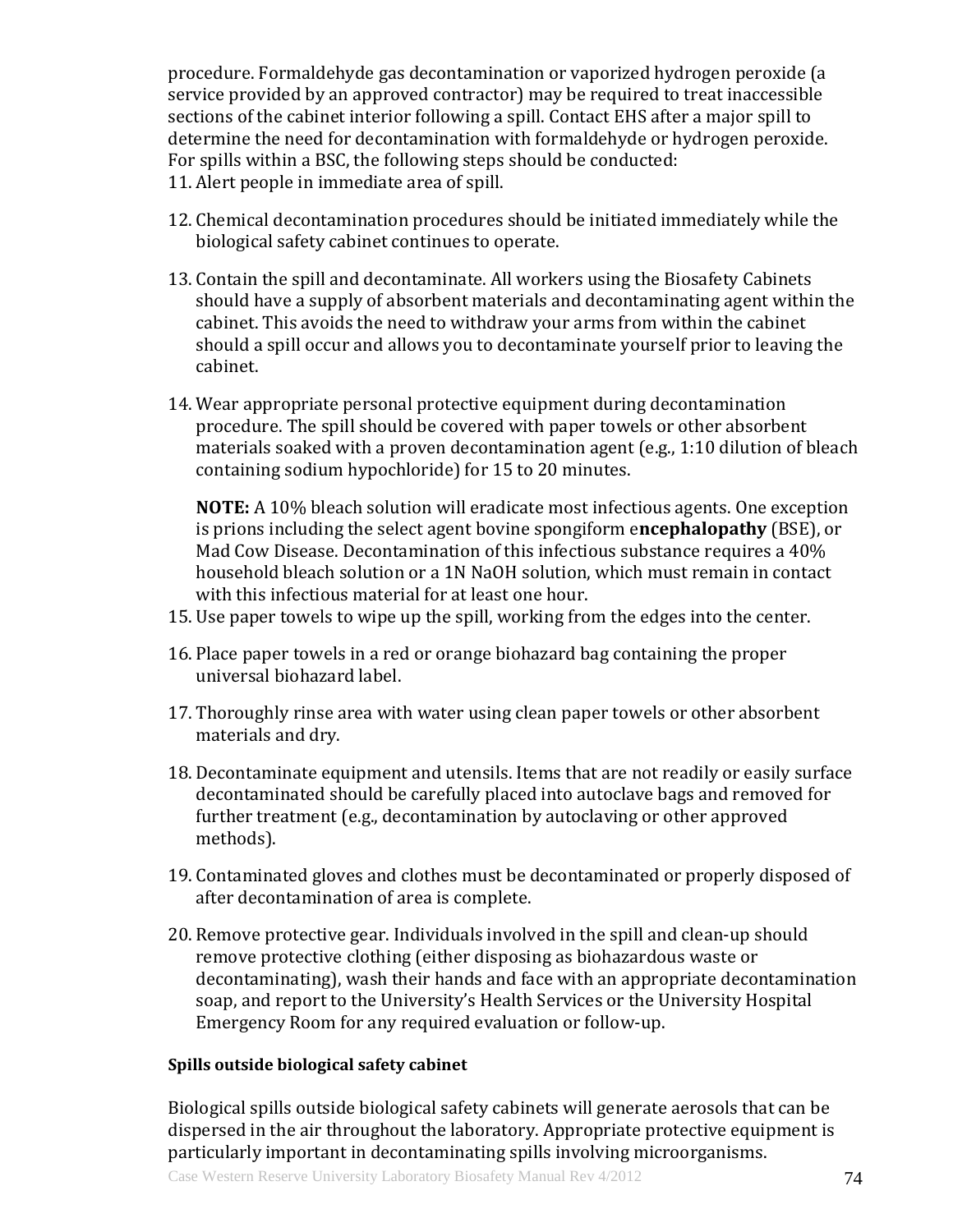procedure. Formaldehyde gas decontamination or vaporized hydrogen peroxide (a service provided by an approved contractor) may be required to treat inaccessible sections of the cabinet interior following a spill. Contact EHS after a major spill to determine the need for decontamination with formaldehyde or hydrogen peroxide. For spills within a BSC, the following steps should be conducted:

11. Alert people in immediate area of spill.

12. Chemical decontamination procedures should be initiated immediately while the biological safety cabinet continues to operate.

13. Contain the spill and decontaminate. All workers using the Biosafety Cabinets should have a supply of absorbent materials and decontaminating agent within the cabinet. This avoids the need to withdraw your arms from within the cabinet should a spill occur and allows you to decontaminate yourself prior to leaving the cabinet.

14. Wear appropriate personal protective equipment during decontamination procedure. The spill should be covered with paper towels or other absorbent materials soaked with a proven decontamination agent (e.g., 1:10 dilution of bleach containing sodium hypochloride) for 15 to 20 minutes.

    **NOTE:** A 10% bleach solution will eradicate most infectious agents. One exception is prions including the select agent bovine spongiform e**ncephalopathy** (BSE), or Mad Cow Disease. Decontamination of this infectious substance requires a 40% household bleach solution or a 1N NaOH solution, which must remain in contact with this infectious material for at least one hour.

15. Use paper towels to wipe up the spill, working from the edges into the center.

16. Place paper towels in a red or orange biohazard bag containing the proper universal biohazard label.

17. Thoroughly rinse area with water using clean paper towels or other absorbent materials and dry.

18. Decontaminate equipment and utensils. Items that are not readily or easily surface decontaminated should be carefully placed into autoclave bags and removed for further treatment (e.g., decontamination by autoclaving or other approved methods).

19. Contaminated gloves and clothes must be decontaminated or properly disposed of after decontamination of area is complete.

20. Remove protective gear. Individuals involved in the spill and clean-up should remove protective clothing (either disposing as biohazardous waste or decontaminating), wash their hands and face with an appropriate decontamination soap, and report to the University's Health Services or the University Hospital Emergency Room for any required evaluation or follow-up.

#### Spills outside biological safety cabinet

Biological spills outside biological safety cabinets will generate aerosols that can be dispersed in the air throughout the laboratory. Appropriate protective equipment is particularly important in decontaminating spills involving microorganisms.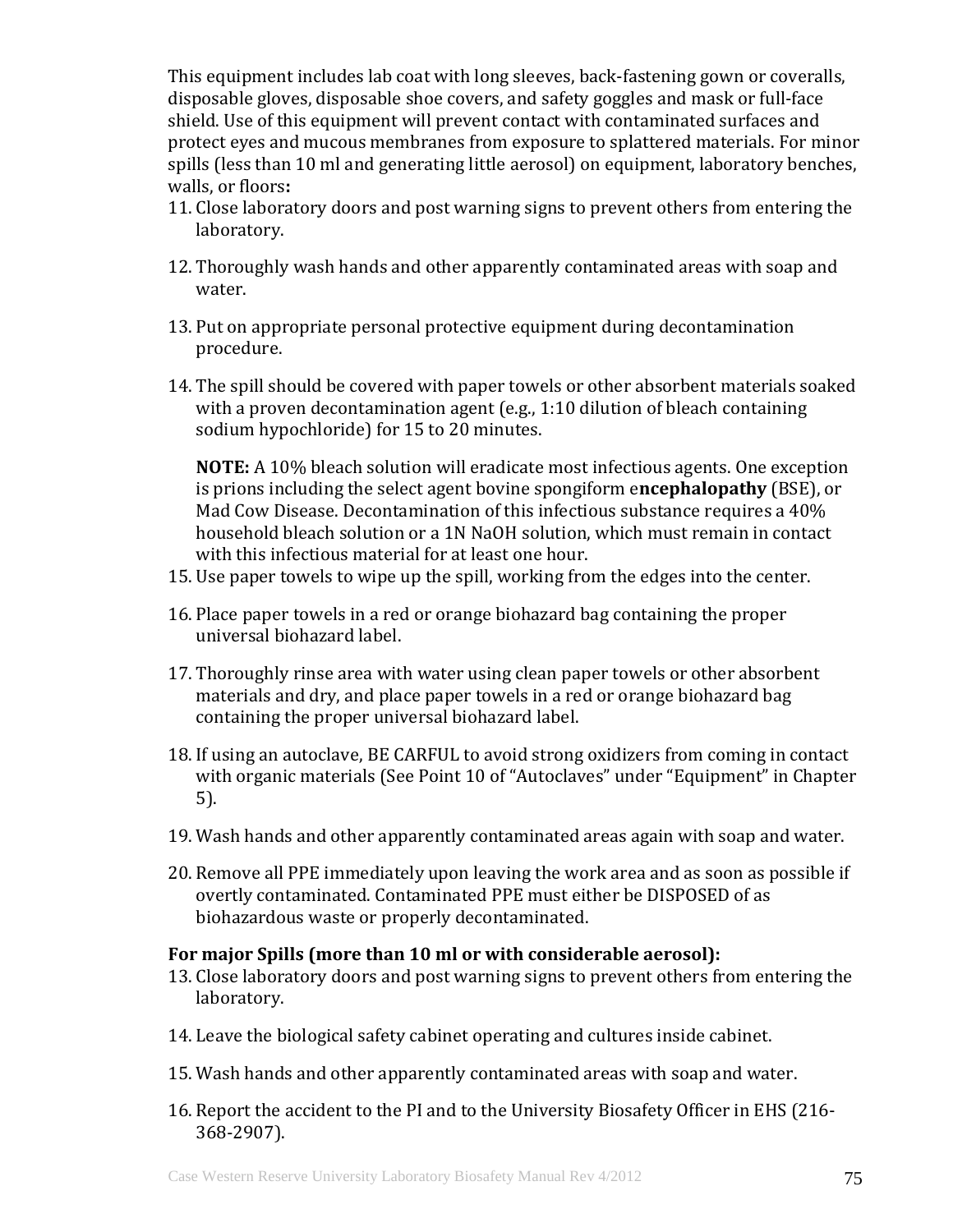This equipment includes lab coat with long sleeves, back-fastening gown or coveralls, disposable gloves, disposable shoe covers, and safety goggles and mask or full-face shield. Use of this equipment will prevent contact with contaminated surfaces and protect eyes and mucous membranes from exposure to splattered materials. For minor spills (less than 10 ml and generating little aerosol) on equipment, laboratory benches, walls, or floors**:**

11. Close laboratory doors and post warning signs to prevent others from entering the laboratory.

12. Thoroughly wash hands and other apparently contaminated areas with soap and water.

13. Put on appropriate personal protective equipment during decontamination procedure.

14. The spill should be covered with paper towels or other absorbent materials soaked with a proven decontamination agent (e.g., 1:10 dilution of bleach containing sodium hypochloride) for 15 to 20 minutes.

    **NOTE:** A 10% bleach solution will eradicate most infectious agents. One exception is prions including the select agent bovine spongiform e**ncephalopathy** (BSE), or Mad Cow Disease. Decontamination of this infectious substance requires a 40% household bleach solution or a 1N NaOH solution, which must remain in contact with this infectious material for at least one hour.

15. Use paper towels to wipe up the spill, working from the edges into the center.

16. Place paper towels in a red or orange biohazard bag containing the proper universal biohazard label.

17. Thoroughly rinse area with water using clean paper towels or other absorbent materials and dry, and place paper towels in a red or orange biohazard bag containing the proper universal biohazard label.

18. If using an autoclave, BE CARFUL to avoid strong oxidizers from coming in contact with organic materials (See Point 10 of "Autoclaves" under "Equipment" in Chapter 5).

19. Wash hands and other apparently contaminated areas again with soap and water.

20. Remove all PPE immediately upon leaving the work area and as soon as possible if overtly contaminated. Contaminated PPE must either be DISPOSED of as biohazardous waste or properly decontaminated.

**For major Spills (more than 10 ml or with considerable aerosol):**

13. Close laboratory doors and post warning signs to prevent others from entering the laboratory.

14. Leave the biological safety cabinet operating and cultures inside cabinet.

15. Wash hands and other apparently contaminated areas with soap and water.

16. Report the accident to the PI and to the University Biosafety Officer in EHS (216-368-2907).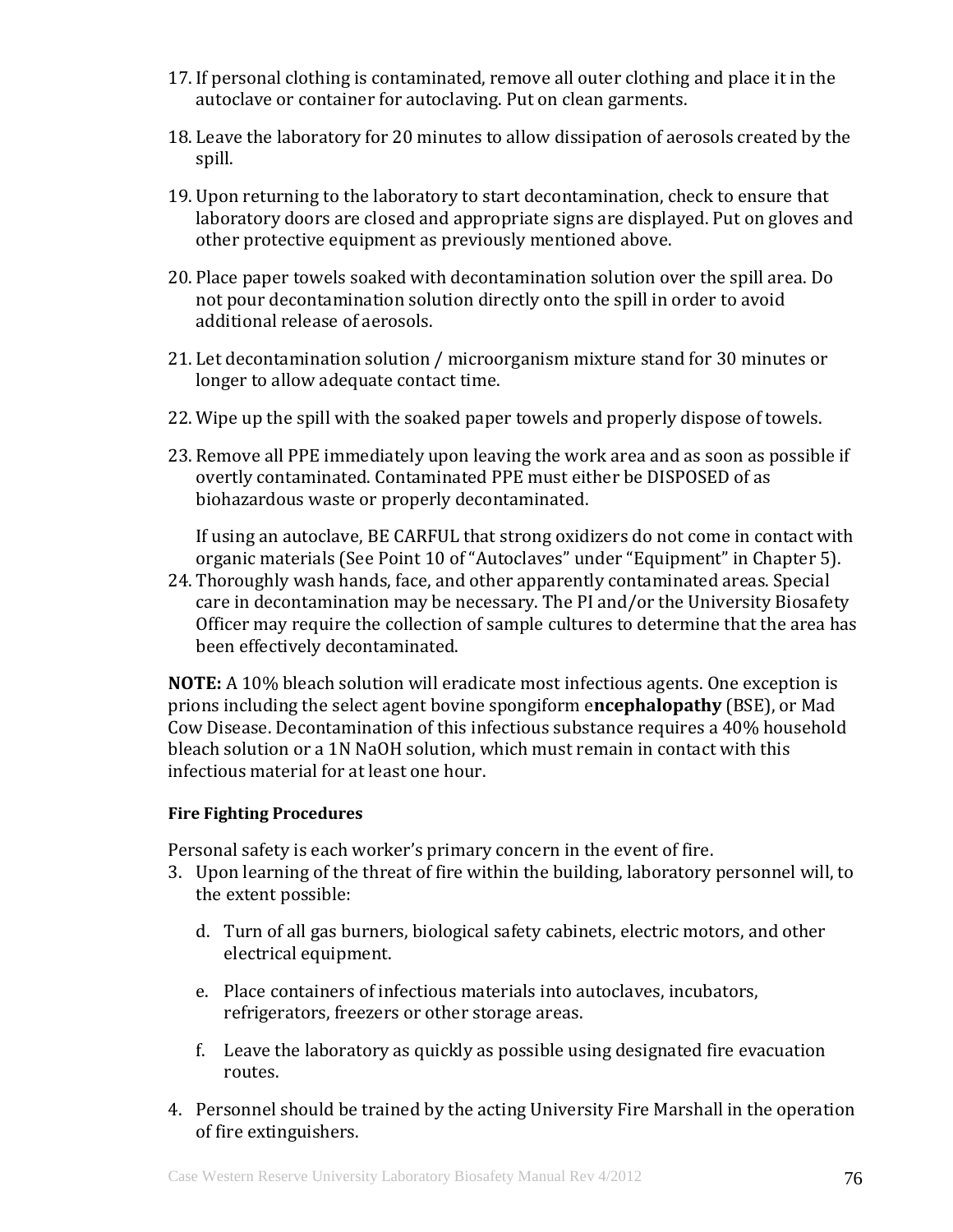17. If personal clothing is contaminated, remove all outer clothing and place it in the autoclave or container for autoclaving. Put on clean garments.

18. Leave the laboratory for 20 minutes to allow dissipation of aerosols created by the spill.

19. Upon returning to the laboratory to start decontamination, check to ensure that laboratory doors are closed and appropriate signs are displayed. Put on gloves and other protective equipment as previously mentioned above.

20. Place paper towels soaked with decontamination solution over the spill area. Do not pour decontamination solution directly onto the spill in order to avoid additional release of aerosols.

21. Let decontamination solution / microorganism mixture stand for 30 minutes or longer to allow adequate contact time.

22. Wipe up the spill with the soaked paper towels and properly dispose of towels.

23. Remove all PPE immediately upon leaving the work area and as soon as possible if overtly contaminated. Contaminated PPE must either be DISPOSED of as biohazardous waste or properly decontaminated.

    If using an autoclave, BE CARFUL that strong oxidizers do not come in contact with organic materials (See Point 10 of "Autoclaves" under "Equipment" in Chapter 5).

24. Thoroughly wash hands, face, and other apparently contaminated areas. Special care in decontamination may be necessary. The PI and/or the University Biosafety Officer may require the collection of sample cultures to determine that the area has been effectively decontaminated.

**NOTE:** A 10% bleach solution will eradicate most infectious agents. One exception is prions including the select agent bovine spongiform e**ncephalopathy** (BSE), or Mad Cow Disease. Decontamination of this infectious substance requires a 40% household bleach solution or a 1N NaOH solution, which must remain in contact with this infectious material for at least one hour.

**Fire Fighting Procedures**

Personal safety is each worker's primary concern in the event of fire.

3. Upon learning of the threat of fire within the building, laboratory personnel will, to the extent possible:

   d. Turn of all gas burners, biological safety cabinets, electric motors, and other electrical equipment.

   e. Place containers of infectious materials into autoclaves, incubators, refrigerators, freezers or other storage areas.

   f. Leave the laboratory as quickly as possible using designated fire evacuation routes.

4. Personnel should be trained by the acting University Fire Marshall in the operation of fire extinguishers.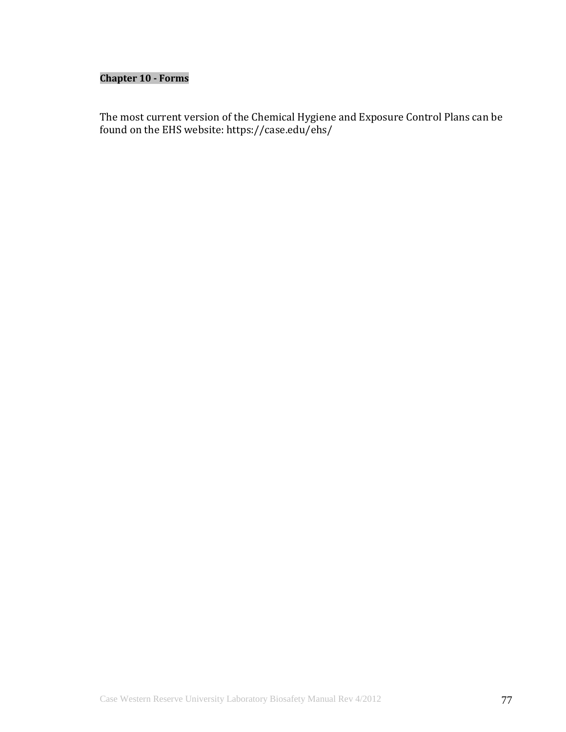**Chapter 10 - Forms**

The most current version of the Chemical Hygiene and Exposure Control Plans can be found on the EHS website: https://case.edu/ehs/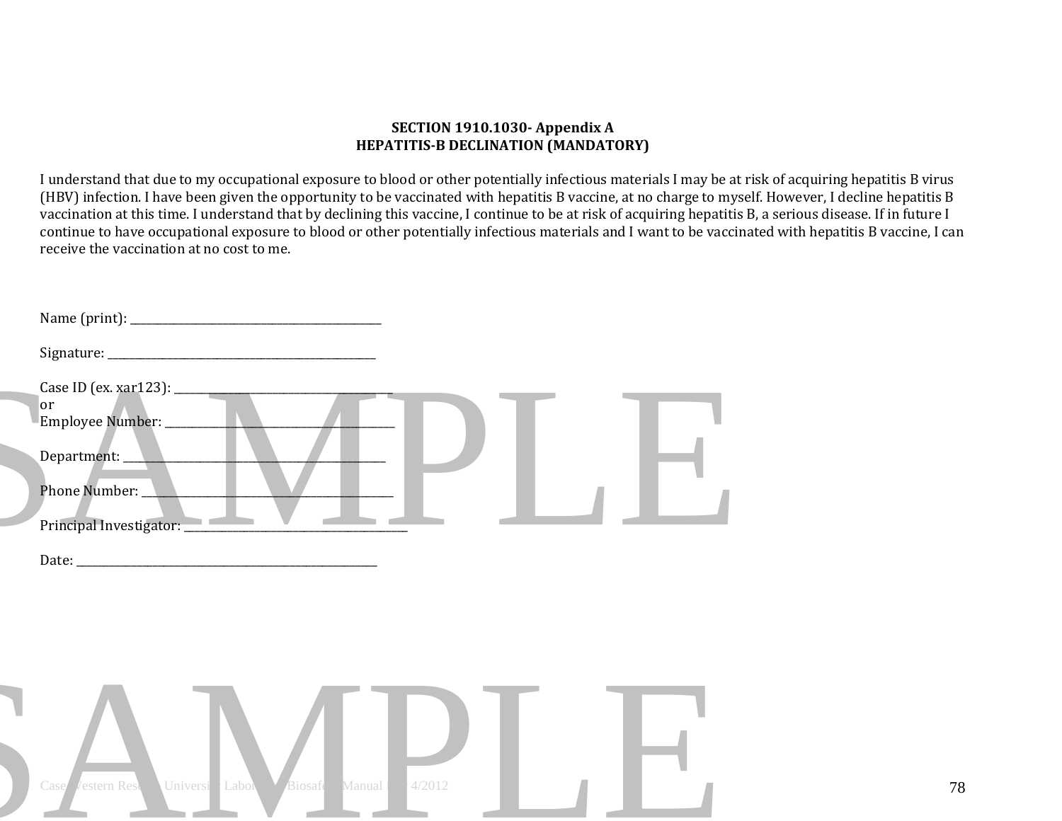**SECTION 1910.1030- Appendix A**
**HEPATITIS-B DECLINATION (MANDATORY)**

I understand that due to my occupational exposure to blood or other potentially infectious materials I may be at risk of acquiring hepatitis B virus (HBV) infection. I have been given the opportunity to be vaccinated with hepatitis B vaccine, at no charge to myself. However, I decline hepatitis B vaccination at this time. I understand that by declining this vaccine, I continue to be at risk of acquiring hepatitis B, a serious disease. If in future I continue to have occupational exposure to blood or other potentially infectious materials and I want to be vaccinated with hepatitis B vaccine, I can receive the vaccination at no cost to me.

Name (print): ___________________________________________

Signature: ______________________________________________

Case ID (ex. xar123): ____________________________________
or
Employee Number: _______________________________________

Department: ____________________________________________

Phone Number: __________________________________________

Principal Investigator: ____________________________________

Date: ___________________________________________________

SAMPLE

SAMPLE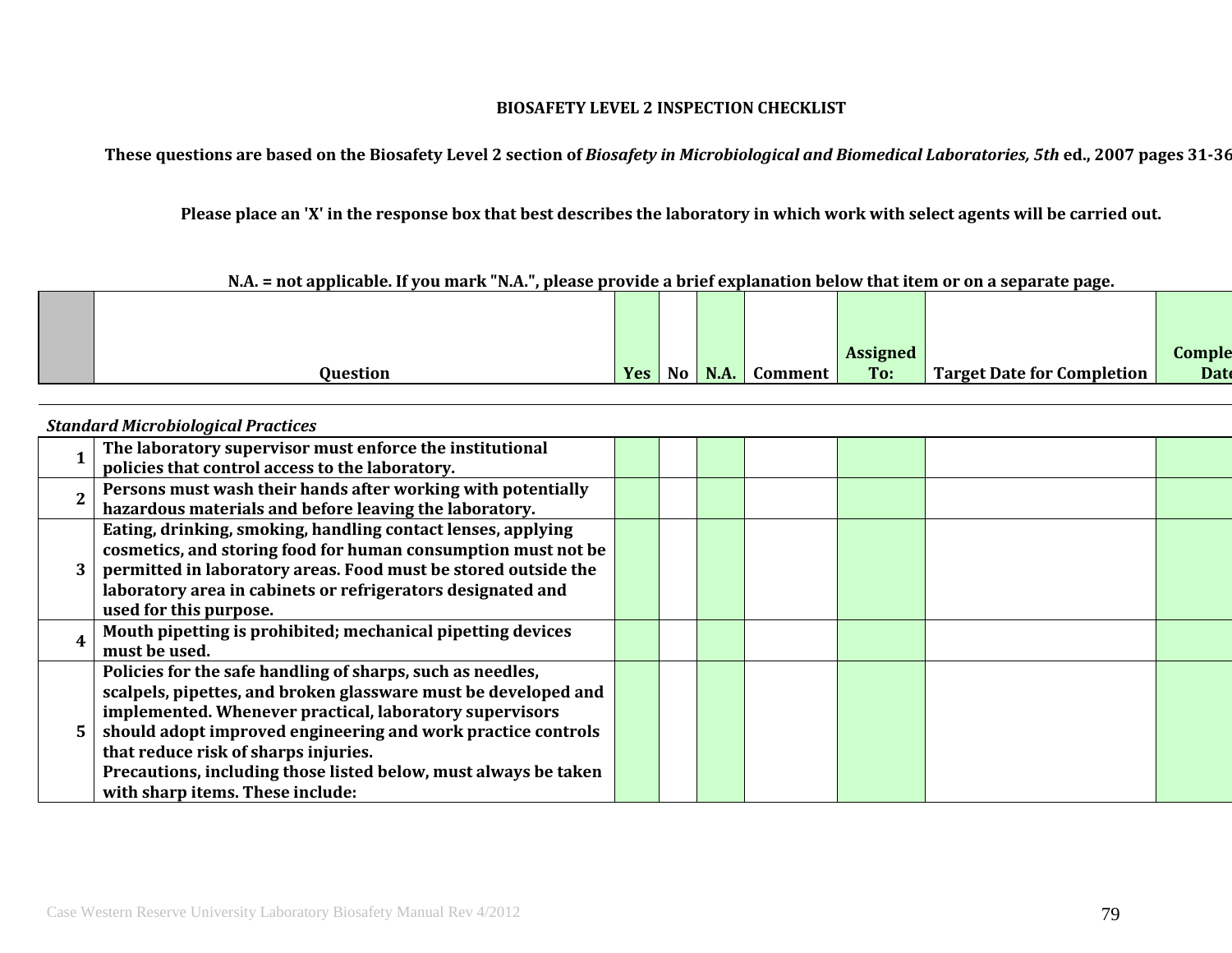**BIOSAFETY LEVEL 2 INSPECTION CHECKLIST**

**These questions are based on the Biosafety Level 2 section of *Biosafety in Microbiological and Biomedical Laboratories, 5th* ed., 2007 pages 31-36**

**Please place an 'X' in the response box that best describes the laboratory in which work with select agents will be carried out.**

**N.A. = not applicable. If you mark "N.A.", please provide a brief explanation below that item or on a separate page.**

| | Question | Yes | No | N.A. | Comment | Assigned To: | Target Date for Completion | Completion Date |
|---|---|---|---|---|---|---|---|---|
| | ***Standard Microbiological Practices*** | | | | | | | |
| **1** | **The laboratory supervisor must enforce the institutional policies that control access to the laboratory.** | | | | | | | |
| **2** | **Persons must wash their hands after working with potentially hazardous materials and before leaving the laboratory.** | | | | | | | |
| **3** | **Eating, drinking, smoking, handling contact lenses, applying cosmetics, and storing food for human consumption must not be permitted in laboratory areas. Food must be stored outside the laboratory area in cabinets or refrigerators designated and used for this purpose.** | | | | | | | |
| **4** | **Mouth pipetting is prohibited; mechanical pipetting devices must be used.** | | | | | | | |
| **5** | **Policies for the safe handling of sharps, such as needles, scalpels, pipettes, and broken glassware must be developed and implemented. Whenever practical, laboratory supervisors should adopt improved engineering and work practice controls that reduce risk of sharps injuries.**<br>**Precautions, including those listed below, must always be taken with sharp items. These include:** | | | | | | | |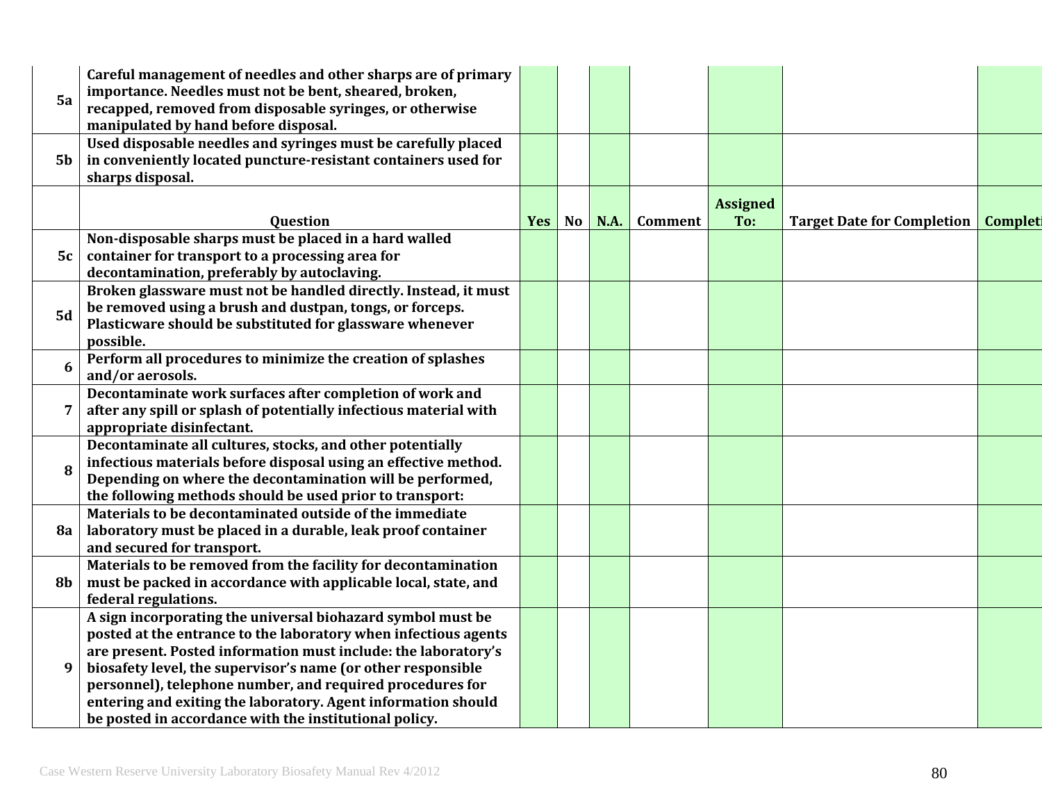| | Question | Yes | No | N.A. | Comment | Assigned To: | Target Date for Completion | Completi |
|---|---|---|---|---|---|---|---|---|
| 5a | **Careful management of needles and other sharps are of primary importance. Needles must not be bent, sheared, broken, recapped, removed from disposable syringes, or otherwise manipulated by hand before disposal.** | | | | | | | |
| 5b | **Used disposable needles and syringes must be carefully placed in conveniently located puncture-resistant containers used for sharps disposal.** | | | | | | | |
| 5c | **Non-disposable sharps must be placed in a hard walled container for transport to a processing area for decontamination, preferably by autoclaving.** | | | | | | | |
| 5d | **Broken glassware must not be handled directly. Instead, it must be removed using a brush and dustpan, tongs, or forceps. Plasticware should be substituted for glassware whenever possible.** | | | | | | | |
| 6 | **Perform all procedures to minimize the creation of splashes and/or aerosols.** | | | | | | | |
| 7 | **Decontaminate work surfaces after completion of work and after any spill or splash of potentially infectious material with appropriate disinfectant.** | | | | | | | |
| 8 | **Decontaminate all cultures, stocks, and other potentially infectious materials before disposal using an effective method. Depending on where the decontamination will be performed, the following methods should be used prior to transport:** | | | | | | | |
| 8a | **Materials to be decontaminated outside of the immediate laboratory must be placed in a durable, leak proof container and secured for transport.** | | | | | | | |
| 8b | **Materials to be removed from the facility for decontamination must be packed in accordance with applicable local, state, and federal regulations.** | | | | | | | |
| 9 | **A sign incorporating the universal biohazard symbol must be posted at the entrance to the laboratory when infectious agents are present. Posted information must include: the laboratory's biosafety level, the supervisor's name (or other responsible personnel), telephone number, and required procedures for entering and exiting the laboratory. Agent information should be posted in accordance with the institutional policy.** | | | | | | | |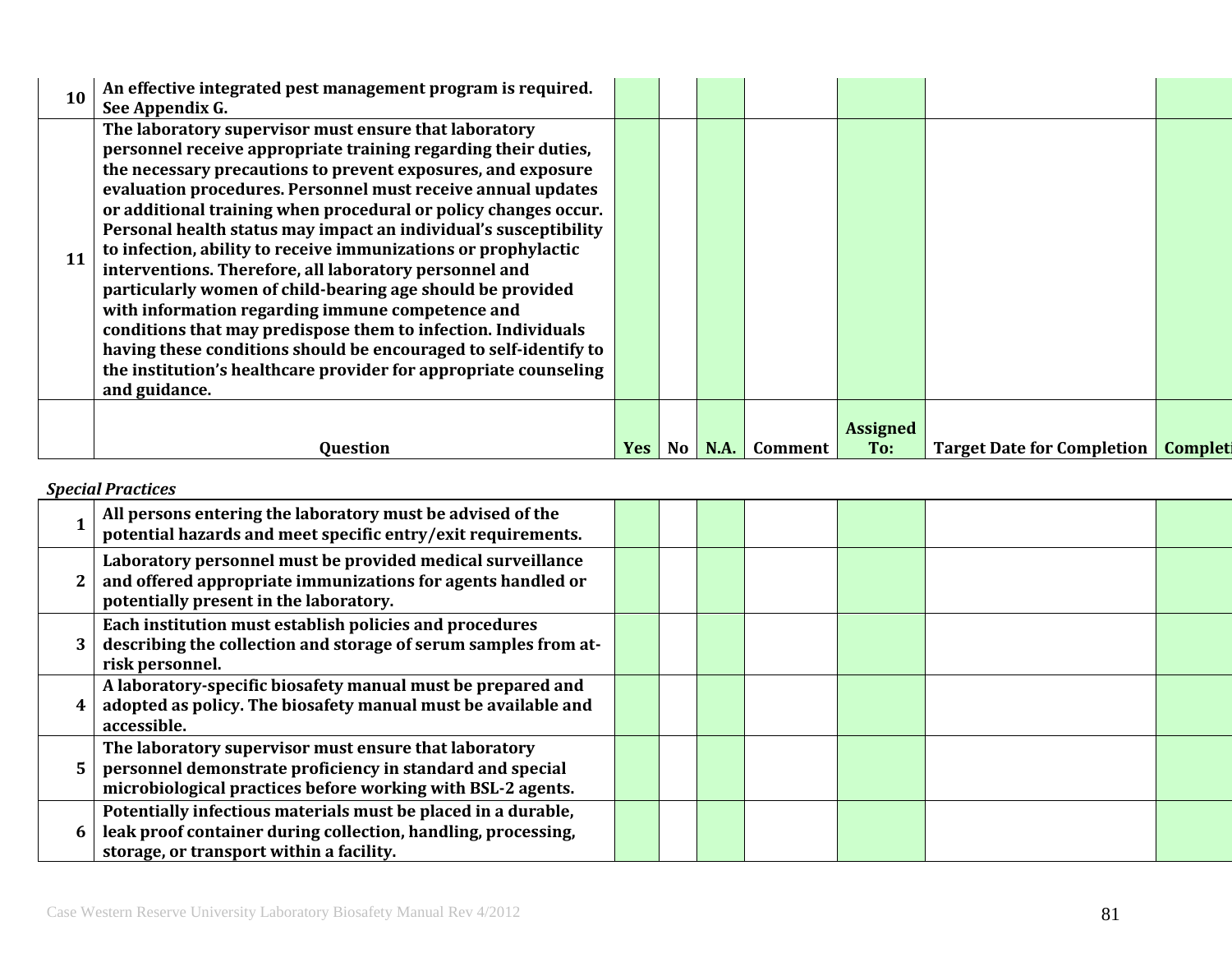| | Question | Yes | No | N.A. | Comment | Assigned To: | Target Date for Completion | Completi |
|---|---|---|---|---|---|---|---|---|
| 10 | **An effective integrated pest management program is required. See Appendix G.** | | | | | | | |
| 11 | **The laboratory supervisor must ensure that laboratory personnel receive appropriate training regarding their duties, the necessary precautions to prevent exposures, and exposure evaluation procedures. Personnel must receive annual updates or additional training when procedural or policy changes occur. Personal health status may impact an individual's susceptibility to infection, ability to receive immunizations or prophylactic interventions. Therefore, all laboratory personnel and particularly women of child-bearing age should be provided with information regarding immune competence and conditions that may predispose them to infection. Individuals having these conditions should be encouraged to self-identify to the institution's healthcare provider for appropriate counseling and guidance.** | | | | | | | |

***Special Practices***

| | | | | | | | | |
|---|---|---|---|---|---|---|---|---|
| 1 | **All persons entering the laboratory must be advised of the potential hazards and meet specific entry/exit requirements.** | | | | | | | |
| 2 | **Laboratory personnel must be provided medical surveillance and offered appropriate immunizations for agents handled or potentially present in the laboratory.** | | | | | | | |
| 3 | **Each institution must establish policies and procedures describing the collection and storage of serum samples from at-risk personnel.** | | | | | | | |
| 4 | **A laboratory-specific biosafety manual must be prepared and adopted as policy. The biosafety manual must be available and accessible.** | | | | | | | |
| 5 | **The laboratory supervisor must ensure that laboratory personnel demonstrate proficiency in standard and special microbiological practices before working with BSL-2 agents.** | | | | | | | |
| 6 | **Potentially infectious materials must be placed in a durable, leak proof container during collection, handling, processing, storage, or transport within a facility.** | | | | | | | |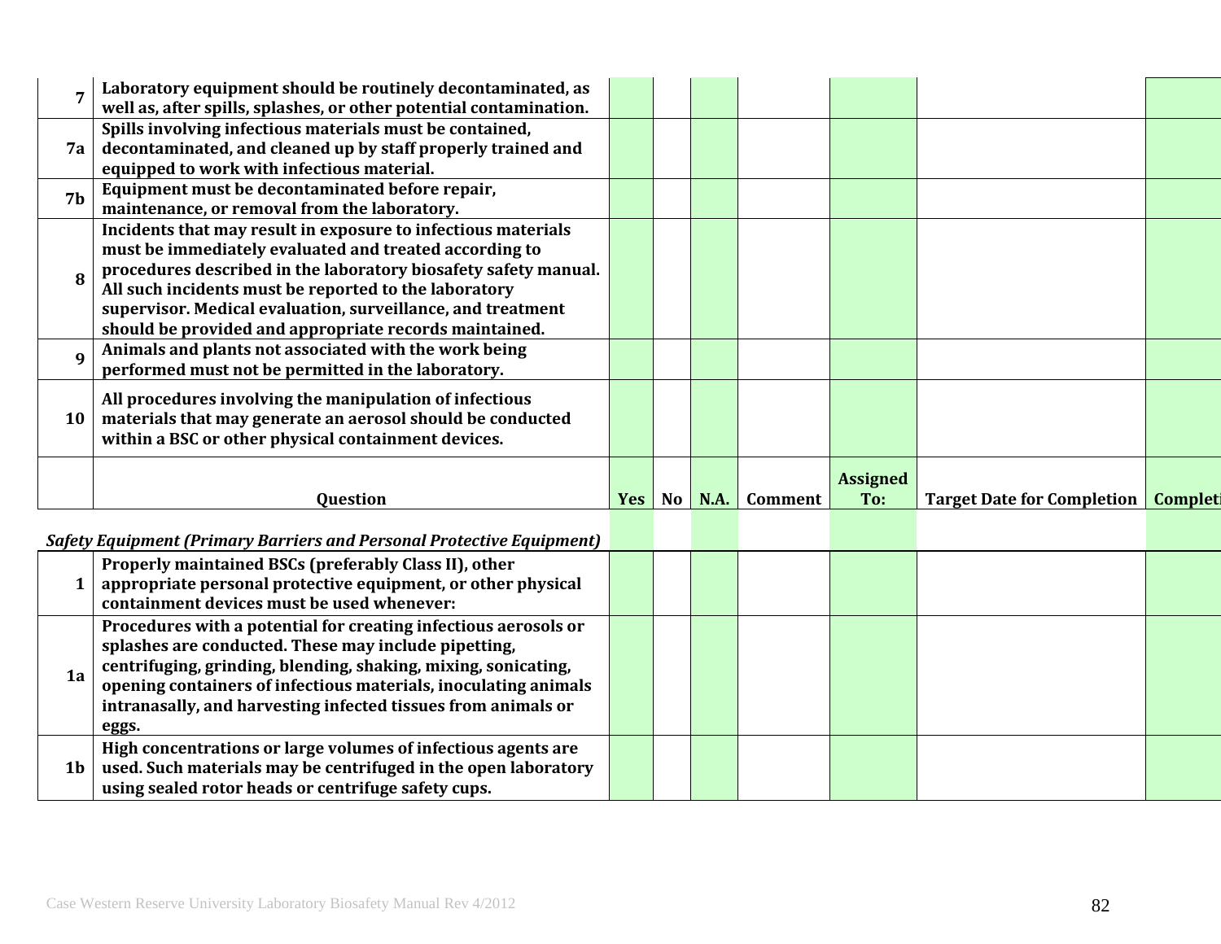| | | | | | | | | |
|---|---|---|---|---|---|---|---|---|
| **7** | **Laboratory equipment should be routinely decontaminated, as well as, after spills, splashes, or other potential contamination.** | | | | | | | |
| **7a** | **Spills involving infectious materials must be contained, decontaminated, and cleaned up by staff properly trained and equipped to work with infectious material.** | | | | | | | |
| **7b** | **Equipment must be decontaminated before repair, maintenance, or removal from the laboratory.** | | | | | | | |
| **8** | **Incidents that may result in exposure to infectious materials must be immediately evaluated and treated according to procedures described in the laboratory biosafety safety manual. All such incidents must be reported to the laboratory supervisor. Medical evaluation, surveillance, and treatment should be provided and appropriate records maintained.** | | | | | | | |
| **9** | **Animals and plants not associated with the work being performed must not be permitted in the laboratory.** | | | | | | | |
| **10** | **All procedures involving the manipulation of infectious materials that may generate an aerosol should be conducted within a BSC or other physical containment devices.** | | | | | | | |

| | **Question** | **Yes** | **No** | **N.A.** | **Comment** | **Assigned To:** | **Target Date for Completion** | **Completi** |
|---|---|---|---|---|---|---|---|---|
| ***Safety Equipment (Primary Barriers and Personal Protective Equipment)*** | | | | | | | | |
| **1** | **Properly maintained BSCs (preferably Class II), other appropriate personal protective equipment, or other physical containment devices must be used whenever:** | | | | | | | |
| **1a** | **Procedures with a potential for creating infectious aerosols or splashes are conducted. These may include pipetting, centrifuging, grinding, blending, shaking, mixing, sonicating, opening containers of infectious materials, inoculating animals intranasally, and harvesting infected tissues from animals or eggs.** | | | | | | | |
| **1b** | **High concentrations or large volumes of infectious agents are used. Such materials may be centrifuged in the open laboratory using sealed rotor heads or centrifuge safety cups.** | | | | | | | |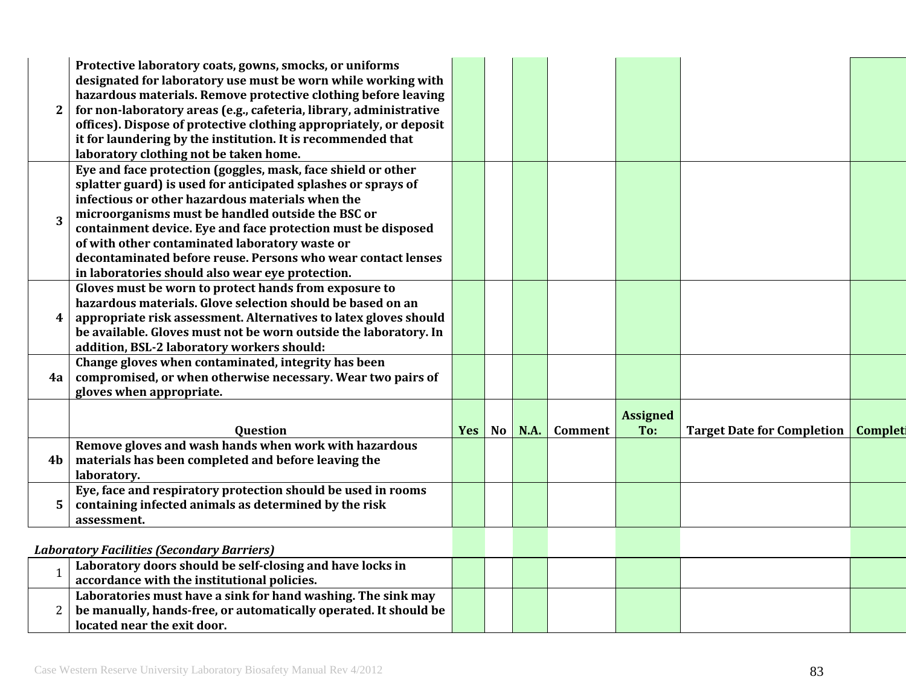| | Question | Yes | No | N.A. | Comment | Assigned To: | Target Date for Completion | Completi |
|---|---|---|---|---|---|---|---|---|
| **2** | **Protective laboratory coats, gowns, smocks, or uniforms designated for laboratory use must be worn while working with hazardous materials. Remove protective clothing before leaving for non-laboratory areas (e.g., cafeteria, library, administrative offices). Dispose of protective clothing appropriately, or deposit it for laundering by the institution. It is recommended that laboratory clothing not be taken home.** | | | | | | | |
| **3** | **Eye and face protection (goggles, mask, face shield or other splatter guard) is used for anticipated splashes or sprays of infectious or other hazardous materials when the microorganisms must be handled outside the BSC or containment device. Eye and face protection must be disposed of with other contaminated laboratory waste or decontaminated before reuse. Persons who wear contact lenses in laboratories should also wear eye protection.** | | | | | | | |
| **4** | **Gloves must be worn to protect hands from exposure to hazardous materials. Glove selection should be based on an appropriate risk assessment. Alternatives to latex gloves should be available. Gloves must not be worn outside the laboratory. In addition, BSL-2 laboratory workers should:** | | | | | | | |
| **4a** | **Change gloves when contaminated, integrity has been compromised, or when otherwise necessary. Wear two pairs of gloves when appropriate.** | | | | | | | |
| | **Question** | **Yes** | **No** | **N.A.** | **Comment** | **Assigned To:** | **Target Date for Completion** | **Completi** |
| **4b** | **Remove gloves and wash hands when work with hazardous materials has been completed and before leaving the laboratory.** | | | | | | | |
| **5** | **Eye, face and respiratory protection should be used in rooms containing infected animals as determined by the risk assessment.** | | | | | | | |
| | ***Laboratory Facilities (Secondary Barriers)*** | | | | | | | |
| 1 | **Laboratory doors should be self-closing and have locks in accordance with the institutional policies.** | | | | | | | |
| 2 | **Laboratories must have a sink for hand washing. The sink may be manually, hands-free, or automatically operated. It should be located near the exit door.** | | | | | | | |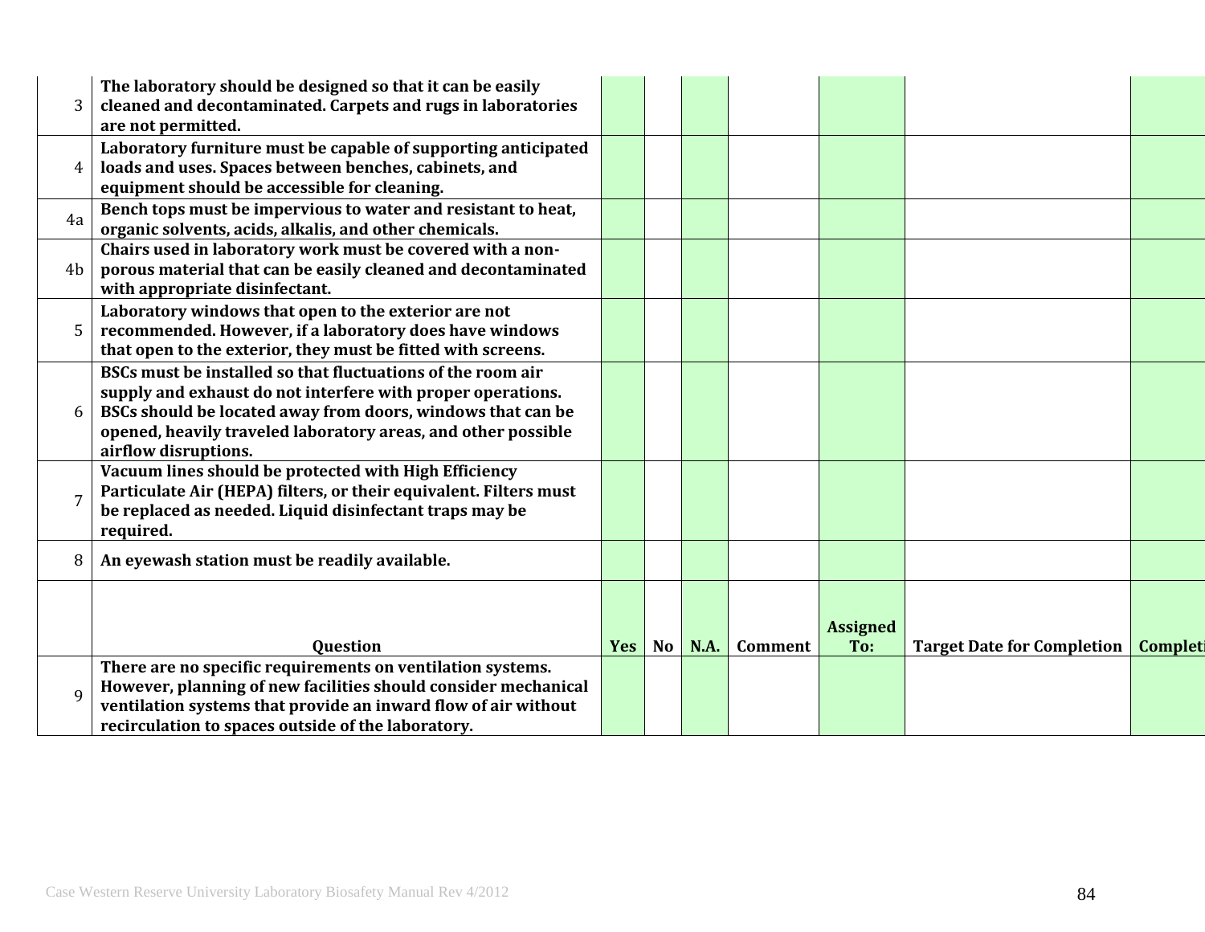|  | Question | Yes | No | N.A. | Comment | Assigned To: | Target Date for Completion | Completi |
|---|---|---|---|---|---|---|---|---|
| 3 | **The laboratory should be designed so that it can be easily cleaned and decontaminated. Carpets and rugs in laboratories are not permitted.** | | | | | | | |
| 4 | **Laboratory furniture must be capable of supporting anticipated loads and uses. Spaces between benches, cabinets, and equipment should be accessible for cleaning.** | | | | | | | |
| 4a | **Bench tops must be impervious to water and resistant to heat, organic solvents, acids, alkalis, and other chemicals.** | | | | | | | |
| 4b | **Chairs used in laboratory work must be covered with a non-porous material that can be easily cleaned and decontaminated with appropriate disinfectant.** | | | | | | | |
| 5 | **Laboratory windows that open to the exterior are not recommended. However, if a laboratory does have windows that open to the exterior, they must be fitted with screens.** | | | | | | | |
| 6 | **BSCs must be installed so that fluctuations of the room air supply and exhaust do not interfere with proper operations. BSCs should be located away from doors, windows that can be opened, heavily traveled laboratory areas, and other possible airflow disruptions.** | | | | | | | |
| 7 | **Vacuum lines should be protected with High Efficiency Particulate Air (HEPA) filters, or their equivalent. Filters must be replaced as needed. Liquid disinfectant traps may be required.** | | | | | | | |
| 8 | **An eyewash station must be readily available.** | | | | | | | |
| 9 | **There are no specific requirements on ventilation systems. However, planning of new facilities should consider mechanical ventilation systems that provide an inward flow of air without recirculation to spaces outside of the laboratory.** | | | | | | | |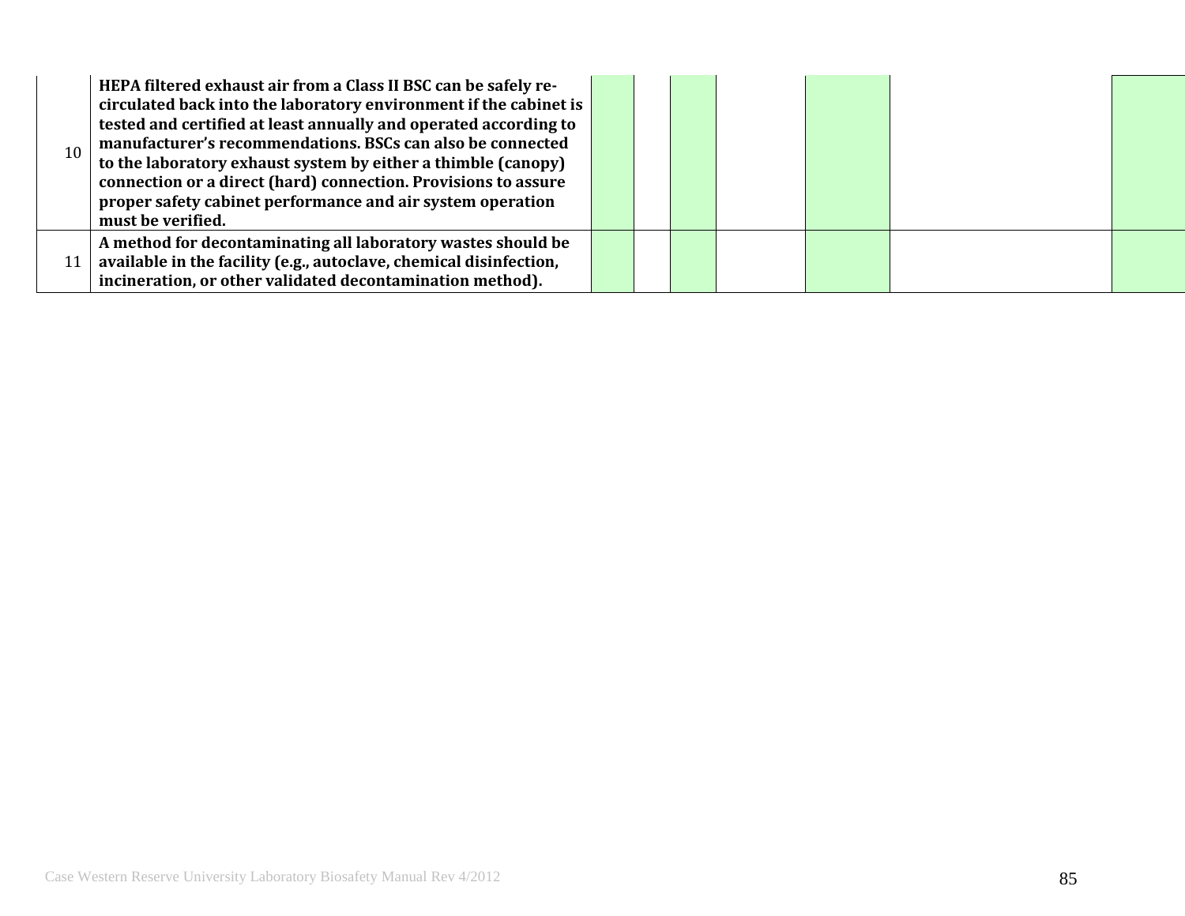| | | | | | | | | |
|---|---|---|---|---|---|---|---|---|
| 10 | **HEPA filtered exhaust air from a Class II BSC can be safely re-circulated back into the laboratory environment if the cabinet is tested and certified at least annually and operated according to manufacturer's recommendations. BSCs can also be connected to the laboratory exhaust system by either a thimble (canopy) connection or a direct (hard) connection. Provisions to assure proper safety cabinet performance and air system operation must be verified.** | | | | | | | |
| 11 | **A method for decontaminating all laboratory wastes should be available in the facility (e.g., autoclave, chemical disinfection, incineration, or other validated decontamination method).** | | | | | | | |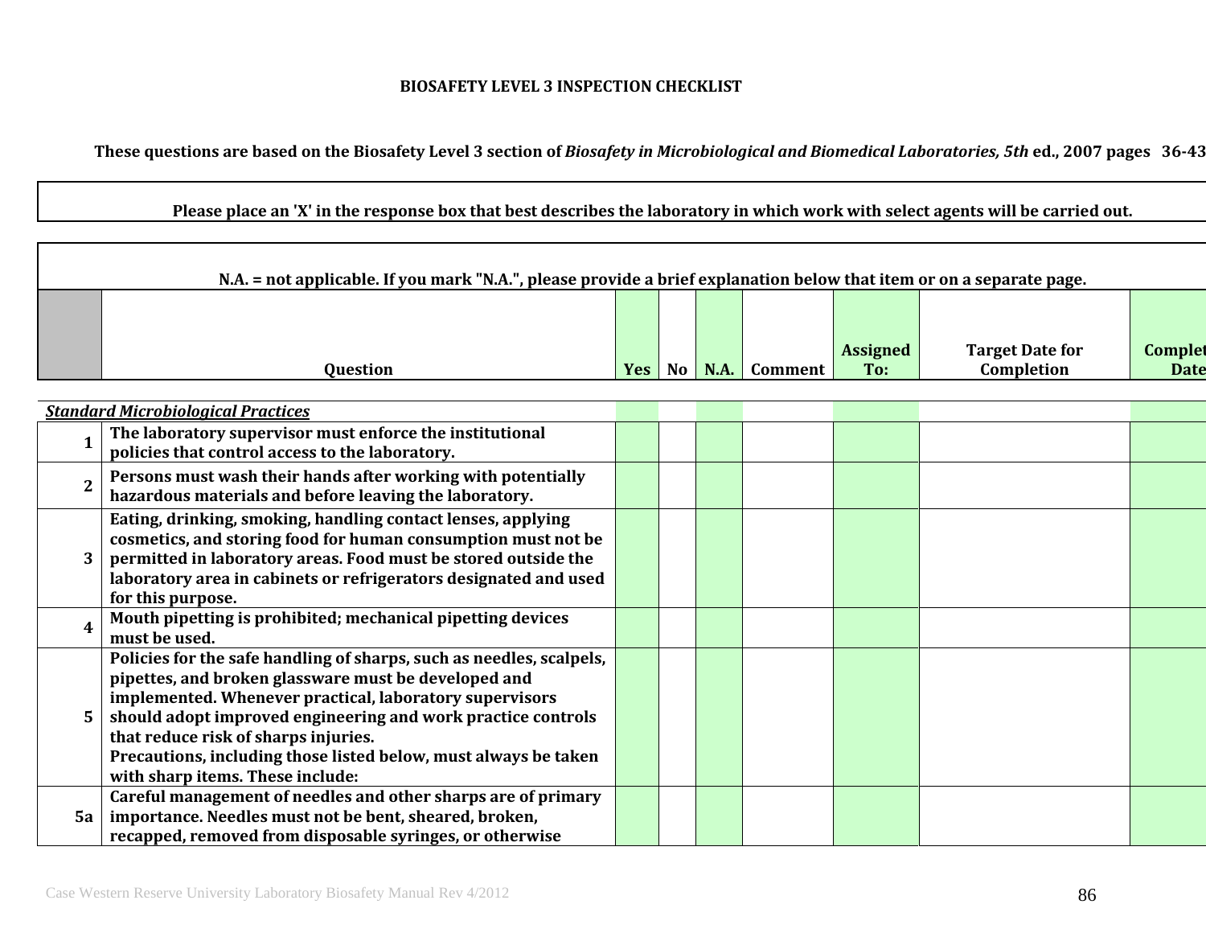**BIOSAFETY LEVEL 3 INSPECTION CHECKLIST**

**These questions are based on the Biosafety Level 3 section of *Biosafety in Microbiological and Biomedical Laboratories, 5th* ed., 2007 pages 36-43**

**Please place an 'X' in the response box that best describes the laboratory in which work with select agents will be carried out.**

**N.A. = not applicable. If you mark "N.A.", please provide a brief explanation below that item or on a separate page.**

| | Question | Yes | No | N.A. | Comment | Assigned To: | Target Date for Completion | Complet Date |
|---|---|---|---|---|---|---|---|---|
| ***Standard Microbiological Practices*** | | | | | | | | |
| 1 | The laboratory supervisor must enforce the institutional policies that control access to the laboratory. | | | | | | | |
| 2 | Persons must wash their hands after working with potentially hazardous materials and before leaving the laboratory. | | | | | | | |
| 3 | Eating, drinking, smoking, handling contact lenses, applying cosmetics, and storing food for human consumption must not be permitted in laboratory areas. Food must be stored outside the laboratory area in cabinets or refrigerators designated and used for this purpose. | | | | | | | |
| 4 | Mouth pipetting is prohibited; mechanical pipetting devices must be used. | | | | | | | |
| 5 | Policies for the safe handling of sharps, such as needles, scalpels, pipettes, and broken glassware must be developed and implemented. Whenever practical, laboratory supervisors should adopt improved engineering and work practice controls that reduce risk of sharps injuries. Precautions, including those listed below, must always be taken with sharp items. These include: | | | | | | | |
| 5a | Careful management of needles and other sharps are of primary importance. Needles must not be bent, sheared, broken, recapped, removed from disposable syringes, or otherwise | | | | | | | |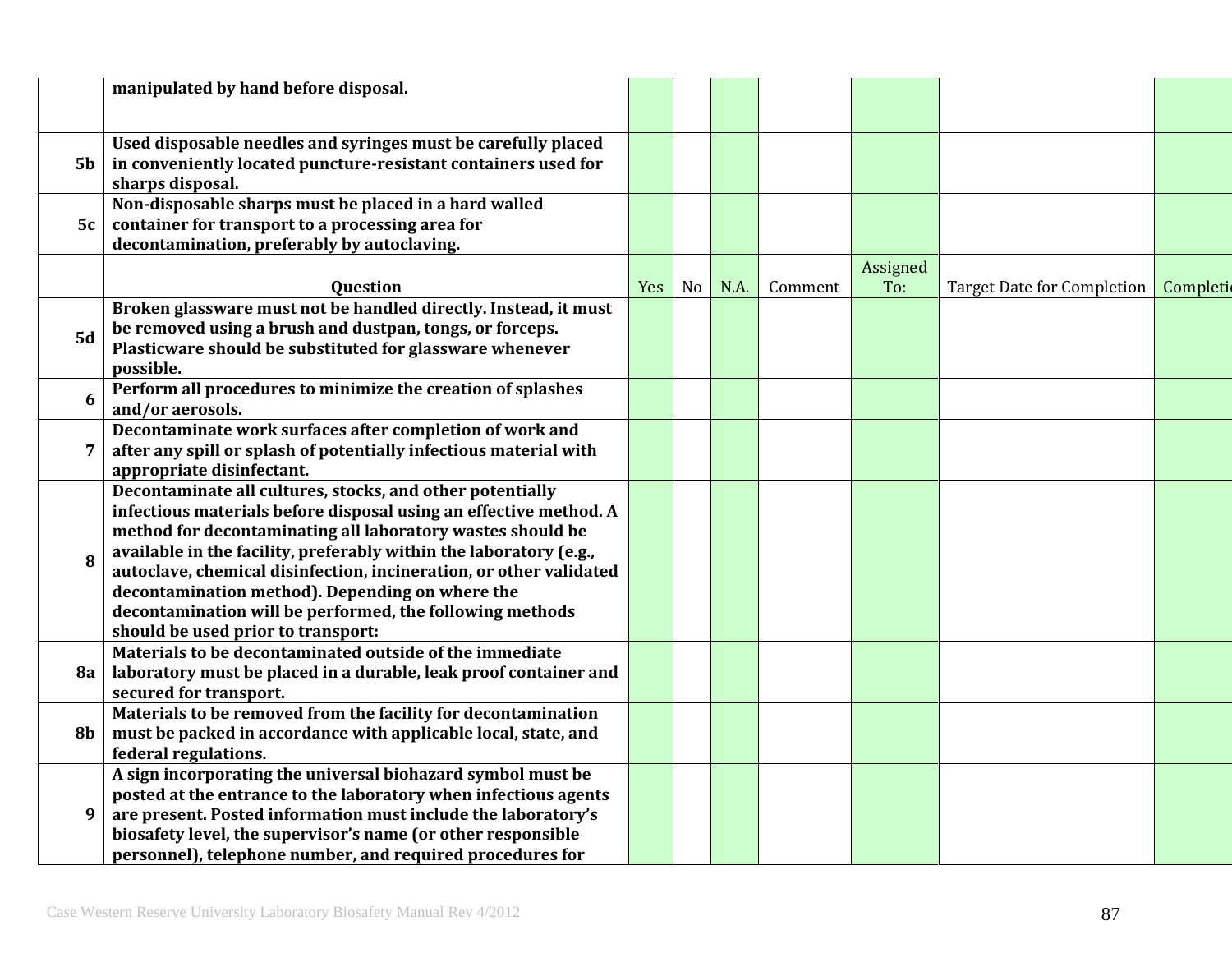| | | | | | | | | |
|---|---|---|---|---|---|---|---|---|
| | **manipulated by hand before disposal.** | | | | | | | |
| **5b** | **Used disposable needles and syringes must be carefully placed in conveniently located puncture-resistant containers used for sharps disposal.** | | | | | | | |
| **5c** | **Non-disposable sharps must be placed in a hard walled container for transport to a processing area for decontamination, preferably by autoclaving.** | | | | | | | |
| | **Question** | Yes | No | N.A. | Comment | Assigned To: | Target Date for Completion | Completi |
| **5d** | **Broken glassware must not be handled directly. Instead, it must be removed using a brush and dustpan, tongs, or forceps. Plasticware should be substituted for glassware whenever possible.** | | | | | | | |
| **6** | **Perform all procedures to minimize the creation of splashes and/or aerosols.** | | | | | | | |
| **7** | **Decontaminate work surfaces after completion of work and after any spill or splash of potentially infectious material with appropriate disinfectant.** | | | | | | | |
| **8** | **Decontaminate all cultures, stocks, and other potentially infectious materials before disposal using an effective method. A method for decontaminating all laboratory wastes should be available in the facility, preferably within the laboratory (e.g., autoclave, chemical disinfection, incineration, or other validated decontamination method). Depending on where the decontamination will be performed, the following methods should be used prior to transport:** | | | | | | | |
| **8a** | **Materials to be decontaminated outside of the immediate laboratory must be placed in a durable, leak proof container and secured for transport.** | | | | | | | |
| **8b** | **Materials to be removed from the facility for decontamination must be packed in accordance with applicable local, state, and federal regulations.** | | | | | | | |
| **9** | **A sign incorporating the universal biohazard symbol must be posted at the entrance to the laboratory when infectious agents are present. Posted information must include the laboratory's biosafety level, the supervisor's name (or other responsible personnel), telephone number, and required procedures for** | | | | | | | |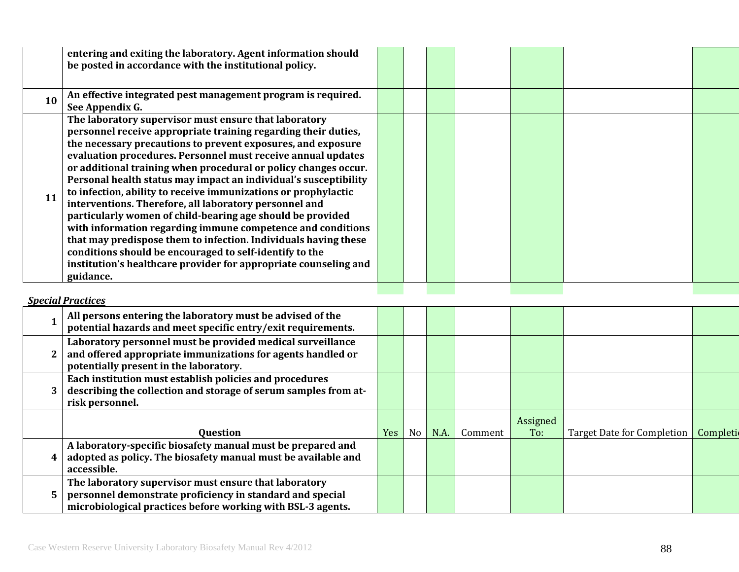| | | Yes | No | N.A. | Comment | Assigned To: | Target Date for Completion | Completi |
|---|---|---|---|---|---|---|---|---|
| | entering and exiting the laboratory. Agent information should be posted in accordance with the institutional policy. | | | | | | | |
| 10 | An effective integrated pest management program is required. See Appendix G. | | | | | | | |
| 11 | The laboratory supervisor must ensure that laboratory personnel receive appropriate training regarding their duties, the necessary precautions to prevent exposures, and exposure evaluation procedures. Personnel must receive annual updates or additional training when procedural or policy changes occur. Personal health status may impact an individual's susceptibility to infection, ability to receive immunizations or prophylactic interventions. Therefore, all laboratory personnel and particularly women of child-bearing age should be provided with information regarding immune competence and conditions that may predispose them to infection. Individuals having these conditions should be encouraged to self-identify to the institution's healthcare provider for appropriate counseling and guidance. | | | | | | | |

***Special Practices***

| | Question | Yes | No | N.A. | Comment | Assigned To: | Target Date for Completion | Completi |
|---|---|---|---|---|---|---|---|---|
| 1 | All persons entering the laboratory must be advised of the potential hazards and meet specific entry/exit requirements. | | | | | | | |
| 2 | Laboratory personnel must be provided medical surveillance and offered appropriate immunizations for agents handled or potentially present in the laboratory. | | | | | | | |
| 3 | Each institution must establish policies and procedures describing the collection and storage of serum samples from at-risk personnel. | | | | | | | |
| 4 | A laboratory-specific biosafety manual must be prepared and adopted as policy. The biosafety manual must be available and accessible. | | | | | | | |
| 5 | The laboratory supervisor must ensure that laboratory personnel demonstrate proficiency in standard and special microbiological practices before working with BSL-3 agents. | | | | | | | |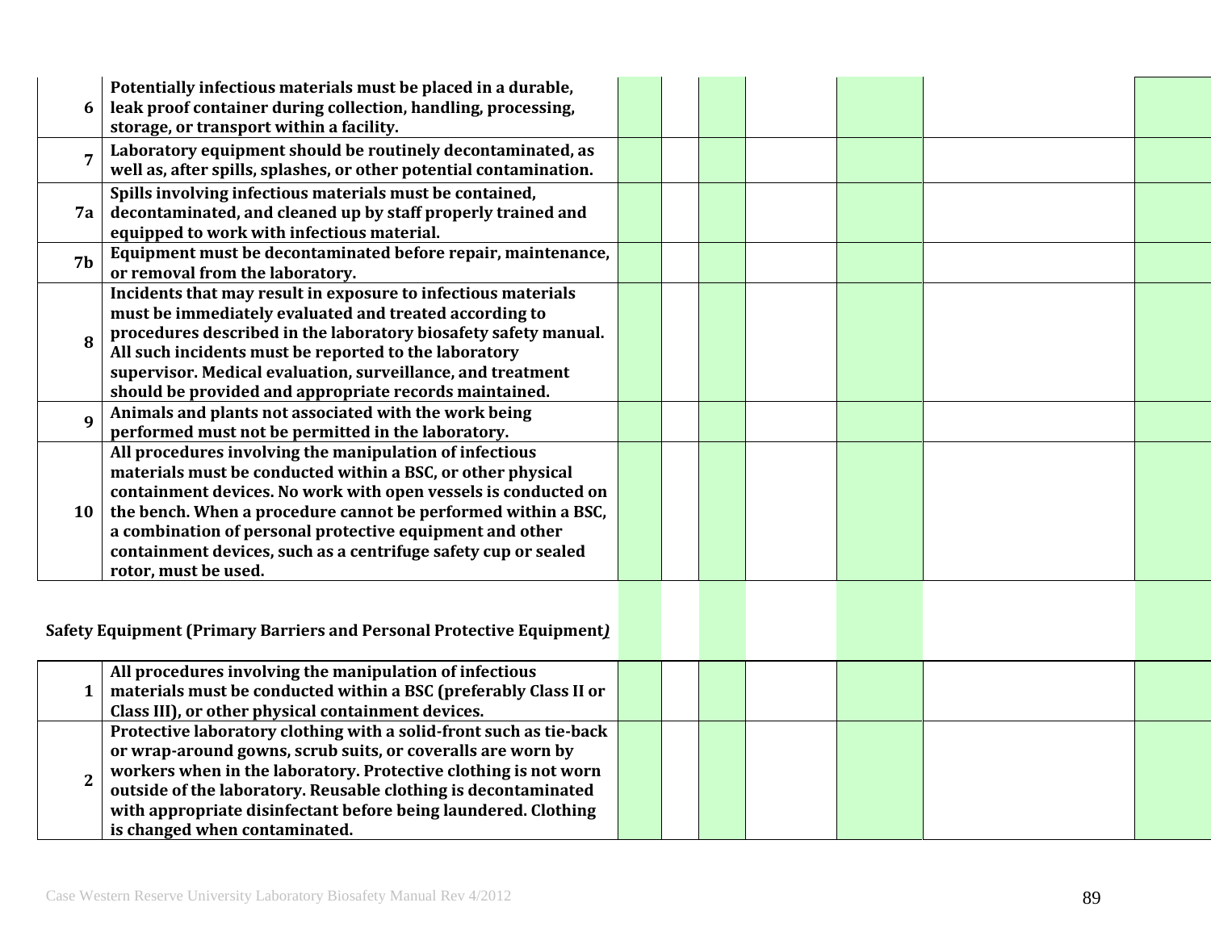| | | | | | | | | |
|---|---|---|---|---|---|---|---|---|
| 6 | Potentially infectious materials must be placed in a durable, leak proof container during collection, handling, processing, storage, or transport within a facility. | | | | | | | |
| 7 | Laboratory equipment should be routinely decontaminated, as well as, after spills, splashes, or other potential contamination. | | | | | | | |
| 7a | Spills involving infectious materials must be contained, decontaminated, and cleaned up by staff properly trained and equipped to work with infectious material. | | | | | | | |
| 7b | Equipment must be decontaminated before repair, maintenance, or removal from the laboratory. | | | | | | | |
| 8 | Incidents that may result in exposure to infectious materials must be immediately evaluated and treated according to procedures described in the laboratory biosafety safety manual. All such incidents must be reported to the laboratory supervisor. Medical evaluation, surveillance, and treatment should be provided and appropriate records maintained. | | | | | | | |
| 9 | Animals and plants not associated with the work being performed must not be permitted in the laboratory. | | | | | | | |
| 10 | All procedures involving the manipulation of infectious materials must be conducted within a BSC, or other physical containment devices. No work with open vessels is conducted on the bench. When a procedure cannot be performed within a BSC, a combination of personal protective equipment and other containment devices, such as a centrifuge safety cup or sealed rotor, must be used. | | | | | | | |
| **Safety Equipment (Primary Barriers and Personal Protective Equipment)** | | | | | | | | |
| 1 | All procedures involving the manipulation of infectious materials must be conducted within a BSC (preferably Class II or Class III), or other physical containment devices. | | | | | | | |
| 2 | Protective laboratory clothing with a solid-front such as tie-back or wrap-around gowns, scrub suits, or coveralls are worn by workers when in the laboratory. Protective clothing is not worn outside of the laboratory. Reusable clothing is decontaminated with appropriate disinfectant before being laundered. Clothing is changed when contaminated. | | | | | | | |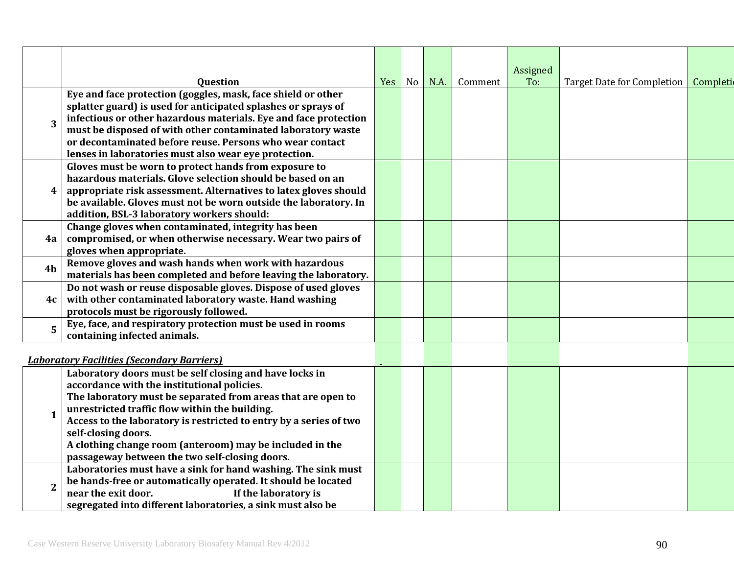| | Question | Yes | No | N.A. | Comment | Assigned To: | Target Date for Completion | Completion |
|---|---|---|---|---|---|---|---|---|
| 3 | **Eye and face protection (goggles, mask, face shield or other splatter guard) is used for anticipated splashes or sprays of infectious or other hazardous materials. Eye and face protection must be disposed of with other contaminated laboratory waste or decontaminated before reuse. Persons who wear contact lenses in laboratories must also wear eye protection.** | | | | | | | |
| 4 | **Gloves must be worn to protect hands from exposure to hazardous materials. Glove selection should be based on an appropriate risk assessment. Alternatives to latex gloves should be available. Gloves must not be worn outside the laboratory. In addition, BSL-3 laboratory workers should:** | | | | | | | |
| 4a | **Change gloves when contaminated, integrity has been compromised, or when otherwise necessary. Wear two pairs of gloves when appropriate.** | | | | | | | |
| 4b | **Remove gloves and wash hands when work with hazardous materials has been completed and before leaving the laboratory.** | | | | | | | |
| 4c | **Do not wash or reuse disposable gloves. Dispose of used gloves with other contaminated laboratory waste. Hand washing protocols must be rigorously followed.** | | | | | | | |
| 5 | **Eye, face, and respiratory protection must be used in rooms containing infected animals.** | | | | | | | |

***Laboratory Facilities (Secondary Barriers)***

| | Question | Yes | No | N.A. | Comment | Assigned To: | Target Date for Completion | Completion |
|---|---|---|---|---|---|---|---|---|
| 1 | **Laboratory doors must be self closing and have locks in accordance with the institutional policies. The laboratory must be separated from areas that are open to unrestricted traffic flow within the building. Access to the laboratory is restricted to entry by a series of two self-closing doors. A clothing change room (anteroom) may be included in the passageway between the two self-closing doors.** | | | | | | | |
| 2 | **Laboratories must have a sink for hand washing. The sink must be hands-free or automatically operated. It should be located near the exit door. If the laboratory is segregated into different laboratories, a sink must also be** | | | | | | | |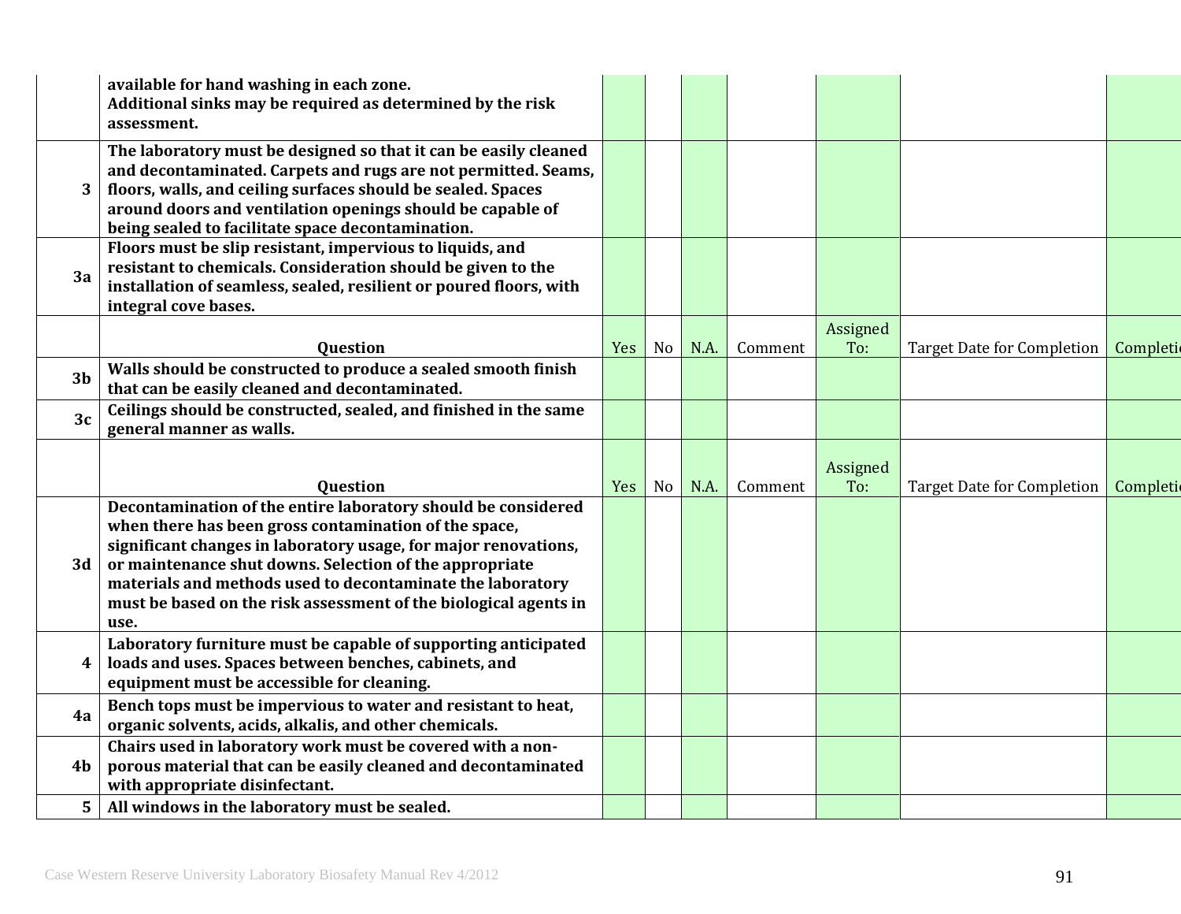| | | | | | | | | |
|---|---|---|---|---|---|---|---|---|
| | **available for hand washing in each zone. Additional sinks may be required as determined by the risk assessment.** | | | | | | | |
| **3** | **The laboratory must be designed so that it can be easily cleaned and decontaminated. Carpets and rugs are not permitted. Seams, floors, walls, and ceiling surfaces should be sealed. Spaces around doors and ventilation openings should be capable of being sealed to facilitate space decontamination.** | | | | | | | |
| **3a** | **Floors must be slip resistant, impervious to liquids, and resistant to chemicals. Consideration should be given to the installation of seamless, sealed, resilient or poured floors, with integral cove bases.** | | | | | | | |
| | **Question** | Yes | No | N.A. | Comment | Assigned To: | Target Date for Completion | Completi |
| **3b** | **Walls should be constructed to produce a sealed smooth finish that can be easily cleaned and decontaminated.** | | | | | | | |
| **3c** | **Ceilings should be constructed, sealed, and finished in the same general manner as walls.** | | | | | | | |
| | **Question** | Yes | No | N.A. | Comment | Assigned To: | Target Date for Completion | Completi |
| **3d** | **Decontamination of the entire laboratory should be considered when there has been gross contamination of the space, significant changes in laboratory usage, for major renovations, or maintenance shut downs. Selection of the appropriate materials and methods used to decontaminate the laboratory must be based on the risk assessment of the biological agents in use.** | | | | | | | |
| **4** | **Laboratory furniture must be capable of supporting anticipated loads and uses. Spaces between benches, cabinets, and equipment must be accessible for cleaning.** | | | | | | | |
| **4a** | **Bench tops must be impervious to water and resistant to heat, organic solvents, acids, alkalis, and other chemicals.** | | | | | | | |
| **4b** | **Chairs used in laboratory work must be covered with a non-porous material that can be easily cleaned and decontaminated with appropriate disinfectant.** | | | | | | | |
| **5** | **All windows in the laboratory must be sealed.** | | | | | | | |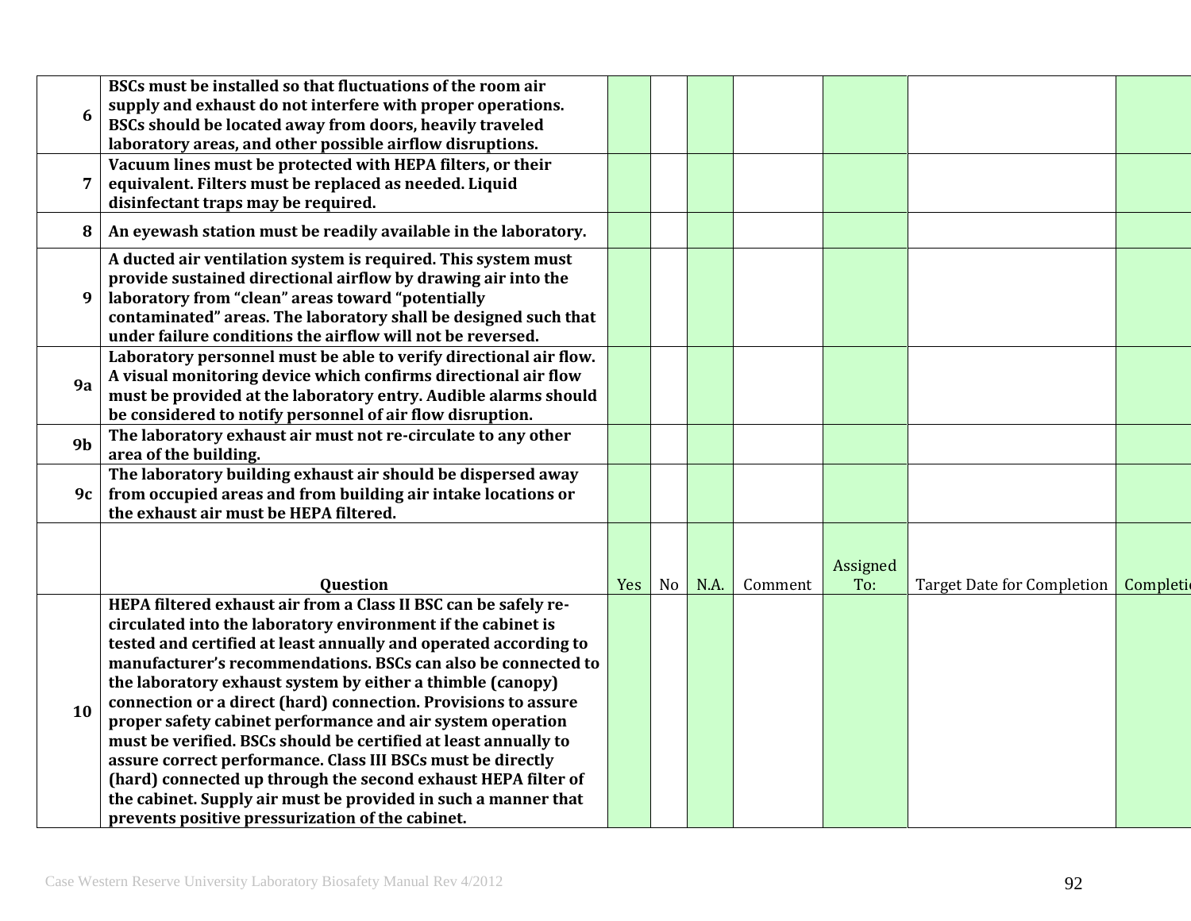| | Question | Yes | No | N.A. | Comment | Assigned To: | Target Date for Completion | Completi |
|---|---|---|---|---|---|---|---|---|
| **6** | **BSCs must be installed so that fluctuations of the room air supply and exhaust do not interfere with proper operations. BSCs should be located away from doors, heavily traveled laboratory areas, and other possible airflow disruptions.** | | | | | | | |
| **7** | **Vacuum lines must be protected with HEPA filters, or their equivalent. Filters must be replaced as needed. Liquid disinfectant traps may be required.** | | | | | | | |
| **8** | **An eyewash station must be readily available in the laboratory.** | | | | | | | |
| **9** | **A ducted air ventilation system is required. This system must provide sustained directional airflow by drawing air into the laboratory from "clean" areas toward "potentially contaminated" areas. The laboratory shall be designed such that under failure conditions the airflow will not be reversed.** | | | | | | | |
| **9a** | **Laboratory personnel must be able to verify directional air flow. A visual monitoring device which confirms directional air flow must be provided at the laboratory entry. Audible alarms should be considered to notify personnel of air flow disruption.** | | | | | | | |
| **9b** | **The laboratory exhaust air must not re-circulate to any other area of the building.** | | | | | | | |
| **9c** | **The laboratory building exhaust air should be dispersed away from occupied areas and from building air intake locations or the exhaust air must be HEPA filtered.** | | | | | | | |
| | **Question** | Yes | No | N.A. | Comment | Assigned To: | Target Date for Completion | Completi |
| **10** | **HEPA filtered exhaust air from a Class II BSC can be safely re-circulated into the laboratory environment if the cabinet is tested and certified at least annually and operated according to manufacturer's recommendations. BSCs can also be connected to the laboratory exhaust system by either a thimble (canopy) connection or a direct (hard) connection. Provisions to assure proper safety cabinet performance and air system operation must be verified. BSCs should be certified at least annually to assure correct performance. Class III BSCs must be directly (hard) connected up through the second exhaust HEPA filter of the cabinet. Supply air must be provided in such a manner that prevents positive pressurization of the cabinet.** | | | | | | | |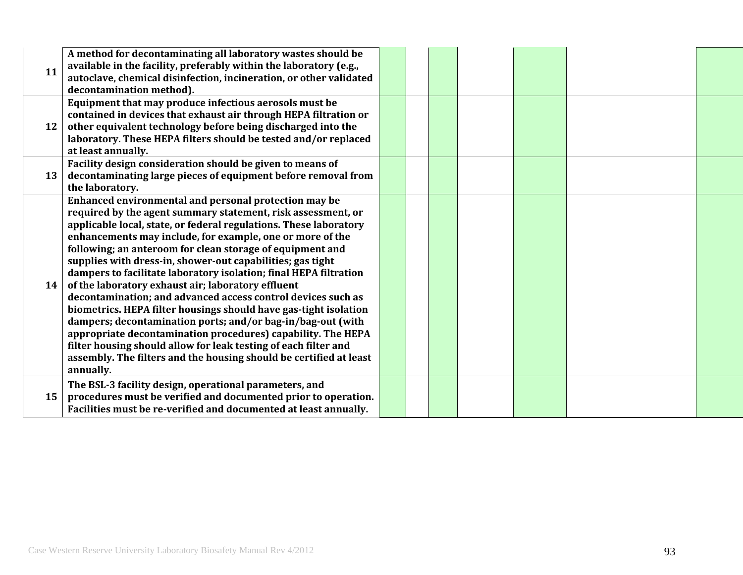| | | | | | | | | |
|---|---|---|---|---|---|---|---|---|
| 11 | **A method for decontaminating all laboratory wastes should be available in the facility, preferably within the laboratory (e.g., autoclave, chemical disinfection, incineration, or other validated decontamination method).** | | | | | | | |
| 12 | **Equipment that may produce infectious aerosols must be contained in devices that exhaust air through HEPA filtration or other equivalent technology before being discharged into the laboratory. These HEPA filters should be tested and/or replaced at least annually.** | | | | | | | |
| 13 | **Facility design consideration should be given to means of decontaminating large pieces of equipment before removal from the laboratory.** | | | | | | | |
| 14 | **Enhanced environmental and personal protection may be required by the agent summary statement, risk assessment, or applicable local, state, or federal regulations. These laboratory enhancements may include, for example, one or more of the following; an anteroom for clean storage of equipment and supplies with dress-in, shower-out capabilities; gas tight dampers to facilitate laboratory isolation; final HEPA filtration of the laboratory exhaust air; laboratory effluent decontamination; and advanced access control devices such as biometrics. HEPA filter housings should have gas-tight isolation dampers; decontamination ports; and/or bag-in/bag-out (with appropriate decontamination procedures) capability. The HEPA filter housing should allow for leak testing of each filter and assembly. The filters and the housing should be certified at least annually.** | | | | | | | |
| 15 | **The BSL-3 facility design, operational parameters, and procedures must be verified and documented prior to operation. Facilities must be re-verified and documented at least annually.** | | | | | | | |